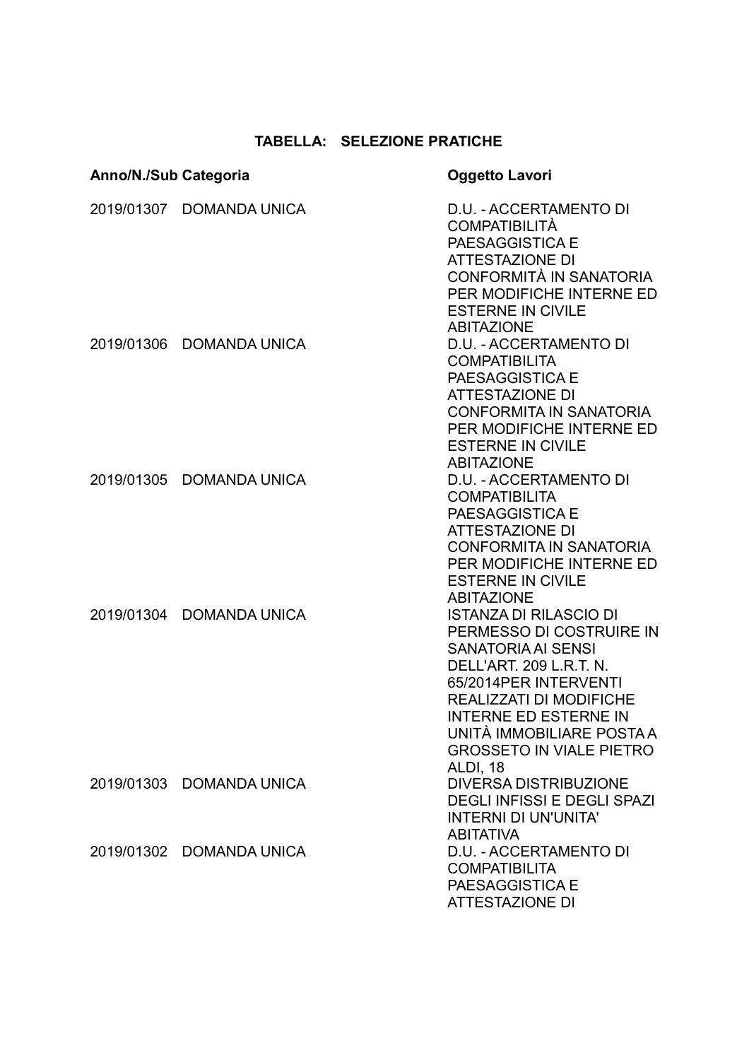**TABELLA: SELEZIONE PRATICHE**

| Anno/N./Sub | Categoria | Oggetto Lavori |
|---|---|---|
| 2019/01307 | DOMANDA UNICA | D.U. - ACCERTAMENTO DI COMPATIBILITÀ PAESAGGISTICA E ATTESTAZIONE DI CONFORMITÀ IN SANATORIA PER MODIFICHE INTERNE ED ESTERNE IN CIVILE ABITAZIONE |
| 2019/01306 | DOMANDA UNICA | D.U. - ACCERTAMENTO DI COMPATIBILITA PAESAGGISTICA E ATTESTAZIONE DI CONFORMITA IN SANATORIA PER MODIFICHE INTERNE ED ESTERNE IN CIVILE ABITAZIONE |
| 2019/01305 | DOMANDA UNICA | D.U. - ACCERTAMENTO DI COMPATIBILITA PAESAGGISTICA E ATTESTAZIONE DI CONFORMITA IN SANATORIA PER MODIFICHE INTERNE ED ESTERNE IN CIVILE ABITAZIONE |
| 2019/01304 | DOMANDA UNICA | ISTANZA DI RILASCIO DI PERMESSO DI COSTRUIRE IN SANATORIA AI SENSI DELL'ART. 209 L.R.T. N. 65/2014PER INTERVENTI REALIZZATI DI MODIFICHE INTERNE ED ESTERNE IN UNITÀ IMMOBILIARE POSTA A GROSSETO IN VIALE PIETRO ALDI, 18 |
| 2019/01303 | DOMANDA UNICA | DIVERSA DISTRIBUZIONE DEGLI INFISSI E DEGLI SPAZI INTERNI DI UN'UNITA' ABITATIVA |
| 2019/01302 | DOMANDA UNICA | D.U. - ACCERTAMENTO DI COMPATIBILITA PAESAGGISTICA E ATTESTAZIONE DI |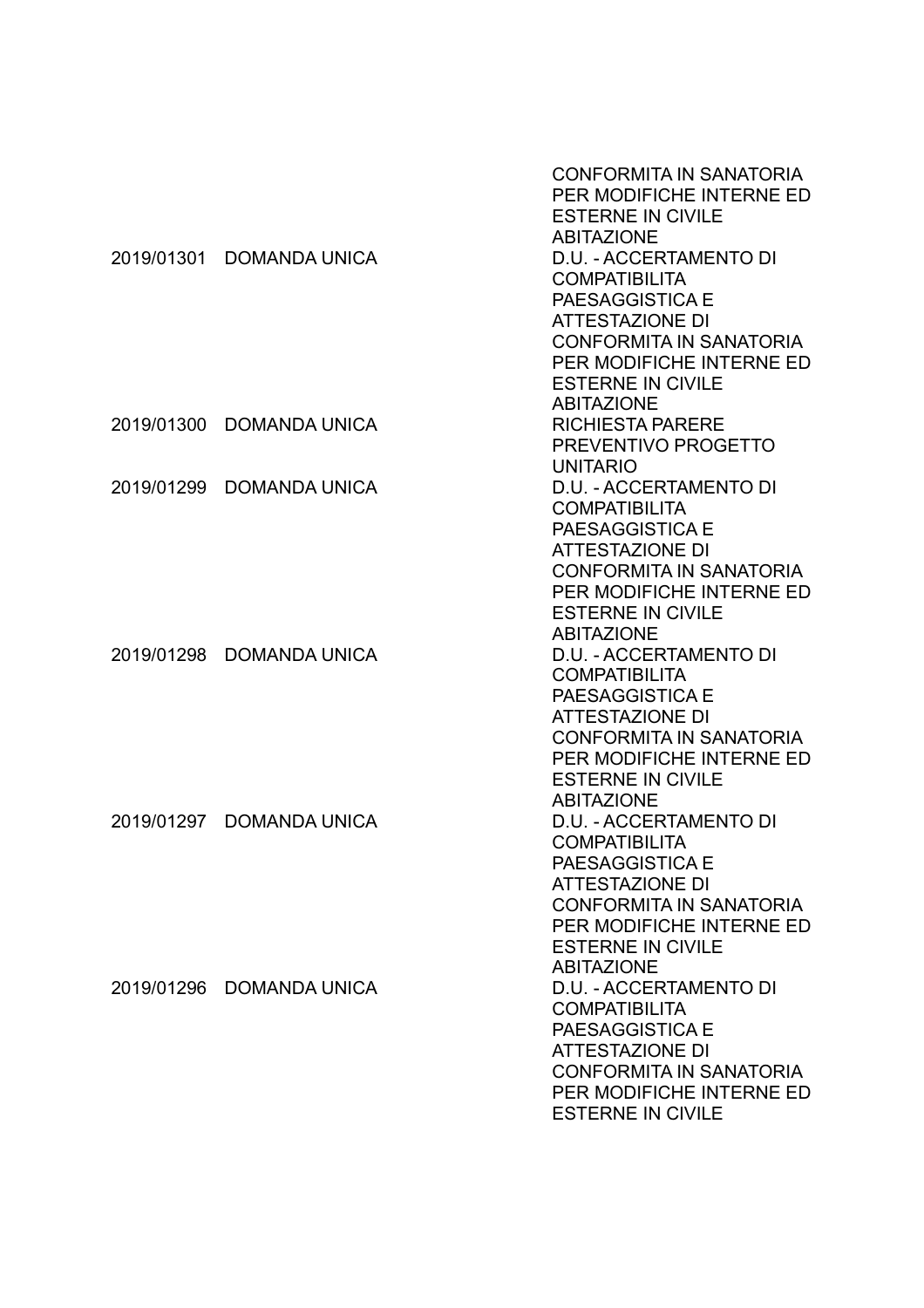| | | |
|---|---|---|
| | | CONFORMITA IN SANATORIA PER MODIFICHE INTERNE ED ESTERNE IN CIVILE ABITAZIONE |
| 2019/01301 | DOMANDA UNICA | D.U. - ACCERTAMENTO DI COMPATIBILITA PAESAGGISTICA E ATTESTAZIONE DI CONFORMITA IN SANATORIA PER MODIFICHE INTERNE ED ESTERNE IN CIVILE ABITAZIONE |
| 2019/01300 | DOMANDA UNICA | RICHIESTA PARERE PREVENTIVO PROGETTO UNITARIO |
| 2019/01299 | DOMANDA UNICA | D.U. - ACCERTAMENTO DI COMPATIBILITA PAESAGGISTICA E ATTESTAZIONE DI CONFORMITA IN SANATORIA PER MODIFICHE INTERNE ED ESTERNE IN CIVILE ABITAZIONE |
| 2019/01298 | DOMANDA UNICA | D.U. - ACCERTAMENTO DI COMPATIBILITA PAESAGGISTICA E ATTESTAZIONE DI CONFORMITA IN SANATORIA PER MODIFICHE INTERNE ED ESTERNE IN CIVILE ABITAZIONE |
| 2019/01297 | DOMANDA UNICA | D.U. - ACCERTAMENTO DI COMPATIBILITA PAESAGGISTICA E ATTESTAZIONE DI CONFORMITA IN SANATORIA PER MODIFICHE INTERNE ED ESTERNE IN CIVILE ABITAZIONE |
| 2019/01296 | DOMANDA UNICA | D.U. - ACCERTAMENTO DI COMPATIBILITA PAESAGGISTICA E ATTESTAZIONE DI CONFORMITA IN SANATORIA PER MODIFICHE INTERNE ED ESTERNE IN CIVILE |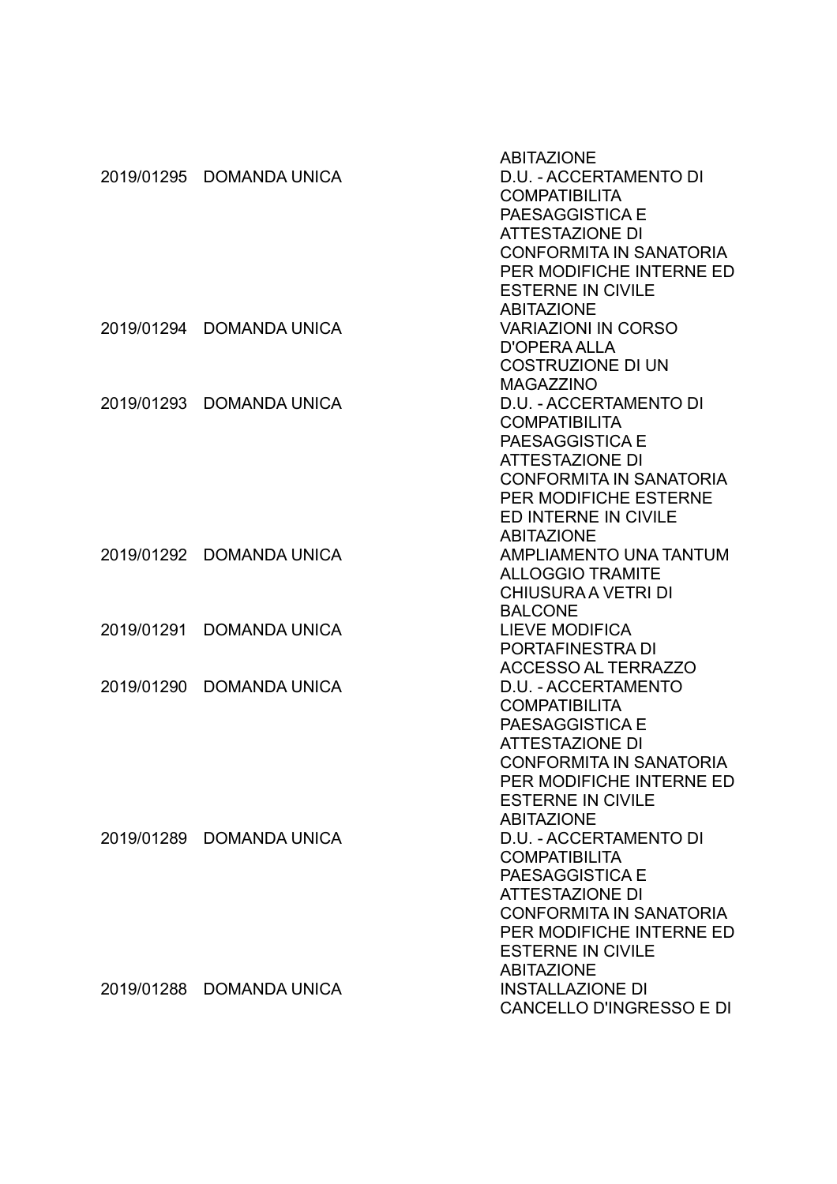| | | ABITAZIONE |
|---|---|---|
| 2019/01295 | DOMANDA UNICA | D.U. - ACCERTAMENTO DI COMPATIBILITA PAESAGGISTICA E ATTESTAZIONE DI CONFORMITA IN SANATORIA PER MODIFICHE INTERNE ED ESTERNE IN CIVILE ABITAZIONE |
| 2019/01294 | DOMANDA UNICA | VARIAZIONI IN CORSO D'OPERA ALLA COSTRUZIONE DI UN MAGAZZINO |
| 2019/01293 | DOMANDA UNICA | D.U. - ACCERTAMENTO DI COMPATIBILITA PAESAGGISTICA E ATTESTAZIONE DI CONFORMITA IN SANATORIA PER MODIFICHE ESTERNE ED INTERNE IN CIVILE ABITAZIONE |
| 2019/01292 | DOMANDA UNICA | AMPLIAMENTO UNA TANTUM ALLOGGIO TRAMITE CHIUSURA A VETRI DI BALCONE |
| 2019/01291 | DOMANDA UNICA | LIEVE MODIFICA PORTAFINESTRA DI ACCESSO AL TERRAZZO |
| 2019/01290 | DOMANDA UNICA | D.U. - ACCERTAMENTO COMPATIBILITA PAESAGGISTICA E ATTESTAZIONE DI CONFORMITA IN SANATORIA PER MODIFICHE INTERNE ED ESTERNE IN CIVILE ABITAZIONE |
| 2019/01289 | DOMANDA UNICA | D.U. - ACCERTAMENTO DI COMPATIBILITA PAESAGGISTICA E ATTESTAZIONE DI CONFORMITA IN SANATORIA PER MODIFICHE INTERNE ED ESTERNE IN CIVILE ABITAZIONE |
| 2019/01288 | DOMANDA UNICA | INSTALLAZIONE DI CANCELLO D'INGRESSO E DI |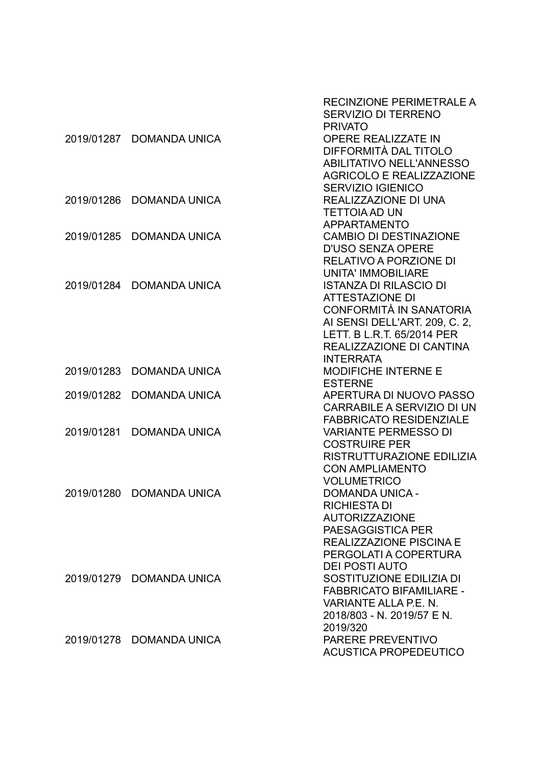| | | |
|---|---|---|
| | | RECINZIONE PERIMETRALE A SERVIZIO DI TERRENO PRIVATO |
| 2019/01287 | DOMANDA UNICA | OPERE REALIZZATE IN DIFFORMITÀ DAL TITOLO ABILITATIVO NELL'ANNESSO AGRICOLO E REALIZZAZIONE SERVIZIO IGIENICO |
| 2019/01286 | DOMANDA UNICA | REALIZZAZIONE DI UNA TETTOIA AD UN APPARTAMENTO |
| 2019/01285 | DOMANDA UNICA | CAMBIO DI DESTINAZIONE D'USO SENZA OPERE RELATIVO A PORZIONE DI UNITA' IMMOBILIARE |
| 2019/01284 | DOMANDA UNICA | ISTANZA DI RILASCIO DI ATTESTAZIONE DI CONFORMITÀ IN SANATORIA AI SENSI DELL'ART. 209, C. 2, LETT. B L.R.T. 65/2014 PER REALIZZAZIONE DI CANTINA INTERRATA |
| 2019/01283 | DOMANDA UNICA | MODIFICHE INTERNE E ESTERNE |
| 2019/01282 | DOMANDA UNICA | APERTURA DI NUOVO PASSO CARRABILE A SERVIZIO DI UN FABBRICATO RESIDENZIALE |
| 2019/01281 | DOMANDA UNICA | VARIANTE PERMESSO DI COSTRUIRE PER RISTRUTTURAZIONE EDILIZIA CON AMPLIAMENTO VOLUMETRICO |
| 2019/01280 | DOMANDA UNICA | DOMANDA UNICA - RICHIESTA DI AUTORIZZAZIONE PAESAGGISTICA PER REALIZZAZIONE PISCINA E PERGOLATI A COPERTURA DEI POSTI AUTO |
| 2019/01279 | DOMANDA UNICA | SOSTITUZIONE EDILIZIA DI FABBRICATO BIFAMILIARE - VARIANTE ALLA P.E. N. 2018/803 - N. 2019/57 E N. 2019/320 |
| 2019/01278 | DOMANDA UNICA | PARERE PREVENTIVO ACUSTICA PROPEDEUTICO |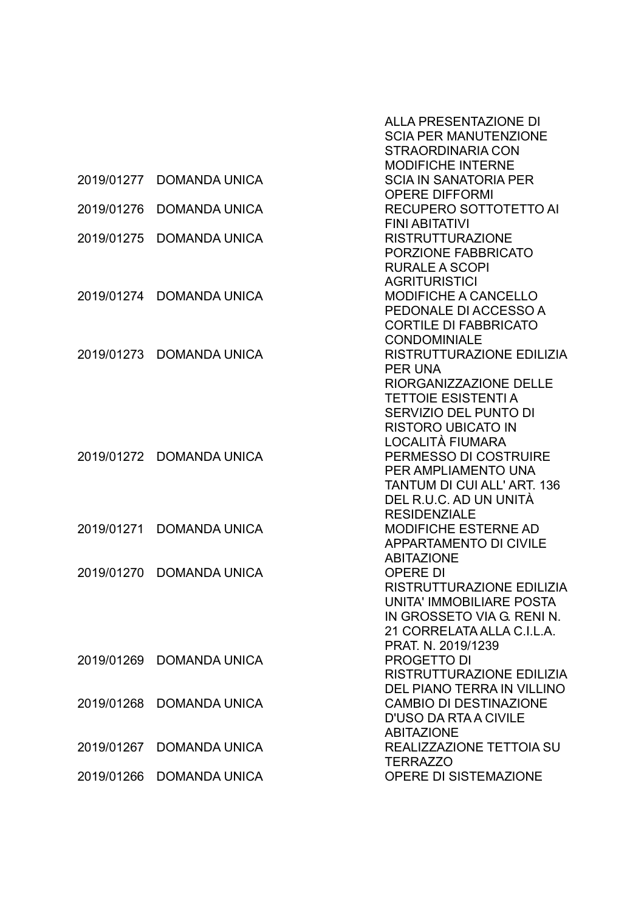| | | |
|---|---|---|
| | | ALLA PRESENTAZIONE DI SCIA PER MANUTENZIONE STRAORDINARIA CON MODIFICHE INTERNE |
| 2019/01277 | DOMANDA UNICA | SCIA IN SANATORIA PER OPERE DIFFORMI |
| 2019/01276 | DOMANDA UNICA | RECUPERO SOTTOTETTO AI FINI ABITATIVI |
| 2019/01275 | DOMANDA UNICA | RISTRUTTURAZIONE PORZIONE FABBRICATO RURALE A SCOPI AGRITURISTICI |
| 2019/01274 | DOMANDA UNICA | MODIFICHE A CANCELLO PEDONALE DI ACCESSO A CORTILE DI FABBRICATO CONDOMINIALE |
| 2019/01273 | DOMANDA UNICA | RISTRUTTURAZIONE EDILIZIA PER UNA RIORGANIZZAZIONE DELLE TETTOIE ESISTENTI A SERVIZIO DEL PUNTO DI RISTORO UBICATO IN LOCALITÀ FIUMARA |
| 2019/01272 | DOMANDA UNICA | PERMESSO DI COSTRUIRE PER AMPLIAMENTO UNA TANTUM DI CUI ALL' ART. 136 DEL R.U.C. AD UN UNITÀ RESIDENZIALE |
| 2019/01271 | DOMANDA UNICA | MODIFICHE ESTERNE AD APPARTAMENTO DI CIVILE ABITAZIONE |
| 2019/01270 | DOMANDA UNICA | OPERE DI RISTRUTTURAZIONE EDILIZIA UNITA' IMMOBILIARE POSTA IN GROSSETO VIA G. RENI N. 21 CORRELATA ALLA C.I.L.A. PRAT. N. 2019/1239 |
| 2019/01269 | DOMANDA UNICA | PROGETTO DI RISTRUTTURAZIONE EDILIZIA DEL PIANO TERRA IN VILLINO |
| 2019/01268 | DOMANDA UNICA | CAMBIO DI DESTINAZIONE D'USO DA RTA A CIVILE ABITAZIONE |
| 2019/01267 | DOMANDA UNICA | REALIZZAZIONE TETTOIA SU TERRAZZO |
| 2019/01266 | DOMANDA UNICA | OPERE DI SISTEMAZIONE |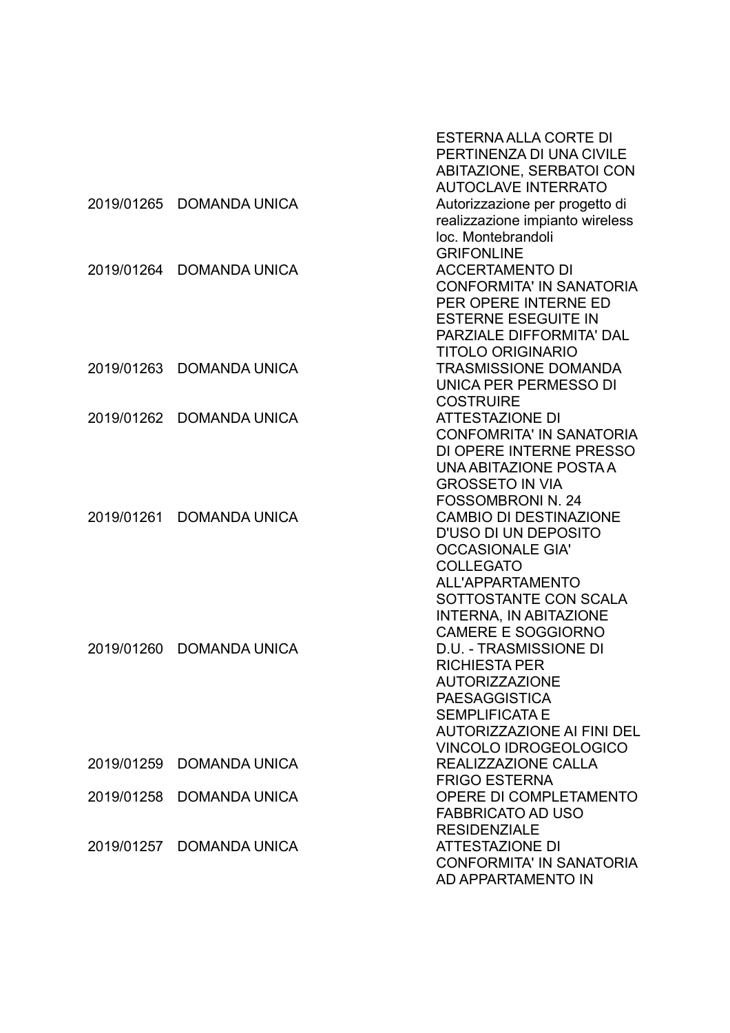| | | |
|---|---|---|
| | | ESTERNA ALLA CORTE DI PERTINENZA DI UNA CIVILE ABITAZIONE, SERBATOI CON AUTOCLAVE INTERRATO |
| 2019/01265 | DOMANDA UNICA | Autorizzazione per progetto di realizzazione impianto wireless loc. Montebrandoli GRIFONLINE |
| 2019/01264 | DOMANDA UNICA | ACCERTAMENTO DI CONFORMITA' IN SANATORIA PER OPERE INTERNE ED ESTERNE ESEGUITE IN PARZIALE DIFFORMITA' DAL TITOLO ORIGINARIO |
| 2019/01263 | DOMANDA UNICA | TRASMISSIONE DOMANDA UNICA PER PERMESSO DI COSTRUIRE |
| 2019/01262 | DOMANDA UNICA | ATTESTAZIONE DI CONFOMRITA' IN SANATORIA DI OPERE INTERNE PRESSO UNA ABITAZIONE POSTA A GROSSETO IN VIA FOSSOMBRONI N. 24 |
| 2019/01261 | DOMANDA UNICA | CAMBIO DI DESTINAZIONE D'USO DI UN DEPOSITO OCCASIONALE GIA' COLLEGATO ALL'APPARTAMENTO SOTTOSTANTE CON SCALA INTERNA, IN ABITAZIONE CAMERE E SOGGIORNO |
| 2019/01260 | DOMANDA UNICA | D.U. - TRASMISSIONE DI RICHIESTA PER AUTORIZZAZIONE PAESAGGISTICA SEMPLIFICATA E AUTORIZZAZIONE AI FINI DEL VINCOLO IDROGEOLOGICO |
| 2019/01259 | DOMANDA UNICA | REALIZZAZIONE CALLA FRIGO ESTERNA |
| 2019/01258 | DOMANDA UNICA | OPERE DI COMPLETAMENTO FABBRICATO AD USO RESIDENZIALE |
| 2019/01257 | DOMANDA UNICA | ATTESTAZIONE DI CONFORMITA' IN SANATORIA AD APPARTAMENTO IN |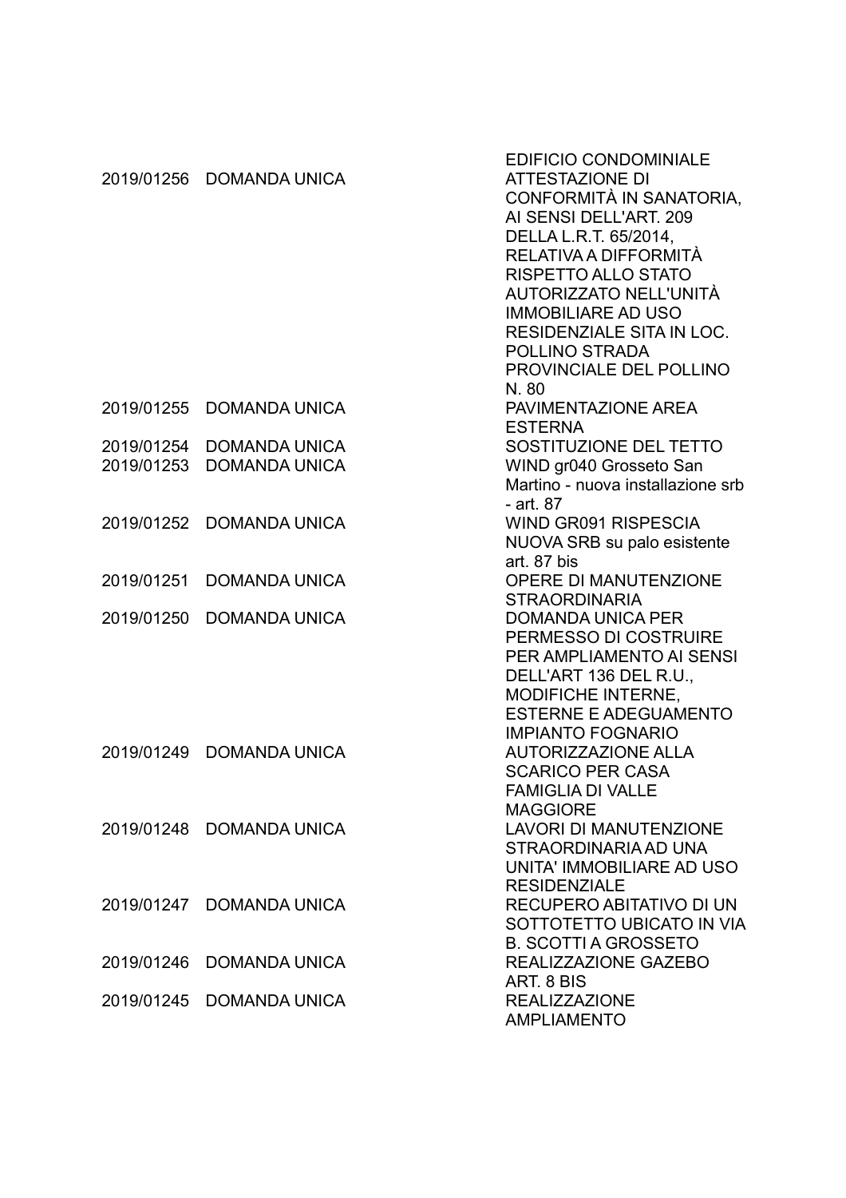| | | |
|---|---|---|
| 2019/01256 | DOMANDA UNICA | EDIFICIO CONDOMINIALE ATTESTAZIONE DI CONFORMITÀ IN SANATORIA, AI SENSI DELL'ART. 209 DELLA L.R.T. 65/2014, RELATIVA A DIFFORMITÀ RISPETTO ALLO STATO AUTORIZZATO NELL'UNITÀ IMMOBILIARE AD USO RESIDENZIALE SITA IN LOC. POLLINO STRADA PROVINCIALE DEL POLLINO N. 80 |
| 2019/01255 | DOMANDA UNICA | PAVIMENTAZIONE AREA ESTERNA |
| 2019/01254 | DOMANDA UNICA | SOSTITUZIONE DEL TETTO |
| 2019/01253 | DOMANDA UNICA | WIND gr040 Grosseto San Martino - nuova installazione srb - art. 87 |
| 2019/01252 | DOMANDA UNICA | WIND GR091 RISPESCIA NUOVA SRB su palo esistente art. 87 bis |
| 2019/01251 | DOMANDA UNICA | OPERE DI MANUTENZIONE STRAORDINARIA |
| 2019/01250 | DOMANDA UNICA | DOMANDA UNICA PER PERMESSO DI COSTRUIRE PER AMPLIAMENTO AI SENSI DELL'ART 136 DEL R.U., MODIFICHE INTERNE, ESTERNE E ADEGUAMENTO IMPIANTO FOGNARIO |
| 2019/01249 | DOMANDA UNICA | AUTORIZZAZIONE ALLA SCARICO PER CASA FAMIGLIA DI VALLE MAGGIORE |
| 2019/01248 | DOMANDA UNICA | LAVORI DI MANUTENZIONE STRAORDINARIA AD UNA UNITA' IMMOBILIARE AD USO RESIDENZIALE |
| 2019/01247 | DOMANDA UNICA | RECUPERO ABITATIVO DI UN SOTTOTETTO UBICATO IN VIA B. SCOTTI A GROSSETO |
| 2019/01246 | DOMANDA UNICA | REALIZZAZIONE GAZEBO ART. 8 BIS |
| 2019/01245 | DOMANDA UNICA | REALIZZAZIONE AMPLIAMENTO |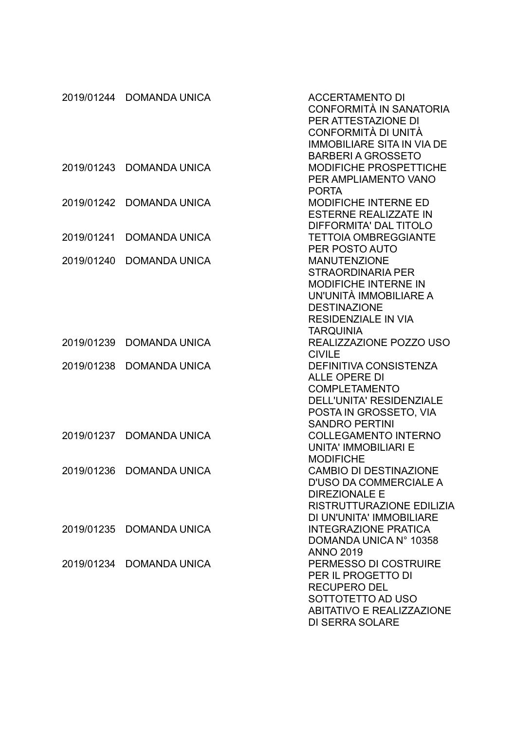| | | |
|---|---|---|
| 2019/01244 | DOMANDA UNICA | ACCERTAMENTO DI CONFORMITÀ IN SANATORIA PER ATTESTAZIONE DI CONFORMITÀ DI UNITÀ IMMOBILIARE SITA IN VIA DE BARBERI A GROSSETO |
| 2019/01243 | DOMANDA UNICA | MODIFICHE PROSPETTICHE PER AMPLIAMENTO VANO PORTA |
| 2019/01242 | DOMANDA UNICA | MODIFICHE INTERNE ED ESTERNE REALIZZATE IN DIFFORMITA' DAL TITOLO |
| 2019/01241 | DOMANDA UNICA | TETTOIA OMBREGGIANTE PER POSTO AUTO |
| 2019/01240 | DOMANDA UNICA | MANUTENZIONE STRAORDINARIA PER MODIFICHE INTERNE IN UN'UNITÀ IMMOBILIARE A DESTINAZIONE RESIDENZIALE IN VIA TARQUINIA |
| 2019/01239 | DOMANDA UNICA | REALIZZAZIONE POZZO USO CIVILE |
| 2019/01238 | DOMANDA UNICA | DEFINITIVA CONSISTENZA ALLE OPERE DI COMPLETAMENTO DELL'UNITA' RESIDENZIALE POSTA IN GROSSETO, VIA SANDRO PERTINI |
| 2019/01237 | DOMANDA UNICA | COLLEGAMENTO INTERNO UNITA' IMMOBILIARI E MODIFICHE |
| 2019/01236 | DOMANDA UNICA | CAMBIO DI DESTINAZIONE D'USO DA COMMERCIALE A DIREZIONALE E RISTRUTTURAZIONE EDILIZIA DI UN'UNITA' IMMOBILIARE |
| 2019/01235 | DOMANDA UNICA | INTEGRAZIONE PRATICA DOMANDA UNICA N° 10358 ANNO 2019 |
| 2019/01234 | DOMANDA UNICA | PERMESSO DI COSTRUIRE PER IL PROGETTO DI RECUPERO DEL SOTTOTETTO AD USO ABITATIVO E REALIZZAZIONE DI SERRA SOLARE |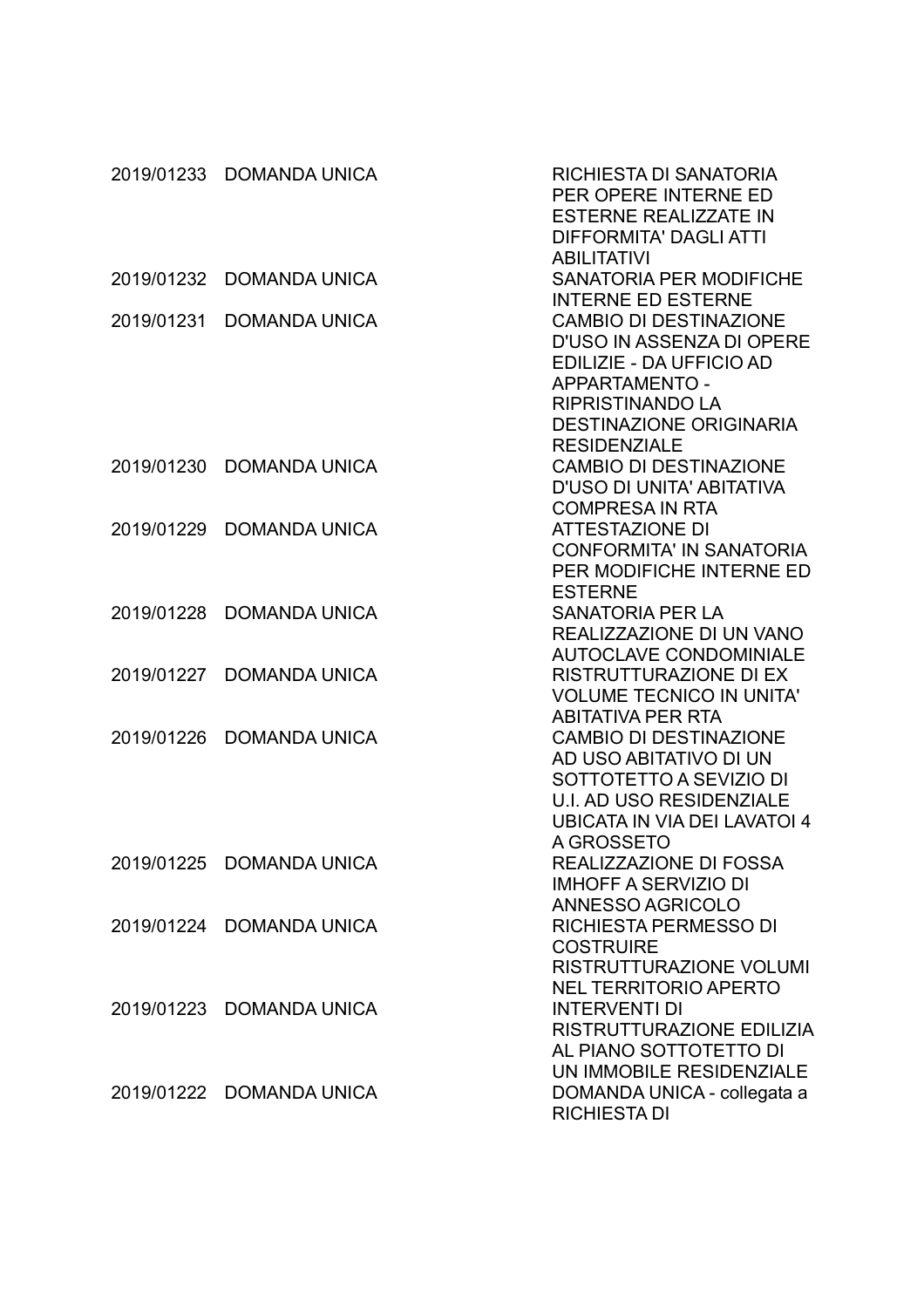| | | |
|---|---|---|
| 2019/01233 | DOMANDA UNICA | RICHIESTA DI SANATORIA PER OPERE INTERNE ED ESTERNE REALIZZATE IN DIFFORMITA' DAGLI ATTI ABILITATIVI |
| 2019/01232 | DOMANDA UNICA | SANATORIA PER MODIFICHE INTERNE ED ESTERNE |
| 2019/01231 | DOMANDA UNICA | CAMBIO DI DESTINAZIONE D'USO IN ASSENZA DI OPERE EDILIZIE - DA UFFICIO AD APPARTAMENTO - RIPRISTINANDO LA DESTINAZIONE ORIGINARIA RESIDENZIALE |
| 2019/01230 | DOMANDA UNICA | CAMBIO DI DESTINAZIONE D'USO DI UNITA' ABITATIVA COMPRESA IN RTA |
| 2019/01229 | DOMANDA UNICA | ATTESTAZIONE DI CONFORMITA' IN SANATORIA PER MODIFICHE INTERNE ED ESTERNE |
| 2019/01228 | DOMANDA UNICA | SANATORIA PER LA REALIZZAZIONE DI UN VANO AUTOCLAVE CONDOMINIALE |
| 2019/01227 | DOMANDA UNICA | RISTRUTTURAZIONE DI EX VOLUME TECNICO IN UNITA' ABITATIVA PER RTA |
| 2019/01226 | DOMANDA UNICA | CAMBIO DI DESTINAZIONE AD USO ABITATIVO DI UN SOTTOTETTO A SEVIZIO DI U.I. AD USO RESIDENZIALE UBICATA IN VIA DEI LAVATOI 4 A GROSSETO |
| 2019/01225 | DOMANDA UNICA | REALIZZAZIONE DI FOSSA IMHOFF A SERVIZIO DI ANNESSO AGRICOLO |
| 2019/01224 | DOMANDA UNICA | RICHIESTA PERMESSO DI COSTRUIRE RISTRUTTURAZIONE VOLUMI NEL TERRITORIO APERTO |
| 2019/01223 | DOMANDA UNICA | INTERVENTI DI RISTRUTTURAZIONE EDILIZIA AL PIANO SOTTOTETTO DI UN IMMOBILE RESIDENZIALE |
| 2019/01222 | DOMANDA UNICA | DOMANDA UNICA - collegata a RICHIESTA DI |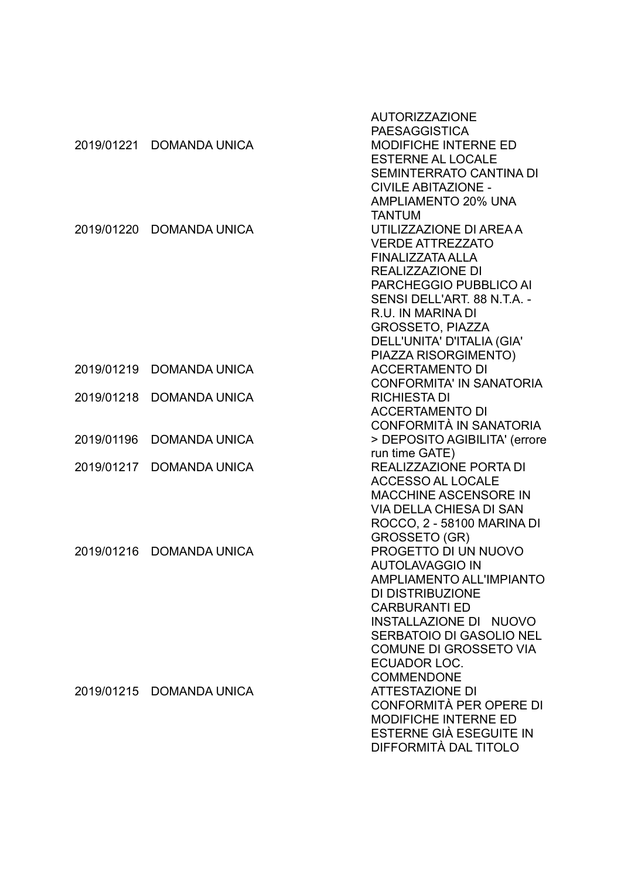| | | |
|---|---|---|
| | | AUTORIZZAZIONE PAESAGGISTICA |
| 2019/01221 | DOMANDA UNICA | MODIFICHE INTERNE ED ESTERNE AL LOCALE SEMINTERRATO CANTINA DI CIVILE ABITAZIONE - AMPLIAMENTO 20% UNA TANTUM |
| 2019/01220 | DOMANDA UNICA | UTILIZZAZIONE DI AREA A VERDE ATTREZZATO FINALIZZATA ALLA REALIZZAZIONE DI PARCHEGGIO PUBBLICO AI SENSI DELL'ART. 88 N.T.A. - R.U. IN MARINA DI GROSSETO, PIAZZA DELL'UNITA' D'ITALIA (GIA' PIAZZA RISORGIMENTO) |
| 2019/01219 | DOMANDA UNICA | ACCERTAMENTO DI CONFORMITA' IN SANATORIA |
| 2019/01218 | DOMANDA UNICA | RICHIESTA DI ACCERTAMENTO DI CONFORMITÀ IN SANATORIA |
| 2019/01196 | DOMANDA UNICA | > DEPOSITO AGIBILITA' (errore run time GATE) |
| 2019/01217 | DOMANDA UNICA | REALIZZAZIONE PORTA DI ACCESSO AL LOCALE MACCHINE ASCENSORE IN VIA DELLA CHIESA DI SAN ROCCO, 2 - 58100 MARINA DI GROSSETO (GR) |
| 2019/01216 | DOMANDA UNICA | PROGETTO DI UN NUOVO AUTOLAVAGGIO IN AMPLIAMENTO ALL'IMPIANTO DI DISTRIBUZIONE CARBURANTI ED INSTALLAZIONE DI NUOVO SERBATOIO DI GASOLIO NEL COMUNE DI GROSSETO VIA ECUADOR LOC. COMMENDONE |
| 2019/01215 | DOMANDA UNICA | ATTESTAZIONE DI CONFORMITÀ PER OPERE DI MODIFICHE INTERNE ED ESTERNE GIÀ ESEGUITE IN DIFFORMITÀ DAL TITOLO |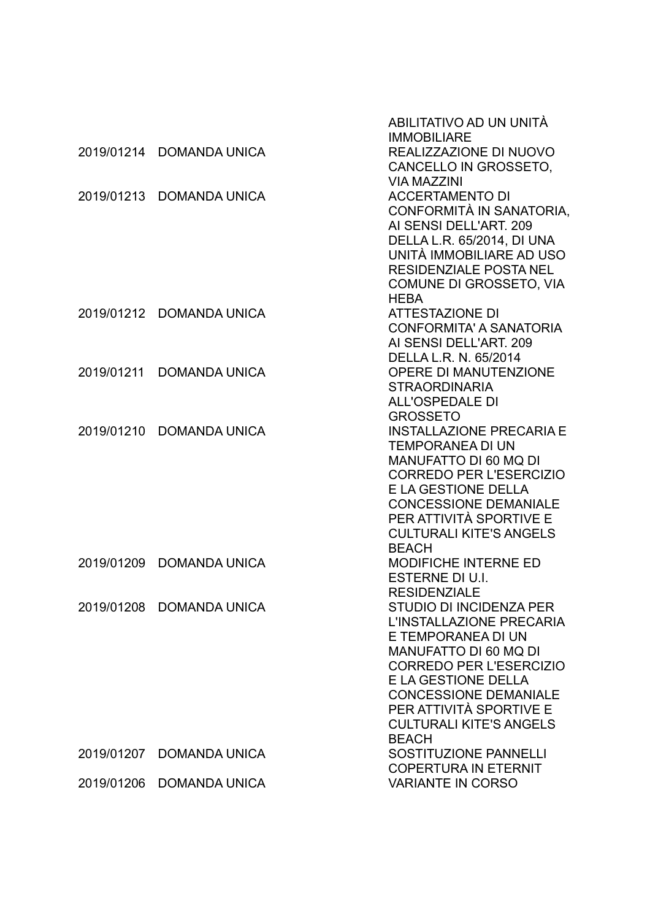|  |  | ABILITATIVO AD UN UNITÀ IMMOBILIARE |
| --- | --- | --- |
| 2019/01214 | DOMANDA UNICA | REALIZZAZIONE DI NUOVO CANCELLO IN GROSSETO, VIA MAZZINI |
| 2019/01213 | DOMANDA UNICA | ACCERTAMENTO DI CONFORMITÀ IN SANATORIA, AI SENSI DELL'ART. 209 DELLA L.R. 65/2014, DI UNA UNITÀ IMMOBILIARE AD USO RESIDENZIALE POSTA NEL COMUNE DI GROSSETO, VIA HEBA |
| 2019/01212 | DOMANDA UNICA | ATTESTAZIONE DI CONFORMITA' A SANATORIA AI SENSI DELL'ART. 209 DELLA L.R. N. 65/2014 |
| 2019/01211 | DOMANDA UNICA | OPERE DI MANUTENZIONE STRAORDINARIA ALL'OSPEDALE DI GROSSETO |
| 2019/01210 | DOMANDA UNICA | INSTALLAZIONE PRECARIA E TEMPORANEA DI UN MANUFATTO DI 60 MQ DI CORREDO PER L'ESERCIZIO E LA GESTIONE DELLA CONCESSIONE DEMANIALE PER ATTIVITÀ SPORTIVE E CULTURALI KITE'S ANGELS BEACH |
| 2019/01209 | DOMANDA UNICA | MODIFICHE INTERNE ED ESTERNE DI U.I. RESIDENZIALE |
| 2019/01208 | DOMANDA UNICA | STUDIO DI INCIDENZA PER L'INSTALLAZIONE PRECARIA E TEMPORANEA DI UN MANUFATTO DI 60 MQ DI CORREDO PER L'ESERCIZIO E LA GESTIONE DELLA CONCESSIONE DEMANIALE PER ATTIVITÀ SPORTIVE E CULTURALI KITE'S ANGELS BEACH |
| 2019/01207 | DOMANDA UNICA | SOSTITUZIONE PANNELLI COPERTURA IN ETERNIT |
| 2019/01206 | DOMANDA UNICA | VARIANTE IN CORSO |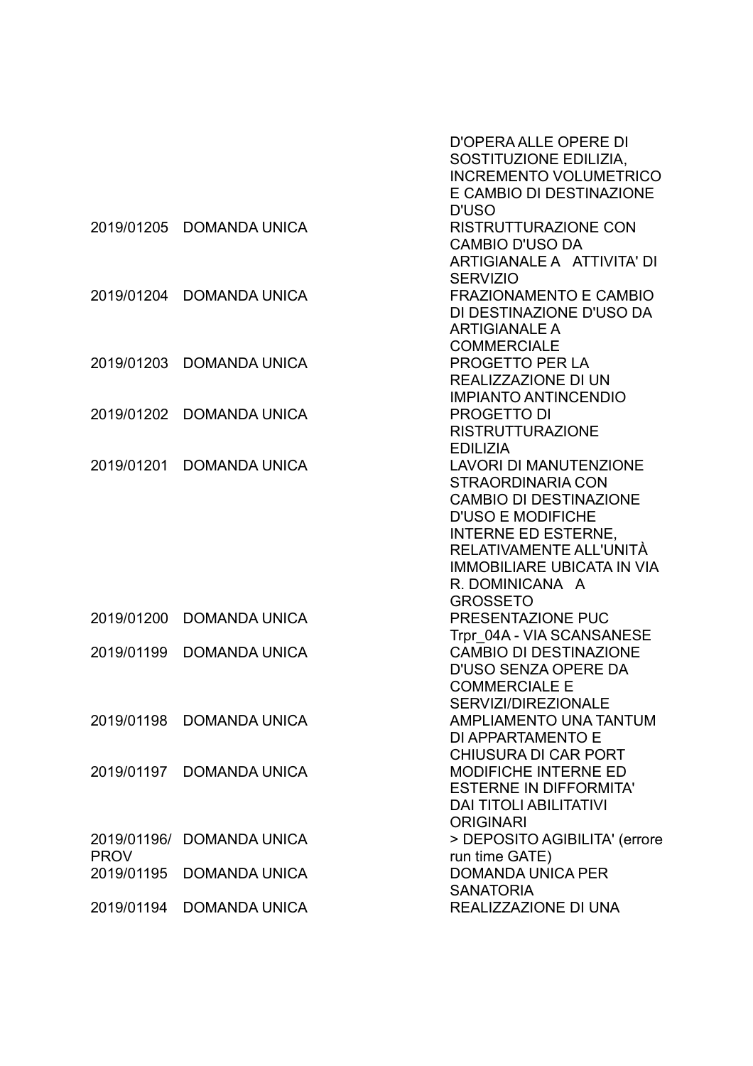|  |  | D'OPERA ALLE OPERE DI SOSTITUZIONE EDILIZIA, INCREMENTO VOLUMETRICO E CAMBIO DI DESTINAZIONE D'USO |
|---|---|---|
| 2019/01205 | DOMANDA UNICA | RISTRUTTURAZIONE CON CAMBIO D'USO DA ARTIGIANALE A ATTIVITA' DI SERVIZIO |
| 2019/01204 | DOMANDA UNICA | FRAZIONAMENTO E CAMBIO DI DESTINAZIONE D'USO DA ARTIGIANALE A COMMERCIALE |
| 2019/01203 | DOMANDA UNICA | PROGETTO PER LA REALIZZAZIONE DI UN IMPIANTO ANTINCENDIO |
| 2019/01202 | DOMANDA UNICA | PROGETTO DI RISTRUTTURAZIONE EDILIZIA |
| 2019/01201 | DOMANDA UNICA | LAVORI DI MANUTENZIONE STRAORDINARIA CON CAMBIO DI DESTINAZIONE D'USO E MODIFICHE INTERNE ED ESTERNE, RELATIVAMENTE ALL'UNITÀ IMMOBILIARE UBICATA IN VIA R. DOMINICANA A GROSSETO |
| 2019/01200 | DOMANDA UNICA | PRESENTAZIONE PUC Trpr_04A - VIA SCANSANESE |
| 2019/01199 | DOMANDA UNICA | CAMBIO DI DESTINAZIONE D'USO SENZA OPERE DA COMMERCIALE E SERVIZI/DIREZIONALE |
| 2019/01198 | DOMANDA UNICA | AMPLIAMENTO UNA TANTUM DI APPARTAMENTO E CHIUSURA DI CAR PORT |
| 2019/01197 | DOMANDA UNICA | MODIFICHE INTERNE ED ESTERNE IN DIFFORMITA' DAI TITOLI ABILITATIVI ORIGINARI |
| 2019/01196/ PROV | DOMANDA UNICA | > DEPOSITO AGIBILITA' (errore run time GATE) |
| 2019/01195 | DOMANDA UNICA | DOMANDA UNICA PER SANATORIA |
| 2019/01194 | DOMANDA UNICA | REALIZZAZIONE DI UNA |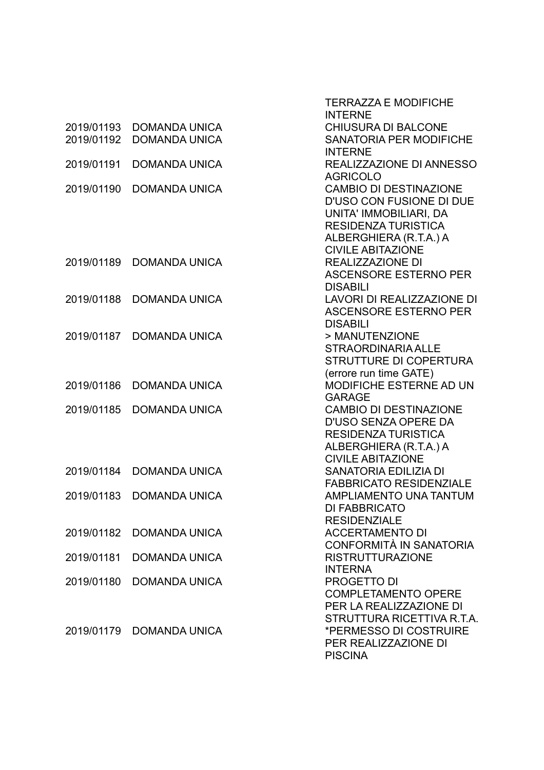| | | |
|---|---|---|
| | | TERRAZZA E MODIFICHE INTERNE |
| 2019/01193 | DOMANDA UNICA | CHIUSURA DI BALCONE |
| 2019/01192 | DOMANDA UNICA | SANATORIA PER MODIFICHE INTERNE |
| 2019/01191 | DOMANDA UNICA | REALIZZAZIONE DI ANNESSO AGRICOLO |
| 2019/01190 | DOMANDA UNICA | CAMBIO DI DESTINAZIONE D'USO CON FUSIONE DI DUE UNITA' IMMOBILIARI, DA RESIDENZA TURISTICA ALBERGHIERA (R.T.A.) A CIVILE ABITAZIONE |
| 2019/01189 | DOMANDA UNICA | REALIZZAZIONE DI ASCENSORE ESTERNO PER DISABILI |
| 2019/01188 | DOMANDA UNICA | LAVORI DI REALIZZAZIONE DI ASCENSORE ESTERNO PER DISABILI |
| 2019/01187 | DOMANDA UNICA | > MANUTENZIONE STRAORDINARIA ALLE STRUTTURE DI COPERTURA (errore run time GATE) |
| 2019/01186 | DOMANDA UNICA | MODIFICHE ESTERNE AD UN GARAGE |
| 2019/01185 | DOMANDA UNICA | CAMBIO DI DESTINAZIONE D'USO SENZA OPERE DA RESIDENZA TURISTICA ALBERGHIERA (R.T.A.) A CIVILE ABITAZIONE |
| 2019/01184 | DOMANDA UNICA | SANATORIA EDILIZIA DI FABBRICATO RESIDENZIALE |
| 2019/01183 | DOMANDA UNICA | AMPLIAMENTO UNA TANTUM DI FABBRICATO RESIDENZIALE |
| 2019/01182 | DOMANDA UNICA | ACCERTAMENTO DI CONFORMITÀ IN SANATORIA |
| 2019/01181 | DOMANDA UNICA | RISTRUTTURAZIONE INTERNA |
| 2019/01180 | DOMANDA UNICA | PROGETTO DI COMPLETAMENTO OPERE PER LA REALIZZAZIONE DI STRUTTURA RICETTIVA R.T.A. |
| 2019/01179 | DOMANDA UNICA | *PERMESSO DI COSTRUIRE PER REALIZZAZIONE DI PISCINA |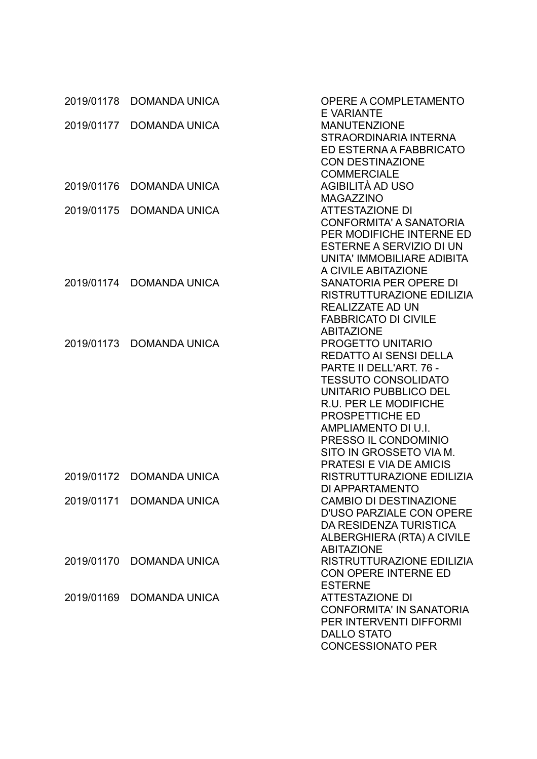| | | |
|---|---|---|
| 2019/01178 | DOMANDA UNICA | OPERE A COMPLETAMENTO E VARIANTE |
| 2019/01177 | DOMANDA UNICA | MANUTENZIONE STRAORDINARIA INTERNA ED ESTERNA A FABBRICATO CON DESTINAZIONE COMMERCIALE |
| 2019/01176 | DOMANDA UNICA | AGIBILITÀ AD USO MAGAZZINO |
| 2019/01175 | DOMANDA UNICA | ATTESTAZIONE DI CONFORMITA' A SANATORIA PER MODIFICHE INTERNE ED ESTERNE A SERVIZIO DI UN UNITA' IMMOBILIARE ADIBITA A CIVILE ABITAZIONE |
| 2019/01174 | DOMANDA UNICA | SANATORIA PER OPERE DI RISTRUTTURAZIONE EDILIZIA REALIZZATE AD UN FABBRICATO DI CIVILE ABITAZIONE |
| 2019/01173 | DOMANDA UNICA | PROGETTO UNITARIO REDATTO AI SENSI DELLA PARTE II DELL'ART. 76 - TESSUTO CONSOLIDATO UNITARIO PUBBLICO DEL R.U. PER LE MODIFICHE PROSPETTICHE ED AMPLIAMENTO DI U.I. PRESSO IL CONDOMINIO SITO IN GROSSETO VIA M. PRATESI E VIA DE AMICIS |
| 2019/01172 | DOMANDA UNICA | RISTRUTTURAZIONE EDILIZIA DI APPARTAMENTO |
| 2019/01171 | DOMANDA UNICA | CAMBIO DI DESTINAZIONE D'USO PARZIALE CON OPERE DA RESIDENZA TURISTICA ALBERGHIERA (RTA) A CIVILE ABITAZIONE |
| 2019/01170 | DOMANDA UNICA | RISTRUTTURAZIONE EDILIZIA CON OPERE INTERNE ED ESTERNE |
| 2019/01169 | DOMANDA UNICA | ATTESTAZIONE DI CONFORMITA' IN SANATORIA PER INTERVENTI DIFFORMI DALLO STATO CONCESSIONATO PER |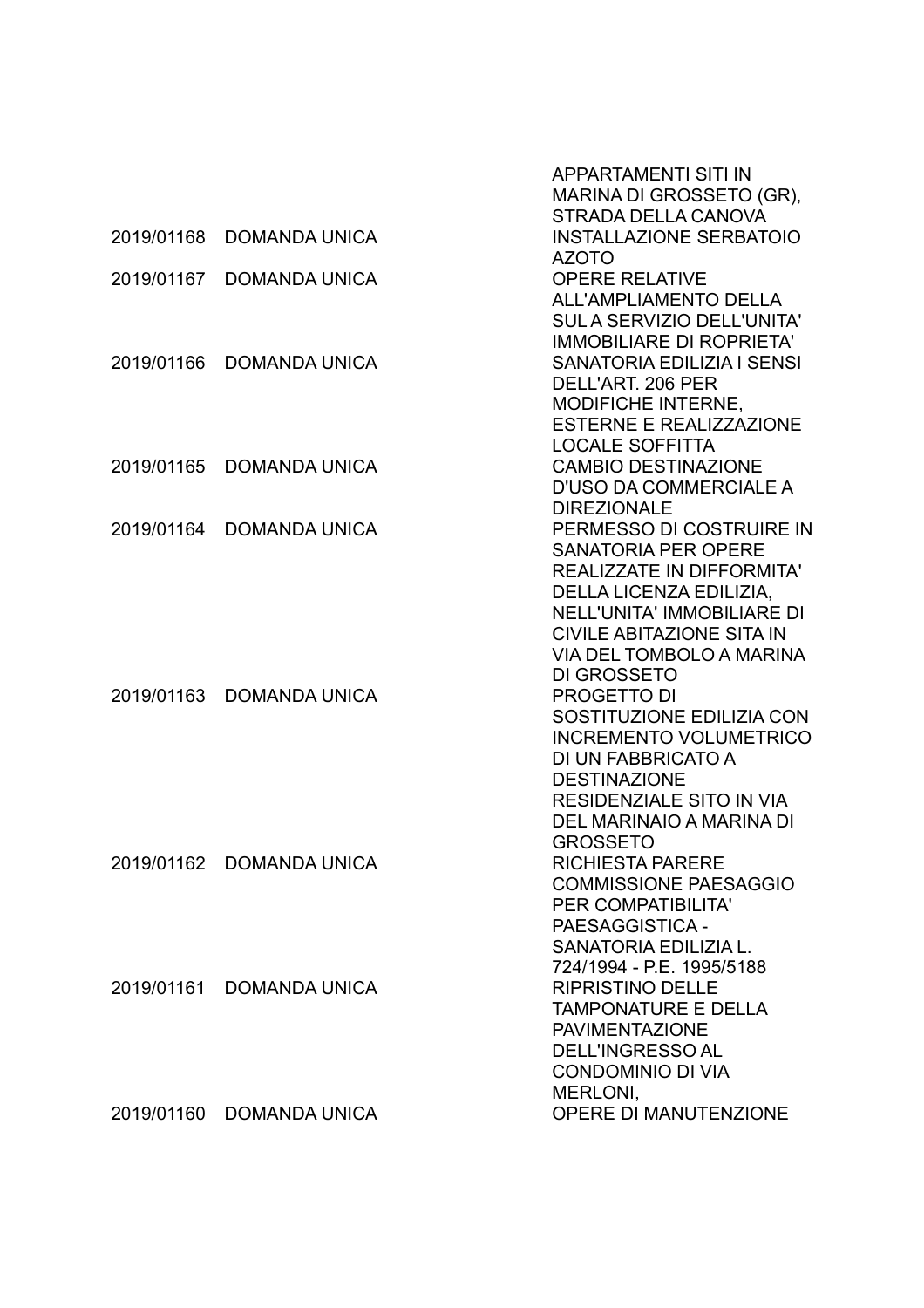|  |  | APPARTAMENTI SITI IN MARINA DI GROSSETO (GR), STRADA DELLA CANOVA |
|---|---|---|
| 2019/01168 | DOMANDA UNICA | INSTALLAZIONE SERBATOIO AZOTO |
| 2019/01167 | DOMANDA UNICA | OPERE RELATIVE ALL'AMPLIAMENTO DELLA SUL A SERVIZIO DELL'UNITA' IMMOBILIARE DI ROPRIETA' |
| 2019/01166 | DOMANDA UNICA | SANATORIA EDILIZIA I SENSI DELL'ART. 206 PER MODIFICHE INTERNE, ESTERNE E REALIZZAZIONE LOCALE SOFFITTA |
| 2019/01165 | DOMANDA UNICA | CAMBIO DESTINAZIONE D'USO DA COMMERCIALE A DIREZIONALE |
| 2019/01164 | DOMANDA UNICA | PERMESSO DI COSTRUIRE IN SANATORIA PER OPERE REALIZZATE IN DIFFORMITA' DELLA LICENZA EDILIZIA, NELL'UNITA' IMMOBILIARE DI CIVILE ABITAZIONE SITA IN VIA DEL TOMBOLO A MARINA DI GROSSETO |
| 2019/01163 | DOMANDA UNICA | PROGETTO DI SOSTITUZIONE EDILIZIA CON INCREMENTO VOLUMETRICO DI UN FABBRICATO A DESTINAZIONE RESIDENZIALE SITO IN VIA DEL MARINAIO A MARINA DI GROSSETO |
| 2019/01162 | DOMANDA UNICA | RICHIESTA PARERE COMMISSIONE PAESAGGIO PER COMPATIBILITA' PAESAGGISTICA - SANATORIA EDILIZIA L. 724/1994 - P.E. 1995/5188 |
| 2019/01161 | DOMANDA UNICA | RIPRISTINO DELLE TAMPONATURE E DELLA PAVIMENTAZIONE DELL'INGRESSO AL CONDOMINIO DI VIA MERLONI, |
| 2019/01160 | DOMANDA UNICA | OPERE DI MANUTENZIONE |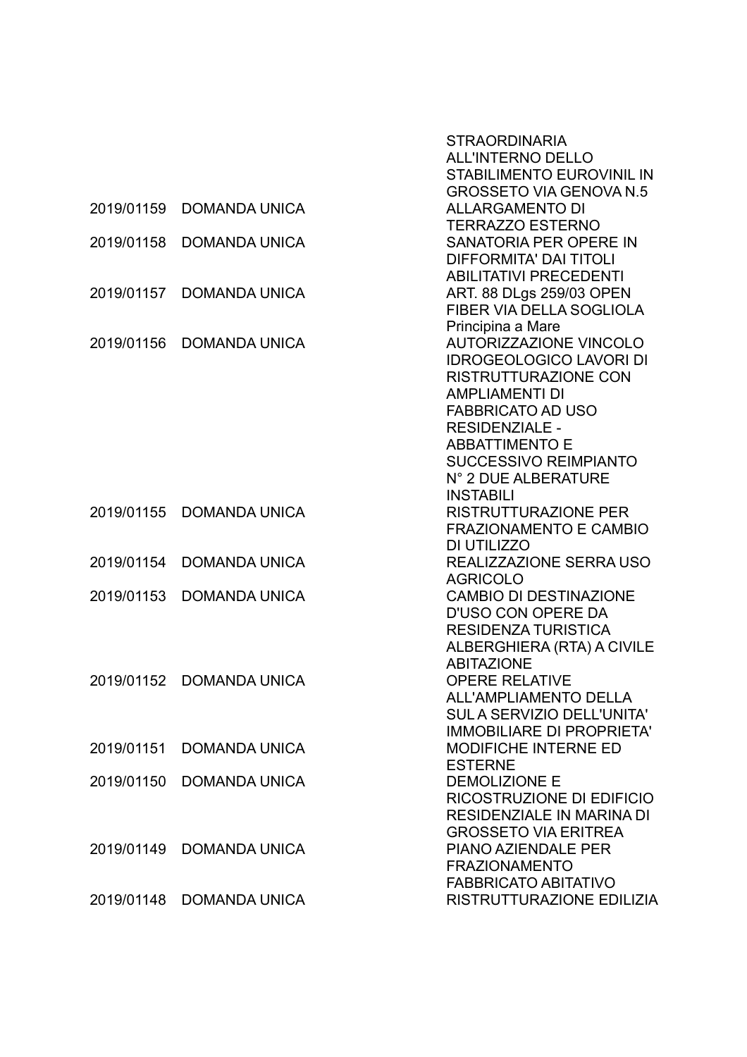|  |  | STRAORDINARIA ALL'INTERNO DELLO STABILIMENTO EUROVINIL IN GROSSETO VIA GENOVA N.5 |
|---|---|---|
| 2019/01159 | DOMANDA UNICA | ALLARGAMENTO DI TERRAZZO ESTERNO |
| 2019/01158 | DOMANDA UNICA | SANATORIA PER OPERE IN DIFFORMITA' DAI TITOLI ABILITATIVI PRECEDENTI |
| 2019/01157 | DOMANDA UNICA | ART. 88 DLgs 259/03 OPEN FIBER VIA DELLA SOGLIOLA Principina a Mare |
| 2019/01156 | DOMANDA UNICA | AUTORIZZAZIONE VINCOLO IDROGEOLOGICO LAVORI DI RISTRUTTURAZIONE CON AMPLIAMENTI DI FABBRICATO AD USO RESIDENZIALE - ABBATTIMENTO E SUCCESSIVO REIMPIANTO N° 2 DUE ALBERATURE INSTABILI |
| 2019/01155 | DOMANDA UNICA | RISTRUTTURAZIONE PER FRAZIONAMENTO E CAMBIO DI UTILIZZO |
| 2019/01154 | DOMANDA UNICA | REALIZZAZIONE SERRA USO AGRICOLO |
| 2019/01153 | DOMANDA UNICA | CAMBIO DI DESTINAZIONE D'USO CON OPERE DA RESIDENZA TURISTICA ALBERGHIERA (RTA) A CIVILE ABITAZIONE |
| 2019/01152 | DOMANDA UNICA | OPERE RELATIVE ALL'AMPLIAMENTO DELLA SUL A SERVIZIO DELL'UNITA' IMMOBILIARE DI PROPRIETA' |
| 2019/01151 | DOMANDA UNICA | MODIFICHE INTERNE ED ESTERNE |
| 2019/01150 | DOMANDA UNICA | DEMOLIZIONE E RICOSTRUZIONE DI EDIFICIO RESIDENZIALE IN MARINA DI GROSSETO VIA ERITREA |
| 2019/01149 | DOMANDA UNICA | PIANO AZIENDALE PER FRAZIONAMENTO FABBRICATO ABITATIVO |
| 2019/01148 | DOMANDA UNICA | RISTRUTTURAZIONE EDILIZIA |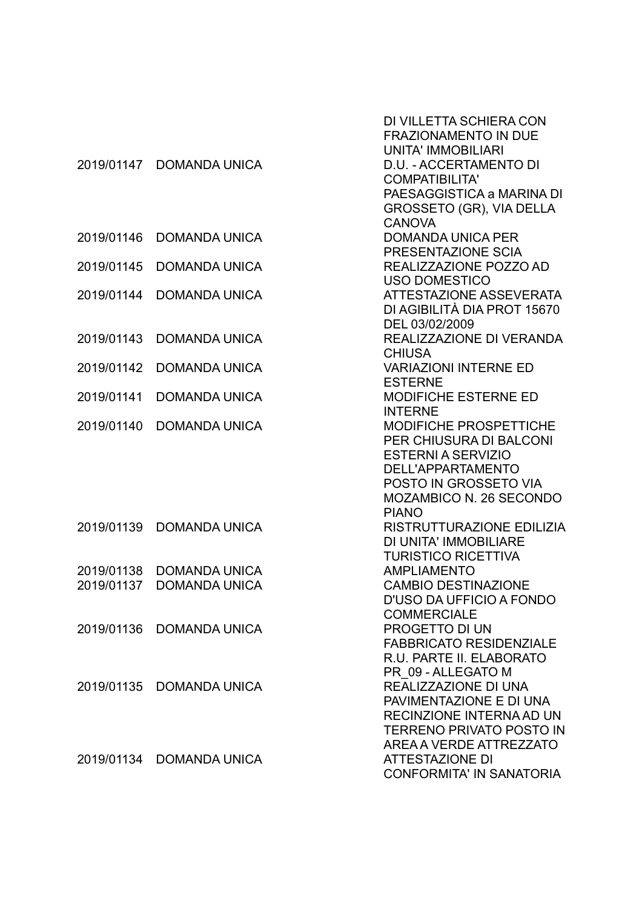|  |  | DI VILLETTA SCHIERA CON FRAZIONAMENTO IN DUE UNITA' IMMOBILIARI |
|---|---|---|
| 2019/01147 | DOMANDA UNICA | D.U. - ACCERTAMENTO DI COMPATIBILITA' PAESAGGISTICA a MARINA DI GROSSETO (GR), VIA DELLA CANOVA |
| 2019/01146 | DOMANDA UNICA | DOMANDA UNICA PER PRESENTAZIONE SCIA |
| 2019/01145 | DOMANDA UNICA | REALIZZAZIONE POZZO AD USO DOMESTICO |
| 2019/01144 | DOMANDA UNICA | ATTESTAZIONE ASSEVERATA DI AGIBILITÀ DIA PROT 15670 DEL 03/02/2009 |
| 2019/01143 | DOMANDA UNICA | REALIZZAZIONE DI VERANDA CHIUSA |
| 2019/01142 | DOMANDA UNICA | VARIAZIONI INTERNE ED ESTERNE |
| 2019/01141 | DOMANDA UNICA | MODIFICHE ESTERNE ED INTERNE |
| 2019/01140 | DOMANDA UNICA | MODIFICHE PROSPETTICHE PER CHIUSURA DI BALCONI ESTERNI A SERVIZIO DELL'APPARTAMENTO POSTO IN GROSSETO VIA MOZAMBICO N. 26 SECONDO PIANO |
| 2019/01139 | DOMANDA UNICA | RISTRUTTURAZIONE EDILIZIA DI UNITA' IMMOBILIARE TURISTICO RICETTIVA |
| 2019/01138 | DOMANDA UNICA | AMPLIAMENTO |
| 2019/01137 | DOMANDA UNICA | CAMBIO DESTINAZIONE D'USO DA UFFICIO A FONDO COMMERCIALE |
| 2019/01136 | DOMANDA UNICA | PROGETTO DI UN FABBRICATO RESIDENZIALE R.U. PARTE II. ELABORATO PR_09 - ALLEGATO M |
| 2019/01135 | DOMANDA UNICA | REALIZZAZIONE DI UNA PAVIMENTAZIONE E DI UNA RECINZIONE INTERNA AD UN TERRENO PRIVATO POSTO IN AREA A VERDE ATTREZZATO |
| 2019/01134 | DOMANDA UNICA | ATTESTAZIONE DI CONFORMITA' IN SANATORIA |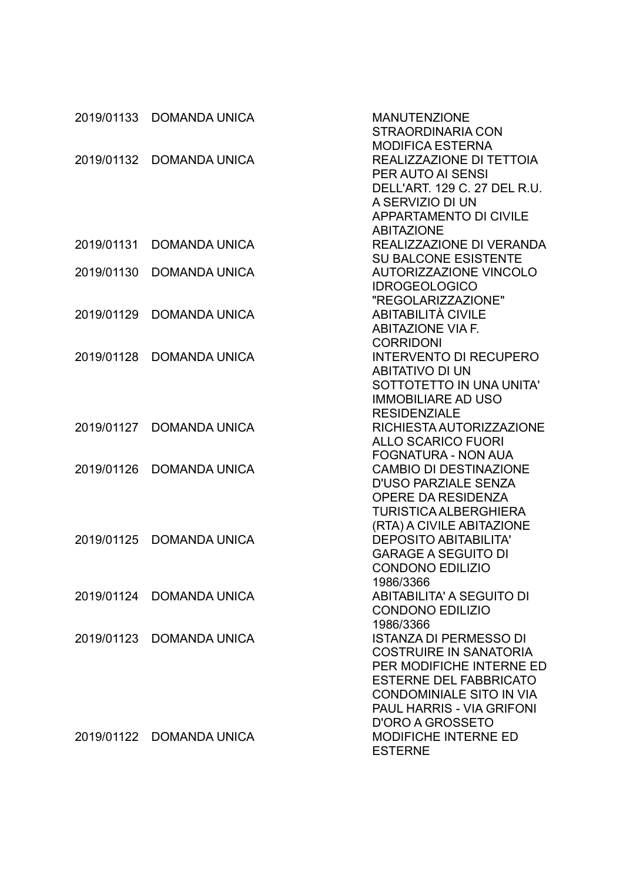| | | |
|---|---|---|
| 2019/01133 | DOMANDA UNICA | MANUTENZIONE STRAORDINARIA CON MODIFICA ESTERNA |
| 2019/01132 | DOMANDA UNICA | REALIZZAZIONE DI TETTOIA PER AUTO AI SENSI DELL'ART. 129 C. 27 DEL R.U. A SERVIZIO DI UN APPARTAMENTO DI CIVILE ABITAZIONE |
| 2019/01131 | DOMANDA UNICA | REALIZZAZIONE DI VERANDA SU BALCONE ESISTENTE |
| 2019/01130 | DOMANDA UNICA | AUTORIZZAZIONE VINCOLO IDROGEOLOGICO "REGOLARIZZAZIONE" |
| 2019/01129 | DOMANDA UNICA | ABITABILITÀ CIVILE ABITAZIONE VIA F. CORRIDONI |
| 2019/01128 | DOMANDA UNICA | INTERVENTO DI RECUPERO ABITATIVO DI UN SOTTOTETTO IN UNA UNITA' IMMOBILIARE AD USO RESIDENZIALE |
| 2019/01127 | DOMANDA UNICA | RICHIESTA AUTORIZZAZIONE ALLO SCARICO FUORI FOGNATURA - NON AUA |
| 2019/01126 | DOMANDA UNICA | CAMBIO DI DESTINAZIONE D'USO PARZIALE SENZA OPERE DA RESIDENZA TURISTICA ALBERGHIERA (RTA) A CIVILE ABITAZIONE |
| 2019/01125 | DOMANDA UNICA | DEPOSITO ABITABILITA' GARAGE A SEGUITO DI CONDONO EDILIZIO 1986/3366 |
| 2019/01124 | DOMANDA UNICA | ABITABILITA' A SEGUITO DI CONDONO EDILIZIO 1986/3366 |
| 2019/01123 | DOMANDA UNICA | ISTANZA DI PERMESSO DI COSTRUIRE IN SANATORIA PER MODIFICHE INTERNE ED ESTERNE DEL FABBRICATO CONDOMINIALE SITO IN VIA PAUL HARRIS - VIA GRIFONI D'ORO A GROSSETO |
| 2019/01122 | DOMANDA UNICA | MODIFICHE INTERNE ED ESTERNE |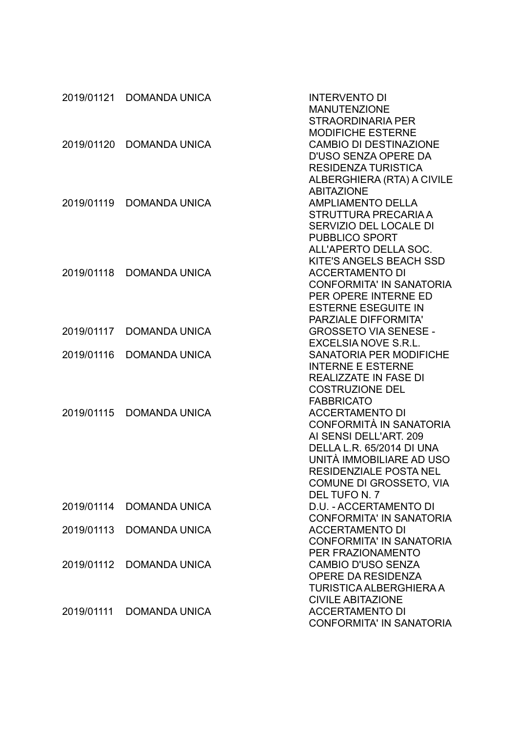| | | |
|---|---|---|
| 2019/01121 | DOMANDA UNICA | INTERVENTO DI MANUTENZIONE STRAORDINARIA PER MODIFICHE ESTERNE |
| 2019/01120 | DOMANDA UNICA | CAMBIO DI DESTINAZIONE D'USO SENZA OPERE DA RESIDENZA TURISTICA ALBERGHIERA (RTA) A CIVILE ABITAZIONE |
| 2019/01119 | DOMANDA UNICA | AMPLIAMENTO DELLA STRUTTURA PRECARIA A SERVIZIO DEL LOCALE DI PUBBLICO SPORT ALL'APERTO DELLA SOC. KITE'S ANGELS BEACH SSD |
| 2019/01118 | DOMANDA UNICA | ACCERTAMENTO DI CONFORMITA' IN SANATORIA PER OPERE INTERNE ED ESTERNE ESEGUITE IN PARZIALE DIFFORMITA' |
| 2019/01117 | DOMANDA UNICA | GROSSETO VIA SENESE - EXCELSIA NOVE S.R.L. |
| 2019/01116 | DOMANDA UNICA | SANATORIA PER MODIFICHE INTERNE E ESTERNE REALIZZATE IN FASE DI COSTRUZIONE DEL FABBRICATO |
| 2019/01115 | DOMANDA UNICA | ACCERTAMENTO DI CONFORMITÀ IN SANATORIA AI SENSI DELL'ART. 209 DELLA L.R. 65/2014 DI UNA UNITÀ IMMOBILIARE AD USO RESIDENZIALE POSTA NEL COMUNE DI GROSSETO, VIA DEL TUFO N. 7 |
| 2019/01114 | DOMANDA UNICA | D.U. - ACCERTAMENTO DI CONFORMITA' IN SANATORIA |
| 2019/01113 | DOMANDA UNICA | ACCERTAMENTO DI CONFORMITA' IN SANATORIA PER FRAZIONAMENTO |
| 2019/01112 | DOMANDA UNICA | CAMBIO D'USO SENZA OPERE DA RESIDENZA TURISTICA ALBERGHIERA A CIVILE ABITAZIONE |
| 2019/01111 | DOMANDA UNICA | ACCERTAMENTO DI CONFORMITA' IN SANATORIA |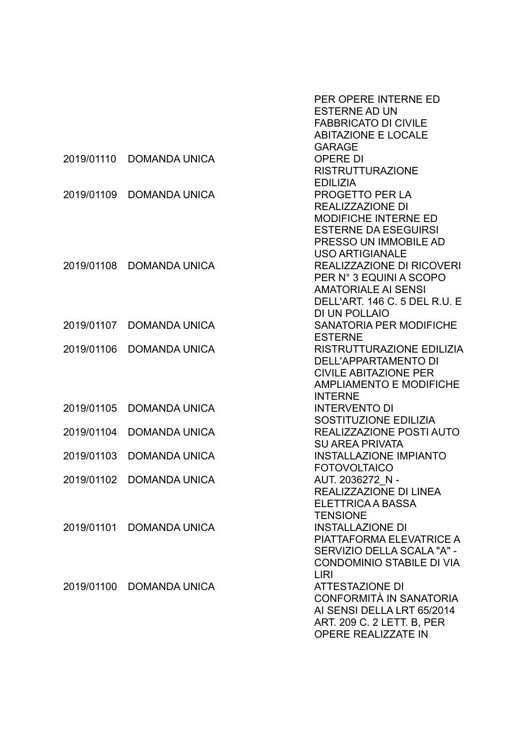| | | |
|---|---|---|
| | | PER OPERE INTERNE ED ESTERNE AD UN FABBRICATO DI CIVILE ABITAZIONE E LOCALE GARAGE |
| 2019/01110 | DOMANDA UNICA | OPERE DI RISTRUTTURAZIONE EDILIZIA |
| 2019/01109 | DOMANDA UNICA | PROGETTO PER LA REALIZZAZIONE DI MODIFICHE INTERNE ED ESTERNE DA ESEGUIRSI PRESSO UN IMMOBILE AD USO ARTIGIANALE |
| 2019/01108 | DOMANDA UNICA | REALIZZAZIONE DI RICOVERI PER N° 3 EQUINI A SCOPO AMATORIALE AI SENSI DELL'ART. 146 C. 5 DEL R.U. E DI UN POLLAIO |
| 2019/01107 | DOMANDA UNICA | SANATORIA PER MODIFICHE ESTERNE |
| 2019/01106 | DOMANDA UNICA | RISTRUTTURAZIONE EDILIZIA DELL'APPARTAMENTO DI CIVILE ABITAZIONE PER AMPLIAMENTO E MODIFICHE INTERNE |
| 2019/01105 | DOMANDA UNICA | INTERVENTO DI SOSTITUZIONE EDILIZIA |
| 2019/01104 | DOMANDA UNICA | REALIZZAZIONE POSTI AUTO SU AREA PRIVATA |
| 2019/01103 | DOMANDA UNICA | INSTALLAZIONE IMPIANTO FOTOVOLTAICO |
| 2019/01102 | DOMANDA UNICA | AUT. 2036272_N - REALIZZAZIONE DI LINEA ELETTRICA A BASSA TENSIONE |
| 2019/01101 | DOMANDA UNICA | INSTALLAZIONE DI PIATTAFORMA ELEVATRICE A SERVIZIO DELLA SCALA "A" - CONDOMINIO STABILE DI VIA LIRI |
| 2019/01100 | DOMANDA UNICA | ATTESTAZIONE DI CONFORMITÀ IN SANATORIA AI SENSI DELLA LRT 65/2014 ART. 209 C. 2 LETT. B, PER OPERE REALIZZATE IN |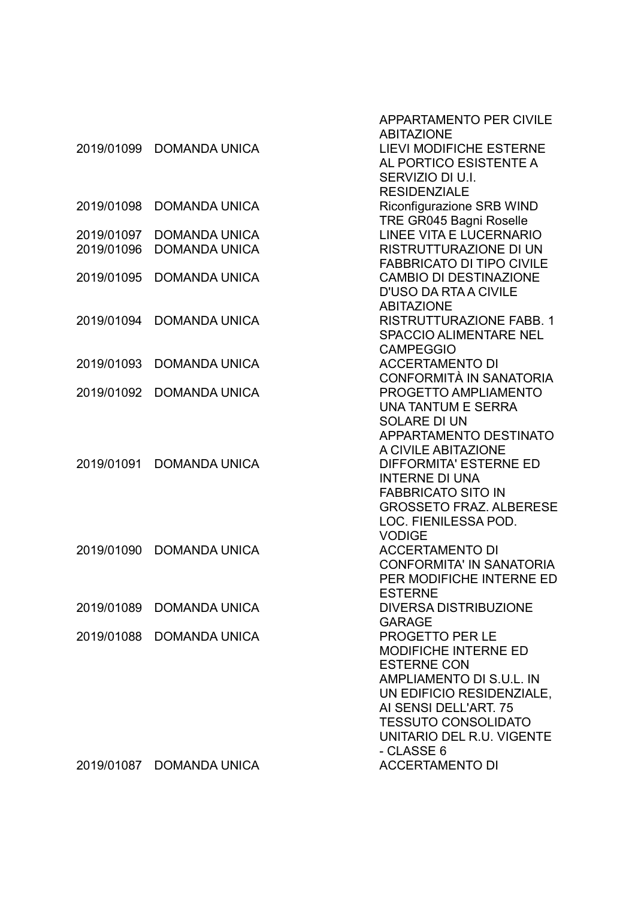| | | |
|---|---|---|
| | | APPARTAMENTO PER CIVILE ABITAZIONE |
| 2019/01099 | DOMANDA UNICA | LIEVI MODIFICHE ESTERNE AL PORTICO ESISTENTE A SERVIZIO DI U.I. RESIDENZIALE |
| 2019/01098 | DOMANDA UNICA | Riconfigurazione SRB WIND TRE GR045 Bagni Roselle |
| 2019/01097 | DOMANDA UNICA | LINEE VITA E LUCERNARIO |
| 2019/01096 | DOMANDA UNICA | RISTRUTTURAZIONE DI UN FABBRICATO DI TIPO CIVILE |
| 2019/01095 | DOMANDA UNICA | CAMBIO DI DESTINAZIONE D'USO DA RTA A CIVILE ABITAZIONE |
| 2019/01094 | DOMANDA UNICA | RISTRUTTURAZIONE FABB. 1 SPACCIO ALIMENTARE NEL CAMPEGGIO |
| 2019/01093 | DOMANDA UNICA | ACCERTAMENTO DI CONFORMITÀ IN SANATORIA |
| 2019/01092 | DOMANDA UNICA | PROGETTO AMPLIAMENTO UNA TANTUM E SERRA SOLARE DI UN APPARTAMENTO DESTINATO A CIVILE ABITAZIONE |
| 2019/01091 | DOMANDA UNICA | DIFFORMITA' ESTERNE ED INTERNE DI UNA FABBRICATO SITO IN GROSSETO FRAZ. ALBERESE LOC. FIENILESSA POD. VODIGE |
| 2019/01090 | DOMANDA UNICA | ACCERTAMENTO DI CONFORMITA' IN SANATORIA PER MODIFICHE INTERNE ED ESTERNE |
| 2019/01089 | DOMANDA UNICA | DIVERSA DISTRIBUZIONE GARAGE |
| 2019/01088 | DOMANDA UNICA | PROGETTO PER LE MODIFICHE INTERNE ED ESTERNE CON AMPLIAMENTO DI S.U.L. IN UN EDIFICIO RESIDENZIALE, AI SENSI DELL'ART. 75 TESSUTO CONSOLIDATO UNITARIO DEL R.U. VIGENTE - CLASSE 6 |
| 2019/01087 | DOMANDA UNICA | ACCERTAMENTO DI |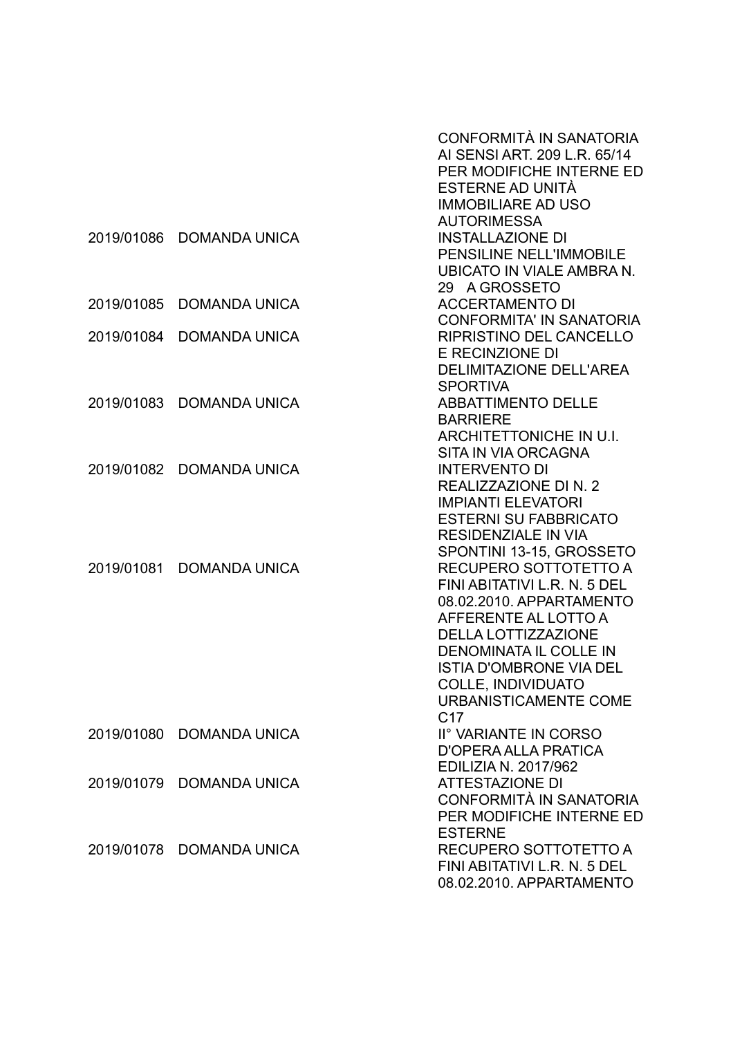| | | |
|---|---|---|
| | | CONFORMITÀ IN SANATORIA AI SENSI ART. 209 L.R. 65/14 PER MODIFICHE INTERNE ED ESTERNE AD UNITÀ IMMOBILIARE AD USO AUTORIMESSA |
| 2019/01086 | DOMANDA UNICA | INSTALLAZIONE DI PENSILINE NELL'IMMOBILE UBICATO IN VIALE AMBRA N. 29 A GROSSETO |
| 2019/01085 | DOMANDA UNICA | ACCERTAMENTO DI CONFORMITA' IN SANATORIA |
| 2019/01084 | DOMANDA UNICA | RIPRISTINO DEL CANCELLO E RECINZIONE DI DELIMITAZIONE DELL'AREA SPORTIVA |
| 2019/01083 | DOMANDA UNICA | ABBATTIMENTO DELLE BARRIERE ARCHITETTONICHE IN U.I. SITA IN VIA ORCAGNA |
| 2019/01082 | DOMANDA UNICA | INTERVENTO DI REALIZZAZIONE DI N. 2 IMPIANTI ELEVATORI ESTERNI SU FABBRICATO RESIDENZIALE IN VIA SPONTINI 13-15, GROSSETO |
| 2019/01081 | DOMANDA UNICA | RECUPERO SOTTOTETTO A FINI ABITATIVI L.R. N. 5 DEL 08.02.2010. APPARTAMENTO AFFERENTE AL LOTTO A DELLA LOTTIZZAZIONE DENOMINATA IL COLLE IN ISTIA D'OMBRONE VIA DEL COLLE, INDIVIDUATO URBANISTICAMENTE COME C17 |
| 2019/01080 | DOMANDA UNICA | II° VARIANTE IN CORSO D'OPERA ALLA PRATICA EDILIZIA N. 2017/962 |
| 2019/01079 | DOMANDA UNICA | ATTESTAZIONE DI CONFORMITÀ IN SANATORIA PER MODIFICHE INTERNE ED ESTERNE |
| 2019/01078 | DOMANDA UNICA | RECUPERO SOTTOTETTO A FINI ABITATIVI L.R. N. 5 DEL 08.02.2010. APPARTAMENTO |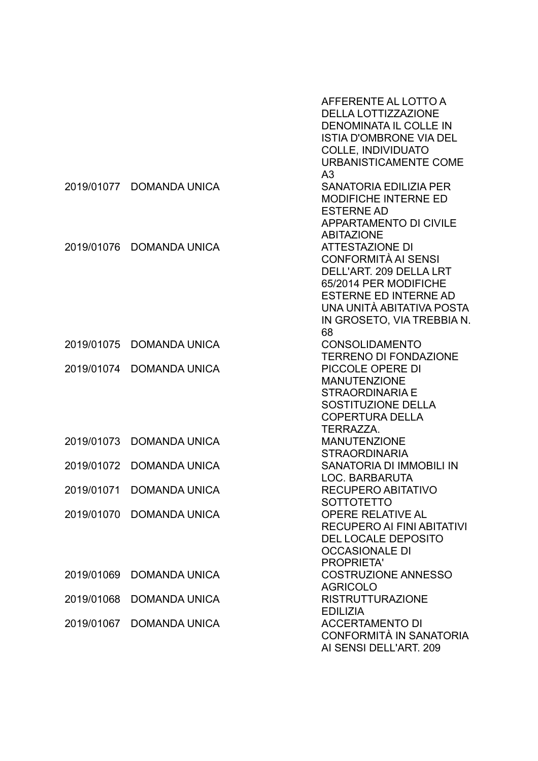| | | |
|---|---|---|
| | | AFFERENTE AL LOTTO A DELLA LOTTIZZAZIONE DENOMINATA IL COLLE IN ISTIA D'OMBRONE VIA DEL COLLE, INDIVIDUATO URBANISTICAMENTE COME A3 |
| 2019/01077 | DOMANDA UNICA | SANATORIA EDILIZIA PER MODIFICHE INTERNE ED ESTERNE AD APPARTAMENTO DI CIVILE ABITAZIONE |
| 2019/01076 | DOMANDA UNICA | ATTESTAZIONE DI CONFORMITÀ AI SENSI DELL'ART. 209 DELLA LRT 65/2014 PER MODIFICHE ESTERNE ED INTERNE AD UNA UNITÀ ABITATIVA POSTA IN GROSETO, VIA TREBBIA N. 68 |
| 2019/01075 | DOMANDA UNICA | CONSOLIDAMENTO TERRENO DI FONDAZIONE |
| 2019/01074 | DOMANDA UNICA | PICCOLE OPERE DI MANUTENZIONE STRAORDINARIA E SOSTITUZIONE DELLA COPERTURA DELLA TERRAZZA. |
| 2019/01073 | DOMANDA UNICA | MANUTENZIONE STRAORDINARIA |
| 2019/01072 | DOMANDA UNICA | SANATORIA DI IMMOBILI IN LOC. BARBARUTA |
| 2019/01071 | DOMANDA UNICA | RECUPERO ABITATIVO SOTTOTETTO |
| 2019/01070 | DOMANDA UNICA | OPERE RELATIVE AL RECUPERO AI FINI ABITATIVI DEL LOCALE DEPOSITO OCCASIONALE DI PROPRIETA' |
| 2019/01069 | DOMANDA UNICA | COSTRUZIONE ANNESSO AGRICOLO |
| 2019/01068 | DOMANDA UNICA | RISTRUTTURAZIONE EDILIZIA |
| 2019/01067 | DOMANDA UNICA | ACCERTAMENTO DI CONFORMITÀ IN SANATORIA AI SENSI DELL'ART. 209 |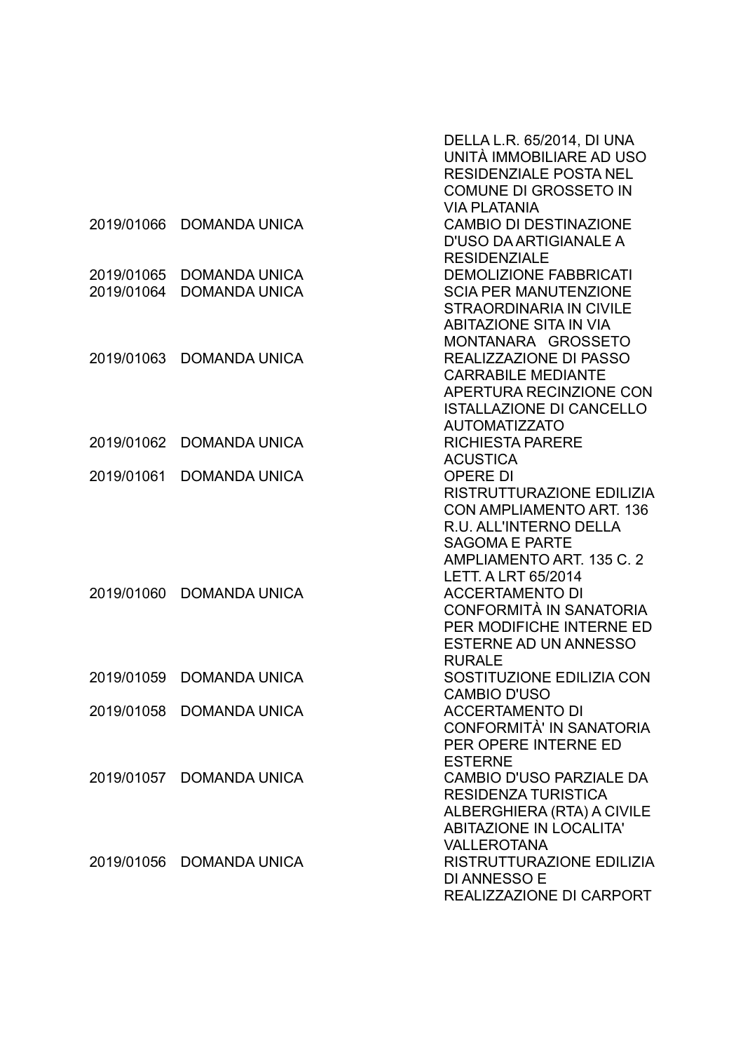| | | |
|---|---|---|
| | | DELLA L.R. 65/2014, DI UNA UNITÀ IMMOBILIARE AD USO RESIDENZIALE POSTA NEL COMUNE DI GROSSETO IN VIA PLATANIA |
| 2019/01066 | DOMANDA UNICA | CAMBIO DI DESTINAZIONE D'USO DA ARTIGIANALE A RESIDENZIALE |
| 2019/01065 | DOMANDA UNICA | DEMOLIZIONE FABBRICATI |
| 2019/01064 | DOMANDA UNICA | SCIA PER MANUTENZIONE STRAORDINARIA IN CIVILE ABITAZIONE SITA IN VIA MONTANARA GROSSETO |
| 2019/01063 | DOMANDA UNICA | REALIZZAZIONE DI PASSO CARRABILE MEDIANTE APERTURA RECINZIONE CON ISTALLAZIONE DI CANCELLO AUTOMATIZZATO |
| 2019/01062 | DOMANDA UNICA | RICHIESTA PARERE ACUSTICA |
| 2019/01061 | DOMANDA UNICA | OPERE DI RISTRUTTURAZIONE EDILIZIA CON AMPLIAMENTO ART. 136 R.U. ALL'INTERNO DELLA SAGOMA E PARTE AMPLIAMENTO ART. 135 C. 2 LETT. A LRT 65/2014 |
| 2019/01060 | DOMANDA UNICA | ACCERTAMENTO DI CONFORMITÀ IN SANATORIA PER MODIFICHE INTERNE ED ESTERNE AD UN ANNESSO RURALE |
| 2019/01059 | DOMANDA UNICA | SOSTITUZIONE EDILIZIA CON CAMBIO D'USO |
| 2019/01058 | DOMANDA UNICA | ACCERTAMENTO DI CONFORMITÀ' IN SANATORIA PER OPERE INTERNE ED ESTERNE |
| 2019/01057 | DOMANDA UNICA | CAMBIO D'USO PARZIALE DA RESIDENZA TURISTICA ALBERGHIERA (RTA) A CIVILE ABITAZIONE IN LOCALITA' VALLEROTANA |
| 2019/01056 | DOMANDA UNICA | RISTRUTTURAZIONE EDILIZIA DI ANNESSO E REALIZZAZIONE DI CARPORT |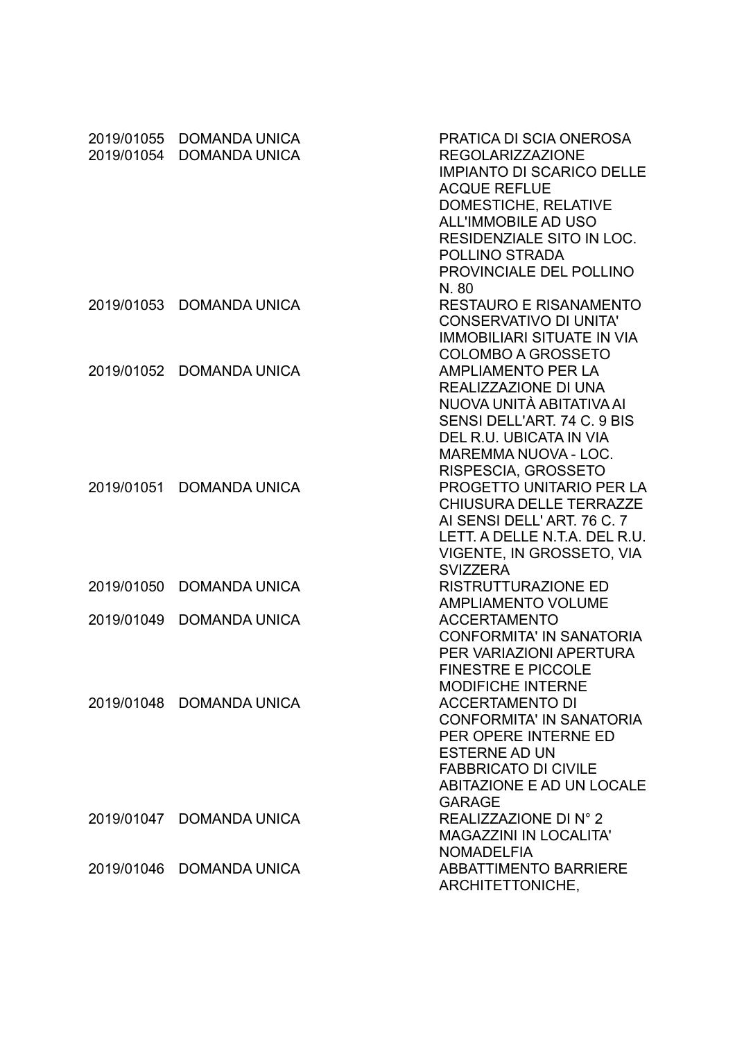| | | |
|---|---|---|
| 2019/01055 | DOMANDA UNICA | PRATICA DI SCIA ONEROSA |
| 2019/01054 | DOMANDA UNICA | REGOLARIZZAZIONE IMPIANTO DI SCARICO DELLE ACQUE REFLUE DOMESTICHE, RELATIVE ALL'IMMOBILE AD USO RESIDENZIALE SITO IN LOC. POLLINO STRADA PROVINCIALE DEL POLLINO N. 80 |
| 2019/01053 | DOMANDA UNICA | RESTAURO E RISANAMENTO CONSERVATIVO DI UNITA' IMMOBILIARI SITUATE IN VIA COLOMBO A GROSSETO |
| 2019/01052 | DOMANDA UNICA | AMPLIAMENTO PER LA REALIZZAZIONE DI UNA NUOVA UNITÀ ABITATIVA AI SENSI DELL'ART. 74 C. 9 BIS DEL R.U. UBICATA IN VIA MAREMMA NUOVA - LOC. RISPESCIA, GROSSETO |
| 2019/01051 | DOMANDA UNICA | PROGETTO UNITARIO PER LA CHIUSURA DELLE TERRAZZE AI SENSI DELL' ART. 76 C. 7 LETT. A DELLE N.T.A. DEL R.U. VIGENTE, IN GROSSETO, VIA SVIZZERA |
| 2019/01050 | DOMANDA UNICA | RISTRUTTURAZIONE ED AMPLIAMENTO VOLUME |
| 2019/01049 | DOMANDA UNICA | ACCERTAMENTO CONFORMITA' IN SANATORIA PER VARIAZIONI APERTURA FINESTRE E PICCOLE MODIFICHE INTERNE |
| 2019/01048 | DOMANDA UNICA | ACCERTAMENTO DI CONFORMITA' IN SANATORIA PER OPERE INTERNE ED ESTERNE AD UN FABBRICATO DI CIVILE ABITAZIONE E AD UN LOCALE GARAGE |
| 2019/01047 | DOMANDA UNICA | REALIZZAZIONE DI N° 2 MAGAZZINI IN LOCALITA' NOMADELFIA |
| 2019/01046 | DOMANDA UNICA | ABBATTIMENTO BARRIERE ARCHITETTONICHE, |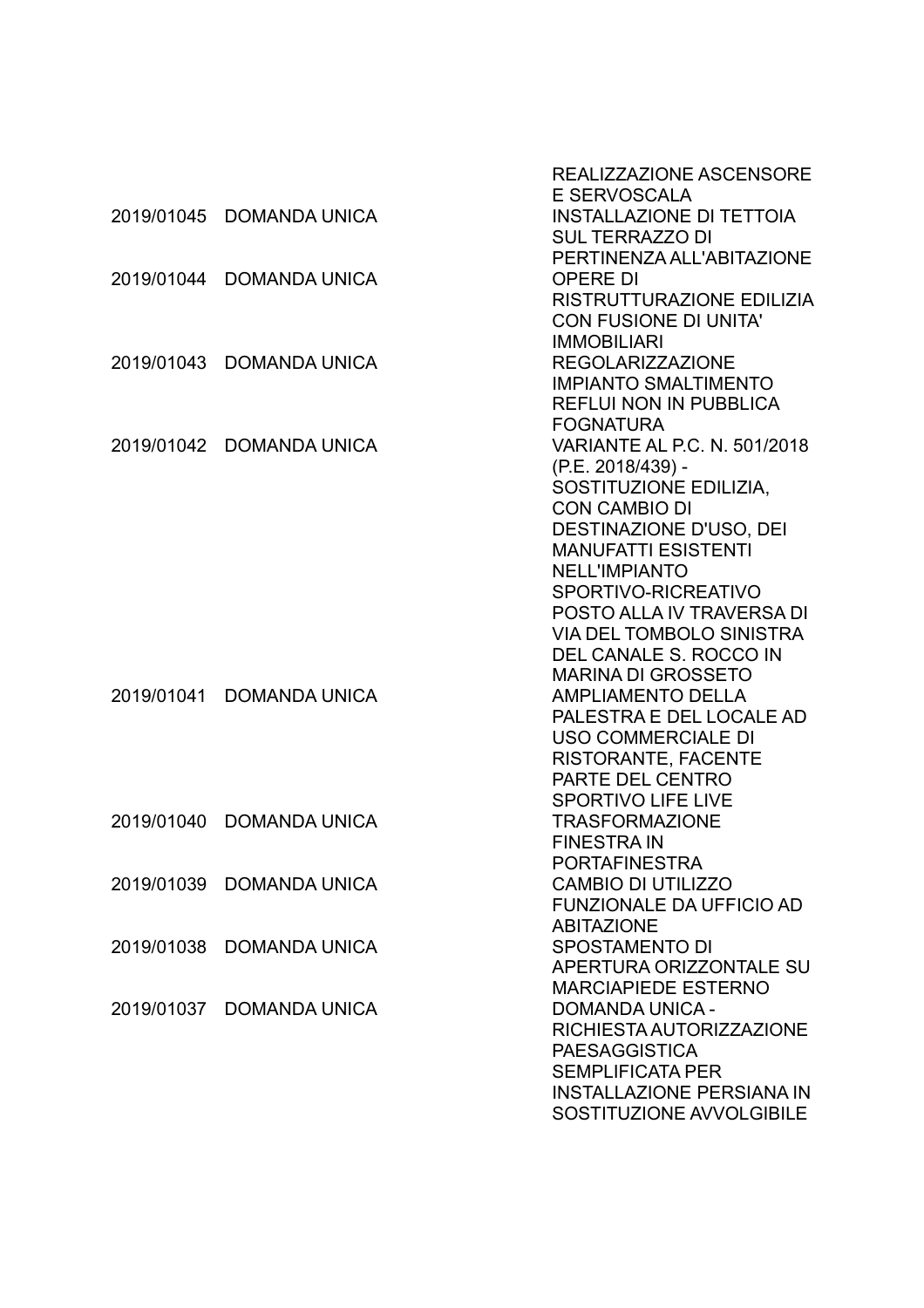| | | |
|---|---|---|
| | | REALIZZAZIONE ASCENSORE E SERVOSCALA |
| 2019/01045 | DOMANDA UNICA | INSTALLAZIONE DI TETTOIA SUL TERRAZZO DI PERTINENZA ALL'ABITAZIONE |
| 2019/01044 | DOMANDA UNICA | OPERE DI RISTRUTTURAZIONE EDILIZIA CON FUSIONE DI UNITA' IMMOBILIARI |
| 2019/01043 | DOMANDA UNICA | REGOLARIZZAZIONE IMPIANTO SMALTIMENTO REFLUI NON IN PUBBLICA FOGNATURA |
| 2019/01042 | DOMANDA UNICA | VARIANTE AL P.C. N. 501/2018 (P.E. 2018/439) - SOSTITUZIONE EDILIZIA, CON CAMBIO DI DESTINAZIONE D'USO, DEI MANUFATTI ESISTENTI NELL'IMPIANTO SPORTIVO-RICREATIVO POSTO ALLA IV TRAVERSA DI VIA DEL TOMBOLO SINISTRA DEL CANALE S. ROCCO IN MARINA DI GROSSETO |
| 2019/01041 | DOMANDA UNICA | AMPLIAMENTO DELLA PALESTRA E DEL LOCALE AD USO COMMERCIALE DI RISTORANTE, FACENTE PARTE DEL CENTRO SPORTIVO LIFE LIVE |
| 2019/01040 | DOMANDA UNICA | TRASFORMAZIONE FINESTRA IN PORTAFINESTRA |
| 2019/01039 | DOMANDA UNICA | CAMBIO DI UTILIZZO FUNZIONALE DA UFFICIO AD ABITAZIONE |
| 2019/01038 | DOMANDA UNICA | SPOSTAMENTO DI APERTURA ORIZZONTALE SU MARCIAPIEDE ESTERNO |
| 2019/01037 | DOMANDA UNICA | DOMANDA UNICA - RICHIESTA AUTORIZZAZIONE PAESAGGISTICA SEMPLIFICATA PER INSTALLAZIONE PERSIANA IN SOSTITUZIONE AVVOLGIBILE |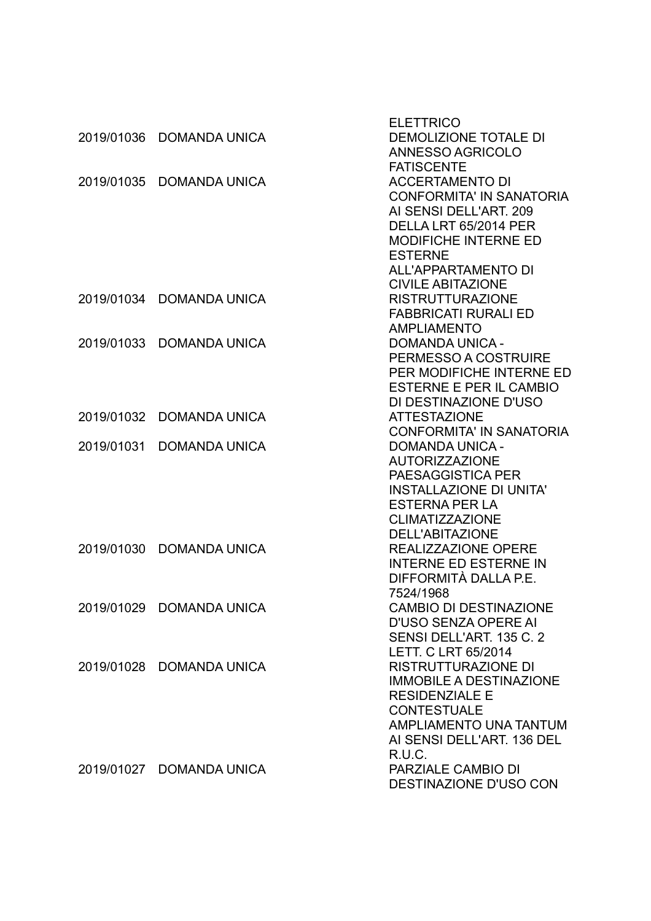| | | |
|---|---|---|
| | | ELETTRICO |
| 2019/01036 | DOMANDA UNICA | DEMOLIZIONE TOTALE DI ANNESSO AGRICOLO FATISCENTE |
| 2019/01035 | DOMANDA UNICA | ACCERTAMENTO DI CONFORMITA' IN SANATORIA AI SENSI DELL'ART. 209 DELLA LRT 65/2014 PER MODIFICHE INTERNE ED ESTERNE ALL'APPARTAMENTO DI CIVILE ABITAZIONE |
| 2019/01034 | DOMANDA UNICA | RISTRUTTURAZIONE FABBRICATI RURALI ED AMPLIAMENTO |
| 2019/01033 | DOMANDA UNICA | DOMANDA UNICA - PERMESSO A COSTRUIRE PER MODIFICHE INTERNE ED ESTERNE E PER IL CAMBIO DI DESTINAZIONE D'USO |
| 2019/01032 | DOMANDA UNICA | ATTESTAZIONE CONFORMITA' IN SANATORIA |
| 2019/01031 | DOMANDA UNICA | DOMANDA UNICA - AUTORIZZAZIONE PAESAGGISTICA PER INSTALLAZIONE DI UNITA' ESTERNA PER LA CLIMATIZZAZIONE DELL'ABITAZIONE |
| 2019/01030 | DOMANDA UNICA | REALIZZAZIONE OPERE INTERNE ED ESTERNE IN DIFFORMITÀ DALLA P.E. 7524/1968 |
| 2019/01029 | DOMANDA UNICA | CAMBIO DI DESTINAZIONE D'USO SENZA OPERE AI SENSI DELL'ART. 135 C. 2 LETT. C LRT 65/2014 |
| 2019/01028 | DOMANDA UNICA | RISTRUTTURAZIONE DI IMMOBILE A DESTINAZIONE RESIDENZIALE E CONTESTUALE AMPLIAMENTO UNA TANTUM AI SENSI DELL'ART. 136 DEL R.U.C. |
| 2019/01027 | DOMANDA UNICA | PARZIALE CAMBIO DI DESTINAZIONE D'USO CON |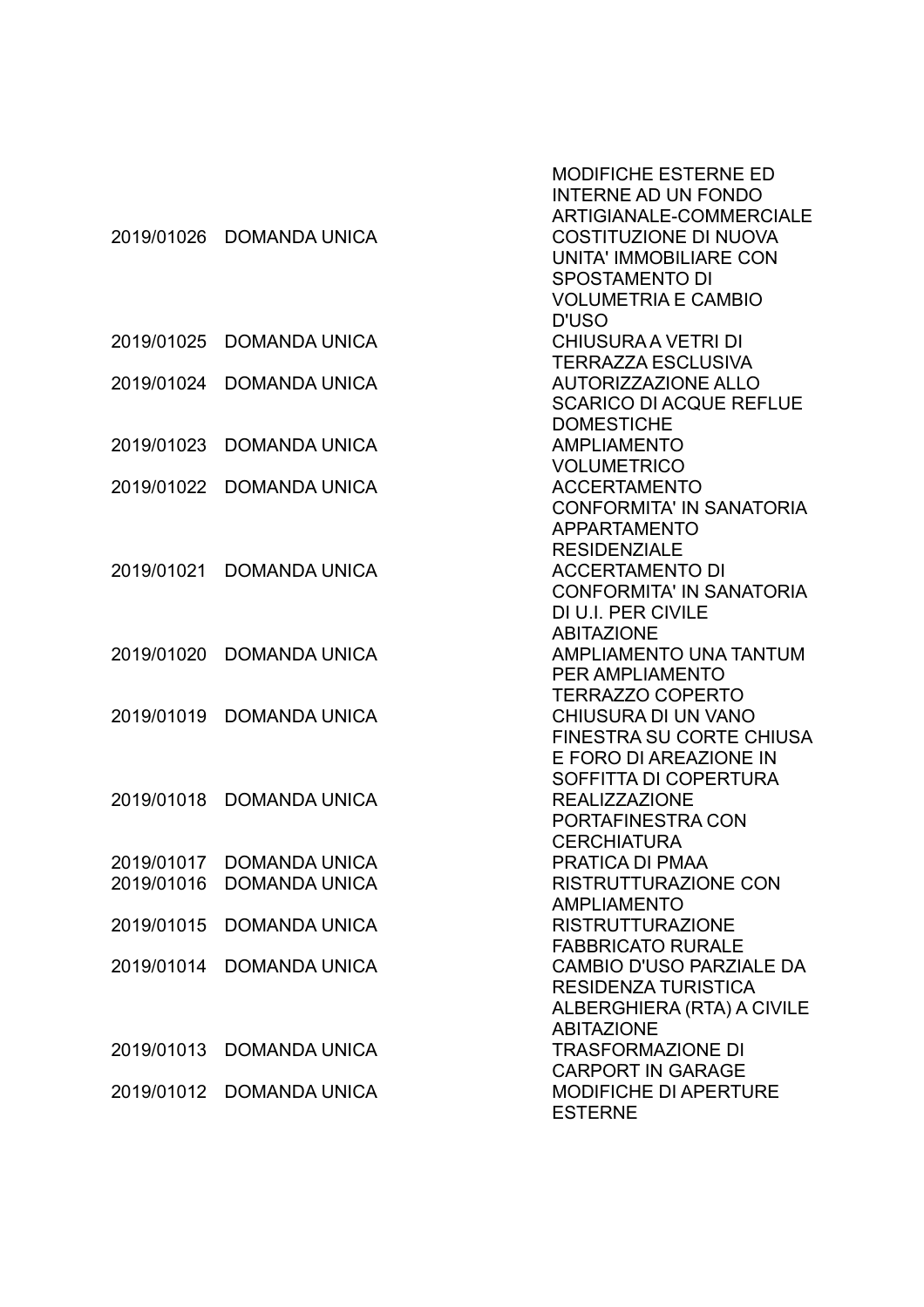| | | |
|---|---|---|
| 2019/01026 | DOMANDA UNICA | MODIFICHE ESTERNE ED INTERNE AD UN FONDO ARTIGIANALE-COMMERCIALE COSTITUZIONE DI NUOVA UNITA' IMMOBILIARE CON SPOSTAMENTO DI VOLUMETRIA E CAMBIO D'USO |
| 2019/01025 | DOMANDA UNICA | CHIUSURA A VETRI DI TERRAZZA ESCLUSIVA |
| 2019/01024 | DOMANDA UNICA | AUTORIZZAZIONE ALLO SCARICO DI ACQUE REFLUE DOMESTICHE |
| 2019/01023 | DOMANDA UNICA | AMPLIAMENTO VOLUMETRICO |
| 2019/01022 | DOMANDA UNICA | ACCERTAMENTO CONFORMITA' IN SANATORIA APPARTAMENTO RESIDENZIALE |
| 2019/01021 | DOMANDA UNICA | ACCERTAMENTO DI CONFORMITA' IN SANATORIA DI U.I. PER CIVILE ABITAZIONE |
| 2019/01020 | DOMANDA UNICA | AMPLIAMENTO UNA TANTUM PER AMPLIAMENTO TERRAZZO COPERTO |
| 2019/01019 | DOMANDA UNICA | CHIUSURA DI UN VANO FINESTRA SU CORTE CHIUSA E FORO DI AREAZIONE IN SOFFITTA DI COPERTURA |
| 2019/01018 | DOMANDA UNICA | REALIZZAZIONE PORTAFINESTRA CON CERCHIATURA |
| 2019/01017 | DOMANDA UNICA | PRATICA DI PMAA |
| 2019/01016 | DOMANDA UNICA | RISTRUTTURAZIONE CON AMPLIAMENTO |
| 2019/01015 | DOMANDA UNICA | RISTRUTTURAZIONE FABBRICATO RURALE |
| 2019/01014 | DOMANDA UNICA | CAMBIO D'USO PARZIALE DA RESIDENZA TURISTICA ALBERGHIERA (RTA) A CIVILE ABITAZIONE |
| 2019/01013 | DOMANDA UNICA | TRASFORMAZIONE DI CARPORT IN GARAGE |
| 2019/01012 | DOMANDA UNICA | MODIFICHE DI APERTURE ESTERNE |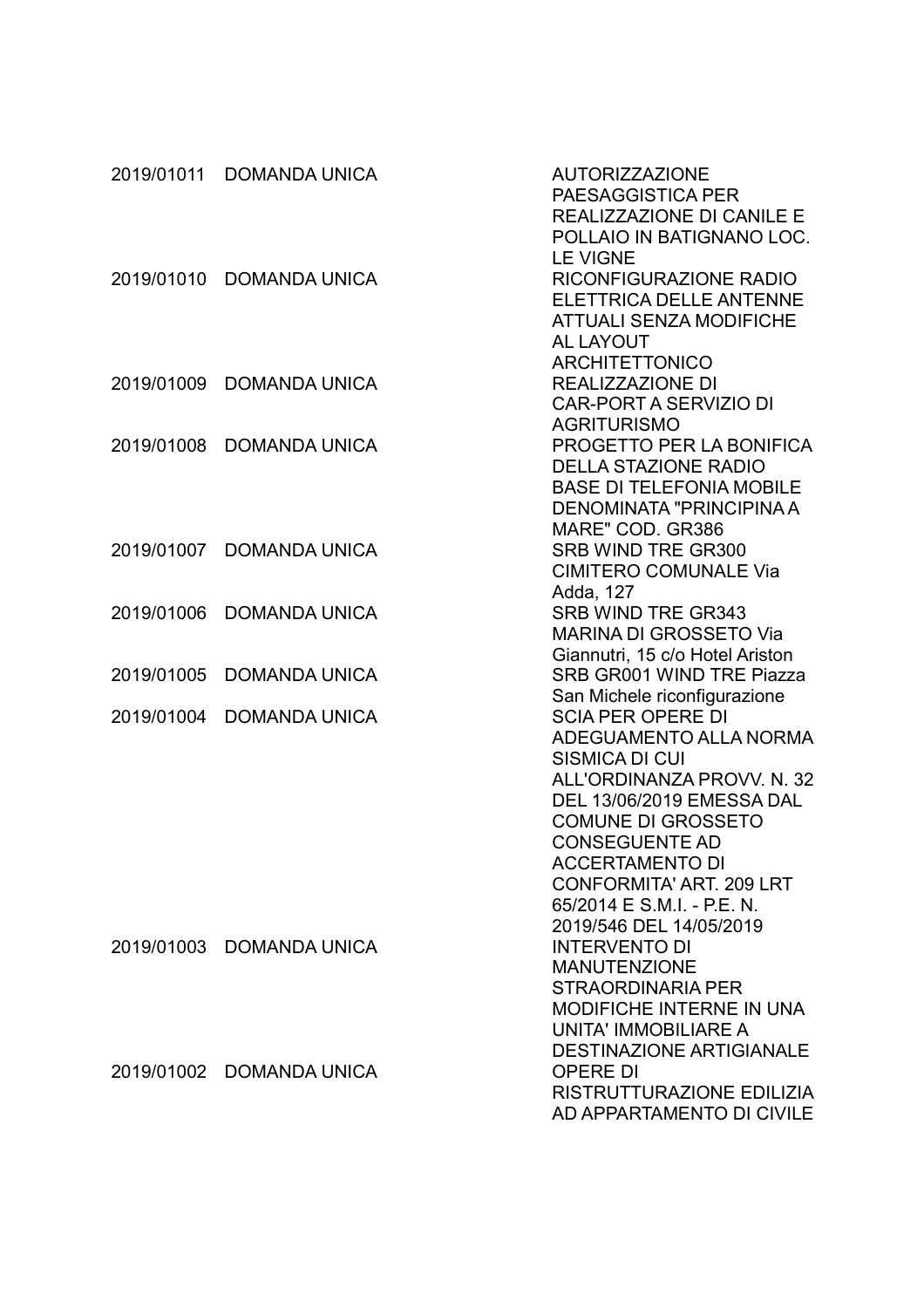| | | |
|---|---|---|
| 2019/01011 | DOMANDA UNICA | AUTORIZZAZIONE PAESAGGISTICA PER REALIZZAZIONE DI CANILE E POLLAIO IN BATIGNANO LOC. LE VIGNE |
| 2019/01010 | DOMANDA UNICA | RICONFIGURAZIONE RADIO ELETTRICA DELLE ANTENNE ATTUALI SENZA MODIFICHE AL LAYOUT ARCHITETTONICO |
| 2019/01009 | DOMANDA UNICA | REALIZZAZIONE DI CAR-PORT A SERVIZIO DI AGRITURISMO |
| 2019/01008 | DOMANDA UNICA | PROGETTO PER LA BONIFICA DELLA STAZIONE RADIO BASE DI TELEFONIA MOBILE DENOMINATA "PRINCIPINA A MARE" COD. GR386 |
| 2019/01007 | DOMANDA UNICA | SRB WIND TRE GR300 CIMITERO COMUNALE Via Adda, 127 |
| 2019/01006 | DOMANDA UNICA | SRB WIND TRE GR343 MARINA DI GROSSETO Via Giannutri, 15 c/o Hotel Ariston |
| 2019/01005 | DOMANDA UNICA | SRB GR001 WIND TRE Piazza San Michele riconfigurazione |
| 2019/01004 | DOMANDA UNICA | SCIA PER OPERE DI ADEGUAMENTO ALLA NORMA SISMICA DI CUI ALL'ORDINANZA PROVV. N. 32 DEL 13/06/2019 EMESSA DAL COMUNE DI GROSSETO CONSEGUENTE AD ACCERTAMENTO DI CONFORMITA' ART. 209 LRT 65/2014 E S.M.I. - P.E. N. 2019/546 DEL 14/05/2019 |
| 2019/01003 | DOMANDA UNICA | INTERVENTO DI MANUTENZIONE STRAORDINARIA PER MODIFICHE INTERNE IN UNA UNITA' IMMOBILIARE A DESTINAZIONE ARTIGIANALE |
| 2019/01002 | DOMANDA UNICA | OPERE DI RISTRUTTURAZIONE EDILIZIA AD APPARTAMENTO DI CIVILE |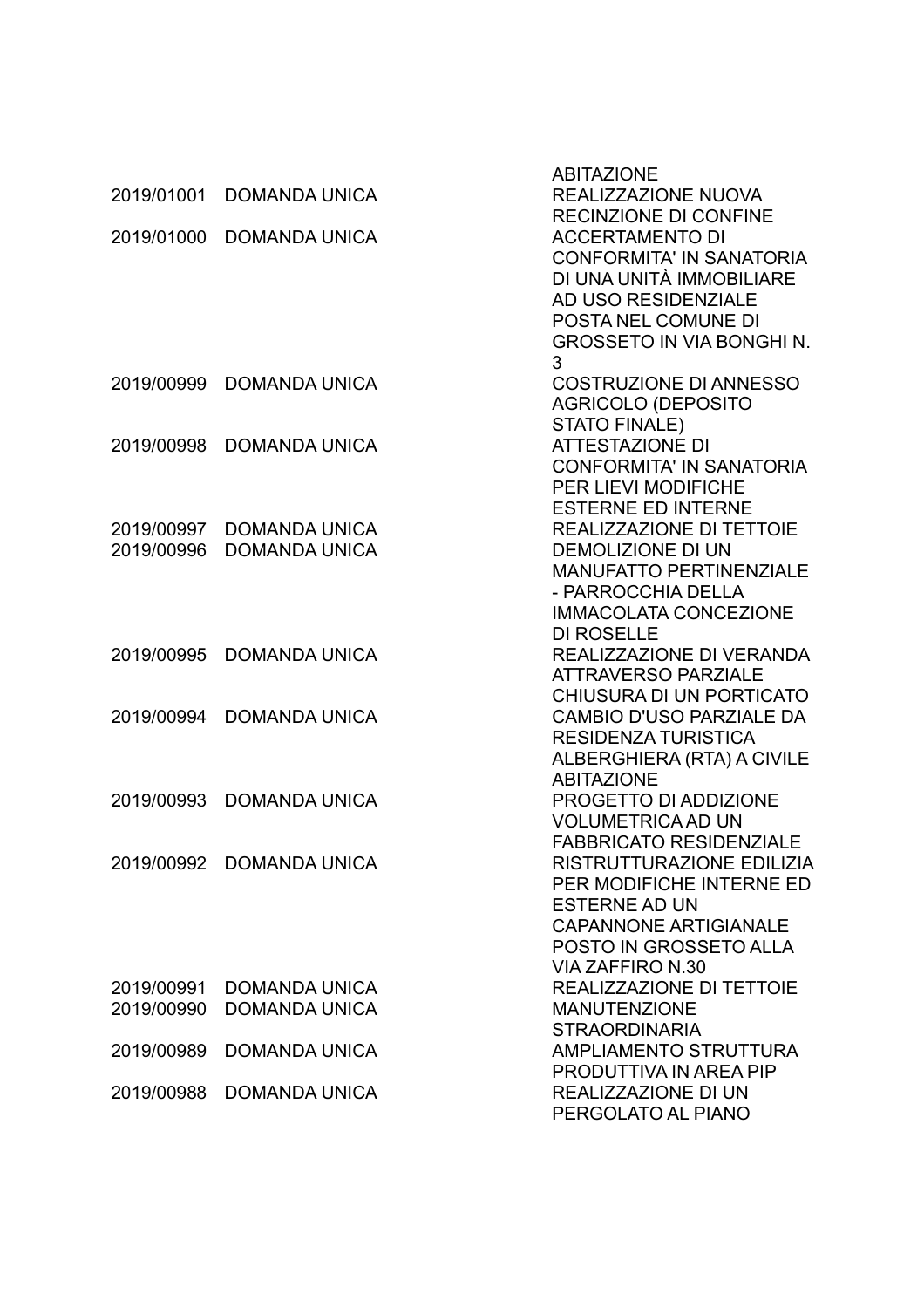| | | |
|---|---|---|
| | | ABITAZIONE |
| 2019/01001 | DOMANDA UNICA | REALIZZAZIONE NUOVA RECINZIONE DI CONFINE |
| 2019/01000 | DOMANDA UNICA | ACCERTAMENTO DI CONFORMITA' IN SANATORIA DI UNA UNITÀ IMMOBILIARE AD USO RESIDENZIALE POSTA NEL COMUNE DI GROSSETO IN VIA BONGHI N. 3 |
| 2019/00999 | DOMANDA UNICA | COSTRUZIONE DI ANNESSO AGRICOLO (DEPOSITO STATO FINALE) |
| 2019/00998 | DOMANDA UNICA | ATTESTAZIONE DI CONFORMITA' IN SANATORIA PER LIEVI MODIFICHE ESTERNE ED INTERNE |
| 2019/00997 | DOMANDA UNICA | REALIZZAZIONE DI TETTOIE |
| 2019/00996 | DOMANDA UNICA | DEMOLIZIONE DI UN MANUFATTO PERTINENZIALE - PARROCCHIA DELLA IMMACOLATA CONCEZIONE DI ROSELLE |
| 2019/00995 | DOMANDA UNICA | REALIZZAZIONE DI VERANDA ATTRAVERSO PARZIALE CHIUSURA DI UN PORTICATO |
| 2019/00994 | DOMANDA UNICA | CAMBIO D'USO PARZIALE DA RESIDENZA TURISTICA ALBERGHIERA (RTA) A CIVILE ABITAZIONE |
| 2019/00993 | DOMANDA UNICA | PROGETTO DI ADDIZIONE VOLUMETRICA AD UN FABBRICATO RESIDENZIALE |
| 2019/00992 | DOMANDA UNICA | RISTRUTTURAZIONE EDILIZIA PER MODIFICHE INTERNE ED ESTERNE AD UN CAPANNONE ARTIGIANALE POSTO IN GROSSETO ALLA VIA ZAFFIRO N.30 |
| 2019/00991 | DOMANDA UNICA | REALIZZAZIONE DI TETTOIE |
| 2019/00990 | DOMANDA UNICA | MANUTENZIONE STRAORDINARIA |
| 2019/00989 | DOMANDA UNICA | AMPLIAMENTO STRUTTURA PRODUTTIVA IN AREA PIP |
| 2019/00988 | DOMANDA UNICA | REALIZZAZIONE DI UN PERGOLATO AL PIANO |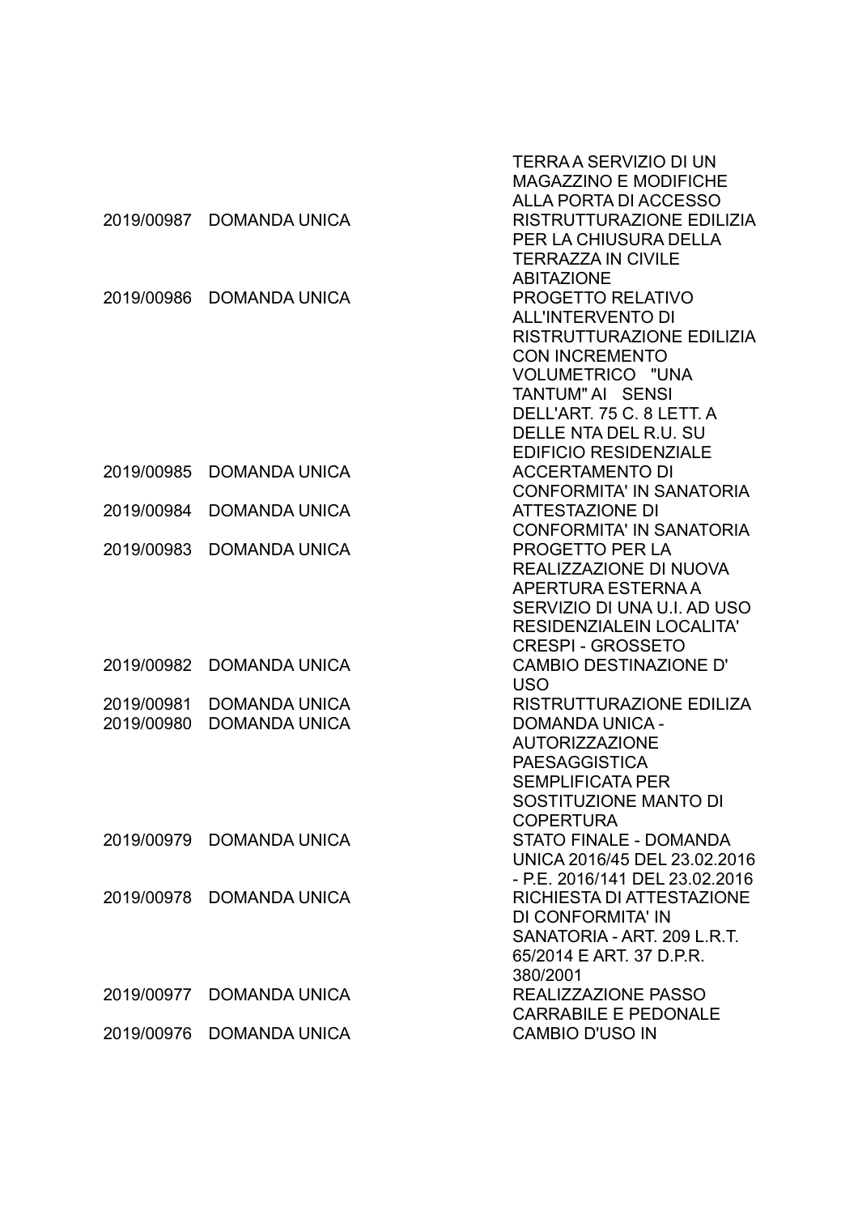| | | |
|---|---|---|
| | | TERRA A SERVIZIO DI UN MAGAZZINO E MODIFICHE ALLA PORTA DI ACCESSO |
| 2019/00987 | DOMANDA UNICA | RISTRUTTURAZIONE EDILIZIA PER LA CHIUSURA DELLA TERRAZZA IN CIVILE ABITAZIONE |
| 2019/00986 | DOMANDA UNICA | PROGETTO RELATIVO ALL'INTERVENTO DI RISTRUTTURAZIONE EDILIZIA CON INCREMENTO VOLUMETRICO "UNA TANTUM" AI SENSI DELL'ART. 75 C. 8 LETT. A DELLE NTA DEL R.U. SU EDIFICIO RESIDENZIALE |
| 2019/00985 | DOMANDA UNICA | ACCERTAMENTO DI CONFORMITA' IN SANATORIA |
| 2019/00984 | DOMANDA UNICA | ATTESTAZIONE DI CONFORMITA' IN SANATORIA |
| 2019/00983 | DOMANDA UNICA | PROGETTO PER LA REALIZZAZIONE DI NUOVA APERTURA ESTERNA A SERVIZIO DI UNA U.I. AD USO RESIDENZIALEIN LOCALITA' CRESPI - GROSSETO |
| 2019/00982 | DOMANDA UNICA | CAMBIO DESTINAZIONE D' USO |
| 2019/00981 | DOMANDA UNICA | RISTRUTTURAZIONE EDILIZA |
| 2019/00980 | DOMANDA UNICA | DOMANDA UNICA - AUTORIZZAZIONE PAESAGGISTICA SEMPLIFICATA PER SOSTITUZIONE MANTO DI COPERTURA |
| 2019/00979 | DOMANDA UNICA | STATO FINALE - DOMANDA UNICA 2016/45 DEL 23.02.2016 - P.E. 2016/141 DEL 23.02.2016 |
| 2019/00978 | DOMANDA UNICA | RICHIESTA DI ATTESTAZIONE DI CONFORMITA' IN SANATORIA - ART. 209 L.R.T. 65/2014 E ART. 37 D.P.R. 380/2001 |
| 2019/00977 | DOMANDA UNICA | REALIZZAZIONE PASSO CARRABILE E PEDONALE |
| 2019/00976 | DOMANDA UNICA | CAMBIO D'USO IN |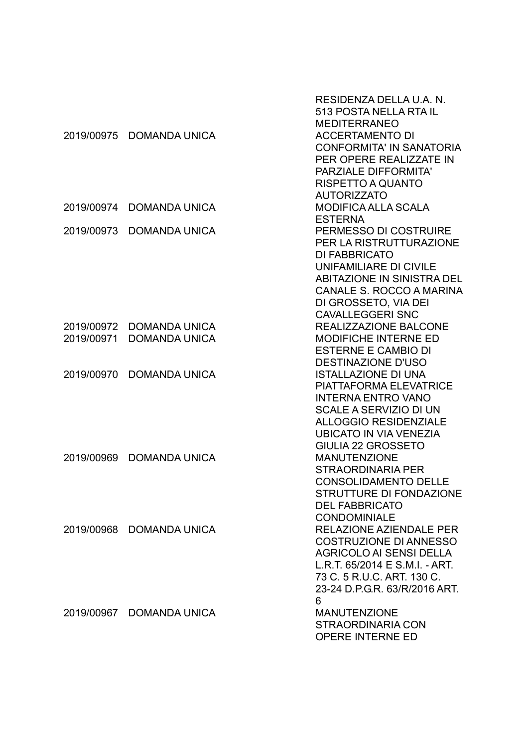| | | |
|---|---|---|
| | | RESIDENZA DELLA U.A. N. 513 POSTA NELLA RTA IL MEDITERRANEO |
| 2019/00975 | DOMANDA UNICA | ACCERTAMENTO DI CONFORMITA' IN SANATORIA PER OPERE REALIZZATE IN PARZIALE DIFFORMITA' RISPETTO A QUANTO AUTORIZZATO |
| 2019/00974 | DOMANDA UNICA | MODIFICA ALLA SCALA ESTERNA |
| 2019/00973 | DOMANDA UNICA | PERMESSO DI COSTRUIRE PER LA RISTRUTTURAZIONE DI FABBRICATO UNIFAMILIARE DI CIVILE ABITAZIONE IN SINISTRA DEL CANALE S. ROCCO A MARINA DI GROSSETO, VIA DEI CAVALLEGGERI SNC |
| 2019/00972 | DOMANDA UNICA | REALIZZAZIONE BALCONE |
| 2019/00971 | DOMANDA UNICA | MODIFICHE INTERNE ED ESTERNE E CAMBIO DI DESTINAZIONE D'USO |
| 2019/00970 | DOMANDA UNICA | ISTALLAZIONE DI UNA PIATTAFORMA ELEVATRICE INTERNA ENTRO VANO SCALE A SERVIZIO DI UN ALLOGGIO RESIDENZIALE UBICATO IN VIA VENEZIA GIULIA 22 GROSSETO |
| 2019/00969 | DOMANDA UNICA | MANUTENZIONE STRAORDINARIA PER CONSOLIDAMENTO DELLE STRUTTURE DI FONDAZIONE DEL FABBRICATO CONDOMINIALE |
| 2019/00968 | DOMANDA UNICA | RELAZIONE AZIENDALE PER COSTRUZIONE DI ANNESSO AGRICOLO AI SENSI DELLA L.R.T. 65/2014 E S.M.I. - ART. 73 C. 5 R.U.C. ART. 130 C. 23-24 D.P.G.R. 63/R/2016 ART. 6 |
| 2019/00967 | DOMANDA UNICA | MANUTENZIONE STRAORDINARIA CON OPERE INTERNE ED |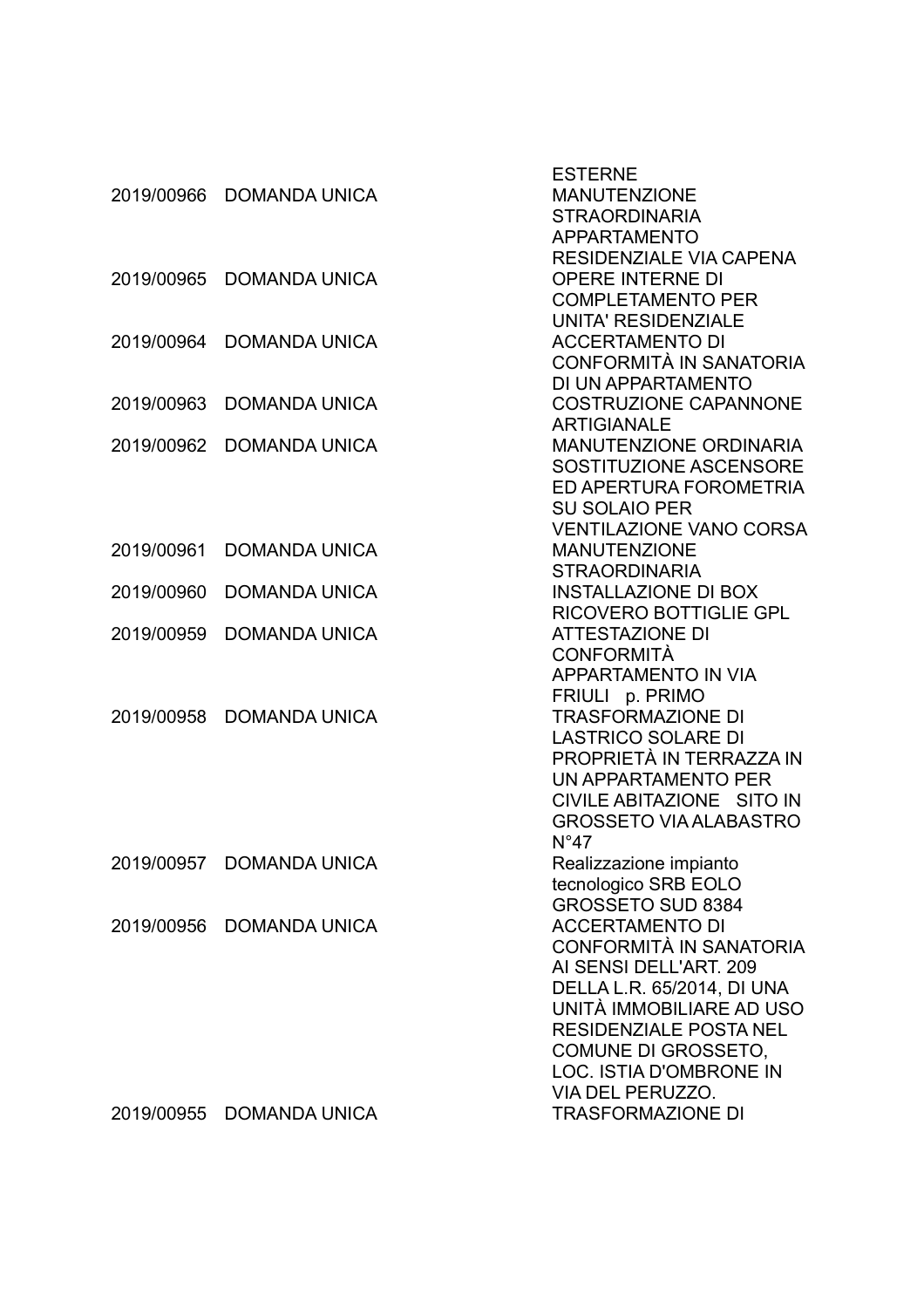| | | |
|---|---|---|
| | | ESTERNE |
| 2019/00966 | DOMANDA UNICA | MANUTENZIONE STRAORDINARIA APPARTAMENTO RESIDENZIALE VIA CAPENA |
| 2019/00965 | DOMANDA UNICA | OPERE INTERNE DI COMPLETAMENTO PER UNITA' RESIDENZIALE |
| 2019/00964 | DOMANDA UNICA | ACCERTAMENTO DI CONFORMITÀ IN SANATORIA DI UN APPARTAMENTO |
| 2019/00963 | DOMANDA UNICA | COSTRUZIONE CAPANNONE ARTIGIANALE |
| 2019/00962 | DOMANDA UNICA | MANUTENZIONE ORDINARIA SOSTITUZIONE ASCENSORE ED APERTURA FOROMETRIA SU SOLAIO PER VENTILAZIONE VANO CORSA |
| 2019/00961 | DOMANDA UNICA | MANUTENZIONE STRAORDINARIA |
| 2019/00960 | DOMANDA UNICA | INSTALLAZIONE DI BOX RICOVERO BOTTIGLIE GPL |
| 2019/00959 | DOMANDA UNICA | ATTESTAZIONE DI CONFORMITÀ APPARTAMENTO IN VIA FRIULI p. PRIMO |
| 2019/00958 | DOMANDA UNICA | TRASFORMAZIONE DI LASTRICO SOLARE DI PROPRIETÀ IN TERRAZZA IN UN APPARTAMENTO PER CIVILE ABITAZIONE SITO IN GROSSETO VIA ALABASTRO N°47 |
| 2019/00957 | DOMANDA UNICA | Realizzazione impianto tecnologico SRB EOLO GROSSETO SUD 8384 |
| 2019/00956 | DOMANDA UNICA | ACCERTAMENTO DI CONFORMITÀ IN SANATORIA AI SENSI DELL'ART. 209 DELLA L.R. 65/2014, DI UNA UNITÀ IMMOBILIARE AD USO RESIDENZIALE POSTA NEL COMUNE DI GROSSETO, LOC. ISTIA D'OMBRONE IN VIA DEL PERUZZO. |
| 2019/00955 | DOMANDA UNICA | TRASFORMAZIONE DI |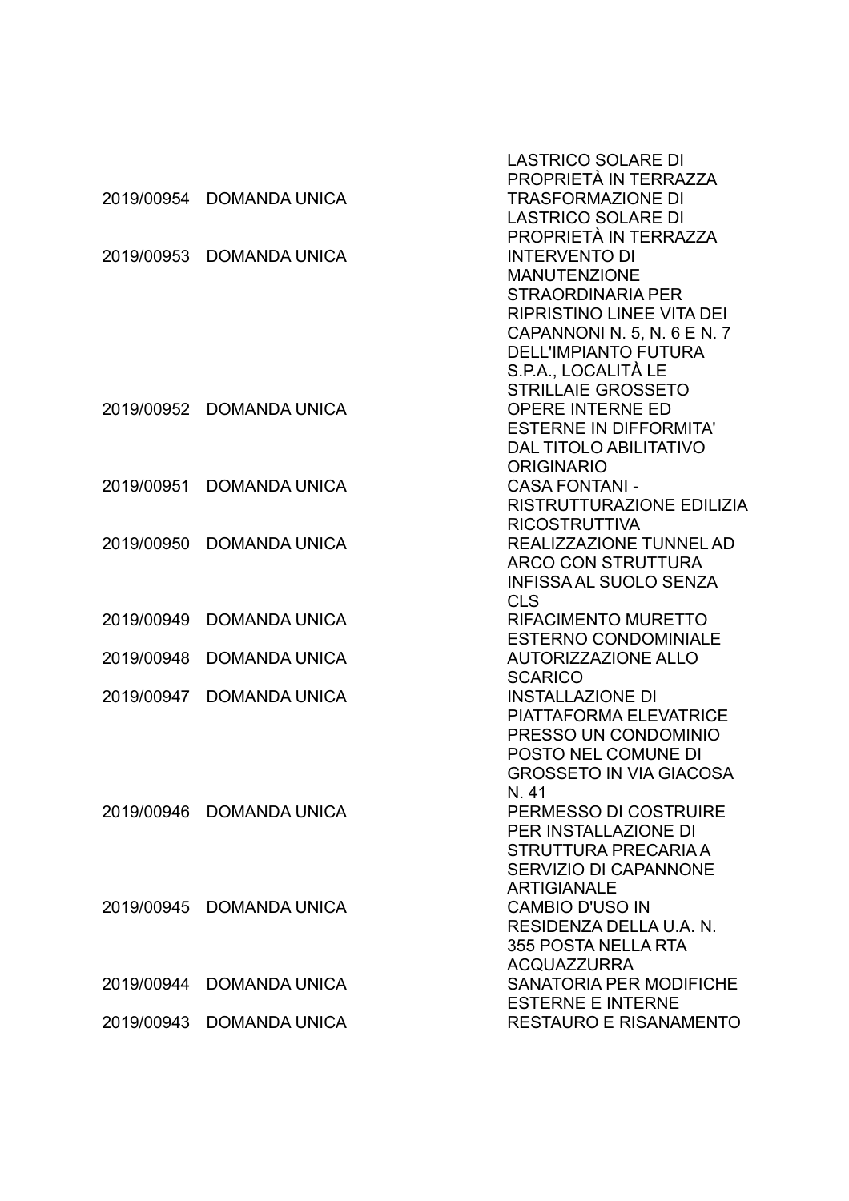| | | |
|---|---|---|
| | | LASTRICO SOLARE DI PROPRIETÀ IN TERRAZZA |
| 2019/00954 | DOMANDA UNICA | TRASFORMAZIONE DI LASTRICO SOLARE DI PROPRIETÀ IN TERRAZZA |
| 2019/00953 | DOMANDA UNICA | INTERVENTO DI MANUTENZIONE STRAORDINARIA PER RIPRISTINO LINEE VITA DEI CAPANNONI N. 5, N. 6 E N. 7 DELL'IMPIANTO FUTURA S.P.A., LOCALITÀ LE STRILLAIE GROSSETO |
| 2019/00952 | DOMANDA UNICA | OPERE INTERNE ED ESTERNE IN DIFFORMITA' DAL TITOLO ABILITATIVO ORIGINARIO |
| 2019/00951 | DOMANDA UNICA | CASA FONTANI - RISTRUTTURAZIONE EDILIZIA RICOSTRUTTIVA |
| 2019/00950 | DOMANDA UNICA | REALIZZAZIONE TUNNEL AD ARCO CON STRUTTURA INFISSA AL SUOLO SENZA CLS |
| 2019/00949 | DOMANDA UNICA | RIFACIMENTO MURETTO ESTERNO CONDOMINIALE |
| 2019/00948 | DOMANDA UNICA | AUTORIZZAZIONE ALLO SCARICO |
| 2019/00947 | DOMANDA UNICA | INSTALLAZIONE DI PIATTAFORMA ELEVATRICE PRESSO UN CONDOMINIO POSTO NEL COMUNE DI GROSSETO IN VIA GIACOSA N. 41 |
| 2019/00946 | DOMANDA UNICA | PERMESSO DI COSTRUIRE PER INSTALLAZIONE DI STRUTTURA PRECARIA A SERVIZIO DI CAPANNONE ARTIGIANALE |
| 2019/00945 | DOMANDA UNICA | CAMBIO D'USO IN RESIDENZA DELLA U.A. N. 355 POSTA NELLA RTA ACQUAZZURRA |
| 2019/00944 | DOMANDA UNICA | SANATORIA PER MODIFICHE ESTERNE E INTERNE |
| 2019/00943 | DOMANDA UNICA | RESTAURO E RISANAMENTO |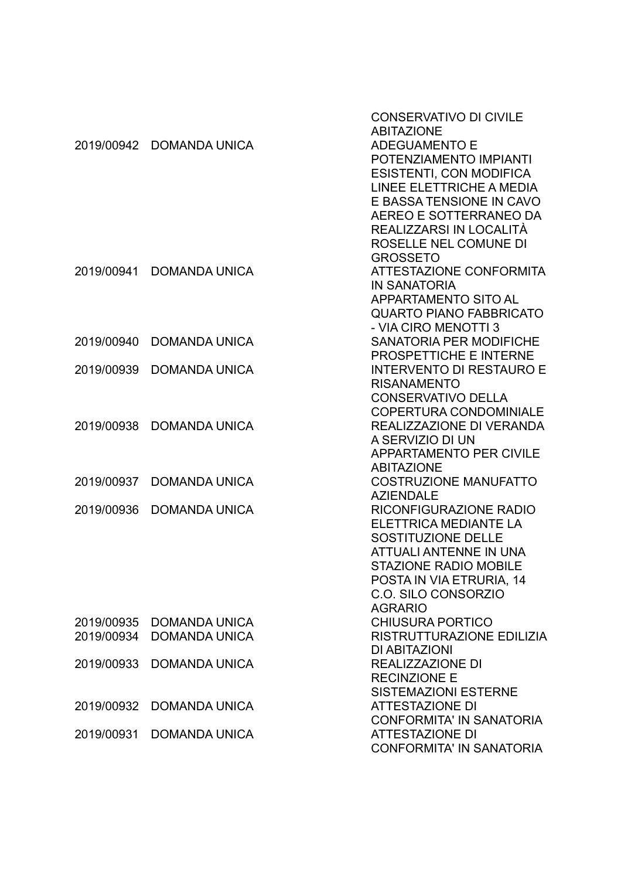| | | |
|---|---|---|
| | | CONSERVATIVO DI CIVILE ABITAZIONE |
| 2019/00942 | DOMANDA UNICA | ADEGUAMENTO E POTENZIAMENTO IMPIANTI ESISTENTI, CON MODIFICA LINEE ELETTRICHE A MEDIA E BASSA TENSIONE IN CAVO AEREO E SOTTERRANEO DA REALIZZARSI IN LOCALITÀ ROSELLE NEL COMUNE DI GROSSETO |
| 2019/00941 | DOMANDA UNICA | ATTESTAZIONE CONFORMITA IN SANATORIA APPARTAMENTO SITO AL QUARTO PIANO FABBRICATO - VIA CIRO MENOTTI 3 |
| 2019/00940 | DOMANDA UNICA | SANATORIA PER MODIFICHE PROSPETTICHE E INTERNE |
| 2019/00939 | DOMANDA UNICA | INTERVENTO DI RESTAURO E RISANAMENTO CONSERVATIVO DELLA COPERTURA CONDOMINIALE |
| 2019/00938 | DOMANDA UNICA | REALIZZAZIONE DI VERANDA A SERVIZIO DI UN APPARTAMENTO PER CIVILE ABITAZIONE |
| 2019/00937 | DOMANDA UNICA | COSTRUZIONE MANUFATTO AZIENDALE |
| 2019/00936 | DOMANDA UNICA | RICONFIGURAZIONE RADIO ELETTRICA MEDIANTE LA SOSTITUZIONE DELLE ATTUALI ANTENNE IN UNA STAZIONE RADIO MOBILE POSTA IN VIA ETRURIA, 14 C.O. SILO CONSORZIO AGRARIO |
| 2019/00935 | DOMANDA UNICA | CHIUSURA PORTICO |
| 2019/00934 | DOMANDA UNICA | RISTRUTTURAZIONE EDILIZIA DI ABITAZIONI |
| 2019/00933 | DOMANDA UNICA | REALIZZAZIONE DI RECINZIONE E SISTEMAZIONI ESTERNE |
| 2019/00932 | DOMANDA UNICA | ATTESTAZIONE DI CONFORMITA' IN SANATORIA |
| 2019/00931 | DOMANDA UNICA | ATTESTAZIONE DI CONFORMITA' IN SANATORIA |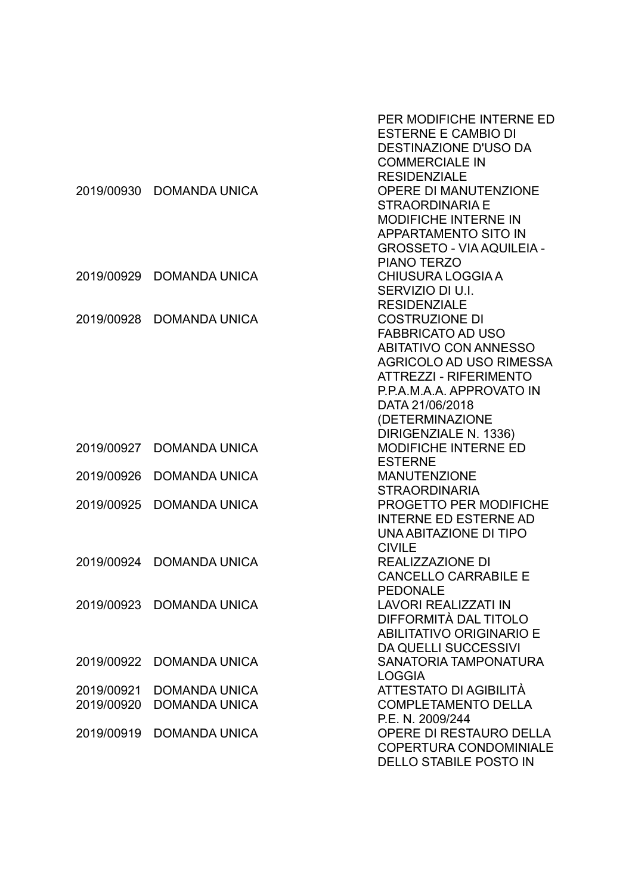| | | |
|---|---|---|
| | | PER MODIFICHE INTERNE ED ESTERNE E CAMBIO DI DESTINAZIONE D'USO DA COMMERCIALE IN RESIDENZIALE |
| 2019/00930 | DOMANDA UNICA | OPERE DI MANUTENZIONE STRAORDINARIA E MODIFICHE INTERNE IN APPARTAMENTO SITO IN GROSSETO - VIA AQUILEIA - PIANO TERZO |
| 2019/00929 | DOMANDA UNICA | CHIUSURA LOGGIA A SERVIZIO DI U.I. RESIDENZIALE |
| 2019/00928 | DOMANDA UNICA | COSTRUZIONE DI FABBRICATO AD USO ABITATIVO CON ANNESSO AGRICOLO AD USO RIMESSA ATTREZZI - RIFERIMENTO P.P.A.M.A.A. APPROVATO IN DATA 21/06/2018 (DETERMINAZIONE DIRIGENZIALE N. 1336) |
| 2019/00927 | DOMANDA UNICA | MODIFICHE INTERNE ED ESTERNE |
| 2019/00926 | DOMANDA UNICA | MANUTENZIONE STRAORDINARIA |
| 2019/00925 | DOMANDA UNICA | PROGETTO PER MODIFICHE INTERNE ED ESTERNE AD UNA ABITAZIONE DI TIPO CIVILE |
| 2019/00924 | DOMANDA UNICA | REALIZZAZIONE DI CANCELLO CARRABILE E PEDONALE |
| 2019/00923 | DOMANDA UNICA | LAVORI REALIZZATI IN DIFFORMITÀ DAL TITOLO ABILITATIVO ORIGINARIO E DA QUELLI SUCCESSIVI |
| 2019/00922 | DOMANDA UNICA | SANATORIA TAMPONATURA LOGGIA |
| 2019/00921 | DOMANDA UNICA | ATTESTATO DI AGIBILITÀ |
| 2019/00920 | DOMANDA UNICA | COMPLETAMENTO DELLA P.E. N. 2009/244 |
| 2019/00919 | DOMANDA UNICA | OPERE DI RESTAURO DELLA COPERTURA CONDOMINIALE DELLO STABILE POSTO IN |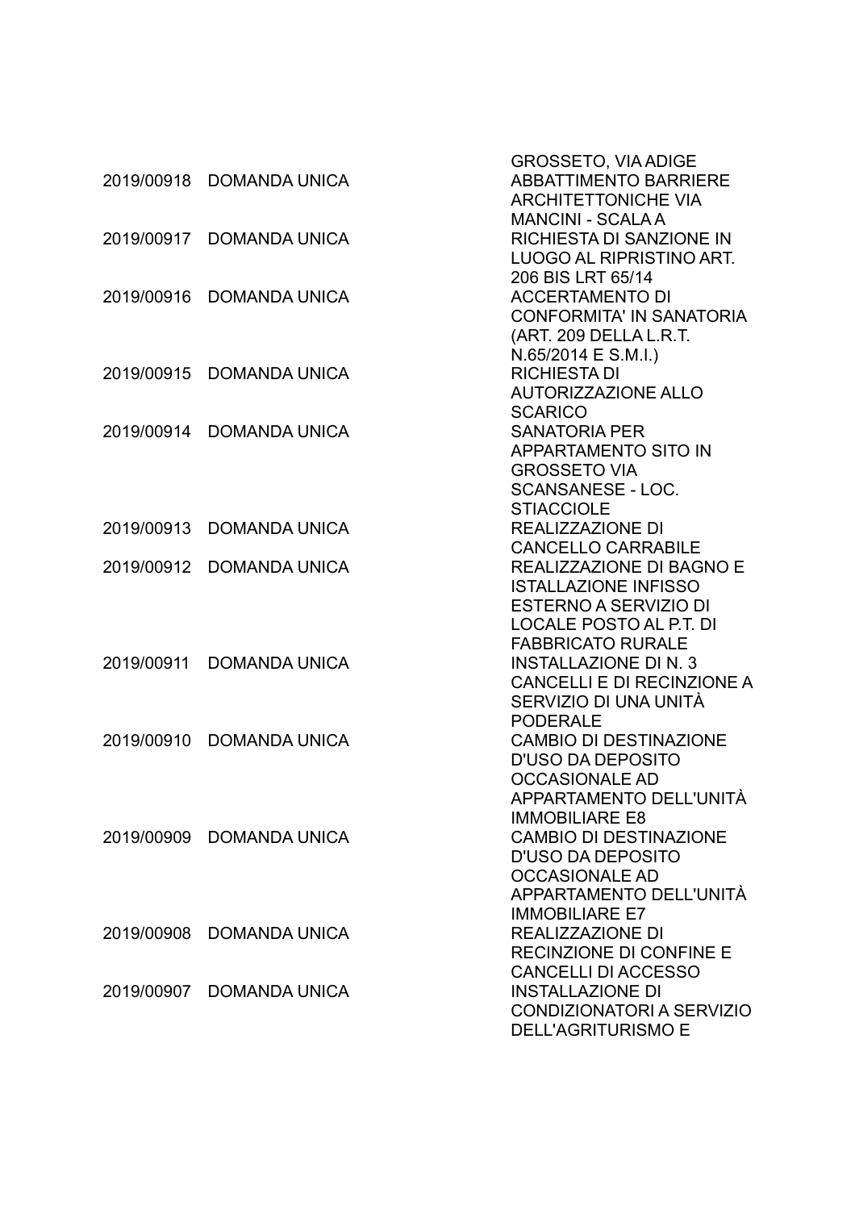| | | |
|---|---|---|
| | | GROSSETO, VIA ADIGE |
| 2019/00918 | DOMANDA UNICA | ABBATTIMENTO BARRIERE ARCHITETTONICHE VIA MANCINI - SCALA A |
| 2019/00917 | DOMANDA UNICA | RICHIESTA DI SANZIONE IN LUOGO AL RIPRISTINO ART. 206 BIS LRT 65/14 |
| 2019/00916 | DOMANDA UNICA | ACCERTAMENTO DI CONFORMITA' IN SANATORIA (ART. 209 DELLA L.R.T. N.65/2014 E S.M.I.) |
| 2019/00915 | DOMANDA UNICA | RICHIESTA DI AUTORIZZAZIONE ALLO SCARICO |
| 2019/00914 | DOMANDA UNICA | SANATORIA PER APPARTAMENTO SITO IN GROSSETO VIA SCANSANESE - LOC. STIACCIOLE |
| 2019/00913 | DOMANDA UNICA | REALIZZAZIONE DI CANCELLO CARRABILE |
| 2019/00912 | DOMANDA UNICA | REALIZZAZIONE DI BAGNO E ISTALLAZIONE INFISSO ESTERNO A SERVIZIO DI LOCALE POSTO AL P.T. DI FABBRICATO RURALE |
| 2019/00911 | DOMANDA UNICA | INSTALLAZIONE DI N. 3 CANCELLI E DI RECINZIONE A SERVIZIO DI UNA UNITÀ PODERALE |
| 2019/00910 | DOMANDA UNICA | CAMBIO DI DESTINAZIONE D'USO DA DEPOSITO OCCASIONALE AD APPARTAMENTO DELL'UNITÀ IMMOBILIARE E8 |
| 2019/00909 | DOMANDA UNICA | CAMBIO DI DESTINAZIONE D'USO DA DEPOSITO OCCASIONALE AD APPARTAMENTO DELL'UNITÀ IMMOBILIARE E7 |
| 2019/00908 | DOMANDA UNICA | REALIZZAZIONE DI RECINZIONE DI CONFINE E CANCELLI DI ACCESSO |
| 2019/00907 | DOMANDA UNICA | INSTALLAZIONE DI CONDIZIONATORI A SERVIZIO DELL'AGRITURISMO E |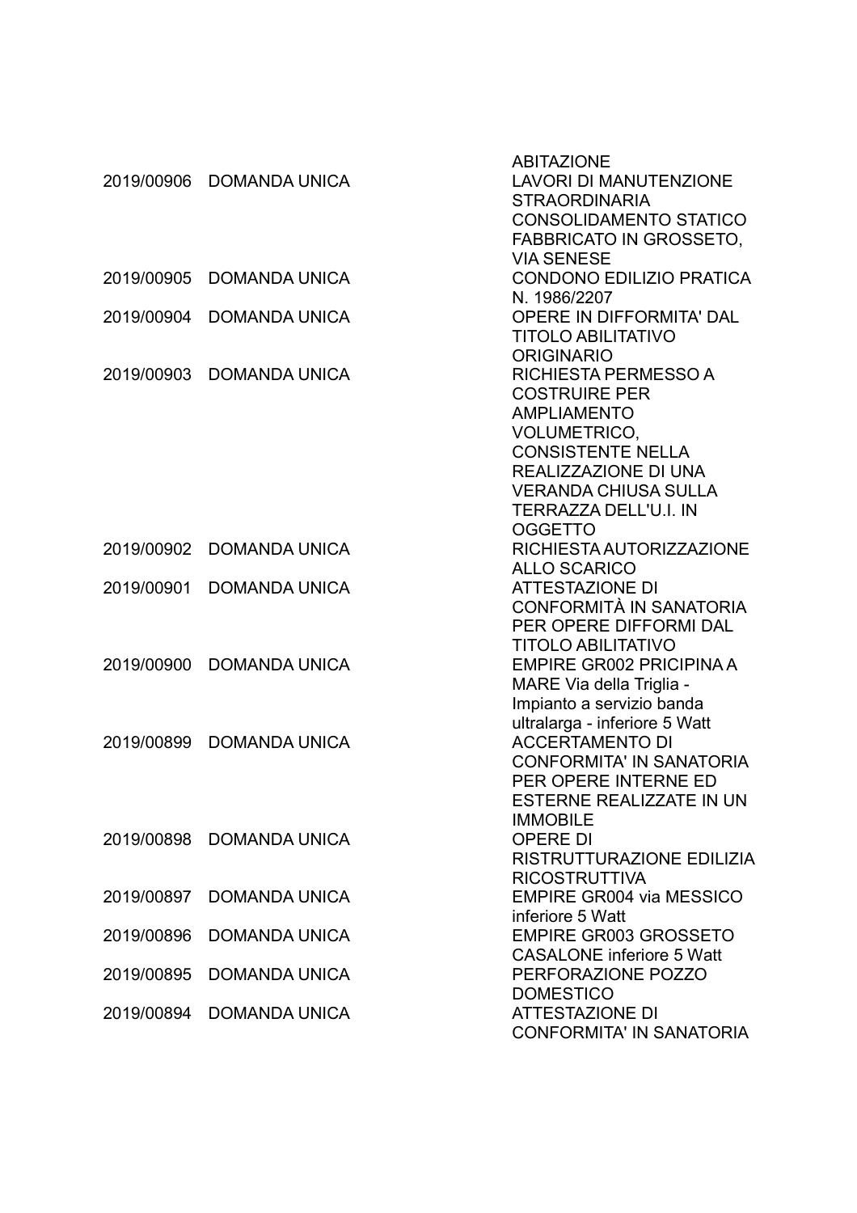|  |  | ABITAZIONE |
| --- | --- | --- |
| 2019/00906 | DOMANDA UNICA | LAVORI DI MANUTENZIONE STRAORDINARIA CONSOLIDAMENTO STATICO FABBRICATO IN GROSSETO, VIA SENESE |
| 2019/00905 | DOMANDA UNICA | CONDONO EDILIZIO PRATICA N. 1986/2207 |
| 2019/00904 | DOMANDA UNICA | OPERE IN DIFFORMITA' DAL TITOLO ABILITATIVO ORIGINARIO |
| 2019/00903 | DOMANDA UNICA | RICHIESTA PERMESSO A COSTRUIRE PER AMPLIAMENTO VOLUMETRICO, CONSISTENTE NELLA REALIZZAZIONE DI UNA VERANDA CHIUSA SULLA TERRAZZA DELL'U.I. IN OGGETTO |
| 2019/00902 | DOMANDA UNICA | RICHIESTA AUTORIZZAZIONE ALLO SCARICO |
| 2019/00901 | DOMANDA UNICA | ATTESTAZIONE DI CONFORMITÀ IN SANATORIA PER OPERE DIFFORMI DAL TITOLO ABILITATIVO |
| 2019/00900 | DOMANDA UNICA | EMPIRE GR002 PRICIPINA A MARE Via della Triglia - Impianto a servizio banda ultralarga - inferiore 5 Watt |
| 2019/00899 | DOMANDA UNICA | ACCERTAMENTO DI CONFORMITA' IN SANATORIA PER OPERE INTERNE ED ESTERNE REALIZZATE IN UN IMMOBILE |
| 2019/00898 | DOMANDA UNICA | OPERE DI RISTRUTTURAZIONE EDILIZIA RICOSTRUTTIVA |
| 2019/00897 | DOMANDA UNICA | EMPIRE GR004 via MESSICO inferiore 5 Watt |
| 2019/00896 | DOMANDA UNICA | EMPIRE GR003 GROSSETO CASALONE inferiore 5 Watt |
| 2019/00895 | DOMANDA UNICA | PERFORAZIONE POZZO DOMESTICO |
| 2019/00894 | DOMANDA UNICA | ATTESTAZIONE DI CONFORMITA' IN SANATORIA |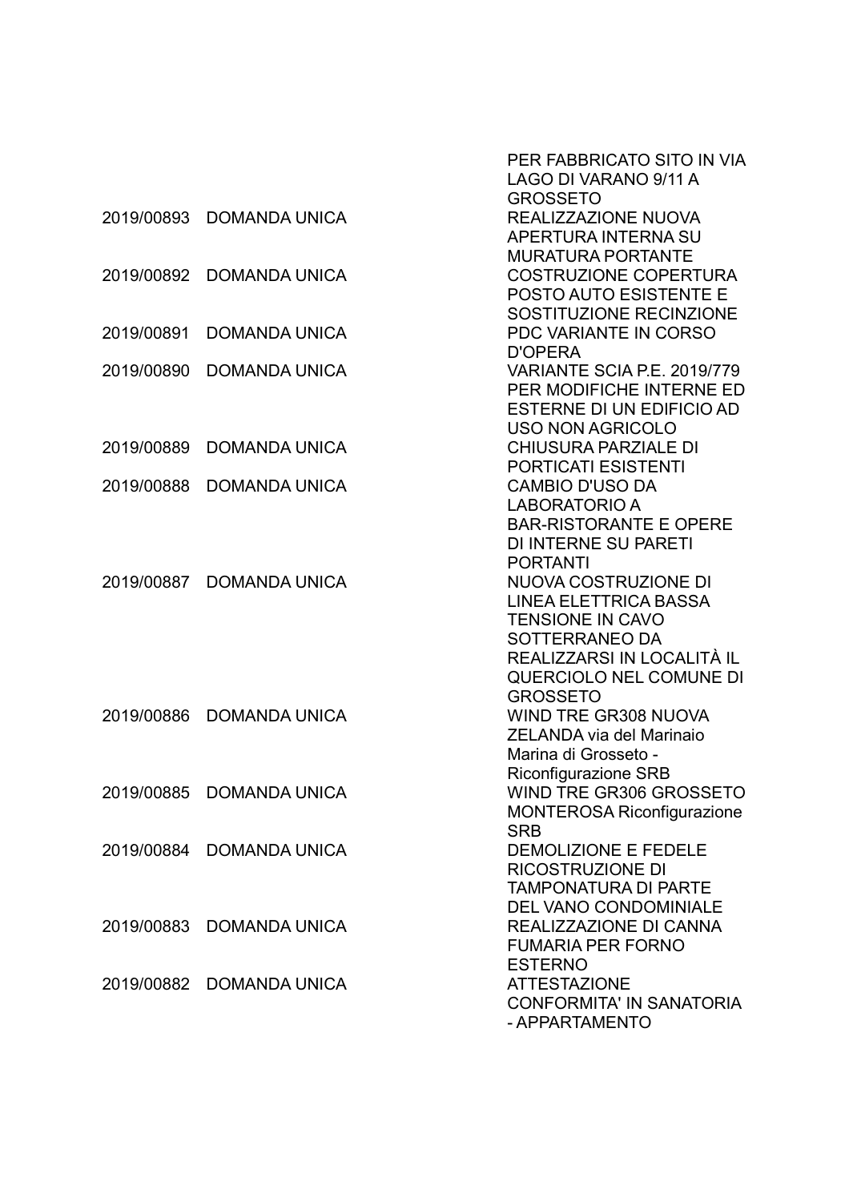| | | |
|---|---|---|
| | | PER FABBRICATO SITO IN VIA LAGO DI VARANO 9/11 A GROSSETO |
| 2019/00893 | DOMANDA UNICA | REALIZZAZIONE NUOVA APERTURA INTERNA SU MURATURA PORTANTE |
| 2019/00892 | DOMANDA UNICA | COSTRUZIONE COPERTURA POSTO AUTO ESISTENTE E SOSTITUZIONE RECINZIONE |
| 2019/00891 | DOMANDA UNICA | PDC VARIANTE IN CORSO D'OPERA |
| 2019/00890 | DOMANDA UNICA | VARIANTE SCIA P.E. 2019/779 PER MODIFICHE INTERNE ED ESTERNE DI UN EDIFICIO AD USO NON AGRICOLO |
| 2019/00889 | DOMANDA UNICA | CHIUSURA PARZIALE DI PORTICATI ESISTENTI |
| 2019/00888 | DOMANDA UNICA | CAMBIO D'USO DA LABORATORIO A BAR-RISTORANTE E OPERE DI INTERNE SU PARETI PORTANTI |
| 2019/00887 | DOMANDA UNICA | NUOVA COSTRUZIONE DI LINEA ELETTRICA BASSA TENSIONE IN CAVO SOTTERRANEO DA REALIZZARSI IN LOCALITÀ IL QUERCIOLO NEL COMUNE DI GROSSETO |
| 2019/00886 | DOMANDA UNICA | WIND TRE GR308 NUOVA ZELANDA via del Marinaio Marina di Grosseto - Riconfigurazione SRB |
| 2019/00885 | DOMANDA UNICA | WIND TRE GR306 GROSSETO MONTEROSA Riconfigurazione SRB |
| 2019/00884 | DOMANDA UNICA | DEMOLIZIONE E FEDELE RICOSTRUZIONE DI TAMPONATURA DI PARTE DEL VANO CONDOMINIALE |
| 2019/00883 | DOMANDA UNICA | REALIZZAZIONE DI CANNA FUMARIA PER FORNO ESTERNO |
| 2019/00882 | DOMANDA UNICA | ATTESTAZIONE CONFORMITA' IN SANATORIA - APPARTAMENTO |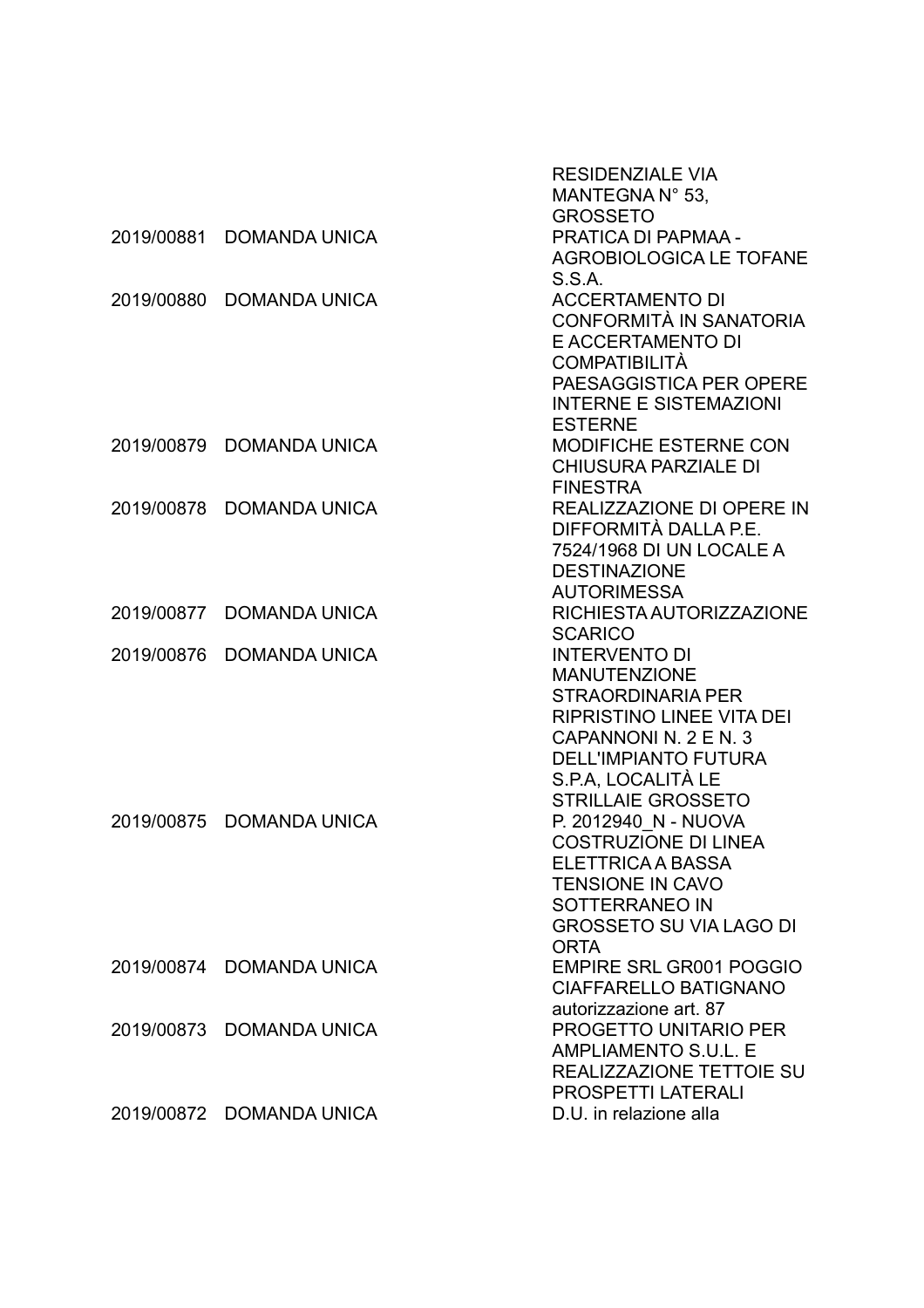| | | |
|---|---|---|
| | | RESIDENZIALE VIA MANTEGNA N° 53, GROSSETO |
| 2019/00881 | DOMANDA UNICA | PRATICA DI PAPMAA - AGROBIOLOGICA LE TOFANE S.S.A. |
| 2019/00880 | DOMANDA UNICA | ACCERTAMENTO DI CONFORMITÀ IN SANATORIA E ACCERTAMENTO DI COMPATIBILITÀ PAESAGGISTICA PER OPERE INTERNE E SISTEMAZIONI ESTERNE |
| 2019/00879 | DOMANDA UNICA | MODIFICHE ESTERNE CON CHIUSURA PARZIALE DI FINESTRA |
| 2019/00878 | DOMANDA UNICA | REALIZZAZIONE DI OPERE IN DIFFORMITÀ DALLA P.E. 7524/1968 DI UN LOCALE A DESTINAZIONE AUTORIMESSA |
| 2019/00877 | DOMANDA UNICA | RICHIESTA AUTORIZZAZIONE SCARICO |
| 2019/00876 | DOMANDA UNICA | INTERVENTO DI MANUTENZIONE STRAORDINARIA PER RIPRISTINO LINEE VITA DEI CAPANNONI N. 2 E N. 3 DELL'IMPIANTO FUTURA S.P.A, LOCALITÀ LE STRILLAIE GROSSETO |
| 2019/00875 | DOMANDA UNICA | P. 2012940_N - NUOVA COSTRUZIONE DI LINEA ELETTRICA A BASSA TENSIONE IN CAVO SOTTERRANEO IN GROSSETO SU VIA LAGO DI ORTA |
| 2019/00874 | DOMANDA UNICA | EMPIRE SRL GR001 POGGIO CIAFFARELLO BATIGNANO autorizzazione art. 87 |
| 2019/00873 | DOMANDA UNICA | PROGETTO UNITARIO PER AMPLIAMENTO S.U.L. E REALIZZAZIONE TETTOIE SU PROSPETTI LATERALI |
| 2019/00872 | DOMANDA UNICA | D.U. in relazione alla |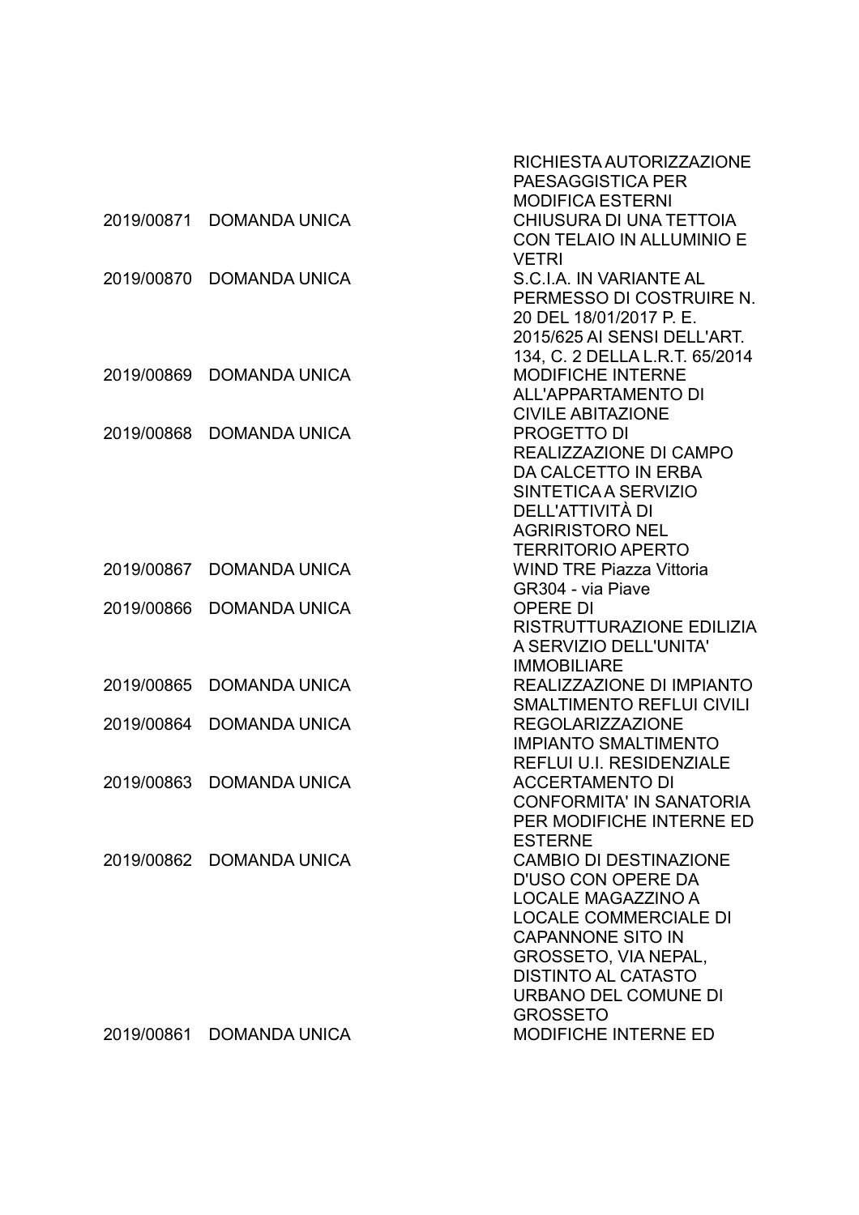| | | |
|---|---|---|
| | | RICHIESTA AUTORIZZAZIONE PAESAGGISTICA PER MODIFICA ESTERNI |
| 2019/00871 | DOMANDA UNICA | CHIUSURA DI UNA TETTOIA CON TELAIO IN ALLUMINIO E VETRI |
| 2019/00870 | DOMANDA UNICA | S.C.I.A. IN VARIANTE AL PERMESSO DI COSTRUIRE N. 20 DEL 18/01/2017 P. E. 2015/625 AI SENSI DELL'ART. 134, C. 2 DELLA L.R.T. 65/2014 |
| 2019/00869 | DOMANDA UNICA | MODIFICHE INTERNE ALL'APPARTAMENTO DI CIVILE ABITAZIONE |
| 2019/00868 | DOMANDA UNICA | PROGETTO DI REALIZZAZIONE DI CAMPO DA CALCETTO IN ERBA SINTETICA A SERVIZIO DELL'ATTIVITÀ DI AGRIRISTORO NEL TERRITORIO APERTO |
| 2019/00867 | DOMANDA UNICA | WIND TRE Piazza Vittoria GR304 - via Piave |
| 2019/00866 | DOMANDA UNICA | OPERE DI RISTRUTTURAZIONE EDILIZIA A SERVIZIO DELL'UNITA' IMMOBILIARE |
| 2019/00865 | DOMANDA UNICA | REALIZZAZIONE DI IMPIANTO SMALTIMENTO REFLUI CIVILI |
| 2019/00864 | DOMANDA UNICA | REGOLARIZZAZIONE IMPIANTO SMALTIMENTO REFLUI U.I. RESIDENZIALE |
| 2019/00863 | DOMANDA UNICA | ACCERTAMENTO DI CONFORMITA' IN SANATORIA PER MODIFICHE INTERNE ED ESTERNE |
| 2019/00862 | DOMANDA UNICA | CAMBIO DI DESTINAZIONE D'USO CON OPERE DA LOCALE MAGAZZINO A LOCALE COMMERCIALE DI CAPANNONE SITO IN GROSSETO, VIA NEPAL, DISTINTO AL CATASTO URBANO DEL COMUNE DI GROSSETO |
| 2019/00861 | DOMANDA UNICA | MODIFICHE INTERNE ED |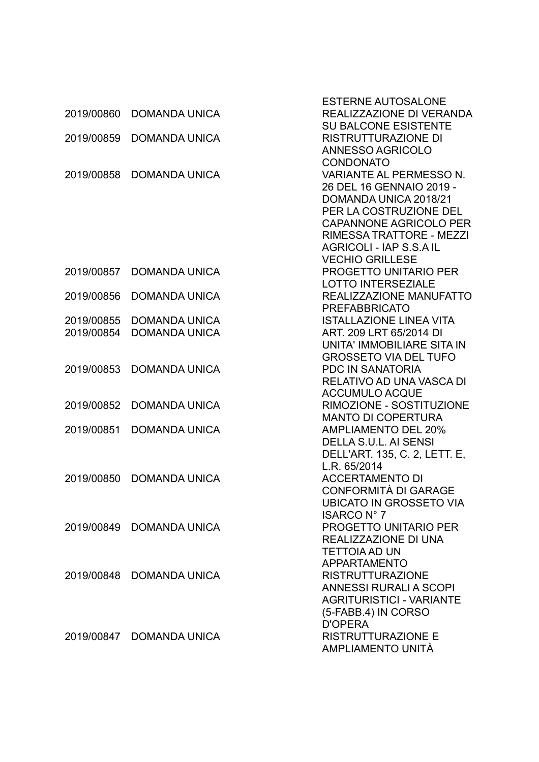| | | |
|---|---|---|
| | | ESTERNE AUTOSALONE |
| 2019/00860 | DOMANDA UNICA | REALIZZAZIONE DI VERANDA SU BALCONE ESISTENTE |
| 2019/00859 | DOMANDA UNICA | RISTRUTTURAZIONE DI ANNESSO AGRICOLO CONDONATO |
| 2019/00858 | DOMANDA UNICA | VARIANTE AL PERMESSO N. 26 DEL 16 GENNAIO 2019 - DOMANDA UNICA 2018/21 PER LA COSTRUZIONE DEL CAPANNONE AGRICOLO PER RIMESSA TRATTORE - MEZZI AGRICOLI - IAP S.S.A IL VECHIO GRILLESE |
| 2019/00857 | DOMANDA UNICA | PROGETTO UNITARIO PER LOTTO INTERSEZIALE |
| 2019/00856 | DOMANDA UNICA | REALIZZAZIONE MANUFATTO PREFABBRICATO |
| 2019/00855 | DOMANDA UNICA | ISTALLAZIONE LINEA VITA |
| 2019/00854 | DOMANDA UNICA | ART. 209 LRT 65/2014 DI UNITA' IMMOBILIARE SITA IN GROSSETO VIA DEL TUFO |
| 2019/00853 | DOMANDA UNICA | PDC IN SANATORIA RELATIVO AD UNA VASCA DI ACCUMULO ACQUE |
| 2019/00852 | DOMANDA UNICA | RIMOZIONE - SOSTITUZIONE MANTO DI COPERTURA |
| 2019/00851 | DOMANDA UNICA | AMPLIAMENTO DEL 20% DELLA S.U.L. AI SENSI DELL'ART. 135, C. 2, LETT. E, L.R. 65/2014 |
| 2019/00850 | DOMANDA UNICA | ACCERTAMENTO DI CONFORMITÀ DI GARAGE UBICATO IN GROSSETO VIA ISARCO N° 7 |
| 2019/00849 | DOMANDA UNICA | PROGETTO UNITARIO PER REALIZZAZIONE DI UNA TETTOIA AD UN APPARTAMENTO |
| 2019/00848 | DOMANDA UNICA | RISTRUTTURAZIONE ANNESSI RURALI A SCOPI AGRITURISTICI - VARIANTE (5-FABB.4) IN CORSO D'OPERA |
| 2019/00847 | DOMANDA UNICA | RISTRUTTURAZIONE E AMPLIAMENTO UNITÀ |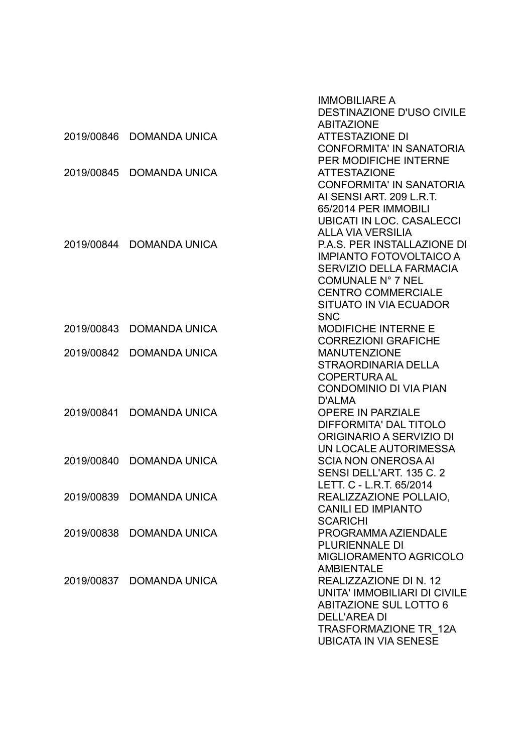| | | |
|---|---|---|
| | | IMMOBILIARE A DESTINAZIONE D'USO CIVILE ABITAZIONE |
| 2019/00846 | DOMANDA UNICA | ATTESTAZIONE DI CONFORMITA' IN SANATORIA PER MODIFICHE INTERNE |
| 2019/00845 | DOMANDA UNICA | ATTESTAZIONE CONFORMITA' IN SANATORIA AI SENSI ART. 209 L.R.T. 65/2014 PER IMMOBILI UBICATI IN LOC. CASALECCI ALLA VIA VERSILIA |
| 2019/00844 | DOMANDA UNICA | P.A.S. PER INSTALLAZIONE DI IMPIANTO FOTOVOLTAICO A SERVIZIO DELLA FARMACIA COMUNALE N° 7 NEL CENTRO COMMERCIALE SITUATO IN VIA ECUADOR SNC |
| 2019/00843 | DOMANDA UNICA | MODIFICHE INTERNE E CORREZIONI GRAFICHE |
| 2019/00842 | DOMANDA UNICA | MANUTENZIONE STRAORDINARIA DELLA COPERTURA AL CONDOMINIO DI VIA PIAN D'ALMA |
| 2019/00841 | DOMANDA UNICA | OPERE IN PARZIALE DIFFORMITA' DAL TITOLO ORIGINARIO A SERVIZIO DI UN LOCALE AUTORIMESSA |
| 2019/00840 | DOMANDA UNICA | SCIA NON ONEROSA AI SENSI DELL'ART. 135 C. 2 LETT. C - L.R.T. 65/2014 |
| 2019/00839 | DOMANDA UNICA | REALIZZAZIONE POLLAIO, CANILI ED IMPIANTO SCARICHI |
| 2019/00838 | DOMANDA UNICA | PROGRAMMA AZIENDALE PLURIENNALE DI MIGLIORAMENTO AGRICOLO AMBIENTALE |
| 2019/00837 | DOMANDA UNICA | REALIZZAZIONE DI N. 12 UNITA' IMMOBILIARI DI CIVILE ABITAZIONE SUL LOTTO 6 DELL'AREA DI TRASFORMAZIONE TR_12A UBICATA IN VIA SENESE |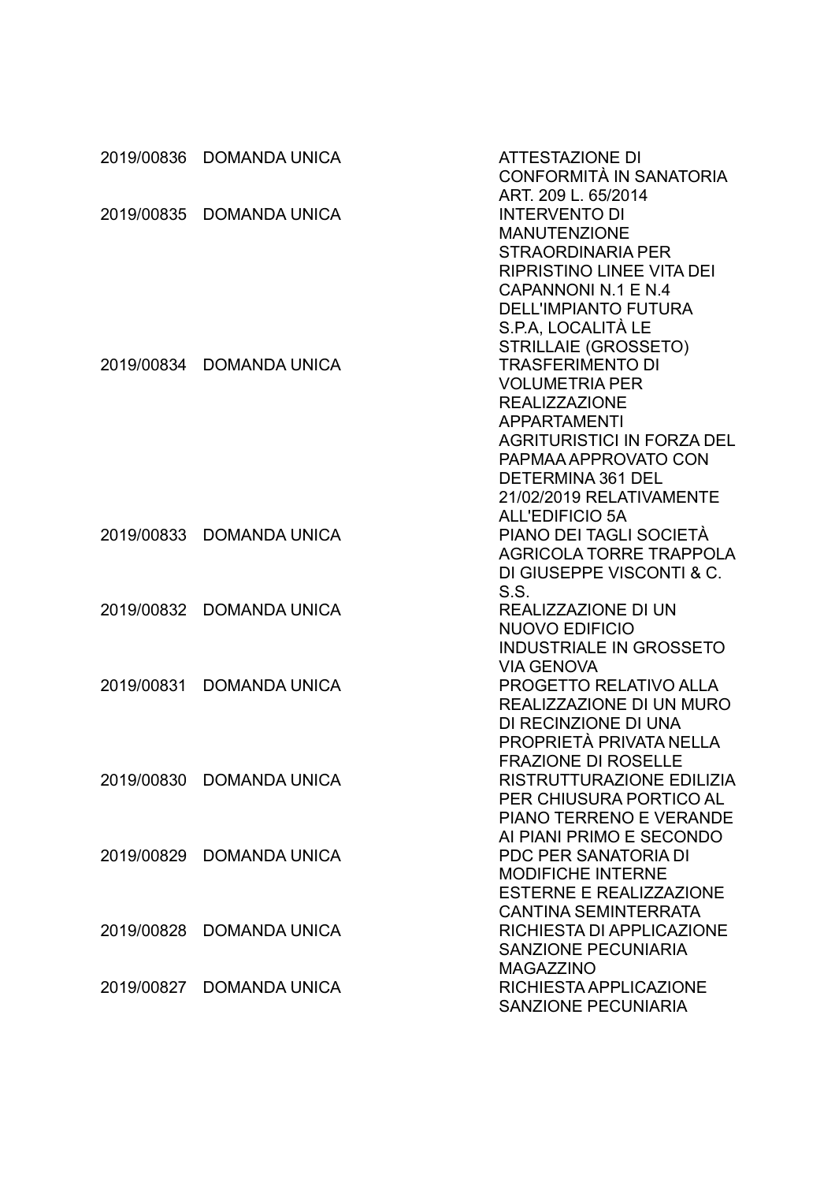| | | |
|---|---|---|
| 2019/00836 | DOMANDA UNICA | ATTESTAZIONE DI CONFORMITÀ IN SANATORIA ART. 209 L. 65/2014 |
| 2019/00835 | DOMANDA UNICA | INTERVENTO DI MANUTENZIONE STRAORDINARIA PER RIPRISTINO LINEE VITA DEI CAPANNONI N.1 E N.4 DELL'IMPIANTO FUTURA S.P.A, LOCALITÀ LE STRILLAIE (GROSSETO) |
| 2019/00834 | DOMANDA UNICA | TRASFERIMENTO DI VOLUMETRIA PER REALIZZAZIONE APPARTAMENTI AGRITURISTICI IN FORZA DEL PAPMAA APPROVATO CON DETERMINA 361 DEL 21/02/2019 RELATIVAMENTE ALL'EDIFICIO 5A |
| 2019/00833 | DOMANDA UNICA | PIANO DEI TAGLI SOCIETÀ AGRICOLA TORRE TRAPPOLA DI GIUSEPPE VISCONTI & C. S.S. |
| 2019/00832 | DOMANDA UNICA | REALIZZAZIONE DI UN NUOVO EDIFICIO INDUSTRIALE IN GROSSETO VIA GENOVA |
| 2019/00831 | DOMANDA UNICA | PROGETTO RELATIVO ALLA REALIZZAZIONE DI UN MURO DI RECINZIONE DI UNA PROPRIETÀ PRIVATA NELLA FRAZIONE DI ROSELLE |
| 2019/00830 | DOMANDA UNICA | RISTRUTTURAZIONE EDILIZIA PER CHIUSURA PORTICO AL PIANO TERRENO E VERANDE AI PIANI PRIMO E SECONDO |
| 2019/00829 | DOMANDA UNICA | PDC PER SANATORIA DI MODIFICHE INTERNE ESTERNE E REALIZZAZIONE CANTINA SEMINTERRATA |
| 2019/00828 | DOMANDA UNICA | RICHIESTA DI APPLICAZIONE SANZIONE PECUNIARIA MAGAZZINO |
| 2019/00827 | DOMANDA UNICA | RICHIESTA APPLICAZIONE SANZIONE PECUNIARIA |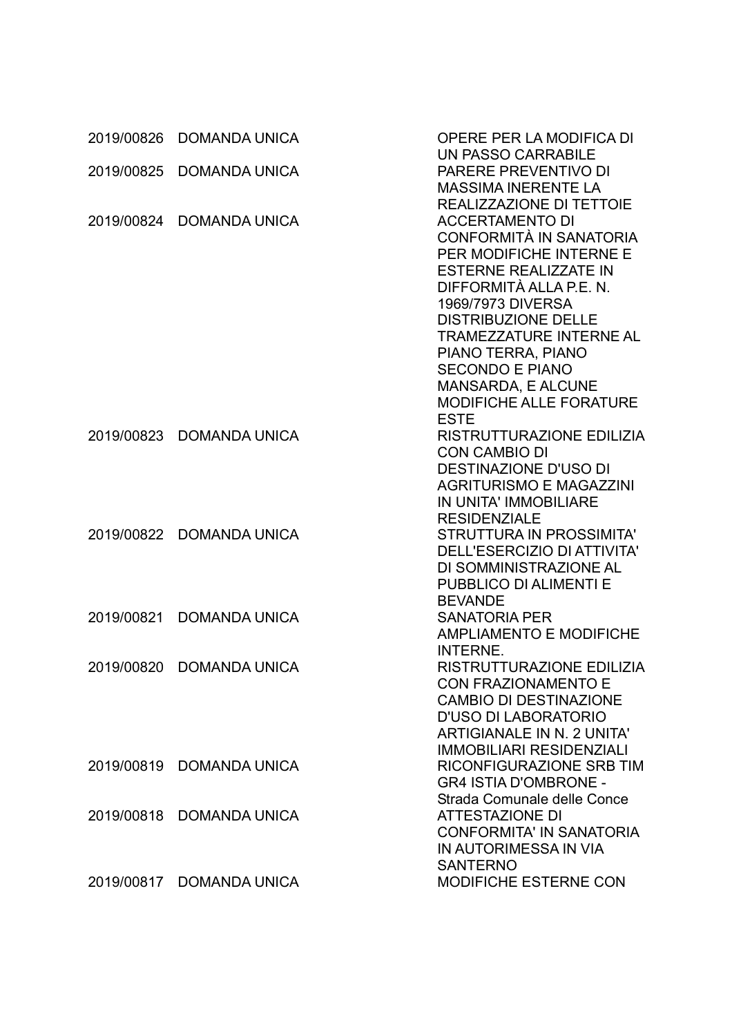| | | |
|---|---|---|
| 2019/00826 | DOMANDA UNICA | OPERE PER LA MODIFICA DI UN PASSO CARRABILE |
| 2019/00825 | DOMANDA UNICA | PARERE PREVENTIVO DI MASSIMA INERENTE LA REALIZZAZIONE DI TETTOIE |
| 2019/00824 | DOMANDA UNICA | ACCERTAMENTO DI CONFORMITÀ IN SANATORIA PER MODIFICHE INTERNE E ESTERNE REALIZZATE IN DIFFORMITÀ ALLA P.E. N. 1969/7973 DIVERSA DISTRIBUZIONE DELLE TRAMEZZATURE INTERNE AL PIANO TERRA, PIANO SECONDO E PIANO MANSARDA, E ALCUNE MODIFICHE ALLE FORATURE ESTE |
| 2019/00823 | DOMANDA UNICA | RISTRUTTURAZIONE EDILIZIA CON CAMBIO DI DESTINAZIONE D'USO DI AGRITURISMO E MAGAZZINI IN UNITA' IMMOBILIARE RESIDENZIALE |
| 2019/00822 | DOMANDA UNICA | STRUTTURA IN PROSSIMITA' DELL'ESERCIZIO DI ATTIVITA' DI SOMMINISTRAZIONE AL PUBBLICO DI ALIMENTI E BEVANDE |
| 2019/00821 | DOMANDA UNICA | SANATORIA PER AMPLIAMENTO E MODIFICHE INTERNE. |
| 2019/00820 | DOMANDA UNICA | RISTRUTTURAZIONE EDILIZIA CON FRAZIONAMENTO E CAMBIO DI DESTINAZIONE D'USO DI LABORATORIO ARTIGIANALE IN N. 2 UNITA' IMMOBILIARI RESIDENZIALI |
| 2019/00819 | DOMANDA UNICA | RICONFIGURAZIONE SRB TIM GR4 ISTIA D'OMBRONE - Strada Comunale delle Conce |
| 2019/00818 | DOMANDA UNICA | ATTESTAZIONE DI CONFORMITA' IN SANATORIA IN AUTORIMESSA IN VIA SANTERNO |
| 2019/00817 | DOMANDA UNICA | MODIFICHE ESTERNE CON |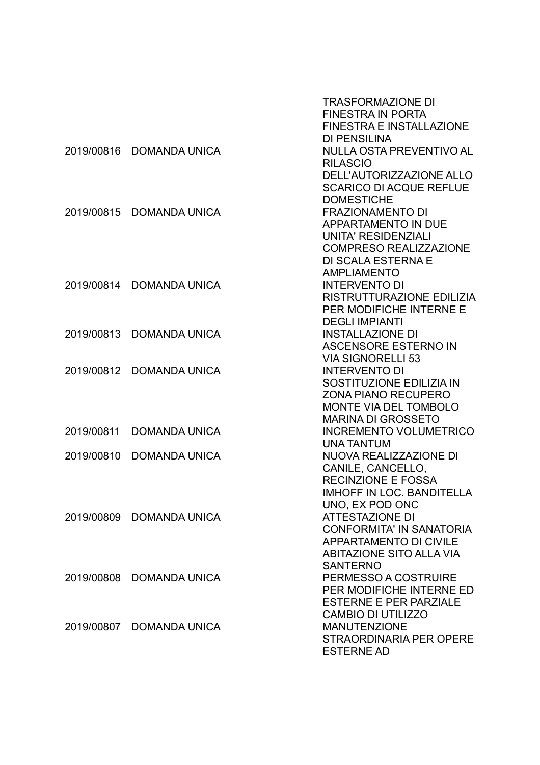| | | |
|---|---|---|
| | | TRASFORMAZIONE DI FINESTRA IN PORTA FINESTRA E INSTALLAZIONE DI PENSILINA |
| 2019/00816 | DOMANDA UNICA | NULLA OSTA PREVENTIVO AL RILASCIO DELL'AUTORIZZAZIONE ALLO SCARICO DI ACQUE REFLUE DOMESTICHE |
| 2019/00815 | DOMANDA UNICA | FRAZIONAMENTO DI APPARTAMENTO IN DUE UNITA' RESIDENZIALI COMPRESO REALIZZAZIONE DI SCALA ESTERNA E AMPLIAMENTO |
| 2019/00814 | DOMANDA UNICA | INTERVENTO DI RISTRUTTURAZIONE EDILIZIA PER MODIFICHE INTERNE E DEGLI IMPIANTI |
| 2019/00813 | DOMANDA UNICA | INSTALLAZIONE DI ASCENSORE ESTERNO IN VIA SIGNORELLI 53 |
| 2019/00812 | DOMANDA UNICA | INTERVENTO DI SOSTITUZIONE EDILIZIA IN ZONA PIANO RECUPERO MONTE VIA DEL TOMBOLO MARINA DI GROSSETO |
| 2019/00811 | DOMANDA UNICA | INCREMENTO VOLUMETRICO UNA TANTUM |
| 2019/00810 | DOMANDA UNICA | NUOVA REALIZZAZIONE DI CANILE, CANCELLO, RECINZIONE E FOSSA IMHOFF IN LOC. BANDITELLA UNO, EX POD ONC |
| 2019/00809 | DOMANDA UNICA | ATTESTAZIONE DI CONFORMITA' IN SANATORIA APPARTAMENTO DI CIVILE ABITAZIONE SITO ALLA VIA SANTERNO |
| 2019/00808 | DOMANDA UNICA | PERMESSO A COSTRUIRE PER MODIFICHE INTERNE ED ESTERNE E PER PARZIALE CAMBIO DI UTILIZZO |
| 2019/00807 | DOMANDA UNICA | MANUTENZIONE STRAORDINARIA PER OPERE ESTERNE AD |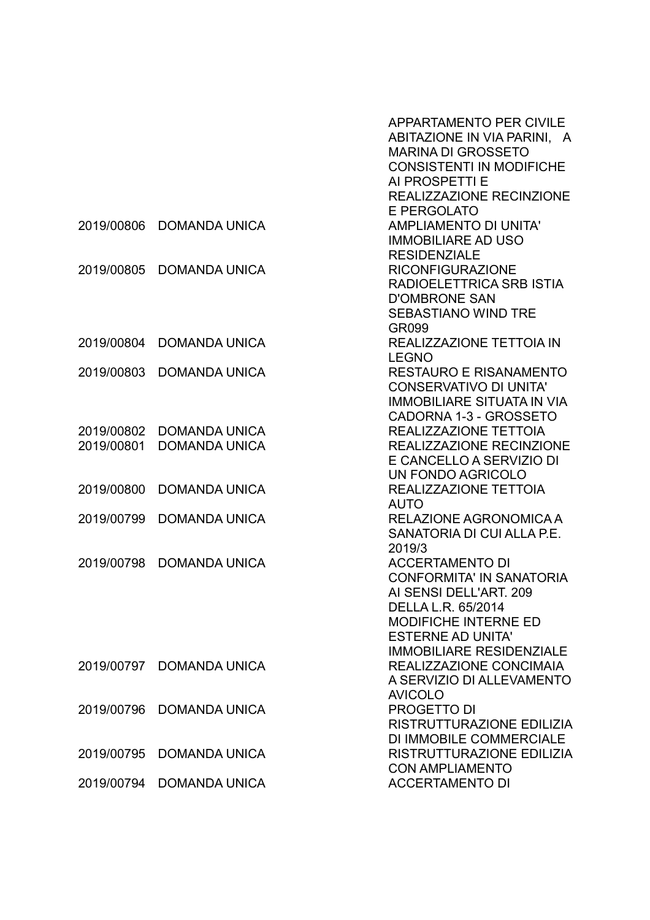| | | |
|---|---|---|
| | | APPARTAMENTO PER CIVILE ABITAZIONE IN VIA PARINI, A MARINA DI GROSSETO CONSISTENTI IN MODIFICHE AI PROSPETTI E REALIZZAZIONE RECINZIONE E PERGOLATO |
| 2019/00806 | DOMANDA UNICA | AMPLIAMENTO DI UNITA' IMMOBILIARE AD USO RESIDENZIALE |
| 2019/00805 | DOMANDA UNICA | RICONFIGURAZIONE RADIOELETTRICA SRB ISTIA D'OMBRONE SAN SEBASTIANO WIND TRE GR099 |
| 2019/00804 | DOMANDA UNICA | REALIZZAZIONE TETTOIA IN LEGNO |
| 2019/00803 | DOMANDA UNICA | RESTAURO E RISANAMENTO CONSERVATIVO DI UNITA' IMMOBILIARE SITUATA IN VIA CADORNA 1-3 - GROSSETO |
| 2019/00802 | DOMANDA UNICA | REALIZZAZIONE TETTOIA |
| 2019/00801 | DOMANDA UNICA | REALIZZAZIONE RECINZIONE E CANCELLO A SERVIZIO DI UN FONDO AGRICOLO |
| 2019/00800 | DOMANDA UNICA | REALIZZAZIONE TETTOIA AUTO |
| 2019/00799 | DOMANDA UNICA | RELAZIONE AGRONOMICA A SANATORIA DI CUI ALLA P.E. 2019/3 |
| 2019/00798 | DOMANDA UNICA | ACCERTAMENTO DI CONFORMITA' IN SANATORIA AI SENSI DELL'ART. 209 DELLA L.R. 65/2014 MODIFICHE INTERNE ED ESTERNE AD UNITA' IMMOBILIARE RESIDENZIALE |
| 2019/00797 | DOMANDA UNICA | REALIZZAZIONE CONCIMAIA A SERVIZIO DI ALLEVAMENTO AVICOLO |
| 2019/00796 | DOMANDA UNICA | PROGETTO DI RISTRUTTURAZIONE EDILIZIA DI IMMOBILE COMMERCIALE |
| 2019/00795 | DOMANDA UNICA | RISTRUTTURAZIONE EDILIZIA CON AMPLIAMENTO |
| 2019/00794 | DOMANDA UNICA | ACCERTAMENTO DI |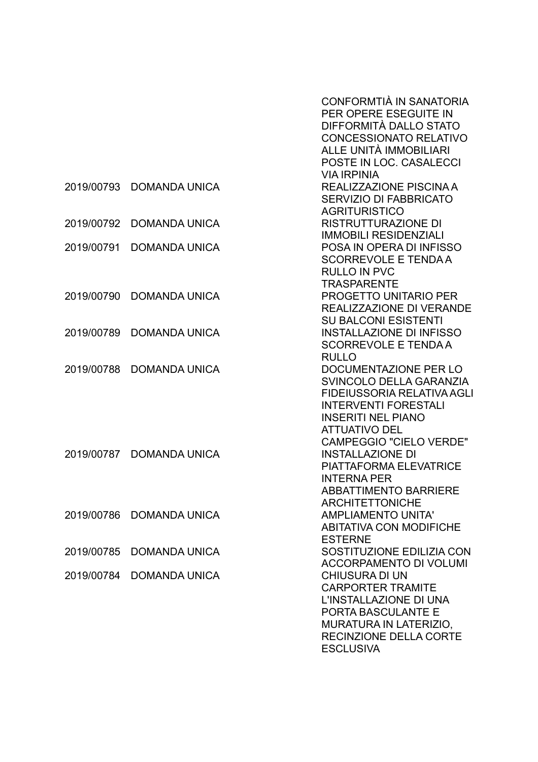| | | |
|---|---|---|
| | | CONFORMTIÀ IN SANATORIA PER OPERE ESEGUITE IN DIFFORMITÀ DALLO STATO CONCESSIONATO RELATIVO ALLE UNITÀ IMMOBILIARI POSTE IN LOC. CASALECCI VIA IRPINIA |
| 2019/00793 | DOMANDA UNICA | REALIZZAZIONE PISCINA A SERVIZIO DI FABBRICATO AGRITURISTICO |
| 2019/00792 | DOMANDA UNICA | RISTRUTTURAZIONE DI IMMOBILI RESIDENZIALI |
| 2019/00791 | DOMANDA UNICA | POSA IN OPERA DI INFISSO SCORREVOLE E TENDA A RULLO IN PVC TRASPARENTE |
| 2019/00790 | DOMANDA UNICA | PROGETTO UNITARIO PER REALIZZAZIONE DI VERANDE SU BALCONI ESISTENTI |
| 2019/00789 | DOMANDA UNICA | INSTALLAZIONE DI INFISSO SCORREVOLE E TENDA A RULLO |
| 2019/00788 | DOMANDA UNICA | DOCUMENTAZIONE PER LO SVINCOLO DELLA GARANZIA FIDEIUSSORIA RELATIVA AGLI INTERVENTI FORESTALI INSERITI NEL PIANO ATTUATIVO DEL CAMPEGGIO "CIELO VERDE" |
| 2019/00787 | DOMANDA UNICA | INSTALLAZIONE DI PIATTAFORMA ELEVATRICE INTERNA PER ABBATTIMENTO BARRIERE ARCHITETTONICHE |
| 2019/00786 | DOMANDA UNICA | AMPLIAMENTO UNITA' ABITATIVA CON MODIFICHE ESTERNE |
| 2019/00785 | DOMANDA UNICA | SOSTITUZIONE EDILIZIA CON ACCORPAMENTO DI VOLUMI |
| 2019/00784 | DOMANDA UNICA | CHIUSURA DI UN CARPORTER TRAMITE L'INSTALLAZIONE DI UNA PORTA BASCULANTE E MURATURA IN LATERIZIO, RECINZIONE DELLA CORTE ESCLUSIVA |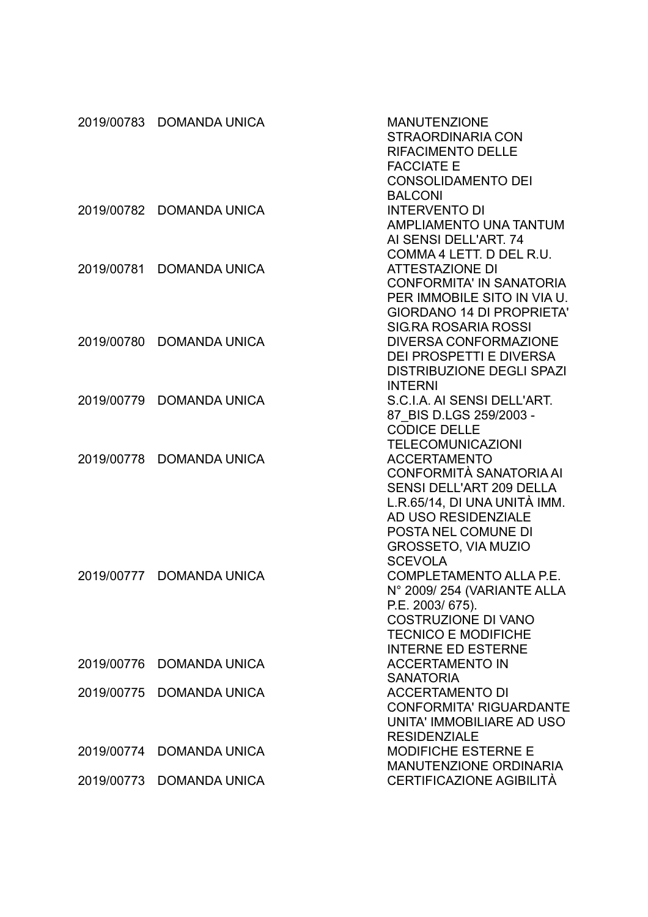| | | |
|---|---|---|
| 2019/00783 | DOMANDA UNICA | MANUTENZIONE STRAORDINARIA CON RIFACIMENTO DELLE FACCIATE E CONSOLIDAMENTO DEI BALCONI |
| 2019/00782 | DOMANDA UNICA | INTERVENTO DI AMPLIAMENTO UNA TANTUM AI SENSI DELL'ART. 74 COMMA 4 LETT. D DEL R.U. |
| 2019/00781 | DOMANDA UNICA | ATTESTAZIONE DI CONFORMITA' IN SANATORIA PER IMMOBILE SITO IN VIA U. GIORDANO 14 DI PROPRIETA' SIG.RA ROSARIA ROSSI |
| 2019/00780 | DOMANDA UNICA | DIVERSA CONFORMAZIONE DEI PROSPETTI E DIVERSA DISTRIBUZIONE DEGLI SPAZI INTERNI |
| 2019/00779 | DOMANDA UNICA | S.C.I.A. AI SENSI DELL'ART. 87_BIS D.LGS 259/2003 - CODICE DELLE TELECOMUNICAZIONI |
| 2019/00778 | DOMANDA UNICA | ACCERTAMENTO CONFORMITÀ SANATORIA AI SENSI DELL'ART 209 DELLA L.R.65/14, DI UNA UNITÀ IMM. AD USO RESIDENZIALE POSTA NEL COMUNE DI GROSSETO, VIA MUZIO SCEVOLA |
| 2019/00777 | DOMANDA UNICA | COMPLETAMENTO ALLA P.E. N° 2009/ 254 (VARIANTE ALLA P.E. 2003/ 675). COSTRUZIONE DI VANO TECNICO E MODIFICHE INTERNE ED ESTERNE |
| 2019/00776 | DOMANDA UNICA | ACCERTAMENTO IN SANATORIA |
| 2019/00775 | DOMANDA UNICA | ACCERTAMENTO DI CONFORMITA' RIGUARDANTE UNITA' IMMOBILIARE AD USO RESIDENZIALE |
| 2019/00774 | DOMANDA UNICA | MODIFICHE ESTERNE E MANUTENZIONE ORDINARIA |
| 2019/00773 | DOMANDA UNICA | CERTIFICAZIONE AGIBILITÀ |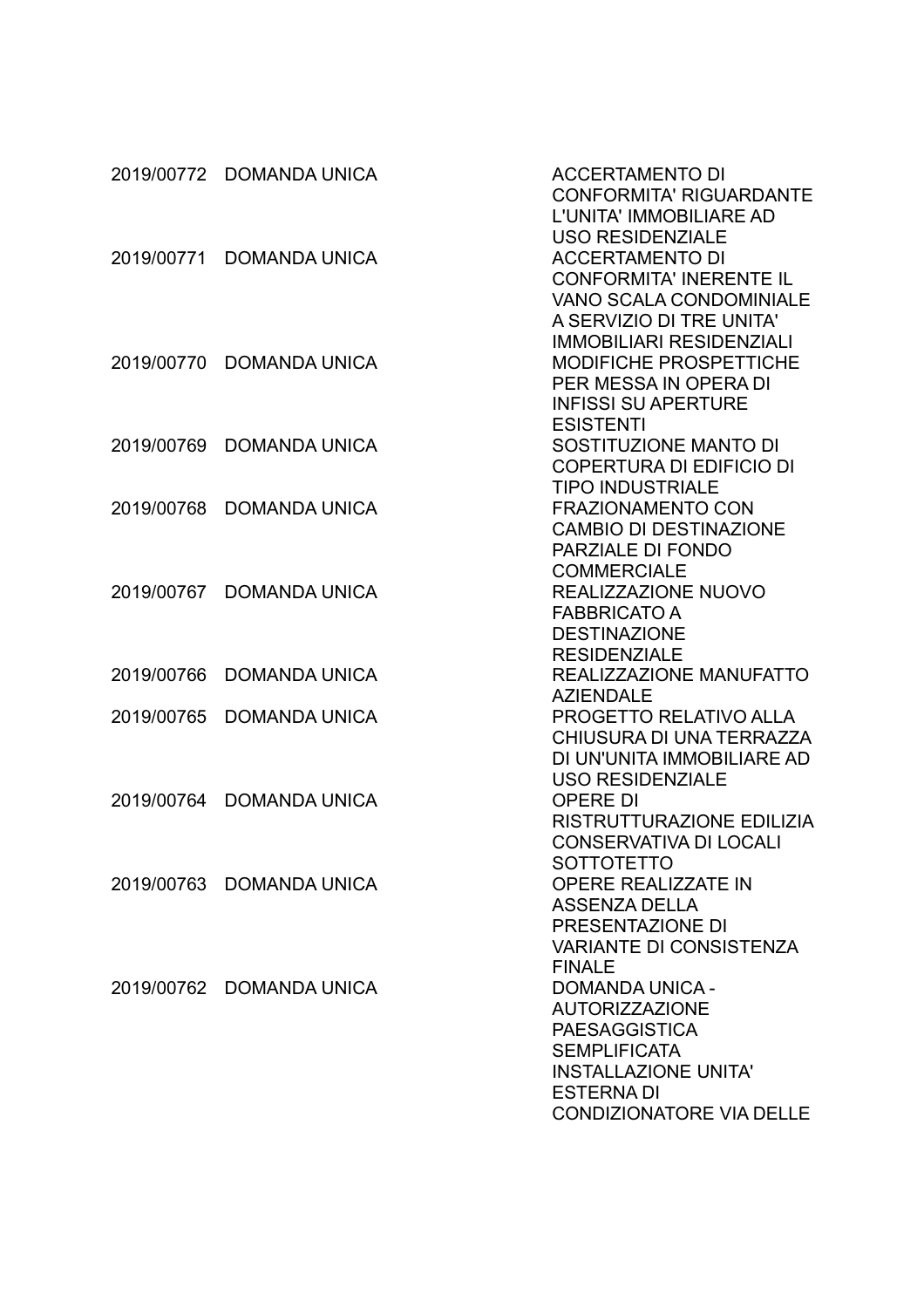| | | |
|---|---|---|
| 2019/00772 | DOMANDA UNICA | ACCERTAMENTO DI CONFORMITA' RIGUARDANTE L'UNITA' IMMOBILIARE AD USO RESIDENZIALE |
| 2019/00771 | DOMANDA UNICA | ACCERTAMENTO DI CONFORMITA' INERENTE IL VANO SCALA CONDOMINIALE A SERVIZIO DI TRE UNITA' IMMOBILIARI RESIDENZIALI |
| 2019/00770 | DOMANDA UNICA | MODIFICHE PROSPETTICHE PER MESSA IN OPERA DI INFISSI SU APERTURE ESISTENTI |
| 2019/00769 | DOMANDA UNICA | SOSTITUZIONE MANTO DI COPERTURA DI EDIFICIO DI TIPO INDUSTRIALE |
| 2019/00768 | DOMANDA UNICA | FRAZIONAMENTO CON CAMBIO DI DESTINAZIONE PARZIALE DI FONDO COMMERCIALE |
| 2019/00767 | DOMANDA UNICA | REALIZZAZIONE NUOVO FABBRICATO A DESTINAZIONE RESIDENZIALE |
| 2019/00766 | DOMANDA UNICA | REALIZZAZIONE MANUFATTO AZIENDALE |
| 2019/00765 | DOMANDA UNICA | PROGETTO RELATIVO ALLA CHIUSURA DI UNA TERRAZZA DI UN'UNITA IMMOBILIARE AD USO RESIDENZIALE |
| 2019/00764 | DOMANDA UNICA | OPERE DI RISTRUTTURAZIONE EDILIZIA CONSERVATIVA DI LOCALI SOTTOTETTO |
| 2019/00763 | DOMANDA UNICA | OPERE REALIZZATE IN ASSENZA DELLA PRESENTAZIONE DI VARIANTE DI CONSISTENZA FINALE |
| 2019/00762 | DOMANDA UNICA | DOMANDA UNICA - AUTORIZZAZIONE PAESAGGISTICA SEMPLIFICATA INSTALLAZIONE UNITA' ESTERNA DI CONDIZIONATORE VIA DELLE |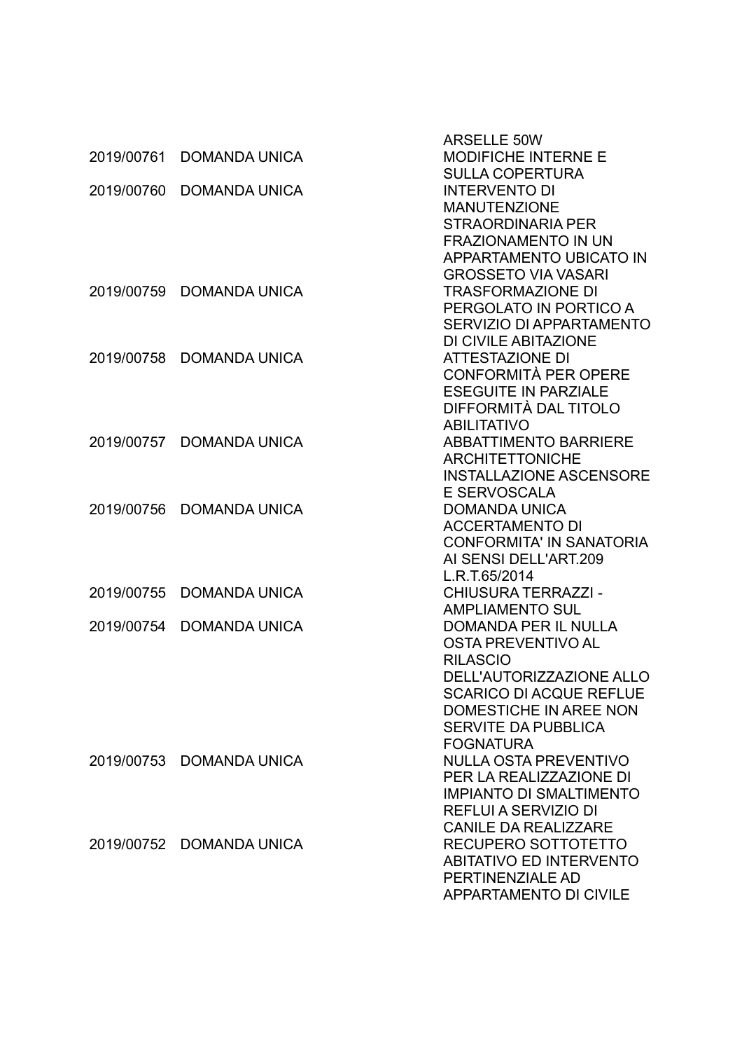| | | |
|---|---|---|
| | | ARSELLE 50W |
| 2019/00761 | DOMANDA UNICA | MODIFICHE INTERNE E SULLA COPERTURA |
| 2019/00760 | DOMANDA UNICA | INTERVENTO DI MANUTENZIONE STRAORDINARIA PER FRAZIONAMENTO IN UN APPARTAMENTO UBICATO IN GROSSETO VIA VASARI |
| 2019/00759 | DOMANDA UNICA | TRASFORMAZIONE DI PERGOLATO IN PORTICO A SERVIZIO DI APPARTAMENTO DI CIVILE ABITAZIONE |
| 2019/00758 | DOMANDA UNICA | ATTESTAZIONE DI CONFORMITÀ PER OPERE ESEGUITE IN PARZIALE DIFFORMITÀ DAL TITOLO ABILITATIVO |
| 2019/00757 | DOMANDA UNICA | ABBATTIMENTO BARRIERE ARCHITETTONICHE INSTALLAZIONE ASCENSORE E SERVOSCALA |
| 2019/00756 | DOMANDA UNICA | DOMANDA UNICA ACCERTAMENTO DI CONFORMITA' IN SANATORIA AI SENSI DELL'ART.209 L.R.T.65/2014 |
| 2019/00755 | DOMANDA UNICA | CHIUSURA TERRAZZI - AMPLIAMENTO SUL |
| 2019/00754 | DOMANDA UNICA | DOMANDA PER IL NULLA OSTA PREVENTIVO AL RILASCIO DELL'AUTORIZZAZIONE ALLO SCARICO DI ACQUE REFLUE DOMESTICHE IN AREE NON SERVITE DA PUBBLICA FOGNATURA |
| 2019/00753 | DOMANDA UNICA | NULLA OSTA PREVENTIVO PER LA REALIZZAZIONE DI IMPIANTO DI SMALTIMENTO REFLUI A SERVIZIO DI CANILE DA REALIZZARE |
| 2019/00752 | DOMANDA UNICA | RECUPERO SOTTOTETTO ABITATIVO ED INTERVENTO PERTINENZIALE AD APPARTAMENTO DI CIVILE |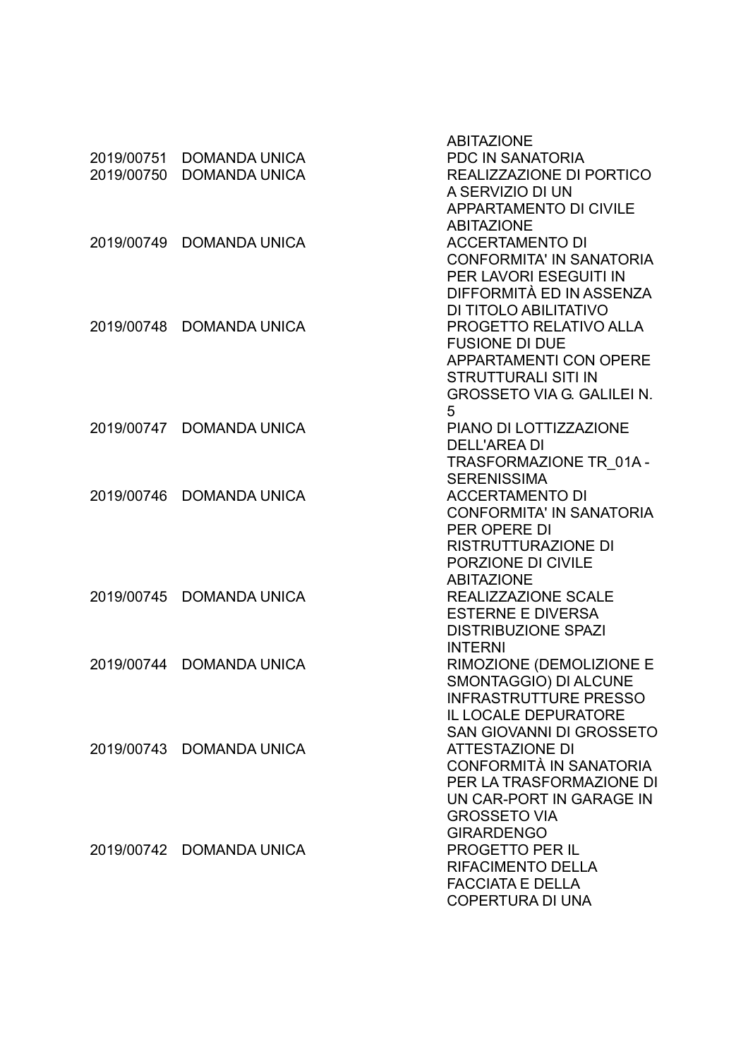| | | |
|---|---|---|
| | | ABITAZIONE |
| 2019/00751 | DOMANDA UNICA | PDC IN SANATORIA |
| 2019/00750 | DOMANDA UNICA | REALIZZAZIONE DI PORTICO A SERVIZIO DI UN APPARTAMENTO DI CIVILE ABITAZIONE |
| 2019/00749 | DOMANDA UNICA | ACCERTAMENTO DI CONFORMITA' IN SANATORIA PER LAVORI ESEGUITI IN DIFFORMITÀ ED IN ASSENZA DI TITOLO ABILITATIVO |
| 2019/00748 | DOMANDA UNICA | PROGETTO RELATIVO ALLA FUSIONE DI DUE APPARTAMENTI CON OPERE STRUTTURALI SITI IN GROSSETO VIA G. GALILEI N. 5 |
| 2019/00747 | DOMANDA UNICA | PIANO DI LOTTIZZAZIONE DELL'AREA DI TRASFORMAZIONE TR_01A - SERENISSIMA |
| 2019/00746 | DOMANDA UNICA | ACCERTAMENTO DI CONFORMITA' IN SANATORIA PER OPERE DI RISTRUTTURAZIONE DI PORZIONE DI CIVILE ABITAZIONE |
| 2019/00745 | DOMANDA UNICA | REALIZZAZIONE SCALE ESTERNE E DIVERSA DISTRIBUZIONE SPAZI INTERNI |
| 2019/00744 | DOMANDA UNICA | RIMOZIONE (DEMOLIZIONE E SMONTAGGIO) DI ALCUNE INFRASTRUTTURE PRESSO IL LOCALE DEPURATORE SAN GIOVANNI DI GROSSETO |
| 2019/00743 | DOMANDA UNICA | ATTESTAZIONE DI CONFORMITÀ IN SANATORIA PER LA TRASFORMAZIONE DI UN CAR-PORT IN GARAGE IN GROSSETO VIA GIRARDENGO |
| 2019/00742 | DOMANDA UNICA | PROGETTO PER IL RIFACIMENTO DELLA FACCIATA E DELLA COPERTURA DI UNA |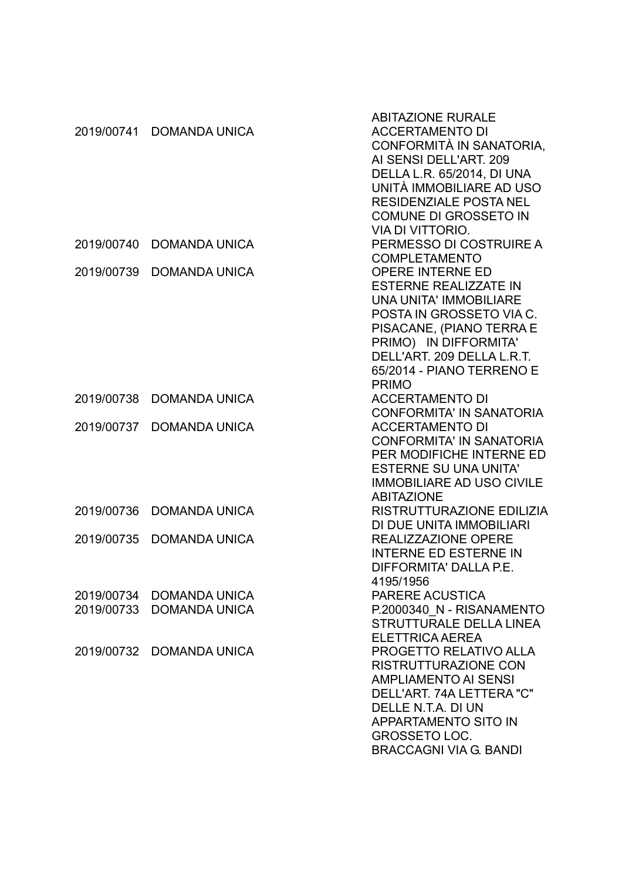| | | |
|---|---|---|
| | | ABITAZIONE RURALE |
| 2019/00741 | DOMANDA UNICA | ACCERTAMENTO DI CONFORMITÀ IN SANATORIA, AI SENSI DELL'ART. 209 DELLA L.R. 65/2014, DI UNA UNITÀ IMMOBILIARE AD USO RESIDENZIALE POSTA NEL COMUNE DI GROSSETO IN VIA DI VITTORIO. |
| 2019/00740 | DOMANDA UNICA | PERMESSO DI COSTRUIRE A COMPLETAMENTO |
| 2019/00739 | DOMANDA UNICA | OPERE INTERNE ED ESTERNE REALIZZATE IN UNA UNITA' IMMOBILIARE POSTA IN GROSSETO VIA C. PISACANE, (PIANO TERRA E PRIMO) IN DIFFORMITA' DELL'ART. 209 DELLA L.R.T. 65/2014 - PIANO TERRENO E PRIMO |
| 2019/00738 | DOMANDA UNICA | ACCERTAMENTO DI CONFORMITA' IN SANATORIA |
| 2019/00737 | DOMANDA UNICA | ACCERTAMENTO DI CONFORMITA' IN SANATORIA PER MODIFICHE INTERNE ED ESTERNE SU UNA UNITA' IMMOBILIARE AD USO CIVILE ABITAZIONE |
| 2019/00736 | DOMANDA UNICA | RISTRUTTURAZIONE EDILIZIA DI DUE UNITA IMMOBILIARI |
| 2019/00735 | DOMANDA UNICA | REALIZZAZIONE OPERE INTERNE ED ESTERNE IN DIFFORMITA' DALLA P.E. 4195/1956 |
| 2019/00734 | DOMANDA UNICA | PARERE ACUSTICA |
| 2019/00733 | DOMANDA UNICA | P.2000340_N - RISANAMENTO STRUTTURALE DELLA LINEA ELETTRICA AEREA |
| 2019/00732 | DOMANDA UNICA | PROGETTO RELATIVO ALLA RISTRUTTURAZIONE CON AMPLIAMENTO AI SENSI DELL'ART. 74A LETTERA "C" DELLE N.T.A. DI UN APPARTAMENTO SITO IN GROSSETO LOC. BRACCAGNI VIA G. BANDI |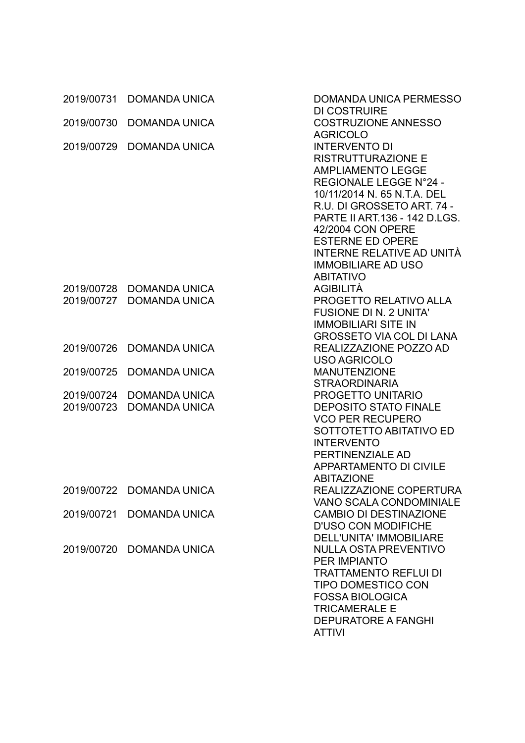| | | |
|---|---|---|
| 2019/00731 | DOMANDA UNICA | DOMANDA UNICA PERMESSO DI COSTRUIRE |
| 2019/00730 | DOMANDA UNICA | COSTRUZIONE ANNESSO AGRICOLO |
| 2019/00729 | DOMANDA UNICA | INTERVENTO DI RISTRUTTURAZIONE E AMPLIAMENTO LEGGE REGIONALE LEGGE N°24 - 10/11/2014 N. 65 N.T.A. DEL R.U. DI GROSSETO ART. 74 - PARTE II ART.136 - 142 D.LGS. 42/2004 CON OPERE ESTERNE ED OPERE INTERNE RELATIVE AD UNITÀ IMMOBILIARE AD USO ABITATIVO |
| 2019/00728 | DOMANDA UNICA | AGIBILITÀ |
| 2019/00727 | DOMANDA UNICA | PROGETTO RELATIVO ALLA FUSIONE DI N. 2 UNITA' IMMOBILIARI SITE IN GROSSETO VIA COL DI LANA |
| 2019/00726 | DOMANDA UNICA | REALIZZAZIONE POZZO AD USO AGRICOLO |
| 2019/00725 | DOMANDA UNICA | MANUTENZIONE STRAORDINARIA |
| 2019/00724 | DOMANDA UNICA | PROGETTO UNITARIO |
| 2019/00723 | DOMANDA UNICA | DEPOSITO STATO FINALE VCO PER RECUPERO SOTTOTETTO ABITATIVO ED INTERVENTO PERTINENZIALE AD APPARTAMENTO DI CIVILE ABITAZIONE |
| 2019/00722 | DOMANDA UNICA | REALIZZAZIONE COPERTURA VANO SCALA CONDOMINIALE |
| 2019/00721 | DOMANDA UNICA | CAMBIO DI DESTINAZIONE D'USO CON MODIFICHE DELL'UNITA' IMMOBILIARE |
| 2019/00720 | DOMANDA UNICA | NULLA OSTA PREVENTIVO PER IMPIANTO TRATTAMENTO REFLUI DI TIPO DOMESTICO CON FOSSA BIOLOGICA TRICAMERALE E DEPURATORE A FANGHI ATTIVI |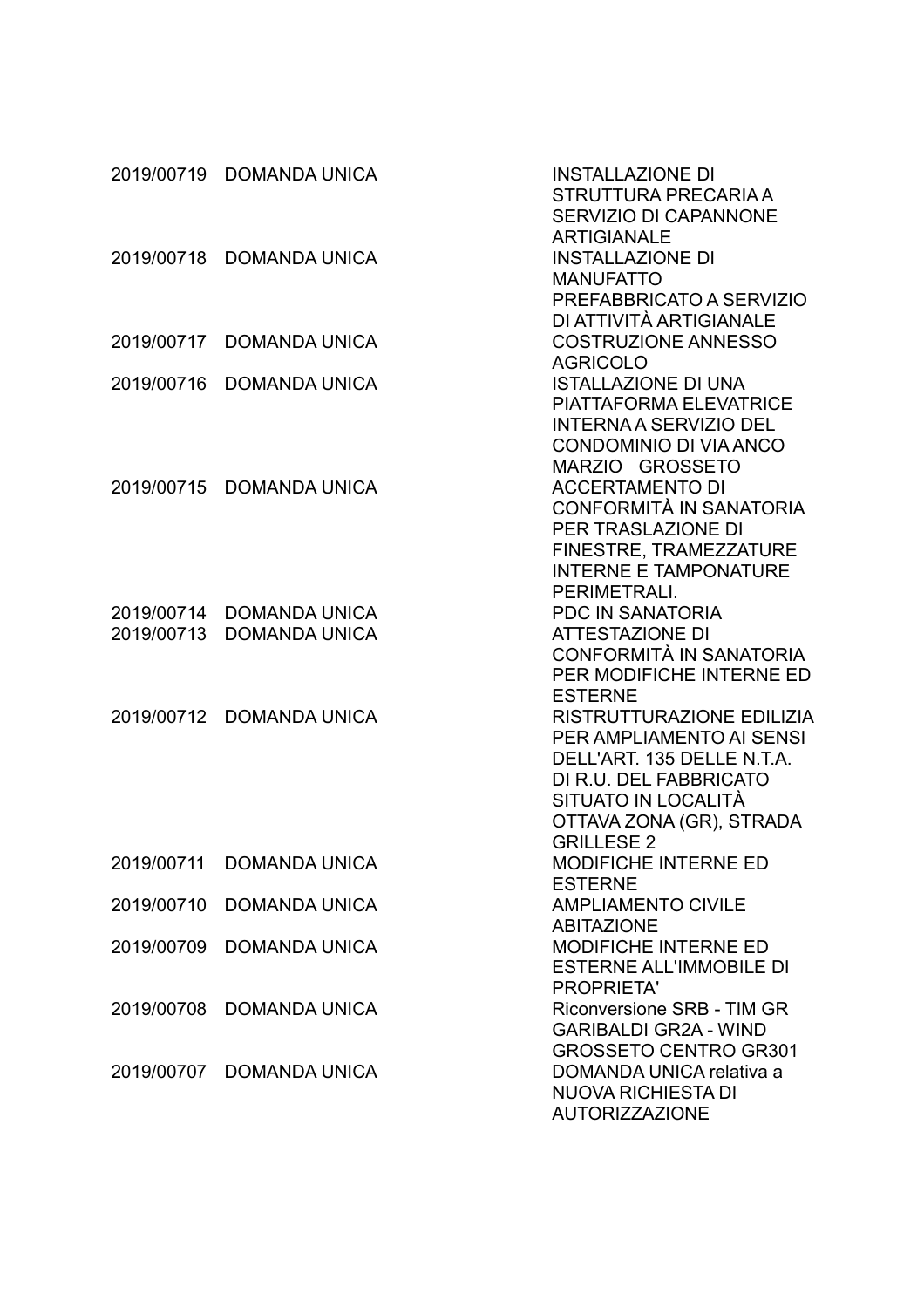| | | |
|---|---|---|
| 2019/00719 | DOMANDA UNICA | INSTALLAZIONE DI STRUTTURA PRECARIA A SERVIZIO DI CAPANNONE ARTIGIANALE |
| 2019/00718 | DOMANDA UNICA | INSTALLAZIONE DI MANUFATTO PREFABBRICATO A SERVIZIO DI ATTIVITÀ ARTIGIANALE |
| 2019/00717 | DOMANDA UNICA | COSTRUZIONE ANNESSO AGRICOLO |
| 2019/00716 | DOMANDA UNICA | ISTALLAZIONE DI UNA PIATTAFORMA ELEVATRICE INTERNA A SERVIZIO DEL CONDOMINIO DI VIA ANCO MARZIO GROSSETO |
| 2019/00715 | DOMANDA UNICA | ACCERTAMENTO DI CONFORMITÀ IN SANATORIA PER TRASLAZIONE DI FINESTRE, TRAMEZZATURE INTERNE E TAMPONATURE PERIMETRALI. |
| 2019/00714 | DOMANDA UNICA | PDC IN SANATORIA |
| 2019/00713 | DOMANDA UNICA | ATTESTAZIONE DI CONFORMITÀ IN SANATORIA PER MODIFICHE INTERNE ED ESTERNE |
| 2019/00712 | DOMANDA UNICA | RISTRUTTURAZIONE EDILIZIA PER AMPLIAMENTO AI SENSI DELL'ART. 135 DELLE N.T.A. DI R.U. DEL FABBRICATO SITUATO IN LOCALITÀ OTTAVA ZONA (GR), STRADA GRILLESE 2 |
| 2019/00711 | DOMANDA UNICA | MODIFICHE INTERNE ED ESTERNE |
| 2019/00710 | DOMANDA UNICA | AMPLIAMENTO CIVILE ABITAZIONE |
| 2019/00709 | DOMANDA UNICA | MODIFICHE INTERNE ED ESTERNE ALL'IMMOBILE DI PROPRIETA' |
| 2019/00708 | DOMANDA UNICA | Riconversione SRB - TIM GR GARIBALDI GR2A - WIND GROSSETO CENTRO GR301 |
| 2019/00707 | DOMANDA UNICA | DOMANDA UNICA relativa a NUOVA RICHIESTA DI AUTORIZZAZIONE |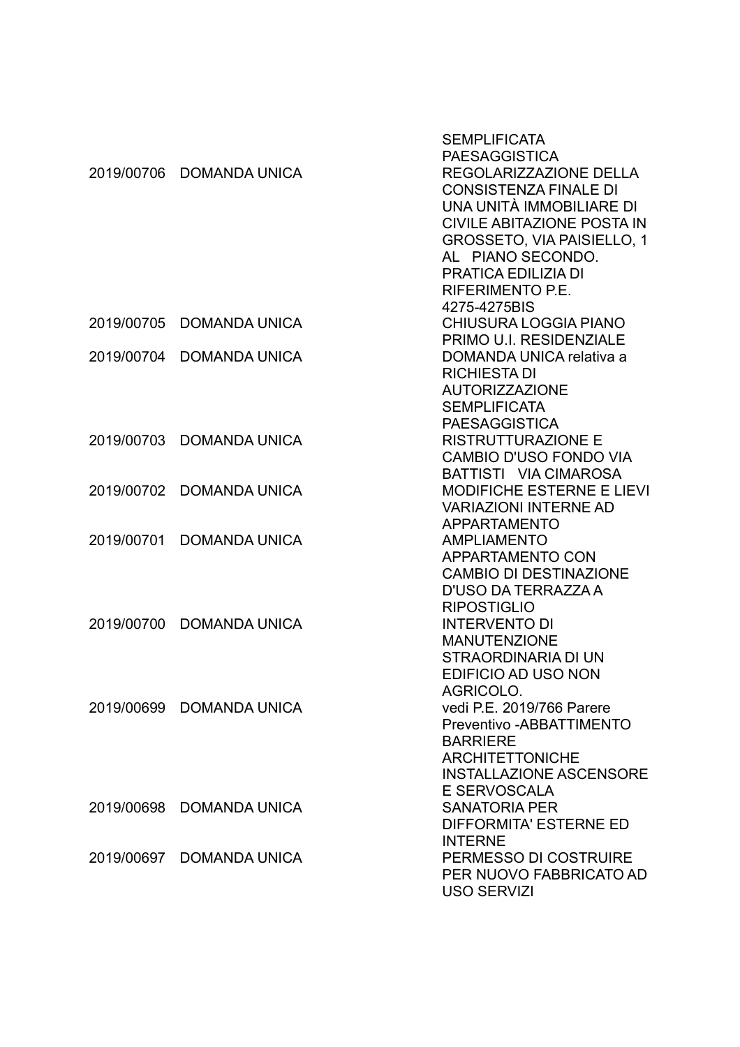| | | |
|---|---|---|
| | | SEMPLIFICATA PAESAGGISTICA |
| 2019/00706 | DOMANDA UNICA | REGOLARIZZAZIONE DELLA CONSISTENZA FINALE DI UNA UNITÀ IMMOBILIARE DI CIVILE ABITAZIONE POSTA IN GROSSETO, VIA PAISIELLO, 1 AL PIANO SECONDO. PRATICA EDILIZIA DI RIFERIMENTO P.E. 4275-4275BIS |
| 2019/00705 | DOMANDA UNICA | CHIUSURA LOGGIA PIANO PRIMO U.I. RESIDENZIALE |
| 2019/00704 | DOMANDA UNICA | DOMANDA UNICA relativa a RICHIESTA DI AUTORIZZAZIONE SEMPLIFICATA PAESAGGISTICA |
| 2019/00703 | DOMANDA UNICA | RISTRUTTURAZIONE E CAMBIO D'USO FONDO VIA BATTISTI VIA CIMAROSA |
| 2019/00702 | DOMANDA UNICA | MODIFICHE ESTERNE E LIEVI VARIAZIONI INTERNE AD APPARTAMENTO |
| 2019/00701 | DOMANDA UNICA | AMPLIAMENTO APPARTAMENTO CON CAMBIO DI DESTINAZIONE D'USO DA TERRAZZA A RIPOSTIGLIO |
| 2019/00700 | DOMANDA UNICA | INTERVENTO DI MANUTENZIONE STRAORDINARIA DI UN EDIFICIO AD USO NON AGRICOLO. |
| 2019/00699 | DOMANDA UNICA | vedi P.E. 2019/766 Parere Preventivo -ABBATTIMENTO BARRIERE ARCHITETTONICHE INSTALLAZIONE ASCENSORE E SERVOSCALA |
| 2019/00698 | DOMANDA UNICA | SANATORIA PER DIFFORMITA' ESTERNE ED INTERNE |
| 2019/00697 | DOMANDA UNICA | PERMESSO DI COSTRUIRE PER NUOVO FABBRICATO AD USO SERVIZI |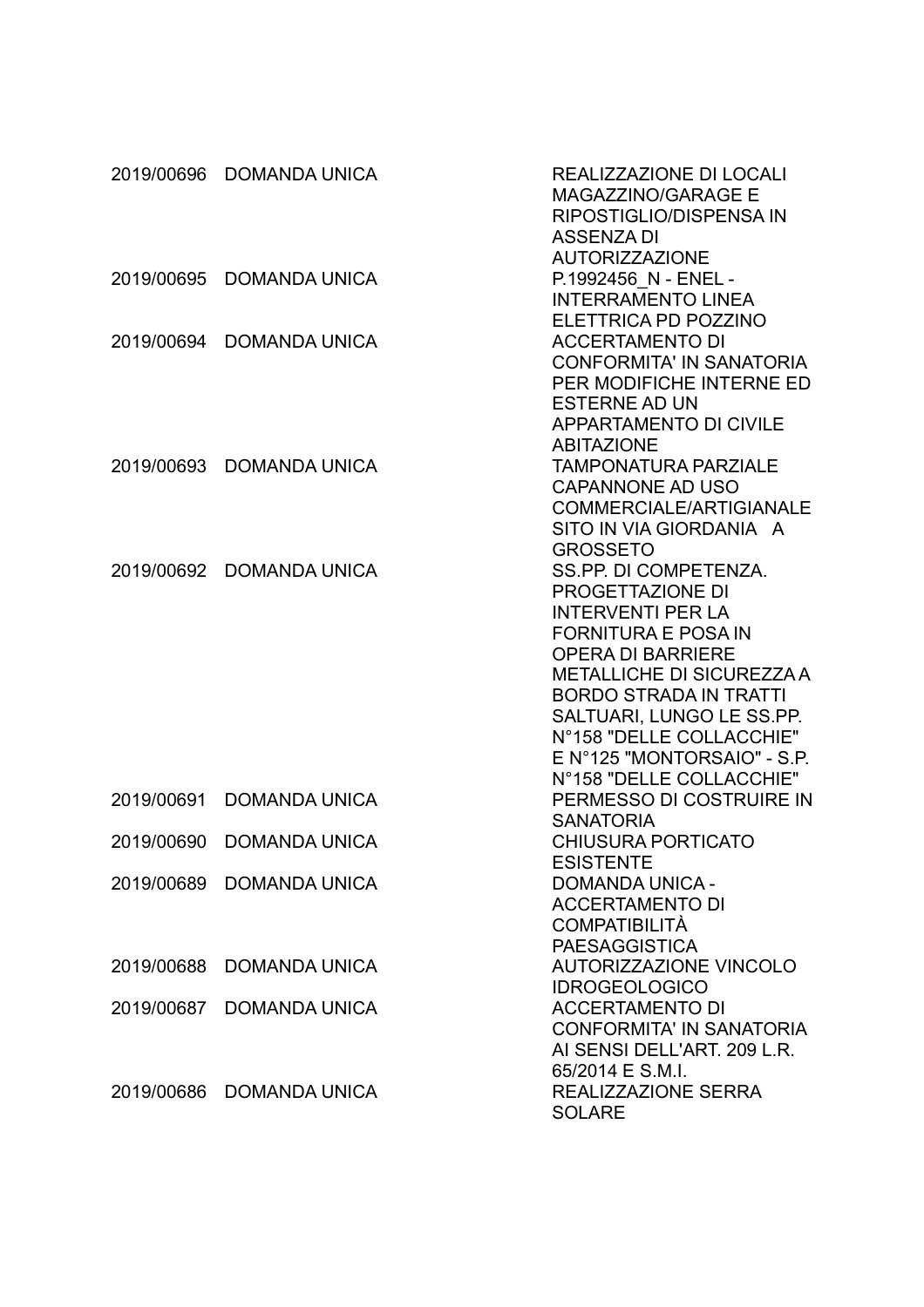| | | |
|---|---|---|
| 2019/00696 | DOMANDA UNICA | REALIZZAZIONE DI LOCALI MAGAZZINO/GARAGE E RIPOSTIGLIO/DISPENSA IN ASSENZA DI AUTORIZZAZIONE |
| 2019/00695 | DOMANDA UNICA | P.1992456_N - ENEL - INTERRAMENTO LINEA ELETTRICA PD POZZINO |
| 2019/00694 | DOMANDA UNICA | ACCERTAMENTO DI CONFORMITA' IN SANATORIA PER MODIFICHE INTERNE ED ESTERNE AD UN APPARTAMENTO DI CIVILE ABITAZIONE |
| 2019/00693 | DOMANDA UNICA | TAMPONATURA PARZIALE CAPANNONE AD USO COMMERCIALE/ARTIGIANALE SITO IN VIA GIORDANIA A GROSSETO |
| 2019/00692 | DOMANDA UNICA | SS.PP. DI COMPETENZA. PROGETTAZIONE DI INTERVENTI PER LA FORNITURA E POSA IN OPERA DI BARRIERE METALLICHE DI SICUREZZA A BORDO STRADA IN TRATTI SALTUARI, LUNGO LE SS.PP. N°158 "DELLE COLLACCHIE" E N°125 "MONTORSAIO" - S.P. N°158 "DELLE COLLACCHIE" |
| 2019/00691 | DOMANDA UNICA | PERMESSO DI COSTRUIRE IN SANATORIA |
| 2019/00690 | DOMANDA UNICA | CHIUSURA PORTICATO ESISTENTE |
| 2019/00689 | DOMANDA UNICA | DOMANDA UNICA - ACCERTAMENTO DI COMPATIBILITÀ PAESAGGISTICA |
| 2019/00688 | DOMANDA UNICA | AUTORIZZAZIONE VINCOLO IDROGEOLOGICO |
| 2019/00687 | DOMANDA UNICA | ACCERTAMENTO DI CONFORMITA' IN SANATORIA AI SENSI DELL'ART. 209 L.R. 65/2014 E S.M.I. |
| 2019/00686 | DOMANDA UNICA | REALIZZAZIONE SERRA SOLARE |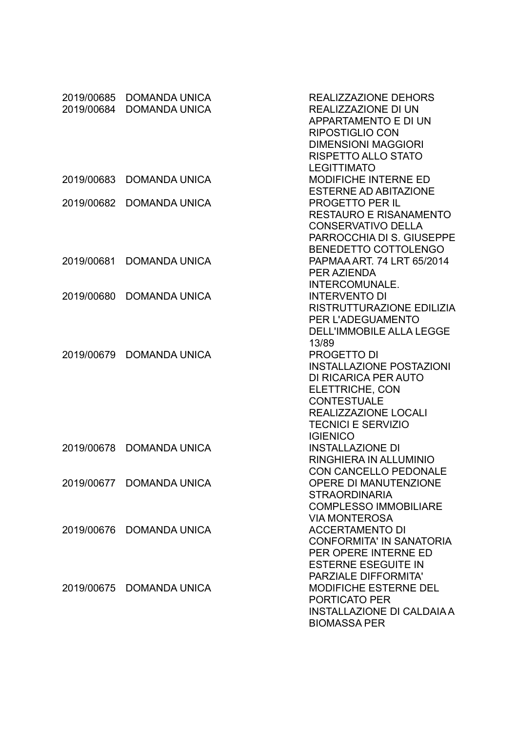| | | |
|---|---|---|
| 2019/00685 | DOMANDA UNICA | REALIZZAZIONE DEHORS |
| 2019/00684 | DOMANDA UNICA | REALIZZAZIONE DI UN APPARTAMENTO E DI UN RIPOSTIGLIO CON DIMENSIONI MAGGIORI RISPETTO ALLO STATO LEGITTIMATO |
| 2019/00683 | DOMANDA UNICA | MODIFICHE INTERNE ED ESTERNE AD ABITAZIONE |
| 2019/00682 | DOMANDA UNICA | PROGETTO PER IL RESTAURO E RISANAMENTO CONSERVATIVO DELLA PARROCCHIA DI S. GIUSEPPE BENEDETTO COTTOLENGO |
| 2019/00681 | DOMANDA UNICA | PAPMAA ART. 74 LRT 65/2014 PER AZIENDA INTERCOMUNALE. |
| 2019/00680 | DOMANDA UNICA | INTERVENTO DI RISTRUTTURAZIONE EDILIZIA PER L'ADEGUAMENTO DELL'IMMOBILE ALLA LEGGE 13/89 |
| 2019/00679 | DOMANDA UNICA | PROGETTO DI INSTALLAZIONE POSTAZIONI DI RICARICA PER AUTO ELETTRICHE, CON CONTESTUALE REALIZZAZIONE LOCALI TECNICI E SERVIZIO IGIENICO |
| 2019/00678 | DOMANDA UNICA | INSTALLAZIONE DI RINGHIERA IN ALLUMINIO CON CANCELLO PEDONALE |
| 2019/00677 | DOMANDA UNICA | OPERE DI MANUTENZIONE STRAORDINARIA COMPLESSO IMMOBILIARE VIA MONTEROSA |
| 2019/00676 | DOMANDA UNICA | ACCERTAMENTO DI CONFORMITA' IN SANATORIA PER OPERE INTERNE ED ESTERNE ESEGUITE IN PARZIALE DIFFORMITA' |
| 2019/00675 | DOMANDA UNICA | MODIFICHE ESTERNE DEL PORTICATO PER INSTALLAZIONE DI CALDAIA A BIOMASSA PER |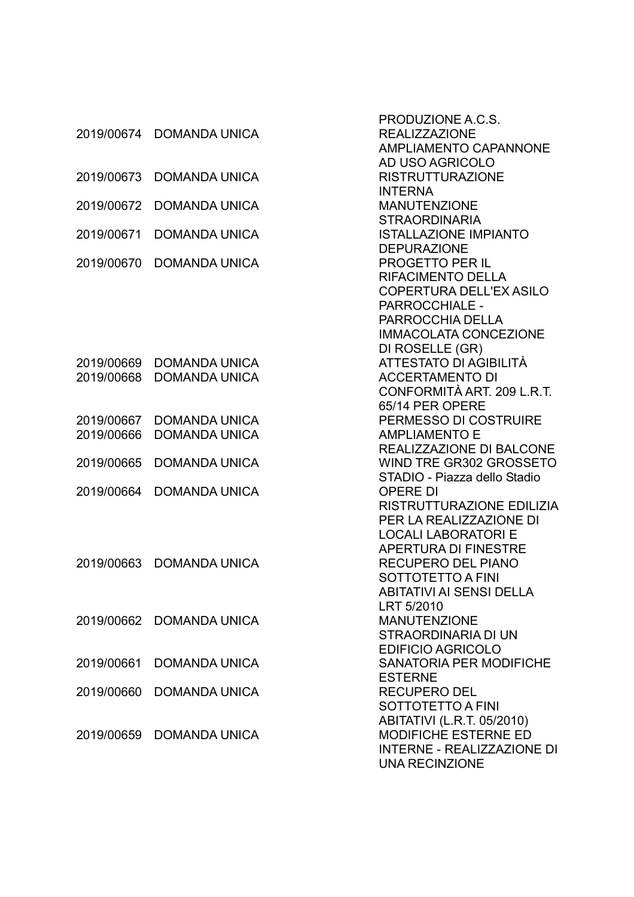| | | |
|---|---|---|
| | | PRODUZIONE A.C.S. |
| 2019/00674 | DOMANDA UNICA | REALIZZAZIONE AMPLIAMENTO CAPANNONE AD USO AGRICOLO |
| 2019/00673 | DOMANDA UNICA | RISTRUTTURAZIONE INTERNA |
| 2019/00672 | DOMANDA UNICA | MANUTENZIONE STRAORDINARIA |
| 2019/00671 | DOMANDA UNICA | ISTALLAZIONE IMPIANTO DEPURAZIONE |
| 2019/00670 | DOMANDA UNICA | PROGETTO PER IL RIFACIMENTO DELLA COPERTURA DELL'EX ASILO PARROCCHIALE - PARROCCHIA DELLA IMMACOLATA CONCEZIONE DI ROSELLE (GR) |
| 2019/00669 | DOMANDA UNICA | ATTESTATO DI AGIBILITÀ |
| 2019/00668 | DOMANDA UNICA | ACCERTAMENTO DI CONFORMITÀ ART. 209 L.R.T. 65/14 PER OPERE |
| 2019/00667 | DOMANDA UNICA | PERMESSO DI COSTRUIRE |
| 2019/00666 | DOMANDA UNICA | AMPLIAMENTO E REALIZZAZIONE DI BALCONE |
| 2019/00665 | DOMANDA UNICA | WIND TRE GR302 GROSSETO STADIO - Piazza dello Stadio |
| 2019/00664 | DOMANDA UNICA | OPERE DI RISTRUTTURAZIONE EDILIZIA PER LA REALIZZAZIONE DI LOCALI LABORATORI E APERTURA DI FINESTRE |
| 2019/00663 | DOMANDA UNICA | RECUPERO DEL PIANO SOTTOTETTO A FINI ABITATIVI AI SENSI DELLA LRT 5/2010 |
| 2019/00662 | DOMANDA UNICA | MANUTENZIONE STRAORDINARIA DI UN EDIFICIO AGRICOLO |
| 2019/00661 | DOMANDA UNICA | SANATORIA PER MODIFICHE ESTERNE |
| 2019/00660 | DOMANDA UNICA | RECUPERO DEL SOTTOTETTO A FINI ABITATIVI (L.R.T. 05/2010) |
| 2019/00659 | DOMANDA UNICA | MODIFICHE ESTERNE ED INTERNE - REALIZZAZIONE DI UNA RECINZIONE |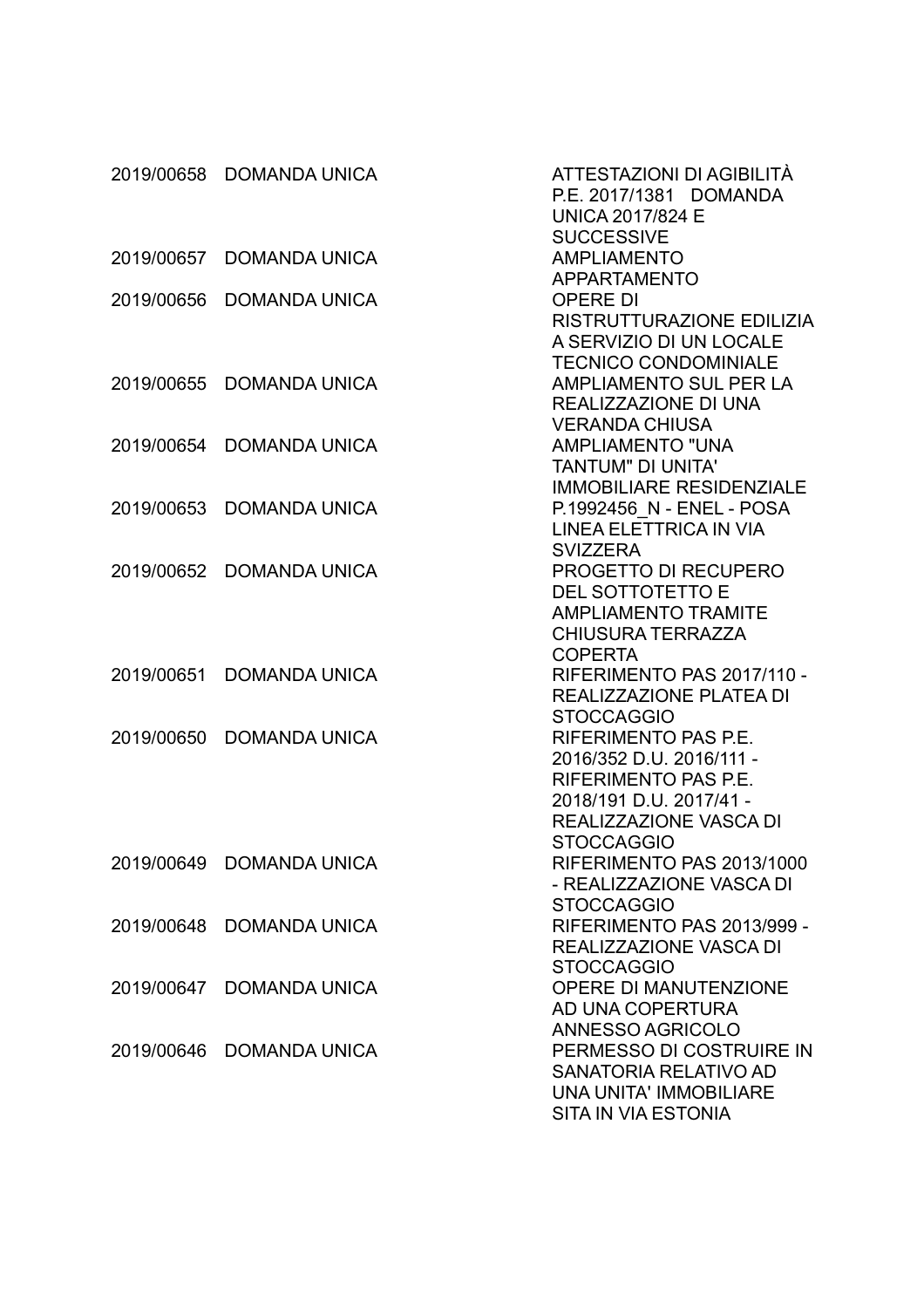| | | |
|---|---|---|
| 2019/00658 | DOMANDA UNICA | ATTESTAZIONI DI AGIBILITÀ P.E. 2017/1381 DOMANDA UNICA 2017/824 E SUCCESSIVE |
| 2019/00657 | DOMANDA UNICA | AMPLIAMENTO APPARTAMENTO |
| 2019/00656 | DOMANDA UNICA | OPERE DI RISTRUTTURAZIONE EDILIZIA A SERVIZIO DI UN LOCALE TECNICO CONDOMINIALE |
| 2019/00655 | DOMANDA UNICA | AMPLIAMENTO SUL PER LA REALIZZAZIONE DI UNA VERANDA CHIUSA |
| 2019/00654 | DOMANDA UNICA | AMPLIAMENTO "UNA TANTUM" DI UNITA' IMMOBILIARE RESIDENZIALE |
| 2019/00653 | DOMANDA UNICA | P.1992456_N - ENEL - POSA LINEA ELETTRICA IN VIA SVIZZERA |
| 2019/00652 | DOMANDA UNICA | PROGETTO DI RECUPERO DEL SOTTOTETTO E AMPLIAMENTO TRAMITE CHIUSURA TERRAZZA COPERTA |
| 2019/00651 | DOMANDA UNICA | RIFERIMENTO PAS 2017/110 - REALIZZAZIONE PLATEA DI STOCCAGGIO |
| 2019/00650 | DOMANDA UNICA | RIFERIMENTO PAS P.E. 2016/352 D.U. 2016/111 - RIFERIMENTO PAS P.E. 2018/191 D.U. 2017/41 - REALIZZAZIONE VASCA DI STOCCAGGIO |
| 2019/00649 | DOMANDA UNICA | RIFERIMENTO PAS 2013/1000 - REALIZZAZIONE VASCA DI STOCCAGGIO |
| 2019/00648 | DOMANDA UNICA | RIFERIMENTO PAS 2013/999 - REALIZZAZIONE VASCA DI STOCCAGGIO |
| 2019/00647 | DOMANDA UNICA | OPERE DI MANUTENZIONE AD UNA COPERTURA ANNESSO AGRICOLO |
| 2019/00646 | DOMANDA UNICA | PERMESSO DI COSTRUIRE IN SANATORIA RELATIVO AD UNA UNITA' IMMOBILIARE SITA IN VIA ESTONIA |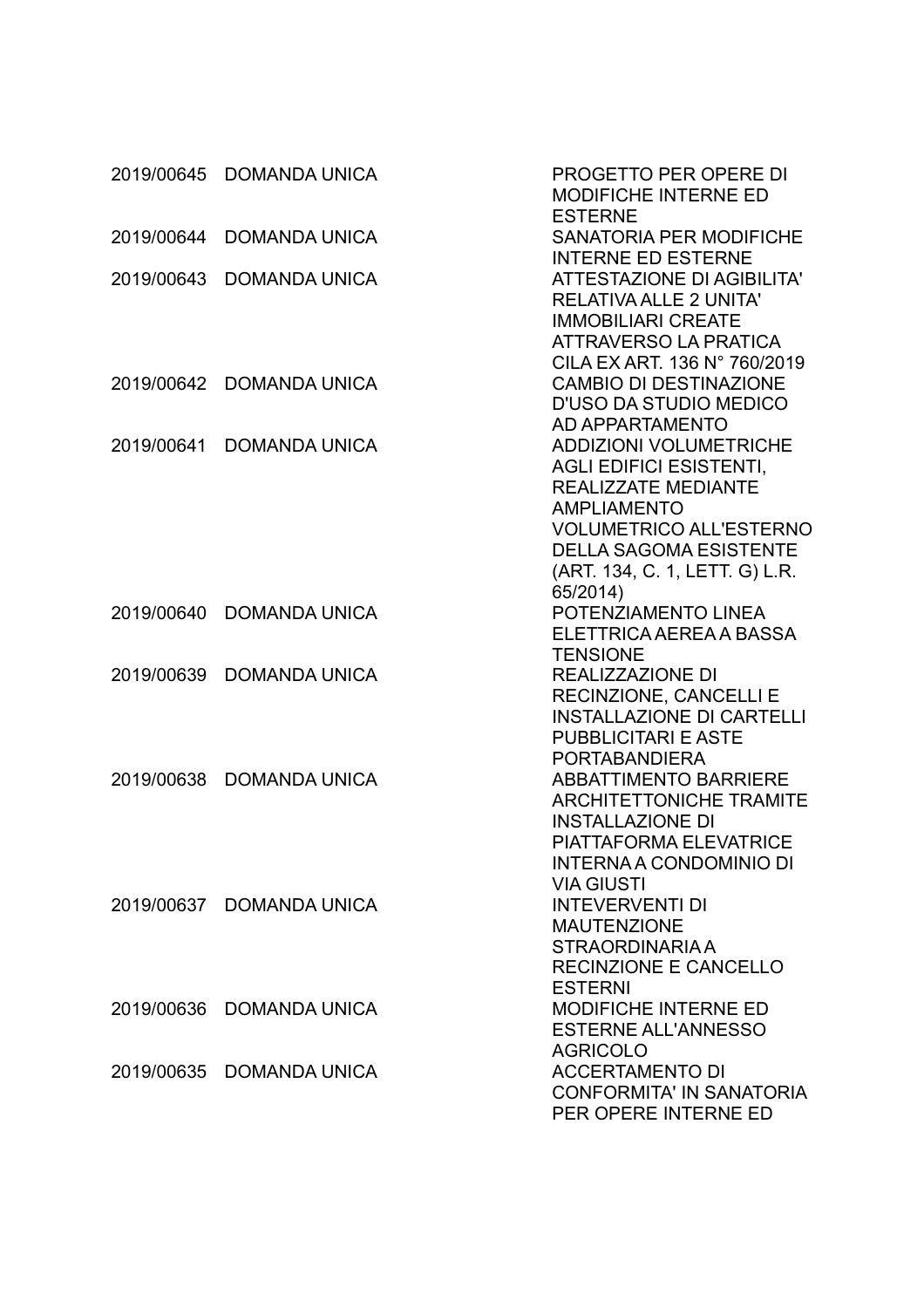| | | |
|---|---|---|
| 2019/00645 | DOMANDA UNICA | PROGETTO PER OPERE DI MODIFICHE INTERNE ED ESTERNE |
| 2019/00644 | DOMANDA UNICA | SANATORIA PER MODIFICHE INTERNE ED ESTERNE |
| 2019/00643 | DOMANDA UNICA | ATTESTAZIONE DI AGIBILITA' RELATIVA ALLE 2 UNITA' IMMOBILIARI CREATE ATTRAVERSO LA PRATICA CILA EX ART. 136 N° 760/2019 |
| 2019/00642 | DOMANDA UNICA | CAMBIO DI DESTINAZIONE D'USO DA STUDIO MEDICO AD APPARTAMENTO |
| 2019/00641 | DOMANDA UNICA | ADDIZIONI VOLUMETRICHE AGLI EDIFICI ESISTENTI, REALIZZATE MEDIANTE AMPLIAMENTO VOLUMETRICO ALL'ESTERNO DELLA SAGOMA ESISTENTE (ART. 134, C. 1, LETT. G) L.R. 65/2014) |
| 2019/00640 | DOMANDA UNICA | POTENZIAMENTO LINEA ELETTRICA AEREA A BASSA TENSIONE |
| 2019/00639 | DOMANDA UNICA | REALIZZAZIONE DI RECINZIONE, CANCELLI E INSTALLAZIONE DI CARTELLI PUBBLICITARI E ASTE PORTABANDIERA |
| 2019/00638 | DOMANDA UNICA | ABBATTIMENTO BARRIERE ARCHITETTONICHE TRAMITE INSTALLAZIONE DI PIATTAFORMA ELEVATRICE INTERNA A CONDOMINIO DI VIA GIUSTI |
| 2019/00637 | DOMANDA UNICA | INTEVERVENTI DI MAUTENZIONE STRAORDINARIA A RECINZIONE E CANCELLO ESTERNI |
| 2019/00636 | DOMANDA UNICA | MODIFICHE INTERNE ED ESTERNE ALL'ANNESSO AGRICOLO |
| 2019/00635 | DOMANDA UNICA | ACCERTAMENTO DI CONFORMITA' IN SANATORIA PER OPERE INTERNE ED |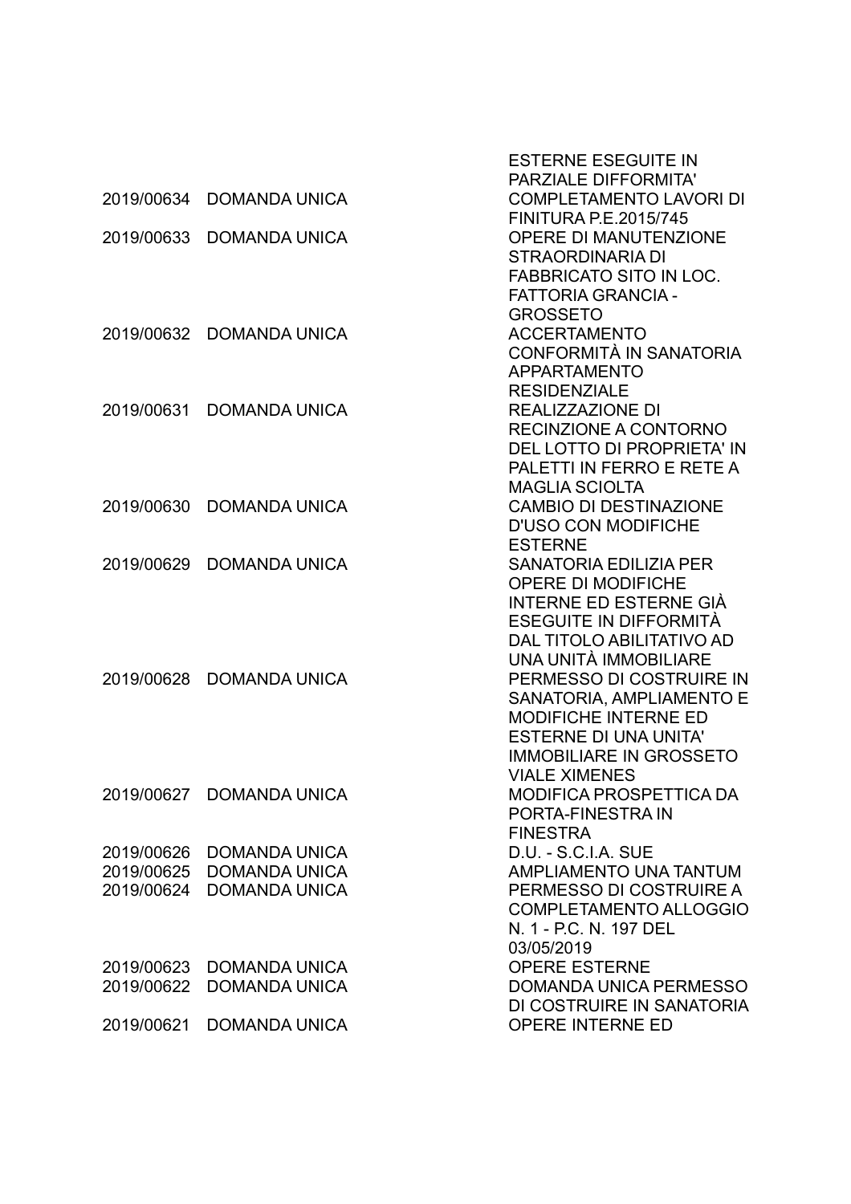| | | |
|---|---|---|
| | | ESTERNE ESEGUITE IN PARZIALE DIFFORMITA' |
| 2019/00634 | DOMANDA UNICA | COMPLETAMENTO LAVORI DI FINITURA P.E.2015/745 |
| 2019/00633 | DOMANDA UNICA | OPERE DI MANUTENZIONE STRAORDINARIA DI FABBRICATO SITO IN LOC. FATTORIA GRANCIA - GROSSETO |
| 2019/00632 | DOMANDA UNICA | ACCERTAMENTO CONFORMITÀ IN SANATORIA APPARTAMENTO RESIDENZIALE |
| 2019/00631 | DOMANDA UNICA | REALIZZAZIONE DI RECINZIONE A CONTORNO DEL LOTTO DI PROPRIETA' IN PALETTI IN FERRO E RETE A MAGLIA SCIOLTA |
| 2019/00630 | DOMANDA UNICA | CAMBIO DI DESTINAZIONE D'USO CON MODIFICHE ESTERNE |
| 2019/00629 | DOMANDA UNICA | SANATORIA EDILIZIA PER OPERE DI MODIFICHE INTERNE ED ESTERNE GIÀ ESEGUITE IN DIFFORMITÀ DAL TITOLO ABILITATIVO AD UNA UNITÀ IMMOBILIARE |
| 2019/00628 | DOMANDA UNICA | PERMESSO DI COSTRUIRE IN SANATORIA, AMPLIAMENTO E MODIFICHE INTERNE ED ESTERNE DI UNA UNITA' IMMOBILIARE IN GROSSETO VIALE XIMENES |
| 2019/00627 | DOMANDA UNICA | MODIFICA PROSPETTICA DA PORTA-FINESTRA IN FINESTRA |
| 2019/00626 | DOMANDA UNICA | D.U. - S.C.I.A. SUE |
| 2019/00625 | DOMANDA UNICA | AMPLIAMENTO UNA TANTUM |
| 2019/00624 | DOMANDA UNICA | PERMESSO DI COSTRUIRE A COMPLETAMENTO ALLOGGIO N. 1 - P.C. N. 197 DEL 03/05/2019 |
| 2019/00623 | DOMANDA UNICA | OPERE ESTERNE |
| 2019/00622 | DOMANDA UNICA | DOMANDA UNICA PERMESSO DI COSTRUIRE IN SANATORIA |
| 2019/00621 | DOMANDA UNICA | OPERE INTERNE ED |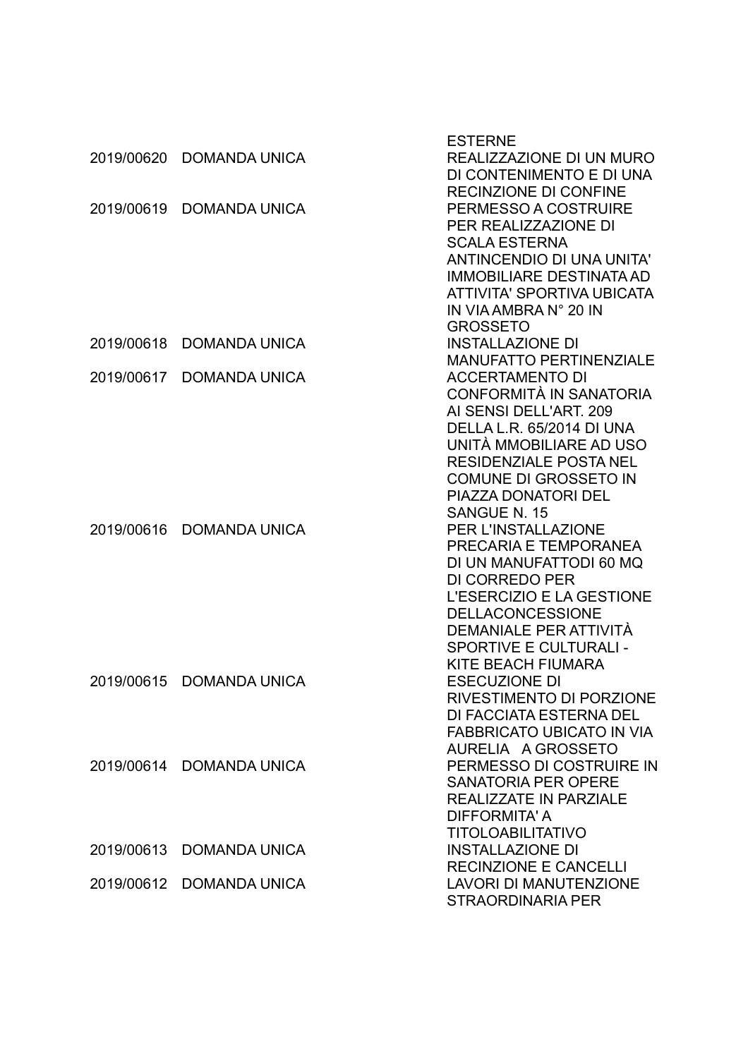| | | |
|---|---|---|
| | | ESTERNE |
| 2019/00620 | DOMANDA UNICA | REALIZZAZIONE DI UN MURO DI CONTENIMENTO E DI UNA RECINZIONE DI CONFINE |
| 2019/00619 | DOMANDA UNICA | PERMESSO A COSTRUIRE PER REALIZZAZIONE DI SCALA ESTERNA ANTINCENDIO DI UNA UNITA' IMMOBILIARE DESTINATA AD ATTIVITA' SPORTIVA UBICATA IN VIA AMBRA N° 20 IN GROSSETO |
| 2019/00618 | DOMANDA UNICA | INSTALLAZIONE DI MANUFATTO PERTINENZIALE |
| 2019/00617 | DOMANDA UNICA | ACCERTAMENTO DI CONFORMITÀ IN SANATORIA AI SENSI DELL'ART. 209 DELLA L.R. 65/2014 DI UNA UNITÀ MMOBILIARE AD USO RESIDENZIALE POSTA NEL COMUNE DI GROSSETO IN PIAZZA DONATORI DEL SANGUE N. 15 |
| 2019/00616 | DOMANDA UNICA | PER L'INSTALLAZIONE PRECARIA E TEMPORANEA DI UN MANUFATTODI 60 MQ DI CORREDO PER L'ESERCIZIO E LA GESTIONE DELLACONCESSIONE DEMANIALE PER ATTIVITÀ SPORTIVE E CULTURALI - KITE BEACH FIUMARA |
| 2019/00615 | DOMANDA UNICA | ESECUZIONE DI RIVESTIMENTO DI PORZIONE DI FACCIATA ESTERNA DEL FABBRICATO UBICATO IN VIA AURELIA A GROSSETO |
| 2019/00614 | DOMANDA UNICA | PERMESSO DI COSTRUIRE IN SANATORIA PER OPERE REALIZZATE IN PARZIALE DIFFORMITA' A TITOLOABILITATIVO |
| 2019/00613 | DOMANDA UNICA | INSTALLAZIONE DI RECINZIONE E CANCELLI |
| 2019/00612 | DOMANDA UNICA | LAVORI DI MANUTENZIONE STRAORDINARIA PER |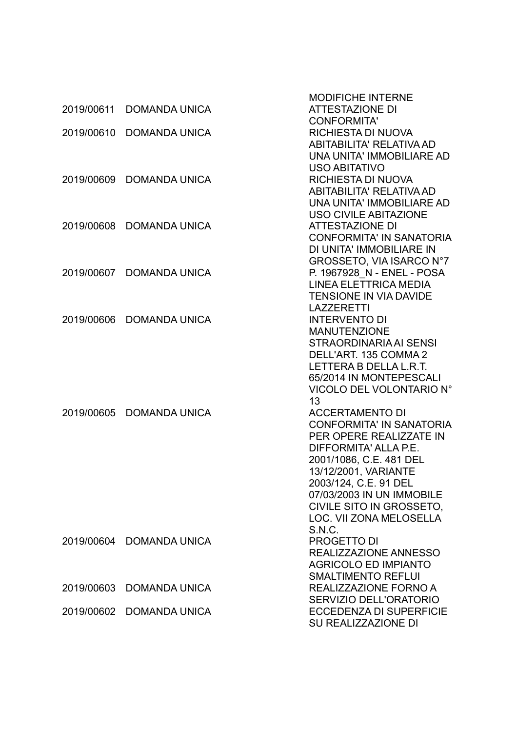| | | |
|---|---|---|
| | | MODIFICHE INTERNE |
| 2019/00611 | DOMANDA UNICA | ATTESTAZIONE DI CONFORMITA' |
| 2019/00610 | DOMANDA UNICA | RICHIESTA DI NUOVA ABITABILITA' RELATIVA AD UNA UNITA' IMMOBILIARE AD USO ABITATIVO |
| 2019/00609 | DOMANDA UNICA | RICHIESTA DI NUOVA ABITABILITA' RELATIVA AD UNA UNITA' IMMOBILIARE AD USO CIVILE ABITAZIONE |
| 2019/00608 | DOMANDA UNICA | ATTESTAZIONE DI CONFORMITA' IN SANATORIA DI UNITA' IMMOBILIARE IN GROSSETO, VIA ISARCO N°7 |
| 2019/00607 | DOMANDA UNICA | P. 1967928_N - ENEL - POSA LINEA ELETTRICA MEDIA TENSIONE IN VIA DAVIDE LAZZERETTI |
| 2019/00606 | DOMANDA UNICA | INTERVENTO DI MANUTENZIONE STRAORDINARIA AI SENSI DELL'ART. 135 COMMA 2 LETTERA B DELLA L.R.T. 65/2014 IN MONTEPESCALI VICOLO DEL VOLONTARIO N° 13 |
| 2019/00605 | DOMANDA UNICA | ACCERTAMENTO DI CONFORMITA' IN SANATORIA PER OPERE REALIZZATE IN DIFFORMITA' ALLA P.E. 2001/1086, C.E. 481 DEL 13/12/2001, VARIANTE 2003/124, C.E. 91 DEL 07/03/2003 IN UN IMMOBILE CIVILE SITO IN GROSSETO, LOC. VII ZONA MELOSELLA S.N.C. |
| 2019/00604 | DOMANDA UNICA | PROGETTO DI REALIZZAZIONE ANNESSO AGRICOLO ED IMPIANTO SMALTIMENTO REFLUI |
| 2019/00603 | DOMANDA UNICA | REALIZZAZIONE FORNO A SERVIZIO DELL'ORATORIO |
| 2019/00602 | DOMANDA UNICA | ECCEDENZA DI SUPERFICIE SU REALIZZAZIONE DI |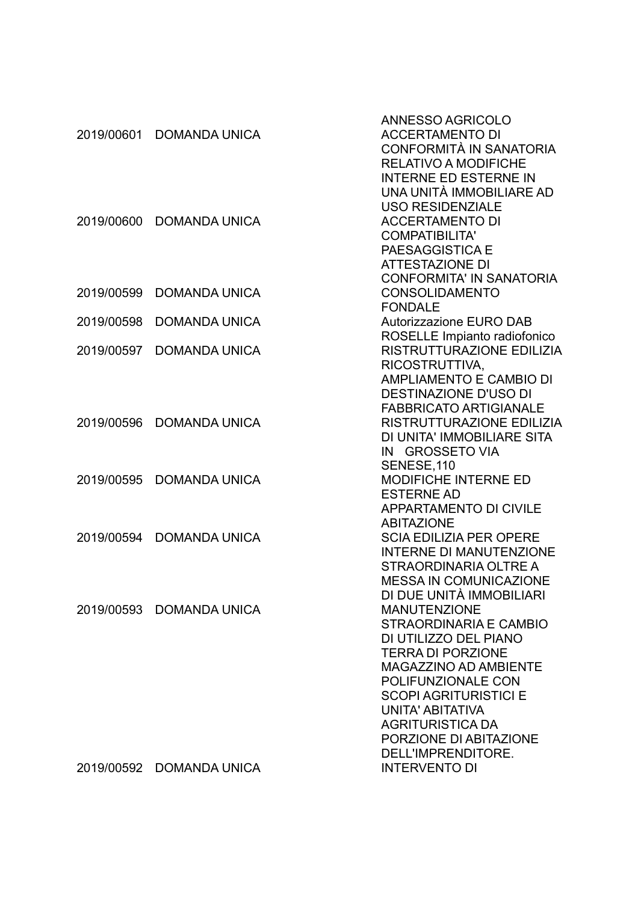| | | |
|---|---|---|
| | | ANNESSO AGRICOLO |
| 2019/00601 | DOMANDA UNICA | ACCERTAMENTO DI CONFORMITÀ IN SANATORIA RELATIVO A MODIFICHE INTERNE ED ESTERNE IN UNA UNITÀ IMMOBILIARE AD USO RESIDENZIALE |
| 2019/00600 | DOMANDA UNICA | ACCERTAMENTO DI COMPATIBILITA' PAESAGGISTICA E ATTESTAZIONE DI CONFORMITA' IN SANATORIA |
| 2019/00599 | DOMANDA UNICA | CONSOLIDAMENTO FONDALE |
| 2019/00598 | DOMANDA UNICA | Autorizzazione EURO DAB ROSELLE Impianto radiofonico |
| 2019/00597 | DOMANDA UNICA | RISTRUTTURAZIONE EDILIZIA RICOSTRUTTIVA, AMPLIAMENTO E CAMBIO DI DESTINAZIONE D'USO DI FABBRICATO ARTIGIANALE |
| 2019/00596 | DOMANDA UNICA | RISTRUTTURAZIONE EDILIZIA DI UNITA' IMMOBILIARE SITA IN GROSSETO VIA SENESE,110 |
| 2019/00595 | DOMANDA UNICA | MODIFICHE INTERNE ED ESTERNE AD APPARTAMENTO DI CIVILE ABITAZIONE |
| 2019/00594 | DOMANDA UNICA | SCIA EDILIZIA PER OPERE INTERNE DI MANUTENZIONE STRAORDINARIA OLTRE A MESSA IN COMUNICAZIONE DI DUE UNITÀ IMMOBILIARI |
| 2019/00593 | DOMANDA UNICA | MANUTENZIONE STRAORDINARIA E CAMBIO DI UTILIZZO DEL PIANO TERRA DI PORZIONE MAGAZZINO AD AMBIENTE POLIFUNZIONALE CON SCOPI AGRITURISTICI E UNITA' ABITATIVA AGRITURISTICA DA PORZIONE DI ABITAZIONE DELL'IMPRENDITORE. |
| 2019/00592 | DOMANDA UNICA | INTERVENTO DI |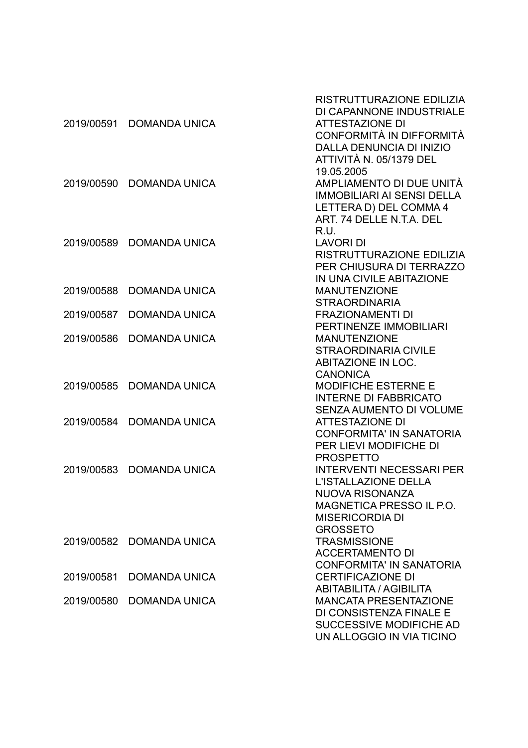| | | |
|---|---|---|
| | | RISTRUTTURAZIONE EDILIZIA DI CAPANNONE INDUSTRIALE |
| 2019/00591 | DOMANDA UNICA | ATTESTAZIONE DI CONFORMITÀ IN DIFFORMITÀ DALLA DENUNCIA DI INIZIO ATTIVITÀ N. 05/1379 DEL 19.05.2005 |
| 2019/00590 | DOMANDA UNICA | AMPLIAMENTO DI DUE UNITÀ IMMOBILIARI AI SENSI DELLA LETTERA D) DEL COMMA 4 ART. 74 DELLE N.T.A. DEL R.U. |
| 2019/00589 | DOMANDA UNICA | LAVORI DI RISTRUTTURAZIONE EDILIZIA PER CHIUSURA DI TERRAZZO IN UNA CIVILE ABITAZIONE |
| 2019/00588 | DOMANDA UNICA | MANUTENZIONE STRAORDINARIA |
| 2019/00587 | DOMANDA UNICA | FRAZIONAMENTI DI PERTINENZE IMMOBILIARI |
| 2019/00586 | DOMANDA UNICA | MANUTENZIONE STRAORDINARIA CIVILE ABITAZIONE IN LOC. CANONICA |
| 2019/00585 | DOMANDA UNICA | MODIFICHE ESTERNE E INTERNE DI FABBRICATO SENZA AUMENTO DI VOLUME |
| 2019/00584 | DOMANDA UNICA | ATTESTAZIONE DI CONFORMITA' IN SANATORIA PER LIEVI MODIFICHE DI PROSPETTO |
| 2019/00583 | DOMANDA UNICA | INTERVENTI NECESSARI PER L'ISTALLAZIONE DELLA NUOVA RISONANZA MAGNETICA PRESSO IL P.O. MISERICORDIA DI GROSSETO |
| 2019/00582 | DOMANDA UNICA | TRASMISSIONE ACCERTAMENTO DI CONFORMITA' IN SANATORIA |
| 2019/00581 | DOMANDA UNICA | CERTIFICAZIONE DI ABITABILITA / AGIBILITA |
| 2019/00580 | DOMANDA UNICA | MANCATA PRESENTAZIONE DI CONSISTENZA FINALE E SUCCESSIVE MODIFICHE AD UN ALLOGGIO IN VIA TICINO |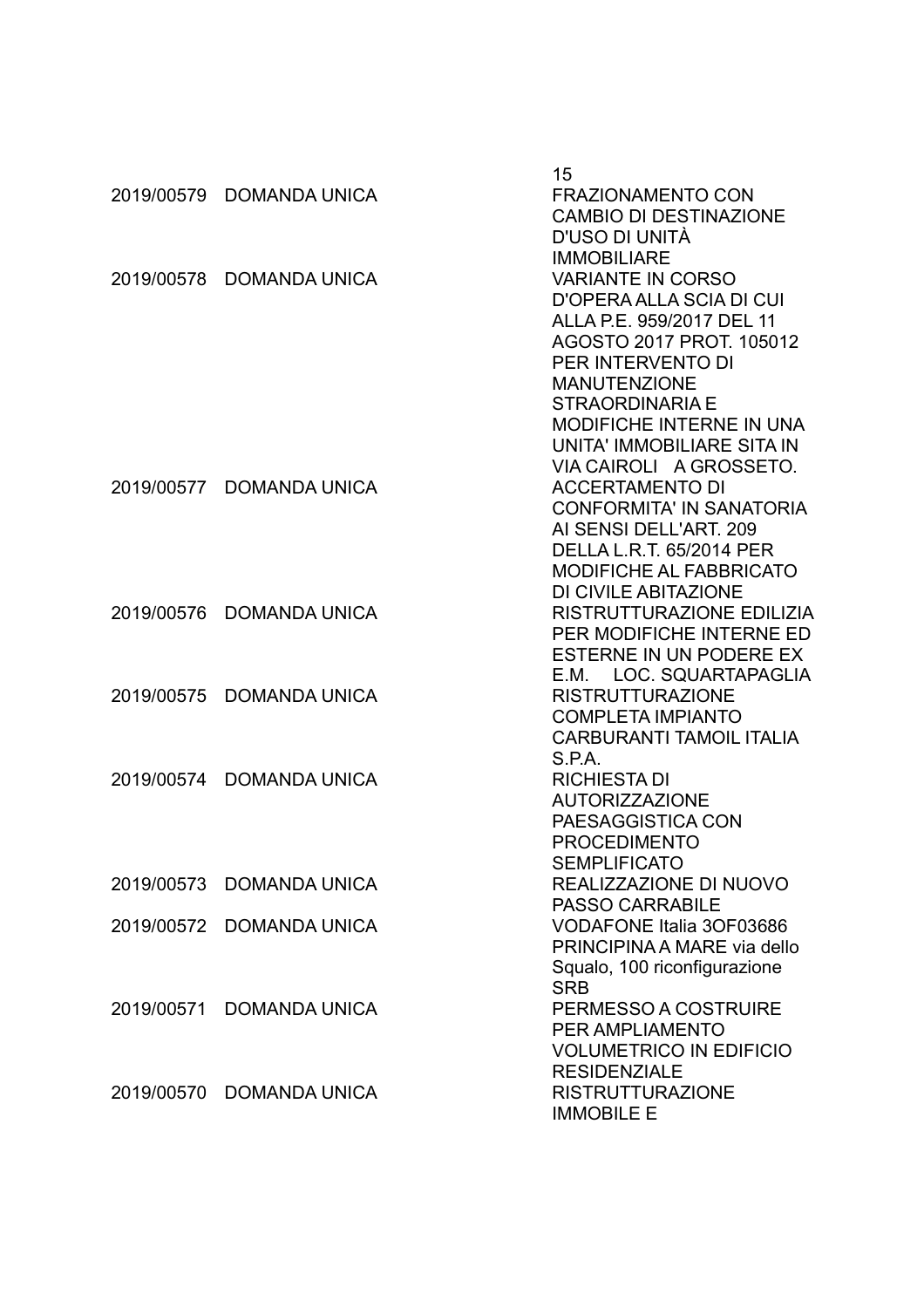| | | |
|---|---|---|
| | | 15 |
| 2019/00579 | DOMANDA UNICA | FRAZIONAMENTO CON CAMBIO DI DESTINAZIONE D'USO DI UNITÀ IMMOBILIARE |
| 2019/00578 | DOMANDA UNICA | VARIANTE IN CORSO D'OPERA ALLA SCIA DI CUI ALLA P.E. 959/2017 DEL 11 AGOSTO 2017 PROT. 105012 PER INTERVENTO DI MANUTENZIONE STRAORDINARIA E MODIFICHE INTERNE IN UNA UNITA' IMMOBILIARE SITA IN VIA CAIROLI A GROSSETO. |
| 2019/00577 | DOMANDA UNICA | ACCERTAMENTO DI CONFORMITA' IN SANATORIA AI SENSI DELL'ART. 209 DELLA L.R.T. 65/2014 PER MODIFICHE AL FABBRICATO DI CIVILE ABITAZIONE |
| 2019/00576 | DOMANDA UNICA | RISTRUTTURAZIONE EDILIZIA PER MODIFICHE INTERNE ED ESTERNE IN UN PODERE EX E.M. LOC. SQUARTAPAGLIA |
| 2019/00575 | DOMANDA UNICA | RISTRUTTURAZIONE COMPLETA IMPIANTO CARBURANTI TAMOIL ITALIA S.P.A. |
| 2019/00574 | DOMANDA UNICA | RICHIESTA DI AUTORIZZAZIONE PAESAGGISTICA CON PROCEDIMENTO SEMPLIFICATO |
| 2019/00573 | DOMANDA UNICA | REALIZZAZIONE DI NUOVO PASSO CARRABILE |
| 2019/00572 | DOMANDA UNICA | VODAFONE Italia 3OF03686 PRINCIPINA A MARE via dello Squalo, 100 riconfigurazione SRB |
| 2019/00571 | DOMANDA UNICA | PERMESSO A COSTRUIRE PER AMPLIAMENTO VOLUMETRICO IN EDIFICIO RESIDENZIALE |
| 2019/00570 | DOMANDA UNICA | RISTRUTTURAZIONE IMMOBILE E |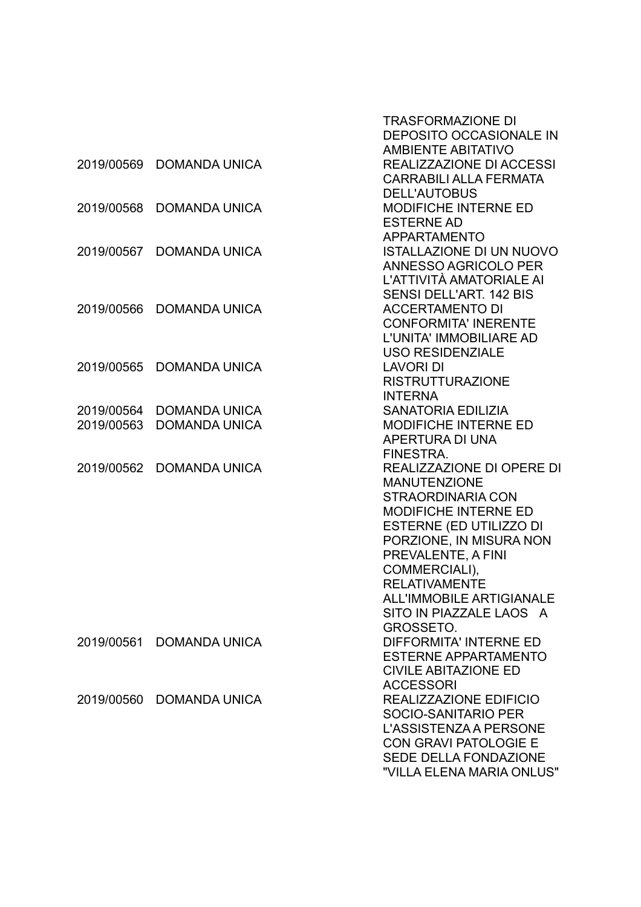| | | |
|---|---|---|
| | | TRASFORMAZIONE DI DEPOSITO OCCASIONALE IN AMBIENTE ABITATIVO |
| 2019/00569 | DOMANDA UNICA | REALIZZAZIONE DI ACCESSI CARRABILI ALLA FERMATA DELL'AUTOBUS |
| 2019/00568 | DOMANDA UNICA | MODIFICHE INTERNE ED ESTERNE AD APPARTAMENTO |
| 2019/00567 | DOMANDA UNICA | ISTALLAZIONE DI UN NUOVO ANNESSO AGRICOLO PER L'ATTIVITÀ AMATORIALE AI SENSI DELL'ART. 142 BIS |
| 2019/00566 | DOMANDA UNICA | ACCERTAMENTO DI CONFORMITA' INERENTE L'UNITA' IMMOBILIARE AD USO RESIDENZIALE |
| 2019/00565 | DOMANDA UNICA | LAVORI DI RISTRUTTURAZIONE INTERNA |
| 2019/00564 | DOMANDA UNICA | SANATORIA EDILIZIA |
| 2019/00563 | DOMANDA UNICA | MODIFICHE INTERNE ED APERTURA DI UNA FINESTRA. |
| 2019/00562 | DOMANDA UNICA | REALIZZAZIONE DI OPERE DI MANUTENZIONE STRAORDINARIA CON MODIFICHE INTERNE ED ESTERNE (ED UTILIZZO DI PORZIONE, IN MISURA NON PREVALENTE, A FINI COMMERCIALI), RELATIVAMENTE ALL'IMMOBILE ARTIGIANALE SITO IN PIAZZALE LAOS A GROSSETO. |
| 2019/00561 | DOMANDA UNICA | DIFFORMITA' INTERNE ED ESTERNE APPARTAMENTO CIVILE ABITAZIONE ED ACCESSORI |
| 2019/00560 | DOMANDA UNICA | REALIZZAZIONE EDIFICIO SOCIO-SANITARIO PER L'ASSISTENZA A PERSONE CON GRAVI PATOLOGIE E SEDE DELLA FONDAZIONE "VILLA ELENA MARIA ONLUS" |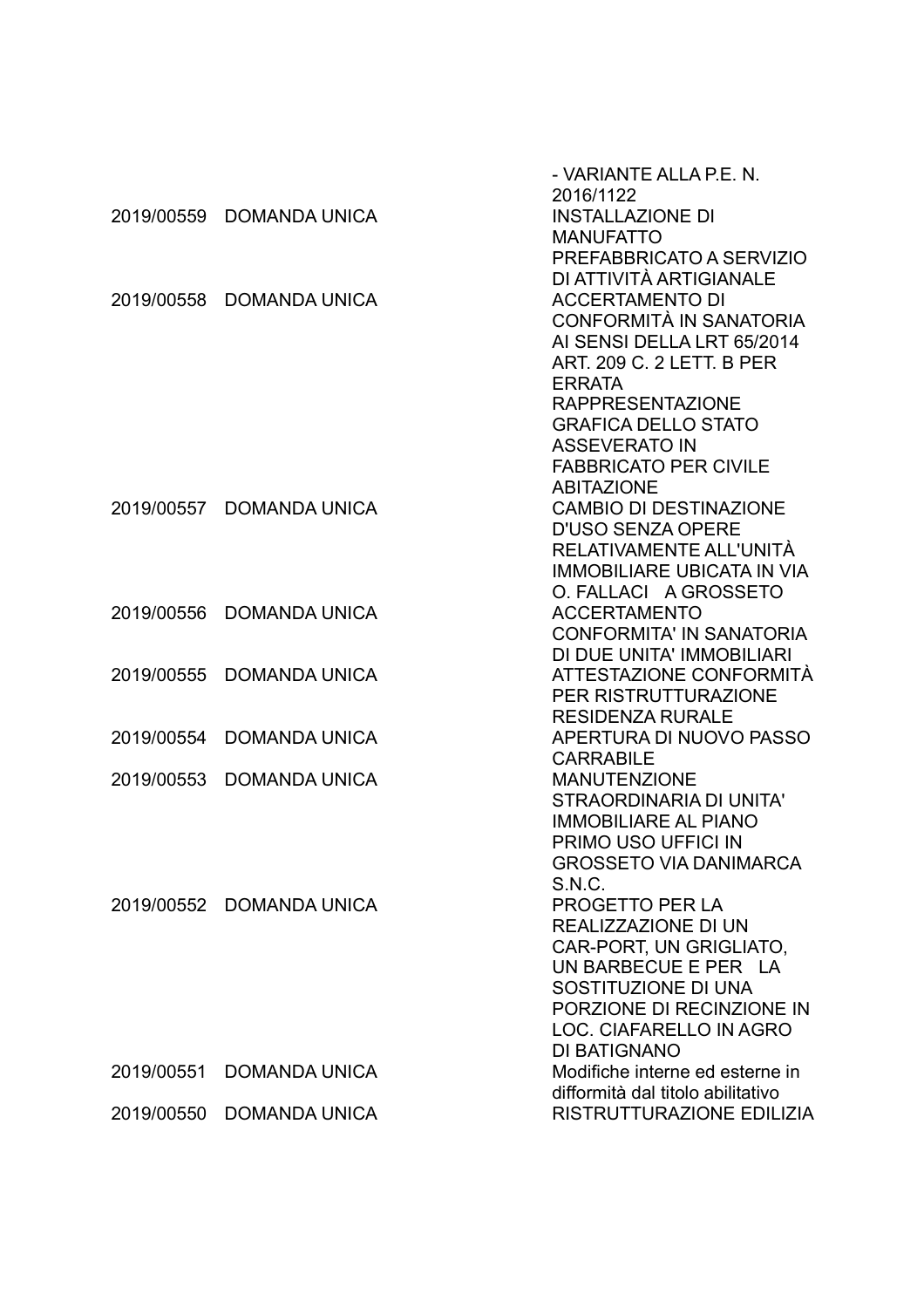| | | |
|---|---|---|
| | | - VARIANTE ALLA P.E. N. 2016/1122 |
| 2019/00559 | DOMANDA UNICA | INSTALLAZIONE DI MANUFATTO PREFABBRICATO A SERVIZIO DI ATTIVITÀ ARTIGIANALE |
| 2019/00558 | DOMANDA UNICA | ACCERTAMENTO DI CONFORMITÀ IN SANATORIA AI SENSI DELLA LRT 65/2014 ART. 209 C. 2 LETT. B PER ERRATA RAPPRESENTAZIONE GRAFICA DELLO STATO ASSEVERATO IN FABBRICATO PER CIVILE ABITAZIONE |
| 2019/00557 | DOMANDA UNICA | CAMBIO DI DESTINAZIONE D'USO SENZA OPERE RELATIVAMENTE ALL'UNITÀ IMMOBILIARE UBICATA IN VIA O. FALLACI A GROSSETO |
| 2019/00556 | DOMANDA UNICA | ACCERTAMENTO CONFORMITA' IN SANATORIA DI DUE UNITA' IMMOBILIARI |
| 2019/00555 | DOMANDA UNICA | ATTESTAZIONE CONFORMITÀ PER RISTRUTTURAZIONE RESIDENZA RURALE |
| 2019/00554 | DOMANDA UNICA | APERTURA DI NUOVO PASSO CARRABILE |
| 2019/00553 | DOMANDA UNICA | MANUTENZIONE STRAORDINARIA DI UNITA' IMMOBILIARE AL PIANO PRIMO USO UFFICI IN GROSSETO VIA DANIMARCA S.N.C. |
| 2019/00552 | DOMANDA UNICA | PROGETTO PER LA REALIZZAZIONE DI UN CAR-PORT, UN GRIGLIATO, UN BARBECUE E PER LA SOSTITUZIONE DI UNA PORZIONE DI RECINZIONE IN LOC. CIAFARELLO IN AGRO DI BATIGNANO |
| 2019/00551 | DOMANDA UNICA | Modifiche interne ed esterne in difformità dal titolo abilitativo |
| 2019/00550 | DOMANDA UNICA | RISTRUTTURAZIONE EDILIZIA |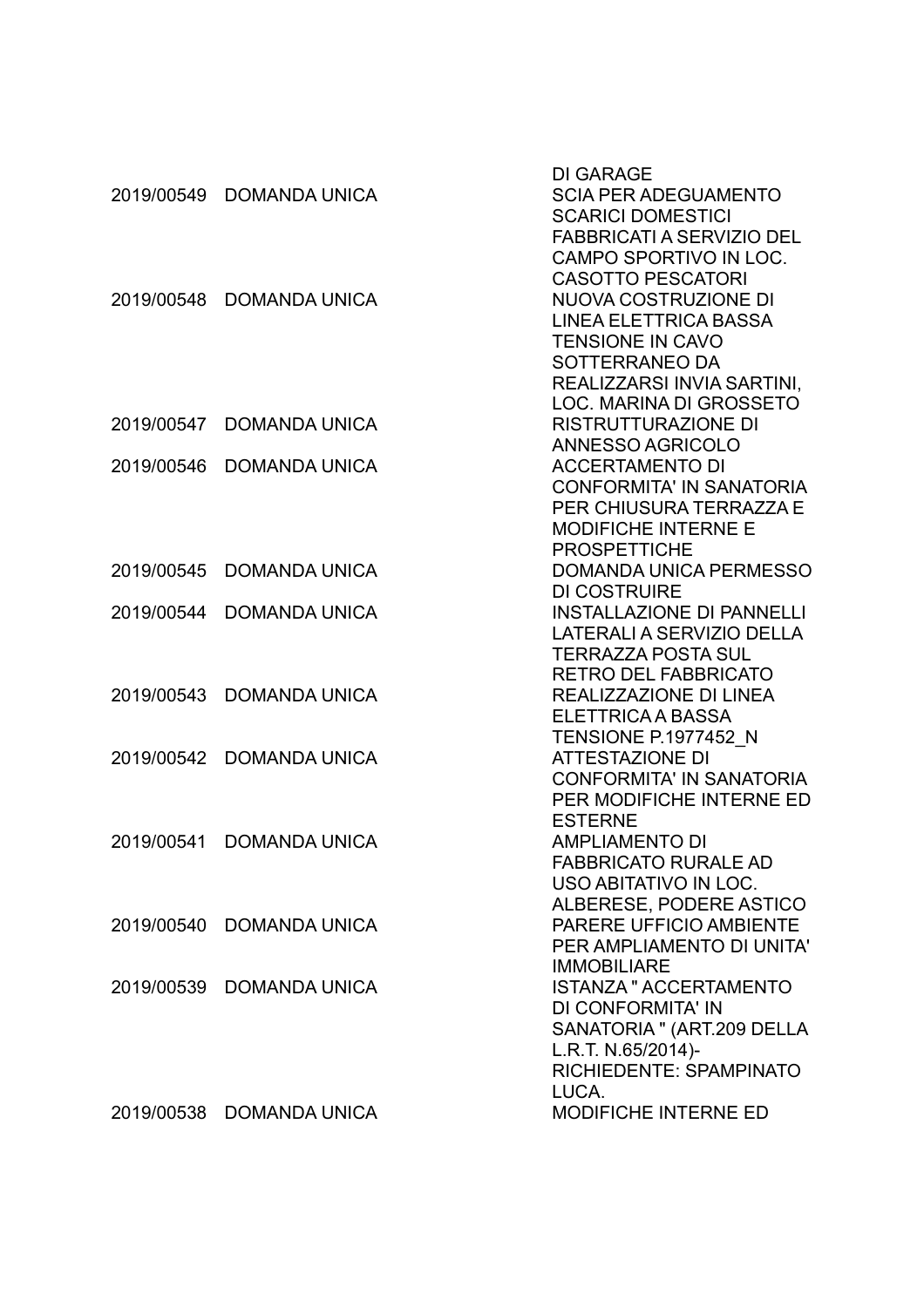| | | |
|---|---|---|
| | | DI GARAGE |
| 2019/00549 | DOMANDA UNICA | SCIA PER ADEGUAMENTO SCARICI DOMESTICI FABBRICATI A SERVIZIO DEL CAMPO SPORTIVO IN LOC. CASOTTO PESCATORI |
| 2019/00548 | DOMANDA UNICA | NUOVA COSTRUZIONE DI LINEA ELETTRICA BASSA TENSIONE IN CAVO SOTTERRANEO DA REALIZZARSI INVIA SARTINI, LOC. MARINA DI GROSSETO |
| 2019/00547 | DOMANDA UNICA | RISTRUTTURAZIONE DI ANNESSO AGRICOLO |
| 2019/00546 | DOMANDA UNICA | ACCERTAMENTO DI CONFORMITA' IN SANATORIA PER CHIUSURA TERRAZZA E MODIFICHE INTERNE E PROSPETTICHE |
| 2019/00545 | DOMANDA UNICA | DOMANDA UNICA PERMESSO DI COSTRUIRE |
| 2019/00544 | DOMANDA UNICA | INSTALLAZIONE DI PANNELLI LATERALI A SERVIZIO DELLA TERRAZZA POSTA SUL RETRO DEL FABBRICATO |
| 2019/00543 | DOMANDA UNICA | REALIZZAZIONE DI LINEA ELETTRICA A BASSA TENSIONE P.1977452_N |
| 2019/00542 | DOMANDA UNICA | ATTESTAZIONE DI CONFORMITA' IN SANATORIA PER MODIFICHE INTERNE ED ESTERNE |
| 2019/00541 | DOMANDA UNICA | AMPLIAMENTO DI FABBRICATO RURALE AD USO ABITATIVO IN LOC. ALBERESE, PODERE ASTICO |
| 2019/00540 | DOMANDA UNICA | PARERE UFFICIO AMBIENTE PER AMPLIAMENTO DI UNITA' IMMOBILIARE |
| 2019/00539 | DOMANDA UNICA | ISTANZA " ACCERTAMENTO DI CONFORMITA' IN SANATORIA " (ART.209 DELLA L.R.T. N.65/2014)- RICHIEDENTE: SPAMPINATO LUCA. |
| 2019/00538 | DOMANDA UNICA | MODIFICHE INTERNE ED |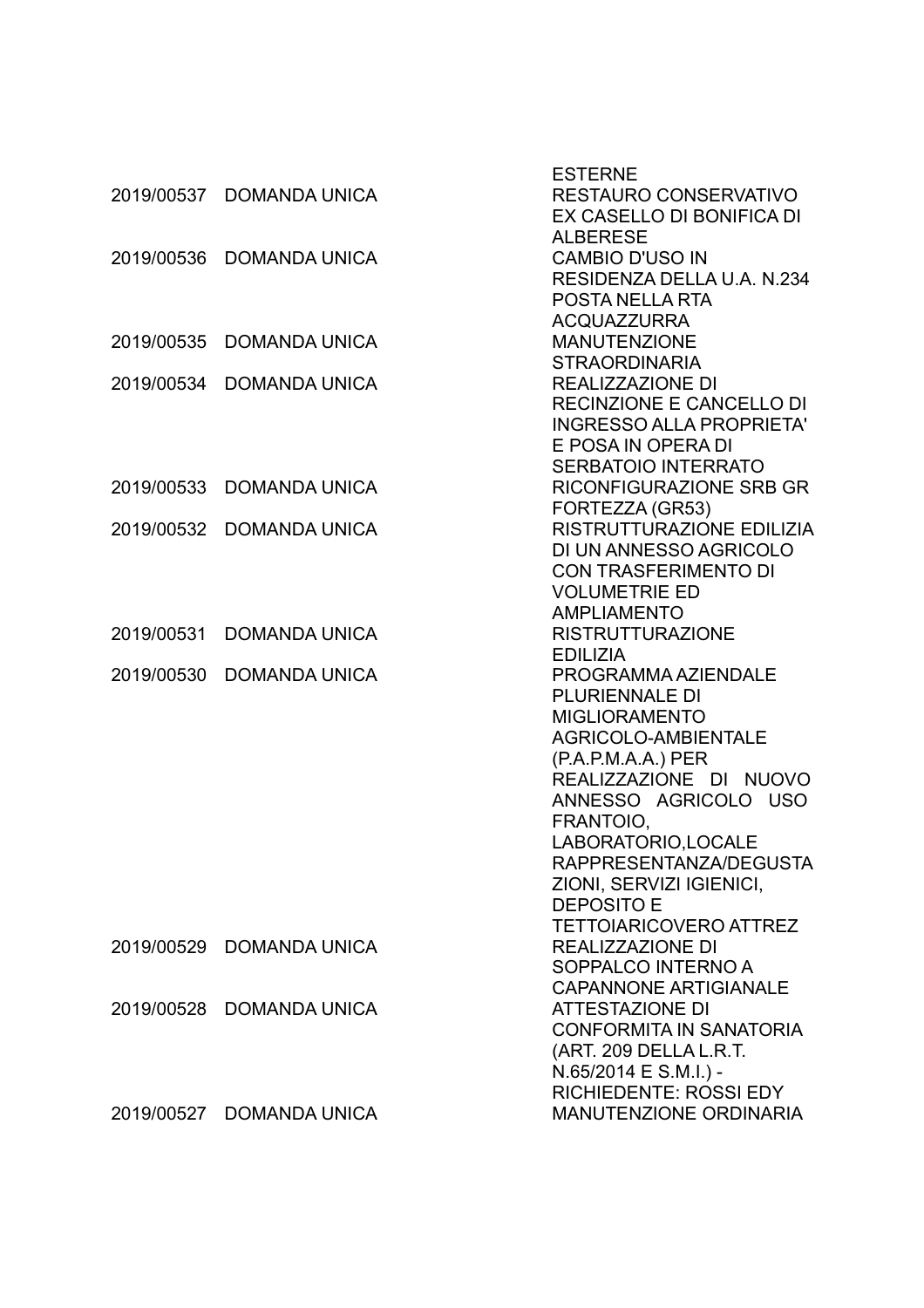| | | |
|---|---|---|
| | | ESTERNE |
| 2019/00537 | DOMANDA UNICA | RESTAURO CONSERVATIVO EX CASELLO DI BONIFICA DI ALBERESE |
| 2019/00536 | DOMANDA UNICA | CAMBIO D'USO IN RESIDENZA DELLA U.A. N.234 POSTA NELLA RTA ACQUAZZURRA |
| 2019/00535 | DOMANDA UNICA | MANUTENZIONE STRAORDINARIA |
| 2019/00534 | DOMANDA UNICA | REALIZZAZIONE DI RECINZIONE E CANCELLO DI INGRESSO ALLA PROPRIETA' E POSA IN OPERA DI SERBATOIO INTERRATO |
| 2019/00533 | DOMANDA UNICA | RICONFIGURAZIONE SRB GR FORTEZZA (GR53) |
| 2019/00532 | DOMANDA UNICA | RISTRUTTURAZIONE EDILIZIA DI UN ANNESSO AGRICOLO CON TRASFERIMENTO DI VOLUMETRIE ED AMPLIAMENTO |
| 2019/00531 | DOMANDA UNICA | RISTRUTTURAZIONE EDILIZIA |
| 2019/00530 | DOMANDA UNICA | PROGRAMMA AZIENDALE PLURIENNALE DI MIGLIORAMENTO AGRICOLO-AMBIENTALE (P.A.P.M.A.A.) PER REALIZZAZIONE DI NUOVO ANNESSO AGRICOLO USO FRANTOIO, LABORATORIO,LOCALE RAPPRESENTANZA/DEGUSTAZIONI, SERVIZI IGIENICI, DEPOSITO E TETTOIARICOVERO ATTREZ |
| 2019/00529 | DOMANDA UNICA | REALIZZAZIONE DI SOPPALCO INTERNO A CAPANNONE ARTIGIANALE |
| 2019/00528 | DOMANDA UNICA | ATTESTAZIONE DI CONFORMITA IN SANATORIA (ART. 209 DELLA L.R.T. N.65/2014 E S.M.I.) - RICHIEDENTE: ROSSI EDY |
| 2019/00527 | DOMANDA UNICA | MANUTENZIONE ORDINARIA |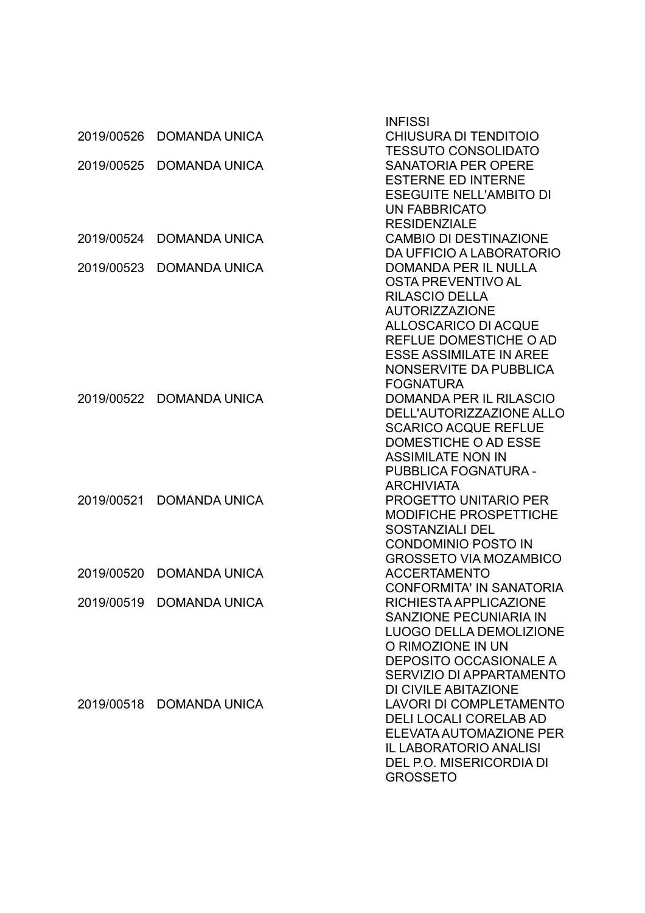| | | |
|---|---|---|
| | | INFISSI |
| 2019/00526 | DOMANDA UNICA | CHIUSURA DI TENDITOIO TESSUTO CONSOLIDATO |
| 2019/00525 | DOMANDA UNICA | SANATORIA PER OPERE ESTERNE ED INTERNE ESEGUITE NELL'AMBITO DI UN FABBRICATO RESIDENZIALE |
| 2019/00524 | DOMANDA UNICA | CAMBIO DI DESTINAZIONE DA UFFICIO A LABORATORIO |
| 2019/00523 | DOMANDA UNICA | DOMANDA PER IL NULLA OSTA PREVENTIVO AL RILASCIO DELLA AUTORIZZAZIONE ALLOSCARICO DI ACQUE REFLUE DOMESTICHE O AD ESSE ASSIMILATE IN AREE NONSERVITE DA PUBBLICA FOGNATURA |
| 2019/00522 | DOMANDA UNICA | DOMANDA PER IL RILASCIO DELL'AUTORIZZAZIONE ALLO SCARICO ACQUE REFLUE DOMESTICHE O AD ESSE ASSIMILATE NON IN PUBBLICA FOGNATURA - ARCHIVIATA |
| 2019/00521 | DOMANDA UNICA | PROGETTO UNITARIO PER MODIFICHE PROSPETTICHE SOSTANZIALI DEL CONDOMINIO POSTO IN GROSSETO VIA MOZAMBICO |
| 2019/00520 | DOMANDA UNICA | ACCERTAMENTO CONFORMITA' IN SANATORIA |
| 2019/00519 | DOMANDA UNICA | RICHIESTA APPLICAZIONE SANZIONE PECUNIARIA IN LUOGO DELLA DEMOLIZIONE O RIMOZIONE IN UN DEPOSITO OCCASIONALE A SERVIZIO DI APPARTAMENTO DI CIVILE ABITAZIONE |
| 2019/00518 | DOMANDA UNICA | LAVORI DI COMPLETAMENTO DELI LOCALI CORELAB AD ELEVATA AUTOMAZIONE PER IL LABORATORIO ANALISI DEL P.O. MISERICORDIA DI GROSSETO |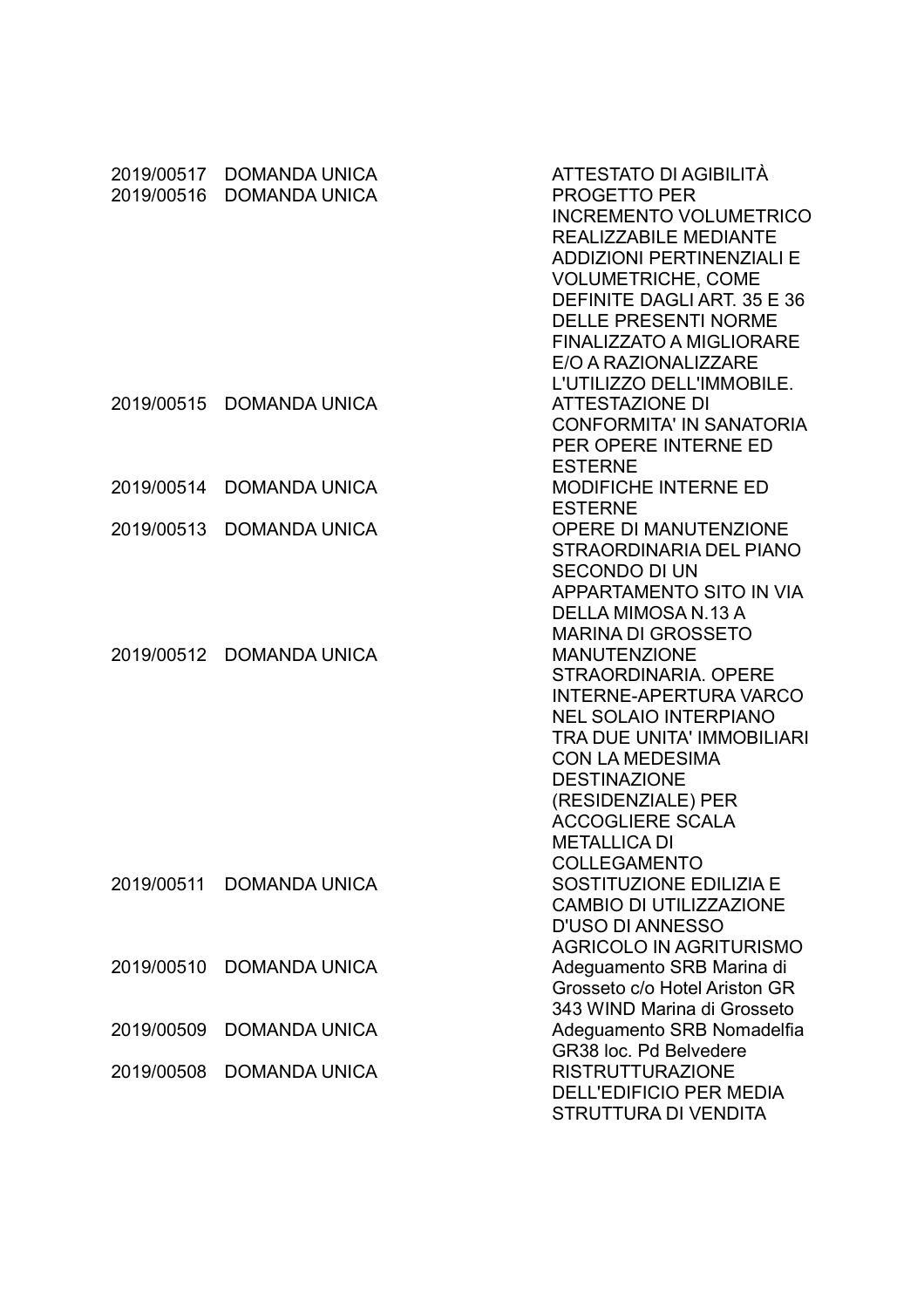| | | |
|---|---|---|
| 2019/00517 | DOMANDA UNICA | ATTESTATO DI AGIBILITÀ |
| 2019/00516 | DOMANDA UNICA | PROGETTO PER INCREMENTO VOLUMETRICO REALIZZABILE MEDIANTE ADDIZIONI PERTINENZIALI E VOLUMETRICHE, COME DEFINITE DAGLI ART. 35 E 36 DELLE PRESENTI NORME FINALIZZATO A MIGLIORARE E/O A RAZIONALIZZARE L'UTILIZZO DELL'IMMOBILE. |
| 2019/00515 | DOMANDA UNICA | ATTESTAZIONE DI CONFORMITA' IN SANATORIA PER OPERE INTERNE ED ESTERNE |
| 2019/00514 | DOMANDA UNICA | MODIFICHE INTERNE ED ESTERNE |
| 2019/00513 | DOMANDA UNICA | OPERE DI MANUTENZIONE STRAORDINARIA DEL PIANO SECONDO DI UN APPARTAMENTO SITO IN VIA DELLA MIMOSA N.13 A MARINA DI GROSSETO |
| 2019/00512 | DOMANDA UNICA | MANUTENZIONE STRAORDINARIA. OPERE INTERNE-APERTURA VARCO NEL SOLAIO INTERPIANO TRA DUE UNITA' IMMOBILIARI CON LA MEDESIMA DESTINAZIONE (RESIDENZIALE) PER ACCOGLIERE SCALA METALLICA DI COLLEGAMENTO |
| 2019/00511 | DOMANDA UNICA | SOSTITUZIONE EDILIZIA E CAMBIO DI UTILIZZAZIONE D'USO DI ANNESSO AGRICOLO IN AGRITURISMO |
| 2019/00510 | DOMANDA UNICA | Adeguamento SRB Marina di Grosseto c/o Hotel Ariston GR 343 WIND Marina di Grosseto |
| 2019/00509 | DOMANDA UNICA | Adeguamento SRB Nomadelfia GR38 loc. Pd Belvedere |
| 2019/00508 | DOMANDA UNICA | RISTRUTTURAZIONE DELL'EDIFICIO PER MEDIA STRUTTURA DI VENDITA |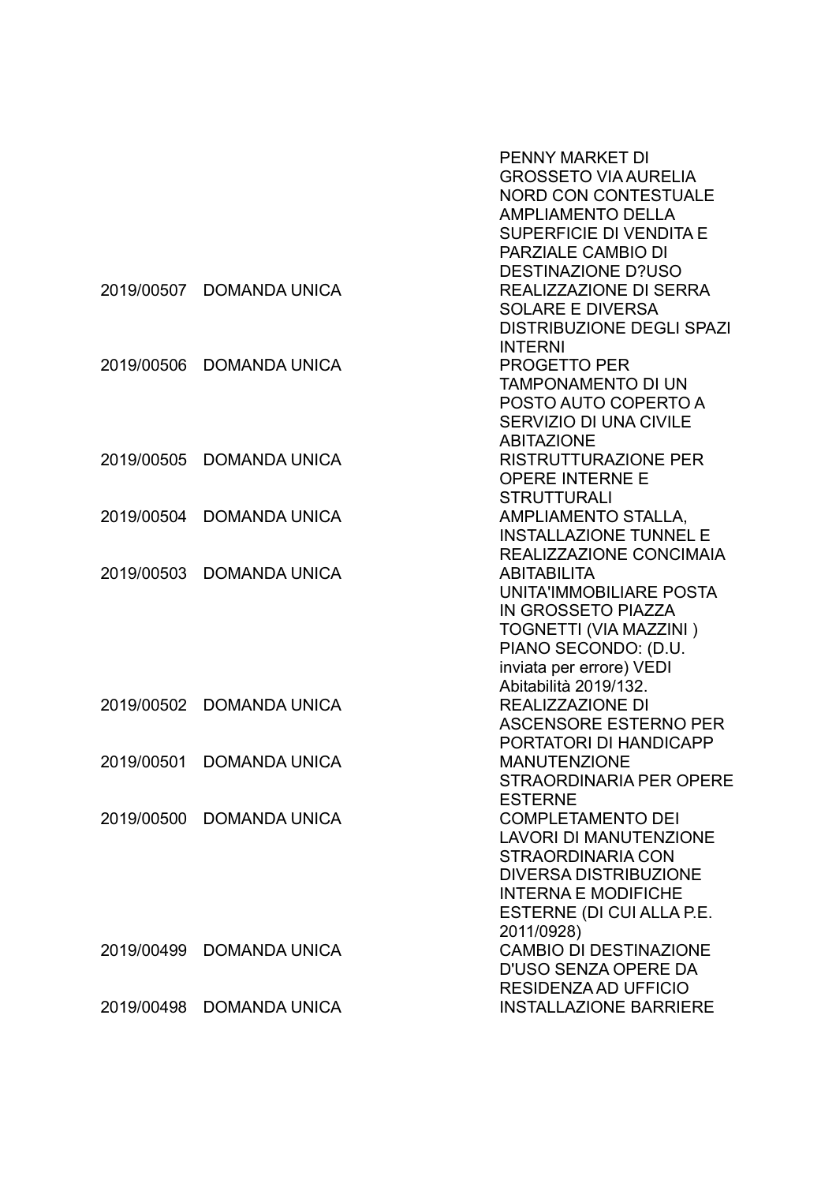| | | |
|---|---|---|
| | | PENNY MARKET DI GROSSETO VIA AURELIA NORD CON CONTESTUALE AMPLIAMENTO DELLA SUPERFICIE DI VENDITA E PARZIALE CAMBIO DI DESTINAZIONE D?USO |
| 2019/00507 | DOMANDA UNICA | REALIZZAZIONE DI SERRA SOLARE E DIVERSA DISTRIBUZIONE DEGLI SPAZI INTERNI |
| 2019/00506 | DOMANDA UNICA | PROGETTO PER TAMPONAMENTO DI UN POSTO AUTO COPERTO A SERVIZIO DI UNA CIVILE ABITAZIONE |
| 2019/00505 | DOMANDA UNICA | RISTRUTTURAZIONE PER OPERE INTERNE E STRUTTURALI |
| 2019/00504 | DOMANDA UNICA | AMPLIAMENTO STALLA, INSTALLAZIONE TUNNEL E REALIZZAZIONE CONCIMAIA |
| 2019/00503 | DOMANDA UNICA | ABITABILITA UNITA'IMMOBILIARE POSTA IN GROSSETO PIAZZA TOGNETTI (VIA MAZZINI ) PIANO SECONDO: (D.U. inviata per errore) VEDI Abitabilità 2019/132. |
| 2019/00502 | DOMANDA UNICA | REALIZZAZIONE DI ASCENSORE ESTERNO PER PORTATORI DI HANDICAPP |
| 2019/00501 | DOMANDA UNICA | MANUTENZIONE STRAORDINARIA PER OPERE ESTERNE |
| 2019/00500 | DOMANDA UNICA | COMPLETAMENTO DEI LAVORI DI MANUTENZIONE STRAORDINARIA CON DIVERSA DISTRIBUZIONE INTERNA E MODIFICHE ESTERNE (DI CUI ALLA P.E. 2011/0928) |
| 2019/00499 | DOMANDA UNICA | CAMBIO DI DESTINAZIONE D'USO SENZA OPERE DA RESIDENZA AD UFFICIO |
| 2019/00498 | DOMANDA UNICA | INSTALLAZIONE BARRIERE |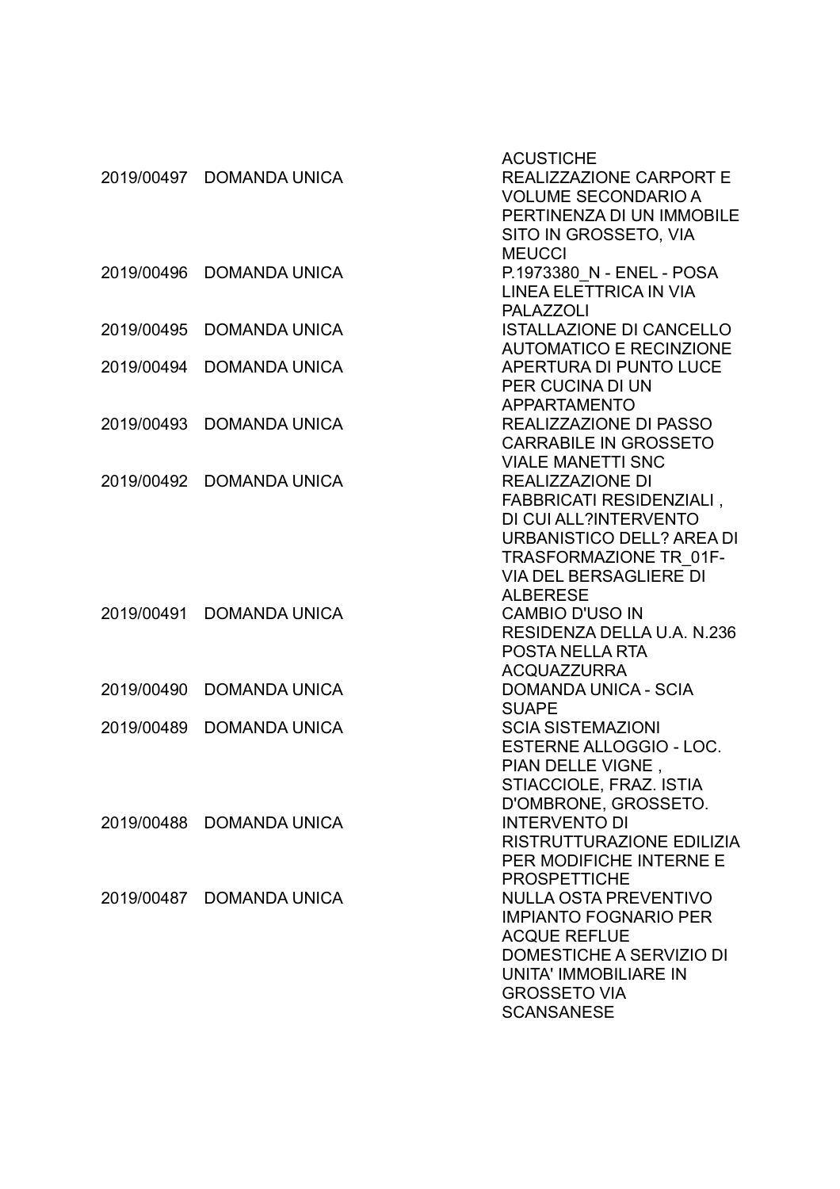| | | |
|---|---|---|
| | | ACUSTICHE |
| 2019/00497 | DOMANDA UNICA | REALIZZAZIONE CARPORT E VOLUME SECONDARIO A PERTINENZA DI UN IMMOBILE SITO IN GROSSETO, VIA MEUCCI |
| 2019/00496 | DOMANDA UNICA | P.1973380_N - ENEL - POSA LINEA ELETTRICA IN VIA PALAZZOLI |
| 2019/00495 | DOMANDA UNICA | ISTALLAZIONE DI CANCELLO AUTOMATICO E RECINZIONE |
| 2019/00494 | DOMANDA UNICA | APERTURA DI PUNTO LUCE PER CUCINA DI UN APPARTAMENTO |
| 2019/00493 | DOMANDA UNICA | REALIZZAZIONE DI PASSO CARRABILE IN GROSSETO VIALE MANETTI SNC |
| 2019/00492 | DOMANDA UNICA | REALIZZAZIONE DI FABBRICATI RESIDENZIALI , DI CUI ALL?INTERVENTO URBANISTICO DELL? AREA DI TRASFORMAZIONE TR_01F- VIA DEL BERSAGLIERE DI ALBERESE |
| 2019/00491 | DOMANDA UNICA | CAMBIO D'USO IN RESIDENZA DELLA U.A. N.236 POSTA NELLA RTA ACQUAZZURRA |
| 2019/00490 | DOMANDA UNICA | DOMANDA UNICA - SCIA SUAPE |
| 2019/00489 | DOMANDA UNICA | SCIA SISTEMAZIONI ESTERNE ALLOGGIO - LOC. PIAN DELLE VIGNE , STIACCIOLE, FRAZ. ISTIA D'OMBRONE, GROSSETO. |
| 2019/00488 | DOMANDA UNICA | INTERVENTO DI RISTRUTTURAZIONE EDILIZIA PER MODIFICHE INTERNE E PROSPETTICHE |
| 2019/00487 | DOMANDA UNICA | NULLA OSTA PREVENTIVO IMPIANTO FOGNARIO PER ACQUE REFLUE DOMESTICHE A SERVIZIO DI UNITA' IMMOBILIARE IN GROSSETO VIA SCANSANESE |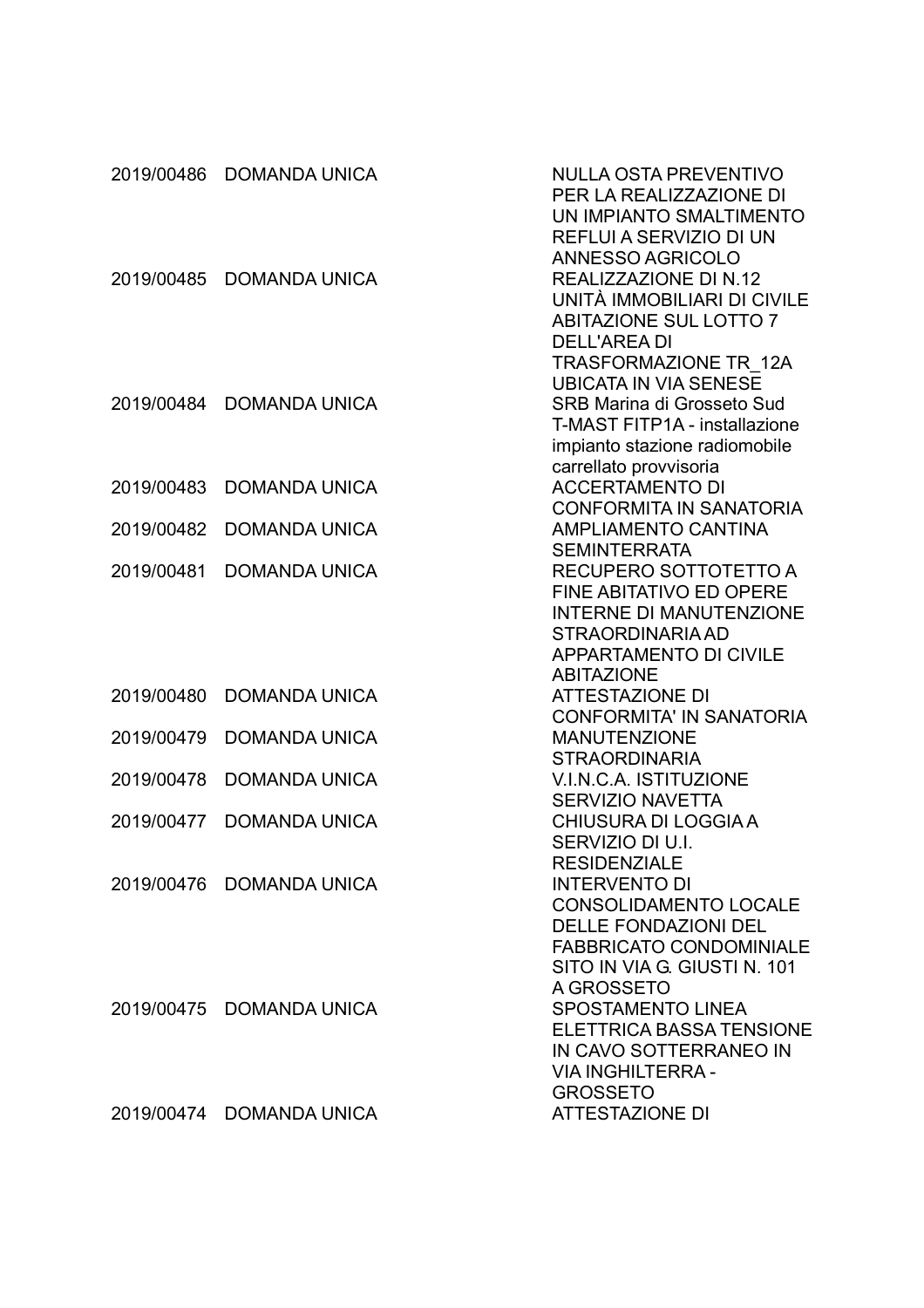| | | |
|---|---|---|
| 2019/00486 | DOMANDA UNICA | NULLA OSTA PREVENTIVO PER LA REALIZZAZIONE DI UN IMPIANTO SMALTIMENTO REFLUI A SERVIZIO DI UN ANNESSO AGRICOLO |
| 2019/00485 | DOMANDA UNICA | REALIZZAZIONE DI N.12 UNITÀ IMMOBILIARI DI CIVILE ABITAZIONE SUL LOTTO 7 DELL'AREA DI TRASFORMAZIONE TR_12A UBICATA IN VIA SENESE |
| 2019/00484 | DOMANDA UNICA | SRB Marina di Grosseto Sud T-MAST FITP1A - installazione impianto stazione radiomobile carrellato provvisoria |
| 2019/00483 | DOMANDA UNICA | ACCERTAMENTO DI CONFORMITA IN SANATORIA |
| 2019/00482 | DOMANDA UNICA | AMPLIAMENTO CANTINA SEMINTERRATA |
| 2019/00481 | DOMANDA UNICA | RECUPERO SOTTOTETTO A FINE ABITATIVO ED OPERE INTERNE DI MANUTENZIONE STRAORDINARIA AD APPARTAMENTO DI CIVILE ABITAZIONE |
| 2019/00480 | DOMANDA UNICA | ATTESTAZIONE DI CONFORMITA' IN SANATORIA |
| 2019/00479 | DOMANDA UNICA | MANUTENZIONE STRAORDINARIA |
| 2019/00478 | DOMANDA UNICA | V.I.N.C.A. ISTITUZIONE SERVIZIO NAVETTA |
| 2019/00477 | DOMANDA UNICA | CHIUSURA DI LOGGIA A SERVIZIO DI U.I. RESIDENZIALE |
| 2019/00476 | DOMANDA UNICA | INTERVENTO DI CONSOLIDAMENTO LOCALE DELLE FONDAZIONI DEL FABBRICATO CONDOMINIALE SITO IN VIA G. GIUSTI N. 101 A GROSSETO |
| 2019/00475 | DOMANDA UNICA | SPOSTAMENTO LINEA ELETTRICA BASSA TENSIONE IN CAVO SOTTERRANEO IN VIA INGHILTERRA - GROSSETO |
| 2019/00474 | DOMANDA UNICA | ATTESTAZIONE DI |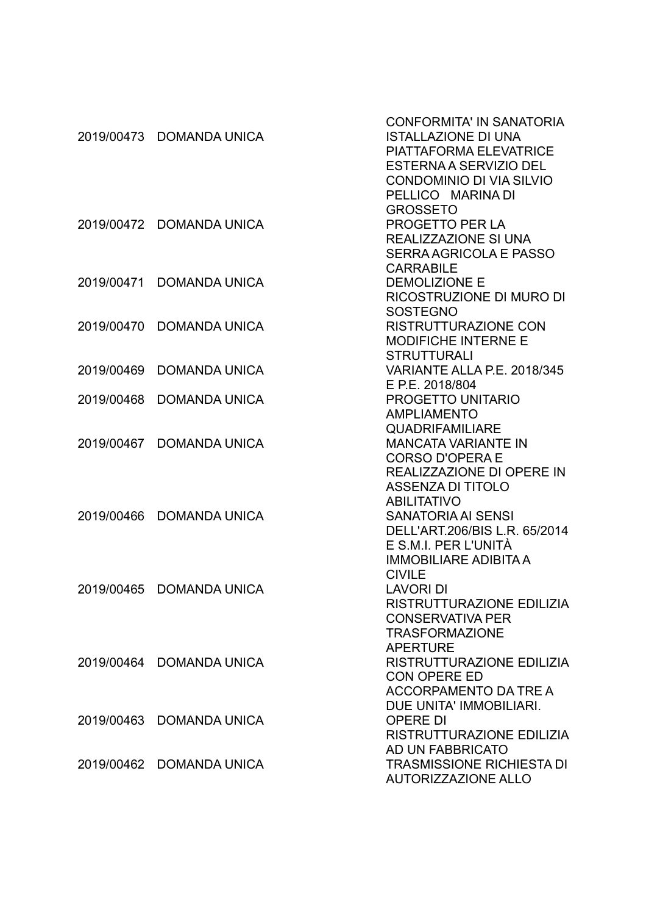| | | |
|---|---|---|
| 2019/00473 | DOMANDA UNICA | CONFORMITA' IN SANATORIA ISTALLAZIONE DI UNA PIATTAFORMA ELEVATRICE ESTERNA A SERVIZIO DEL CONDOMINIO DI VIA SILVIO PELLICO MARINA DI GROSSETO |
| 2019/00472 | DOMANDA UNICA | PROGETTO PER LA REALIZZAZIONE SI UNA SERRA AGRICOLA E PASSO CARRABILE |
| 2019/00471 | DOMANDA UNICA | DEMOLIZIONE E RICOSTRUZIONE DI MURO DI SOSTEGNO |
| 2019/00470 | DOMANDA UNICA | RISTRUTTURAZIONE CON MODIFICHE INTERNE E STRUTTURALI |
| 2019/00469 | DOMANDA UNICA | VARIANTE ALLA P.E. 2018/345 E P.E. 2018/804 |
| 2019/00468 | DOMANDA UNICA | PROGETTO UNITARIO AMPLIAMENTO QUADRIFAMILIARE |
| 2019/00467 | DOMANDA UNICA | MANCATA VARIANTE IN CORSO D'OPERA E REALIZZAZIONE DI OPERE IN ASSENZA DI TITOLO ABILITATIVO |
| 2019/00466 | DOMANDA UNICA | SANATORIA AI SENSI DELL'ART.206/BIS L.R. 65/2014 E S.M.I. PER L'UNITÀ IMMOBILIARE ADIBITA A CIVILE |
| 2019/00465 | DOMANDA UNICA | LAVORI DI RISTRUTTURAZIONE EDILIZIA CONSERVATIVA PER TRASFORMAZIONE APERTURE |
| 2019/00464 | DOMANDA UNICA | RISTRUTTURAZIONE EDILIZIA CON OPERE ED ACCORPAMENTO DA TRE A DUE UNITA' IMMOBILIARI. |
| 2019/00463 | DOMANDA UNICA | OPERE DI RISTRUTTURAZIONE EDILIZIA AD UN FABBRICATO |
| 2019/00462 | DOMANDA UNICA | TRASMISSIONE RICHIESTA DI AUTORIZZAZIONE ALLO |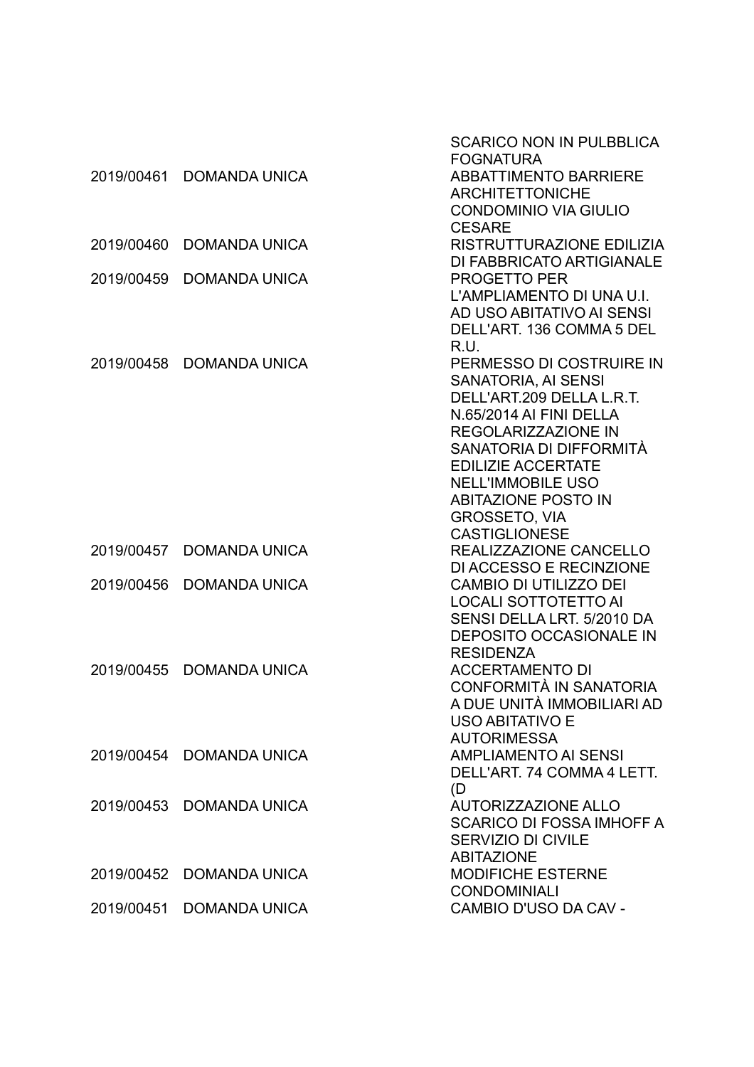| | | |
|---|---|---|
| | | SCARICO NON IN PULBBLICA FOGNATURA |
| 2019/00461 | DOMANDA UNICA | ABBATTIMENTO BARRIERE ARCHITETTONICHE CONDOMINIO VIA GIULIO CESARE |
| 2019/00460 | DOMANDA UNICA | RISTRUTTURAZIONE EDILIZIA DI FABBRICATO ARTIGIANALE |
| 2019/00459 | DOMANDA UNICA | PROGETTO PER L'AMPLIAMENTO DI UNA U.I. AD USO ABITATIVO AI SENSI DELL'ART. 136 COMMA 5 DEL R.U. |
| 2019/00458 | DOMANDA UNICA | PERMESSO DI COSTRUIRE IN SANATORIA, AI SENSI DELL'ART.209 DELLA L.R.T. N.65/2014 AI FINI DELLA REGOLARIZZAZIONE IN SANATORIA DI DIFFORMITÀ EDILIZIE ACCERTATE NELL'IMMOBILE USO ABITAZIONE POSTO IN GROSSETO, VIA CASTIGLIONESE |
| 2019/00457 | DOMANDA UNICA | REALIZZAZIONE CANCELLO DI ACCESSO E RECINZIONE |
| 2019/00456 | DOMANDA UNICA | CAMBIO DI UTILIZZO DEI LOCALI SOTTOTETTO AI SENSI DELLA LRT. 5/2010 DA DEPOSITO OCCASIONALE IN RESIDENZA |
| 2019/00455 | DOMANDA UNICA | ACCERTAMENTO DI CONFORMITÀ IN SANATORIA A DUE UNITÀ IMMOBILIARI AD USO ABITATIVO E AUTORIMESSA |
| 2019/00454 | DOMANDA UNICA | AMPLIAMENTO AI SENSI DELL'ART. 74 COMMA 4 LETT. (D |
| 2019/00453 | DOMANDA UNICA | AUTORIZZAZIONE ALLO SCARICO DI FOSSA IMHOFF A SERVIZIO DI CIVILE ABITAZIONE |
| 2019/00452 | DOMANDA UNICA | MODIFICHE ESTERNE CONDOMINIALI |
| 2019/00451 | DOMANDA UNICA | CAMBIO D'USO DA CAV - |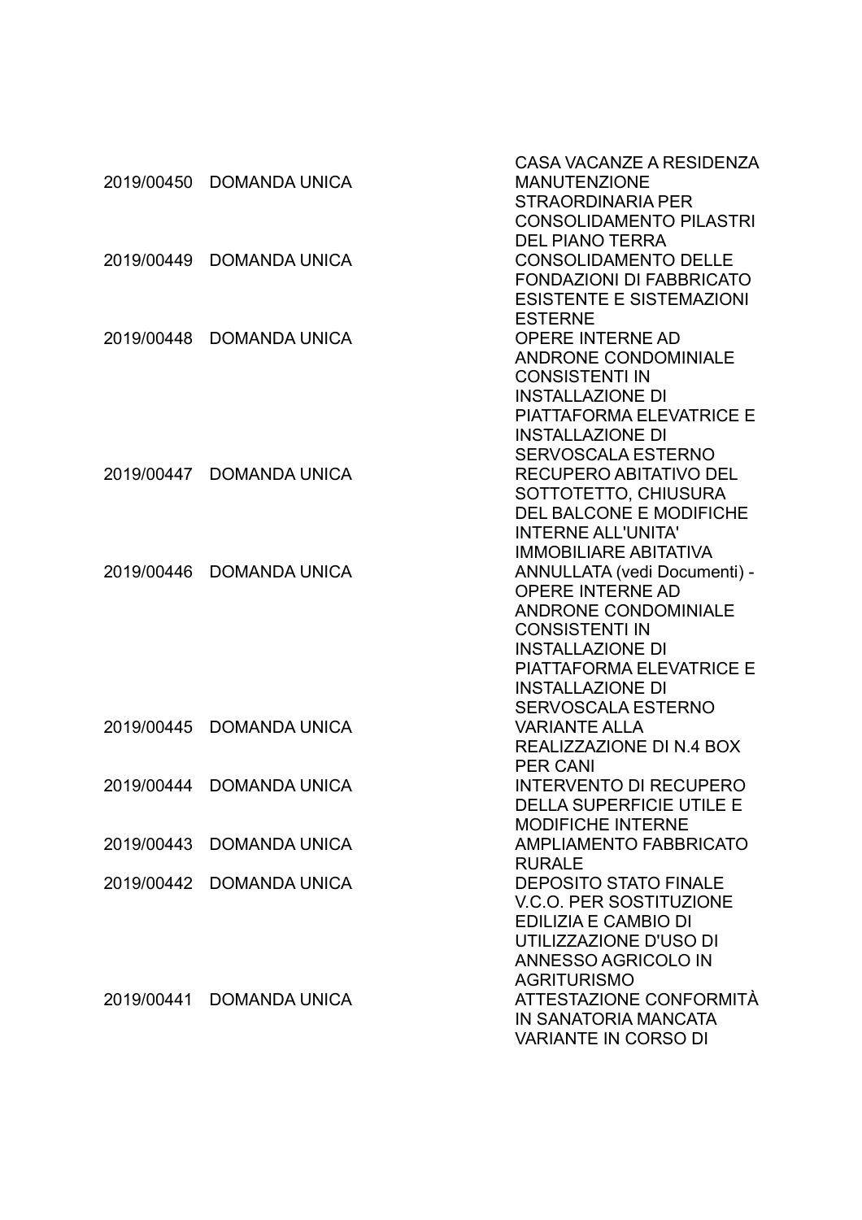| | | |
|---|---|---|
| | | CASA VACANZE A RESIDENZA |
| 2019/00450 | DOMANDA UNICA | MANUTENZIONE STRAORDINARIA PER CONSOLIDAMENTO PILASTRI DEL PIANO TERRA |
| 2019/00449 | DOMANDA UNICA | CONSOLIDAMENTO DELLE FONDAZIONI DI FABBRICATO ESISTENTE E SISTEMAZIONI ESTERNE |
| 2019/00448 | DOMANDA UNICA | OPERE INTERNE AD ANDRONE CONDOMINIALE CONSISTENTI IN INSTALLAZIONE DI PIATTAFORMA ELEVATRICE E INSTALLAZIONE DI SERVOSCALA ESTERNO |
| 2019/00447 | DOMANDA UNICA | RECUPERO ABITATIVO DEL SOTTOTETTO, CHIUSURA DEL BALCONE E MODIFICHE INTERNE ALL'UNITA' IMMOBILIARE ABITATIVA |
| 2019/00446 | DOMANDA UNICA | ANNULLATA (vedi Documenti) - OPERE INTERNE AD ANDRONE CONDOMINIALE CONSISTENTI IN INSTALLAZIONE DI PIATTAFORMA ELEVATRICE E INSTALLAZIONE DI SERVOSCALA ESTERNO |
| 2019/00445 | DOMANDA UNICA | VARIANTE ALLA REALIZZAZIONE DI N.4 BOX PER CANI |
| 2019/00444 | DOMANDA UNICA | INTERVENTO DI RECUPERO DELLA SUPERFICIE UTILE E MODIFICHE INTERNE |
| 2019/00443 | DOMANDA UNICA | AMPLIAMENTO FABBRICATO RURALE |
| 2019/00442 | DOMANDA UNICA | DEPOSITO STATO FINALE V.C.O. PER SOSTITUZIONE EDILIZIA E CAMBIO DI UTILIZZAZIONE D'USO DI ANNESSO AGRICOLO IN AGRITURISMO |
| 2019/00441 | DOMANDA UNICA | ATTESTAZIONE CONFORMITÀ IN SANATORIA MANCATA VARIANTE IN CORSO DI |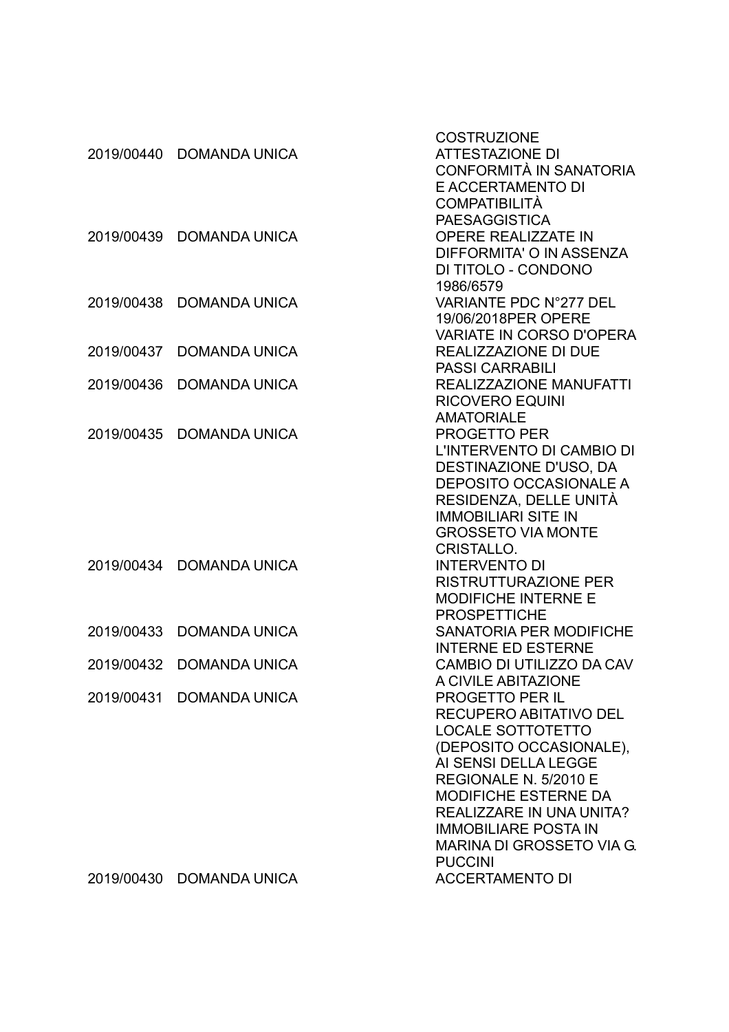| | | |
|---|---|---|
| | | COSTRUZIONE |
| 2019/00440 | DOMANDA UNICA | ATTESTAZIONE DI CONFORMITÀ IN SANATORIA E ACCERTAMENTO DI COMPATIBILITÀ PAESAGGISTICA |
| 2019/00439 | DOMANDA UNICA | OPERE REALIZZATE IN DIFFORMITA' O IN ASSENZA DI TITOLO - CONDONO 1986/6579 |
| 2019/00438 | DOMANDA UNICA | VARIANTE PDC N°277 DEL 19/06/2018PER OPERE VARIATE IN CORSO D'OPERA |
| 2019/00437 | DOMANDA UNICA | REALIZZAZIONE DI DUE PASSI CARRABILI |
| 2019/00436 | DOMANDA UNICA | REALIZZAZIONE MANUFATTI RICOVERO EQUINI AMATORIALE |
| 2019/00435 | DOMANDA UNICA | PROGETTO PER L'INTERVENTO DI CAMBIO DI DESTINAZIONE D'USO, DA DEPOSITO OCCASIONALE A RESIDENZA, DELLE UNITÀ IMMOBILIARI SITE IN GROSSETO VIA MONTE CRISTALLO. |
| 2019/00434 | DOMANDA UNICA | INTERVENTO DI RISTRUTTURAZIONE PER MODIFICHE INTERNE E PROSPETTICHE |
| 2019/00433 | DOMANDA UNICA | SANATORIA PER MODIFICHE INTERNE ED ESTERNE |
| 2019/00432 | DOMANDA UNICA | CAMBIO DI UTILIZZO DA CAV A CIVILE ABITAZIONE |
| 2019/00431 | DOMANDA UNICA | PROGETTO PER IL RECUPERO ABITATIVO DEL LOCALE SOTTOTETTO (DEPOSITO OCCASIONALE), AI SENSI DELLA LEGGE REGIONALE N. 5/2010 E MODIFICHE ESTERNE DA REALIZZARE IN UNA UNITA? IMMOBILIARE POSTA IN MARINA DI GROSSETO VIA G. PUCCINI |
| 2019/00430 | DOMANDA UNICA | ACCERTAMENTO DI |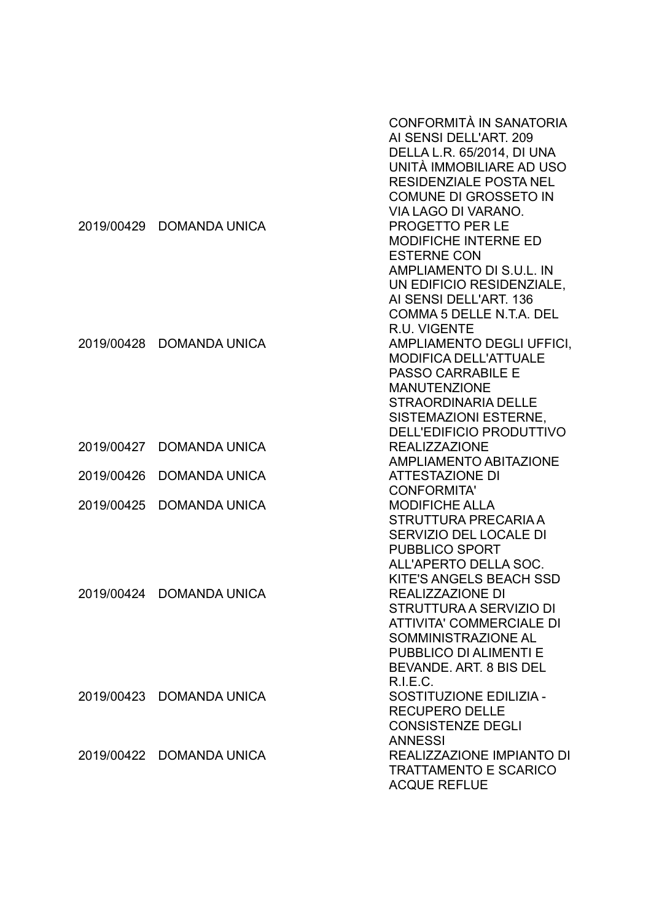| | | |
|---|---|---|
| | | CONFORMITÀ IN SANATORIA AI SENSI DELL'ART. 209 DELLA L.R. 65/2014, DI UNA UNITÀ IMMOBILIARE AD USO RESIDENZIALE POSTA NEL COMUNE DI GROSSETO IN VIA LAGO DI VARANO. |
| 2019/00429 | DOMANDA UNICA | PROGETTO PER LE MODIFICHE INTERNE ED ESTERNE CON AMPLIAMENTO DI S.U.L. IN UN EDIFICIO RESIDENZIALE, AI SENSI DELL'ART. 136 COMMA 5 DELLE N.T.A. DEL R.U. VIGENTE |
| 2019/00428 | DOMANDA UNICA | AMPLIAMENTO DEGLI UFFICI, MODIFICA DELL'ATTUALE PASSO CARRABILE E MANUTENZIONE STRAORDINARIA DELLE SISTEMAZIONI ESTERNE, DELL'EDIFICIO PRODUTTIVO |
| 2019/00427 | DOMANDA UNICA | REALIZZAZIONE AMPLIAMENTO ABITAZIONE |
| 2019/00426 | DOMANDA UNICA | ATTESTAZIONE DI CONFORMITA' |
| 2019/00425 | DOMANDA UNICA | MODIFICHE ALLA STRUTTURA PRECARIA A SERVIZIO DEL LOCALE DI PUBBLICO SPORT ALL'APERTO DELLA SOC. KITE'S ANGELS BEACH SSD |
| 2019/00424 | DOMANDA UNICA | REALIZZAZIONE DI STRUTTURA A SERVIZIO DI ATTIVITA' COMMERCIALE DI SOMMINISTRAZIONE AL PUBBLICO DI ALIMENTI E BEVANDE. ART. 8 BIS DEL R.I.E.C. |
| 2019/00423 | DOMANDA UNICA | SOSTITUZIONE EDILIZIA - RECUPERO DELLE CONSISTENZE DEGLI ANNESSI |
| 2019/00422 | DOMANDA UNICA | REALIZZAZIONE IMPIANTO DI TRATTAMENTO E SCARICO ACQUE REFLUE |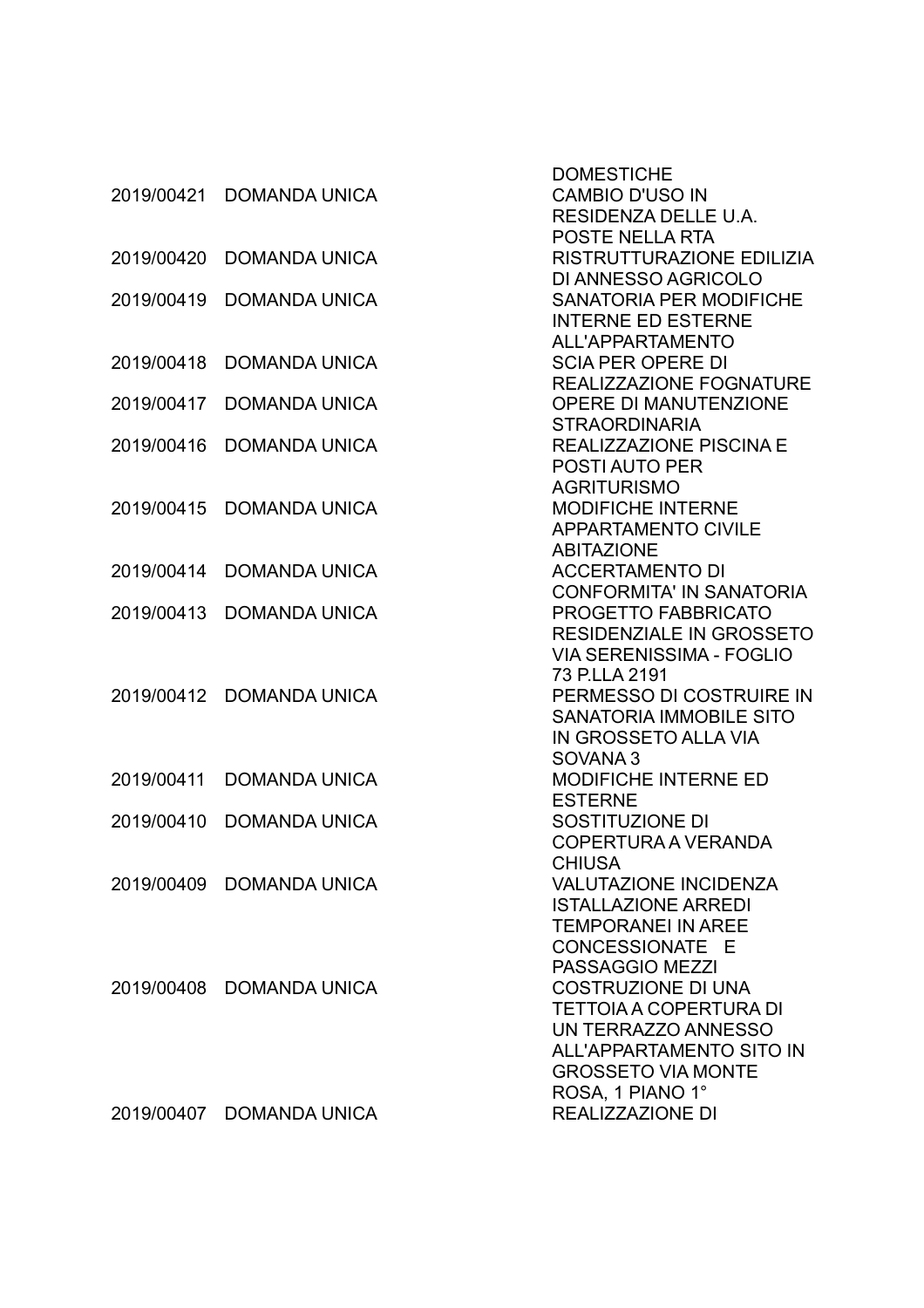| | | |
|---|---|---|
| | | DOMESTICHE |
| 2019/00421 | DOMANDA UNICA | CAMBIO D'USO IN RESIDENZA DELLE U.A. POSTE NELLA RTA |
| 2019/00420 | DOMANDA UNICA | RISTRUTTURAZIONE EDILIZIA DI ANNESSO AGRICOLO |
| 2019/00419 | DOMANDA UNICA | SANATORIA PER MODIFICHE INTERNE ED ESTERNE ALL'APPARTAMENTO |
| 2019/00418 | DOMANDA UNICA | SCIA PER OPERE DI REALIZZAZIONE FOGNATURE |
| 2019/00417 | DOMANDA UNICA | OPERE DI MANUTENZIONE STRAORDINARIA |
| 2019/00416 | DOMANDA UNICA | REALIZZAZIONE PISCINA E POSTI AUTO PER AGRITURISMO |
| 2019/00415 | DOMANDA UNICA | MODIFICHE INTERNE APPARTAMENTO CIVILE ABITAZIONE |
| 2019/00414 | DOMANDA UNICA | ACCERTAMENTO DI CONFORMITA' IN SANATORIA |
| 2019/00413 | DOMANDA UNICA | PROGETTO FABBRICATO RESIDENZIALE IN GROSSETO VIA SERENISSIMA - FOGLIO 73 P.LLA 2191 |
| 2019/00412 | DOMANDA UNICA | PERMESSO DI COSTRUIRE IN SANATORIA IMMOBILE SITO IN GROSSETO ALLA VIA SOVANA 3 |
| 2019/00411 | DOMANDA UNICA | MODIFICHE INTERNE ED ESTERNE |
| 2019/00410 | DOMANDA UNICA | SOSTITUZIONE DI COPERTURA A VERANDA CHIUSA |
| 2019/00409 | DOMANDA UNICA | VALUTAZIONE INCIDENZA ISTALLAZIONE ARREDI TEMPORANEI IN AREE CONCESSIONATE E PASSAGGIO MEZZI |
| 2019/00408 | DOMANDA UNICA | COSTRUZIONE DI UNA TETTOIA A COPERTURA DI UN TERRAZZO ANNESSO ALL'APPARTAMENTO SITO IN GROSSETO VIA MONTE ROSA, 1 PIANO 1° |
| 2019/00407 | DOMANDA UNICA | REALIZZAZIONE DI |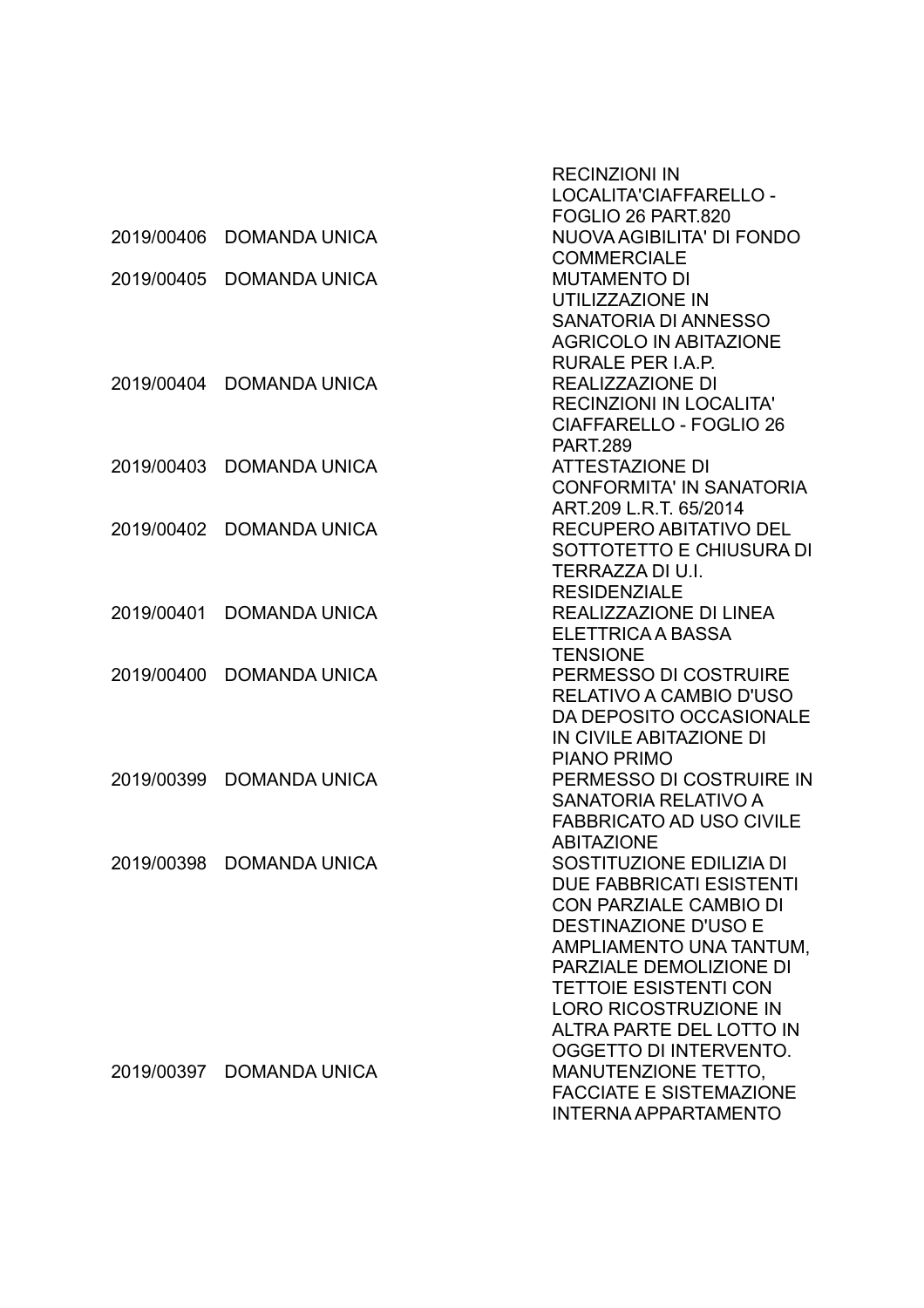| | | |
|---|---|---|
| | | RECINZIONI IN LOCALITA'CIAFFARELLO - FOGLIO 26 PART.820 |
| 2019/00406 | DOMANDA UNICA | NUOVA AGIBILITA' DI FONDO COMMERCIALE |
| 2019/00405 | DOMANDA UNICA | MUTAMENTO DI UTILIZZAZIONE IN SANATORIA DI ANNESSO AGRICOLO IN ABITAZIONE RURALE PER I.A.P. |
| 2019/00404 | DOMANDA UNICA | REALIZZAZIONE DI RECINZIONI IN LOCALITA' CIAFFARELLO - FOGLIO 26 PART.289 |
| 2019/00403 | DOMANDA UNICA | ATTESTAZIONE DI CONFORMITA' IN SANATORIA ART.209 L.R.T. 65/2014 |
| 2019/00402 | DOMANDA UNICA | RECUPERO ABITATIVO DEL SOTTOTETTO E CHIUSURA DI TERRAZZA DI U.I. RESIDENZIALE |
| 2019/00401 | DOMANDA UNICA | REALIZZAZIONE DI LINEA ELETTRICA A BASSA TENSIONE |
| 2019/00400 | DOMANDA UNICA | PERMESSO DI COSTRUIRE RELATIVO A CAMBIO D'USO DA DEPOSITO OCCASIONALE IN CIVILE ABITAZIONE DI PIANO PRIMO |
| 2019/00399 | DOMANDA UNICA | PERMESSO DI COSTRUIRE IN SANATORIA RELATIVO A FABBRICATO AD USO CIVILE ABITAZIONE |
| 2019/00398 | DOMANDA UNICA | SOSTITUZIONE EDILIZIA DI DUE FABBRICATI ESISTENTI CON PARZIALE CAMBIO DI DESTINAZIONE D'USO E AMPLIAMENTO UNA TANTUM, PARZIALE DEMOLIZIONE DI TETTOIE ESISTENTI CON LORO RICOSTRUZIONE IN ALTRA PARTE DEL LOTTO IN OGGETTO DI INTERVENTO. |
| 2019/00397 | DOMANDA UNICA | MANUTENZIONE TETTO, FACCIATE E SISTEMAZIONE INTERNA APPARTAMENTO |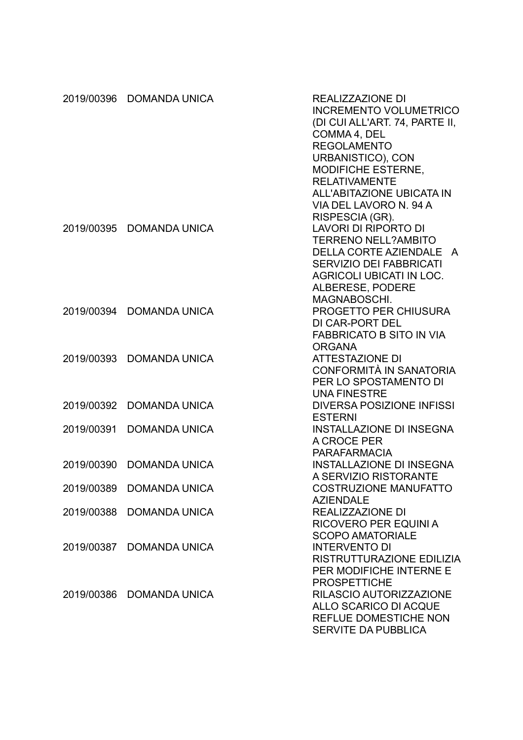| | | |
|---|---|---|
| 2019/00396 | DOMANDA UNICA | REALIZZAZIONE DI INCREMENTO VOLUMETRICO (DI CUI ALL'ART. 74, PARTE II, COMMA 4, DEL REGOLAMENTO URBANISTICO), CON MODIFICHE ESTERNE, RELATIVAMENTE ALL'ABITAZIONE UBICATA IN VIA DEL LAVORO N. 94 A RISPESCIA (GR). |
| 2019/00395 | DOMANDA UNICA | LAVORI DI RIPORTO DI TERRENO NELL?AMBITO DELLA CORTE AZIENDALE A SERVIZIO DEI FABBRICATI AGRICOLI UBICATI IN LOC. ALBERESE, PODERE MAGNABOSCHI. |
| 2019/00394 | DOMANDA UNICA | PROGETTO PER CHIUSURA DI CAR-PORT DEL FABBRICATO B SITO IN VIA ORGANA |
| 2019/00393 | DOMANDA UNICA | ATTESTAZIONE DI CONFORMITÀ IN SANATORIA PER LO SPOSTAMENTO DI UNA FINESTRE |
| 2019/00392 | DOMANDA UNICA | DIVERSA POSIZIONE INFISSI ESTERNI |
| 2019/00391 | DOMANDA UNICA | INSTALLAZIONE DI INSEGNA A CROCE PER PARAFARMACIA |
| 2019/00390 | DOMANDA UNICA | INSTALLAZIONE DI INSEGNA A SERVIZIO RISTORANTE |
| 2019/00389 | DOMANDA UNICA | COSTRUZIONE MANUFATTO AZIENDALE |
| 2019/00388 | DOMANDA UNICA | REALIZZAZIONE DI RICOVERO PER EQUINI A SCOPO AMATORIALE |
| 2019/00387 | DOMANDA UNICA | INTERVENTO DI RISTRUTTURAZIONE EDILIZIA PER MODIFICHE INTERNE E PROSPETTICHE |
| 2019/00386 | DOMANDA UNICA | RILASCIO AUTORIZZAZIONE ALLO SCARICO DI ACQUE REFLUE DOMESTICHE NON SERVITE DA PUBBLICA |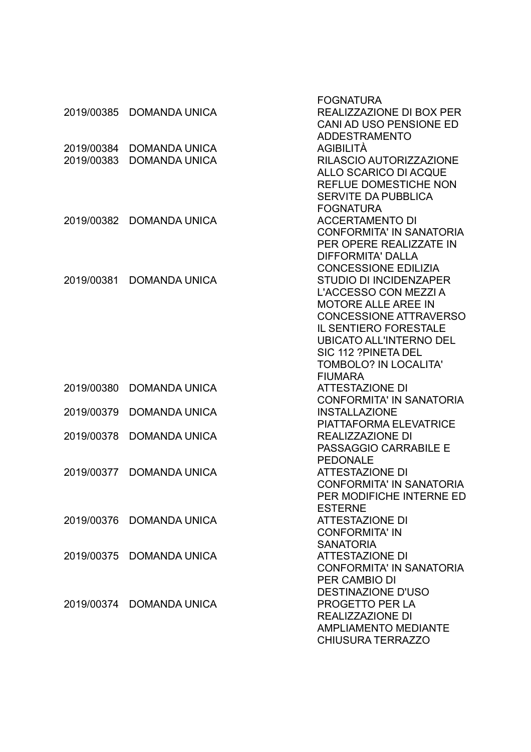| | | |
|---|---|---|
| | | FOGNATURA |
| 2019/00385 | DOMANDA UNICA | REALIZZAZIONE DI BOX PER CANI AD USO PENSIONE ED ADDESTRAMENTO |
| 2019/00384 | DOMANDA UNICA | AGIBILITÀ |
| 2019/00383 | DOMANDA UNICA | RILASCIO AUTORIZZAZIONE ALLO SCARICO DI ACQUE REFLUE DOMESTICHE NON SERVITE DA PUBBLICA FOGNATURA |
| 2019/00382 | DOMANDA UNICA | ACCERTAMENTO DI CONFORMITA' IN SANATORIA PER OPERE REALIZZATE IN DIFFORMITA' DALLA CONCESSIONE EDILIZIA |
| 2019/00381 | DOMANDA UNICA | STUDIO DI INCIDENZAPER L'ACCESSO CON MEZZI A MOTORE ALLE AREE IN CONCESSIONE ATTRAVERSO IL SENTIERO FORESTALE UBICATO ALL'INTERNO DEL SIC 112 ?PINETA DEL TOMBOLO? IN LOCALITA' FIUMARA |
| 2019/00380 | DOMANDA UNICA | ATTESTAZIONE DI CONFORMITA' IN SANATORIA |
| 2019/00379 | DOMANDA UNICA | INSTALLAZIONE PIATTAFORMA ELEVATRICE |
| 2019/00378 | DOMANDA UNICA | REALIZZAZIONE DI PASSAGGIO CARRABILE E PEDONALE |
| 2019/00377 | DOMANDA UNICA | ATTESTAZIONE DI CONFORMITA' IN SANATORIA PER MODIFICHE INTERNE ED ESTERNE |
| 2019/00376 | DOMANDA UNICA | ATTESTAZIONE DI CONFORMITA' IN SANATORIA |
| 2019/00375 | DOMANDA UNICA | ATTESTAZIONE DI CONFORMITA' IN SANATORIA PER CAMBIO DI DESTINAZIONE D'USO |
| 2019/00374 | DOMANDA UNICA | PROGETTO PER LA REALIZZAZIONE DI AMPLIAMENTO MEDIANTE CHIUSURA TERRAZZO |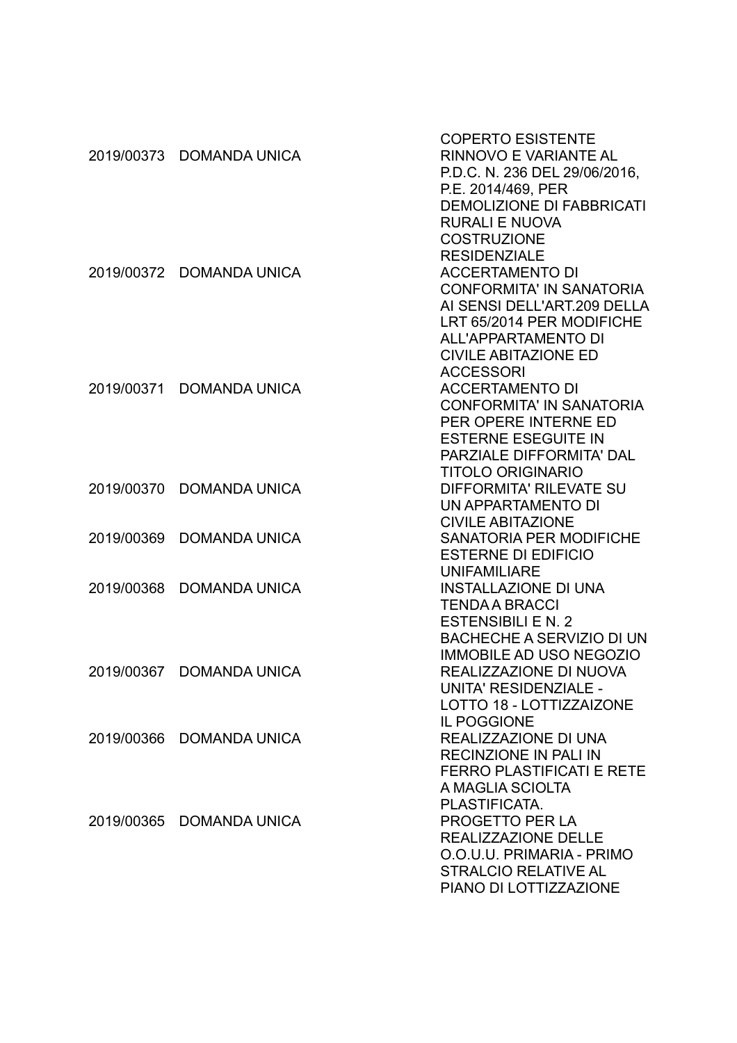| | | |
|---|---|---|
| | | COPERTO ESISTENTE |
| 2019/00373 | DOMANDA UNICA | RINNOVO E VARIANTE AL P.D.C. N. 236 DEL 29/06/2016, P.E. 2014/469, PER DEMOLIZIONE DI FABBRICATI RURALI E NUOVA COSTRUZIONE RESIDENZIALE |
| 2019/00372 | DOMANDA UNICA | ACCERTAMENTO DI CONFORMITA' IN SANATORIA AI SENSI DELL'ART.209 DELLA LRT 65/2014 PER MODIFICHE ALL'APPARTAMENTO DI CIVILE ABITAZIONE ED ACCESSORI |
| 2019/00371 | DOMANDA UNICA | ACCERTAMENTO DI CONFORMITA' IN SANATORIA PER OPERE INTERNE ED ESTERNE ESEGUITE IN PARZIALE DIFFORMITA' DAL TITOLO ORIGINARIO |
| 2019/00370 | DOMANDA UNICA | DIFFORMITA' RILEVATE SU UN APPARTAMENTO DI CIVILE ABITAZIONE |
| 2019/00369 | DOMANDA UNICA | SANATORIA PER MODIFICHE ESTERNE DI EDIFICIO UNIFAMILIARE |
| 2019/00368 | DOMANDA UNICA | INSTALLAZIONE DI UNA TENDA A BRACCI ESTENSIBILI E N. 2 BACHECHE A SERVIZIO DI UN IMMOBILE AD USO NEGOZIO |
| 2019/00367 | DOMANDA UNICA | REALIZZAZIONE DI NUOVA UNITA' RESIDENZIALE - LOTTO 18 - LOTTIZZAIZONE IL POGGIONE |
| 2019/00366 | DOMANDA UNICA | REALIZZAZIONE DI UNA RECINZIONE IN PALI IN FERRO PLASTIFICATI E RETE A MAGLIA SCIOLTA PLASTIFICATA. |
| 2019/00365 | DOMANDA UNICA | PROGETTO PER LA REALIZZAZIONE DELLE O.O.U.U. PRIMARIA - PRIMO STRALCIO RELATIVE AL PIANO DI LOTTIZZAZIONE |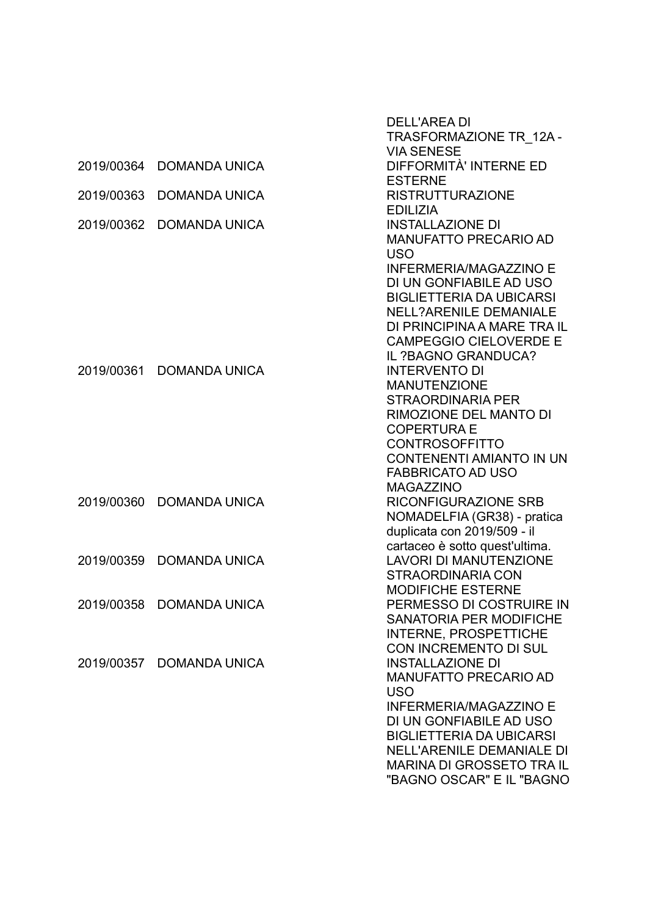| | | |
|---|---|---|
| | | DELL'AREA DI TRASFORMAZIONE TR_12A - VIA SENESE |
| 2019/00364 | DOMANDA UNICA | DIFFORMITÀ' INTERNE ED ESTERNE |
| 2019/00363 | DOMANDA UNICA | RISTRUTTURAZIONE EDILIZIA |
| 2019/00362 | DOMANDA UNICA | INSTALLAZIONE DI MANUFATTO PRECARIO AD USO INFERMERIA/MAGAZZINO E DI UN GONFIABILE AD USO BIGLIETTERIA DA UBICARSI NELL?ARENILE DEMANIALE DI PRINCIPINA A MARE TRA IL CAMPEGGIO CIELOVERDE E IL ?BAGNO GRANDUCA? |
| 2019/00361 | DOMANDA UNICA | INTERVENTO DI MANUTENZIONE STRAORDINARIA PER RIMOZIONE DEL MANTO DI COPERTURA E CONTROSOFFITTO CONTENENTI AMIANTO IN UN FABBRICATO AD USO MAGAZZINO |
| 2019/00360 | DOMANDA UNICA | RICONFIGURAZIONE SRB NOMADELFIA (GR38) - pratica duplicata con 2019/509 - il cartaceo è sotto quest'ultima. |
| 2019/00359 | DOMANDA UNICA | LAVORI DI MANUTENZIONE STRAORDINARIA CON MODIFICHE ESTERNE |
| 2019/00358 | DOMANDA UNICA | PERMESSO DI COSTRUIRE IN SANATORIA PER MODIFICHE INTERNE, PROSPETTICHE CON INCREMENTO DI SUL |
| 2019/00357 | DOMANDA UNICA | INSTALLAZIONE DI MANUFATTO PRECARIO AD USO INFERMERIA/MAGAZZINO E DI UN GONFIABILE AD USO BIGLIETTERIA DA UBICARSI NELL'ARENILE DEMANIALE DI MARINA DI GROSSETO TRA IL "BAGNO OSCAR" E IL "BAGNO |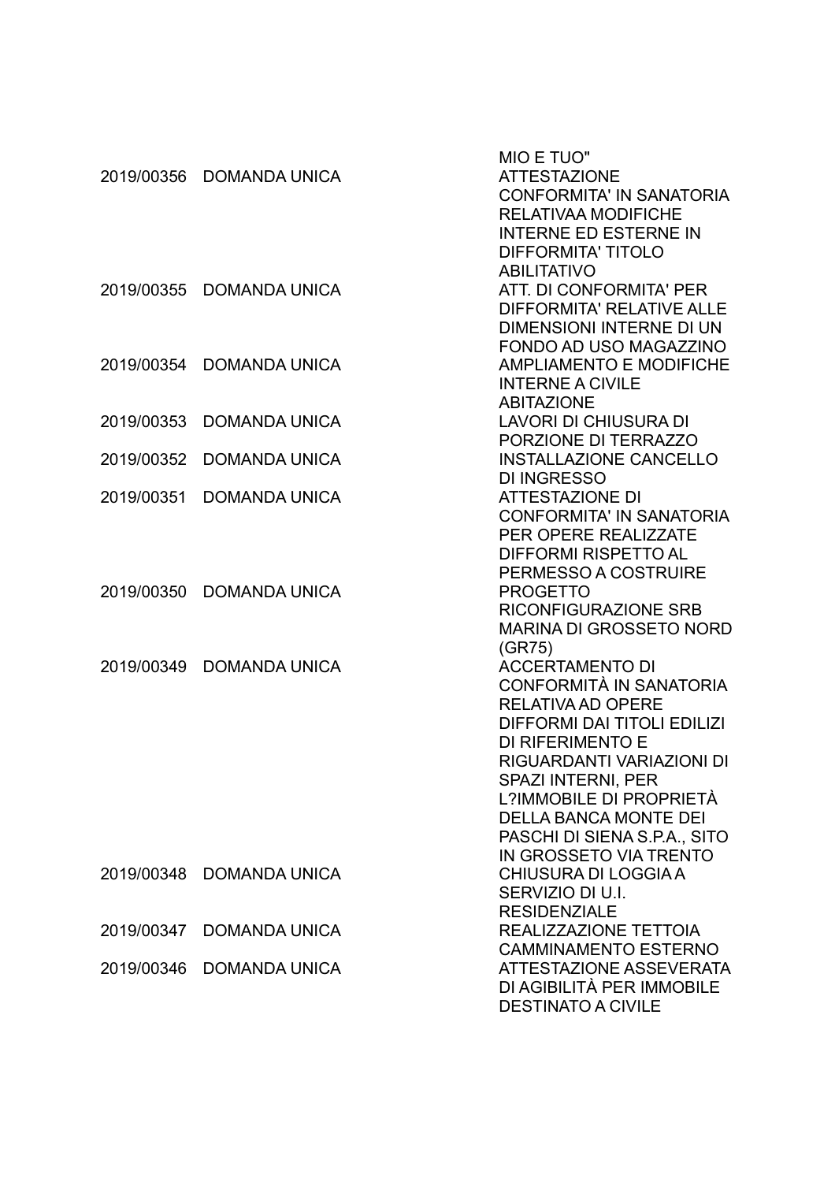| | | |
|---|---|---|
| | | MIO E TUO" |
| 2019/00356 | DOMANDA UNICA | ATTESTAZIONE CONFORMITA' IN SANATORIA RELATIVAA MODIFICHE INTERNE ED ESTERNE IN DIFFORMITA' TITOLO ABILITATIVO |
| 2019/00355 | DOMANDA UNICA | ATT. DI CONFORMITA' PER DIFFORMITA' RELATIVE ALLE DIMENSIONI INTERNE DI UN FONDO AD USO MAGAZZINO |
| 2019/00354 | DOMANDA UNICA | AMPLIAMENTO E MODIFICHE INTERNE A CIVILE ABITAZIONE |
| 2019/00353 | DOMANDA UNICA | LAVORI DI CHIUSURA DI PORZIONE DI TERRAZZO |
| 2019/00352 | DOMANDA UNICA | INSTALLAZIONE CANCELLO DI INGRESSO |
| 2019/00351 | DOMANDA UNICA | ATTESTAZIONE DI CONFORMITA' IN SANATORIA PER OPERE REALIZZATE DIFFORMI RISPETTO AL PERMESSO A COSTRUIRE |
| 2019/00350 | DOMANDA UNICA | PROGETTO RICONFIGURAZIONE SRB MARINA DI GROSSETO NORD (GR75) |
| 2019/00349 | DOMANDA UNICA | ACCERTAMENTO DI CONFORMITÀ IN SANATORIA RELATIVA AD OPERE DIFFORMI DAI TITOLI EDILIZI DI RIFERIMENTO E RIGUARDANTI VARIAZIONI DI SPAZI INTERNI, PER L?IMMOBILE DI PROPRIETÀ DELLA BANCA MONTE DEI PASCHI DI SIENA S.P.A., SITO IN GROSSETO VIA TRENTO |
| 2019/00348 | DOMANDA UNICA | CHIUSURA DI LOGGIA A SERVIZIO DI U.I. RESIDENZIALE |
| 2019/00347 | DOMANDA UNICA | REALIZZAZIONE TETTOIA CAMMINAMENTO ESTERNO |
| 2019/00346 | DOMANDA UNICA | ATTESTAZIONE ASSEVERATA DI AGIBILITÀ PER IMMOBILE DESTINATO A CIVILE |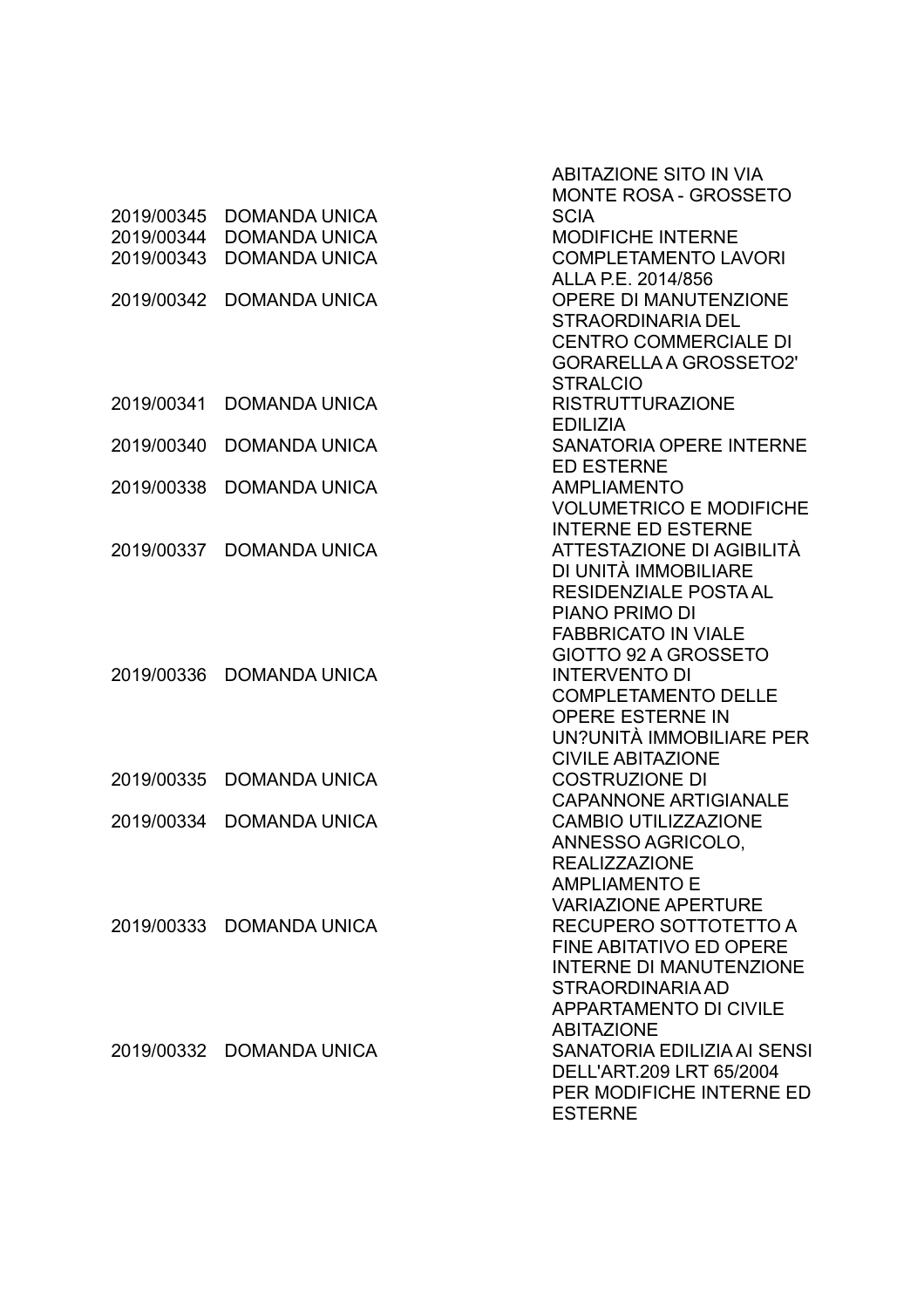| | | |
|---|---|---|
| | | ABITAZIONE SITO IN VIA MONTE ROSA - GROSSETO |
| 2019/00345 | DOMANDA UNICA | SCIA |
| 2019/00344 | DOMANDA UNICA | MODIFICHE INTERNE |
| 2019/00343 | DOMANDA UNICA | COMPLETAMENTO LAVORI ALLA P.E. 2014/856 |
| 2019/00342 | DOMANDA UNICA | OPERE DI MANUTENZIONE STRAORDINARIA DEL CENTRO COMMERCIALE DI GORARELLA A GROSSETO2' STRALCIO |
| 2019/00341 | DOMANDA UNICA | RISTRUTTURAZIONE EDILIZIA |
| 2019/00340 | DOMANDA UNICA | SANATORIA OPERE INTERNE ED ESTERNE |
| 2019/00338 | DOMANDA UNICA | AMPLIAMENTO VOLUMETRICO E MODIFICHE INTERNE ED ESTERNE |
| 2019/00337 | DOMANDA UNICA | ATTESTAZIONE DI AGIBILITÀ DI UNITÀ IMMOBILIARE RESIDENZIALE POSTA AL PIANO PRIMO DI FABBRICATO IN VIALE GIOTTO 92 A GROSSETO |
| 2019/00336 | DOMANDA UNICA | INTERVENTO DI COMPLETAMENTO DELLE OPERE ESTERNE IN UN?UNITÀ IMMOBILIARE PER CIVILE ABITAZIONE |
| 2019/00335 | DOMANDA UNICA | COSTRUZIONE DI CAPANNONE ARTIGIANALE |
| 2019/00334 | DOMANDA UNICA | CAMBIO UTILIZZAZIONE ANNESSO AGRICOLO, REALIZZAZIONE AMPLIAMENTO E VARIAZIONE APERTURE |
| 2019/00333 | DOMANDA UNICA | RECUPERO SOTTOTETTO A FINE ABITATIVO ED OPERE INTERNE DI MANUTENZIONE STRAORDINARIA AD APPARTAMENTO DI CIVILE ABITAZIONE |
| 2019/00332 | DOMANDA UNICA | SANATORIA EDILIZIA AI SENSI DELL'ART.209 LRT 65/2004 PER MODIFICHE INTERNE ED ESTERNE |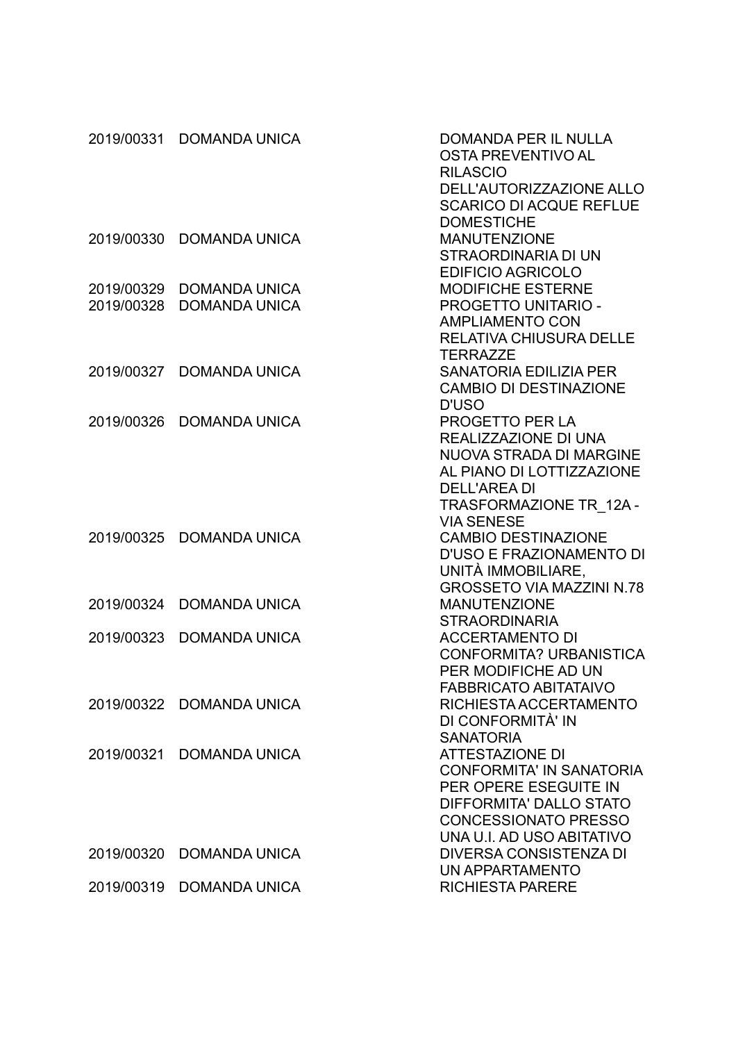| | | |
|---|---|---|
| 2019/00331 | DOMANDA UNICA | DOMANDA PER IL NULLA OSTA PREVENTIVO AL RILASCIO DELL'AUTORIZZAZIONE ALLO SCARICO DI ACQUE REFLUE DOMESTICHE |
| 2019/00330 | DOMANDA UNICA | MANUTENZIONE STRAORDINARIA DI UN EDIFICIO AGRICOLO |
| 2019/00329 | DOMANDA UNICA | MODIFICHE ESTERNE |
| 2019/00328 | DOMANDA UNICA | PROGETTO UNITARIO - AMPLIAMENTO CON RELATIVA CHIUSURA DELLE TERRAZZE |
| 2019/00327 | DOMANDA UNICA | SANATORIA EDILIZIA PER CAMBIO DI DESTINAZIONE D'USO |
| 2019/00326 | DOMANDA UNICA | PROGETTO PER LA REALIZZAZIONE DI UNA NUOVA STRADA DI MARGINE AL PIANO DI LOTTIZZAZIONE DELL'AREA DI TRASFORMAZIONE TR_12A - VIA SENESE |
| 2019/00325 | DOMANDA UNICA | CAMBIO DESTINAZIONE D'USO E FRAZIONAMENTO DI UNITÀ IMMOBILIARE, GROSSETO VIA MAZZINI N.78 |
| 2019/00324 | DOMANDA UNICA | MANUTENZIONE STRAORDINARIA |
| 2019/00323 | DOMANDA UNICA | ACCERTAMENTO DI CONFORMITA? URBANISTICA PER MODIFICHE AD UN FABBRICATO ABITATAIVO |
| 2019/00322 | DOMANDA UNICA | RICHIESTA ACCERTAMENTO DI CONFORMITÀ' IN SANATORIA |
| 2019/00321 | DOMANDA UNICA | ATTESTAZIONE DI CONFORMITA' IN SANATORIA PER OPERE ESEGUITE IN DIFFORMITA' DALLO STATO CONCESSIONATO PRESSO UNA U.I. AD USO ABITATIVO |
| 2019/00320 | DOMANDA UNICA | DIVERSA CONSISTENZA DI UN APPARTAMENTO |
| 2019/00319 | DOMANDA UNICA | RICHIESTA PARERE |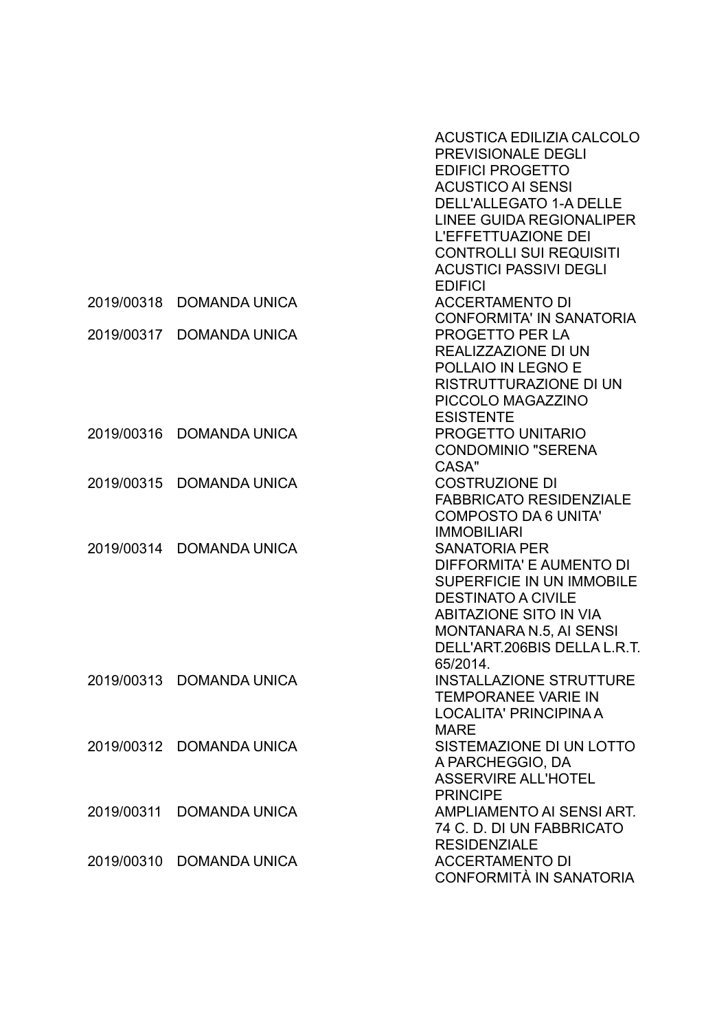| | | |
|---|---|---|
| | | ACUSTICA EDILIZIA CALCOLO PREVISIONALE DEGLI EDIFICI PROGETTO ACUSTICO AI SENSI DELL'ALLEGATO 1-A DELLE LINEE GUIDA REGIONALIPER L'EFFETTUAZIONE DEI CONTROLLI SUI REQUISITI ACUSTICI PASSIVI DEGLI EDIFICI |
| 2019/00318 | DOMANDA UNICA | ACCERTAMENTO DI CONFORMITA' IN SANATORIA |
| 2019/00317 | DOMANDA UNICA | PROGETTO PER LA REALIZZAZIONE DI UN POLLAIO IN LEGNO E RISTRUTTURAZIONE DI UN PICCOLO MAGAZZINO ESISTENTE |
| 2019/00316 | DOMANDA UNICA | PROGETTO UNITARIO CONDOMINIO "SERENA CASA" |
| 2019/00315 | DOMANDA UNICA | COSTRUZIONE DI FABBRICATO RESIDENZIALE COMPOSTO DA 6 UNITA' IMMOBILIARI |
| 2019/00314 | DOMANDA UNICA | SANATORIA PER DIFFORMITA' E AUMENTO DI SUPERFICIE IN UN IMMOBILE DESTINATO A CIVILE ABITAZIONE SITO IN VIA MONTANARA N.5, AI SENSI DELL'ART.206BIS DELLA L.R.T. 65/2014. |
| 2019/00313 | DOMANDA UNICA | INSTALLAZIONE STRUTTURE TEMPORANEE VARIE IN LOCALITA' PRINCIPINA A MARE |
| 2019/00312 | DOMANDA UNICA | SISTEMAZIONE DI UN LOTTO A PARCHEGGIO, DA ASSERVIRE ALL'HOTEL PRINCIPE |
| 2019/00311 | DOMANDA UNICA | AMPLIAMENTO AI SENSI ART. 74 C. D. DI UN FABBRICATO RESIDENZIALE |
| 2019/00310 | DOMANDA UNICA | ACCERTAMENTO DI CONFORMITÀ IN SANATORIA |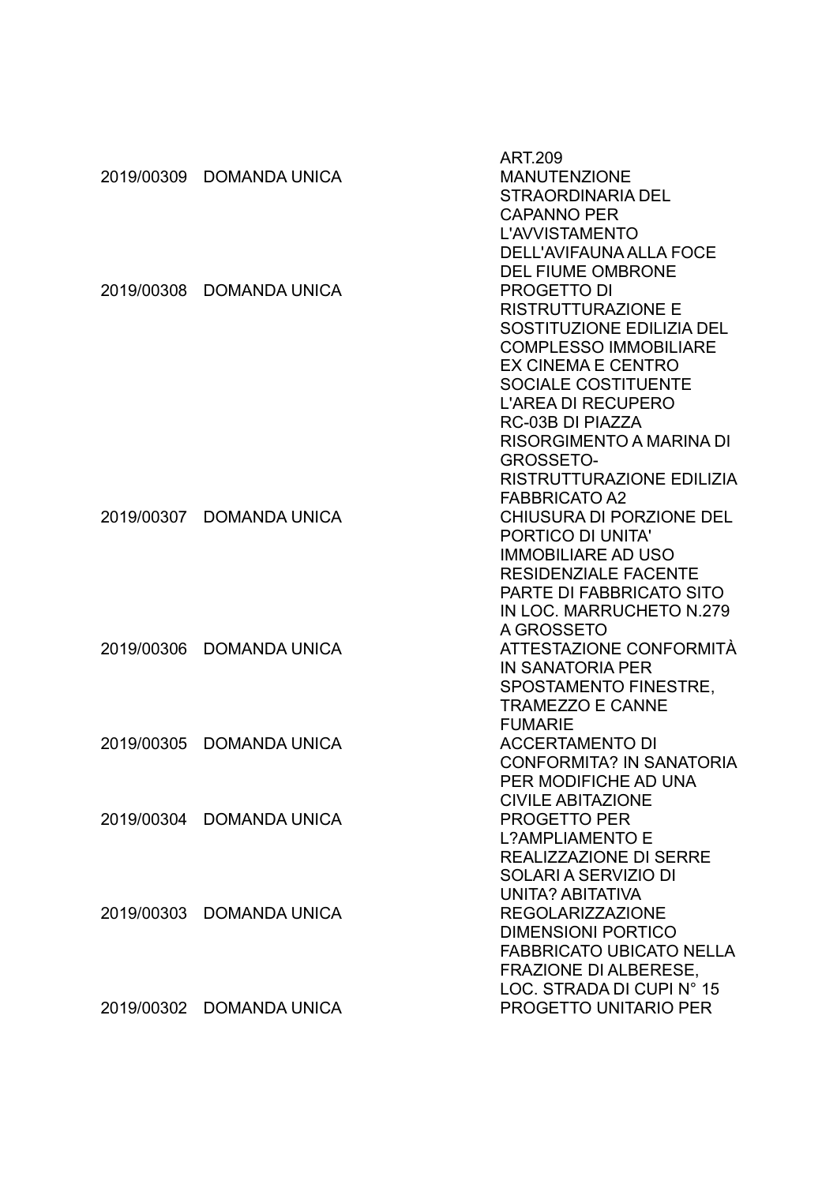| | | |
|---|---|---|
| | | ART.209 |
| 2019/00309 | DOMANDA UNICA | MANUTENZIONE STRAORDINARIA DEL CAPANNO PER L'AVVISTAMENTO DELL'AVIFAUNA ALLA FOCE DEL FIUME OMBRONE |
| 2019/00308 | DOMANDA UNICA | PROGETTO DI RISTRUTTURAZIONE E SOSTITUZIONE EDILIZIA DEL COMPLESSO IMMOBILIARE EX CINEMA E CENTRO SOCIALE COSTITUENTE L'AREA DI RECUPERO RC-03B DI PIAZZA RISORGIMENTO A MARINA DI GROSSETO-RISTRUTTURAZIONE EDILIZIA FABBRICATO A2 |
| 2019/00307 | DOMANDA UNICA | CHIUSURA DI PORZIONE DEL PORTICO DI UNITA' IMMOBILIARE AD USO RESIDENZIALE FACENTE PARTE DI FABBRICATO SITO IN LOC. MARRUCHETO N.279 A GROSSETO |
| 2019/00306 | DOMANDA UNICA | ATTESTAZIONE CONFORMITÀ IN SANATORIA PER SPOSTAMENTO FINESTRE, TRAMEZZO E CANNE FUMARIE |
| 2019/00305 | DOMANDA UNICA | ACCERTAMENTO DI CONFORMITA? IN SANATORIA PER MODIFICHE AD UNA CIVILE ABITAZIONE |
| 2019/00304 | DOMANDA UNICA | PROGETTO PER L?AMPLIAMENTO E REALIZZAZIONE DI SERRE SOLARI A SERVIZIO DI UNITA? ABITATIVA |
| 2019/00303 | DOMANDA UNICA | REGOLARIZZAZIONE DIMENSIONI PORTICO FABBRICATO UBICATO NELLA FRAZIONE DI ALBERESE, LOC. STRADA DI CUPI N° 15 |
| 2019/00302 | DOMANDA UNICA | PROGETTO UNITARIO PER |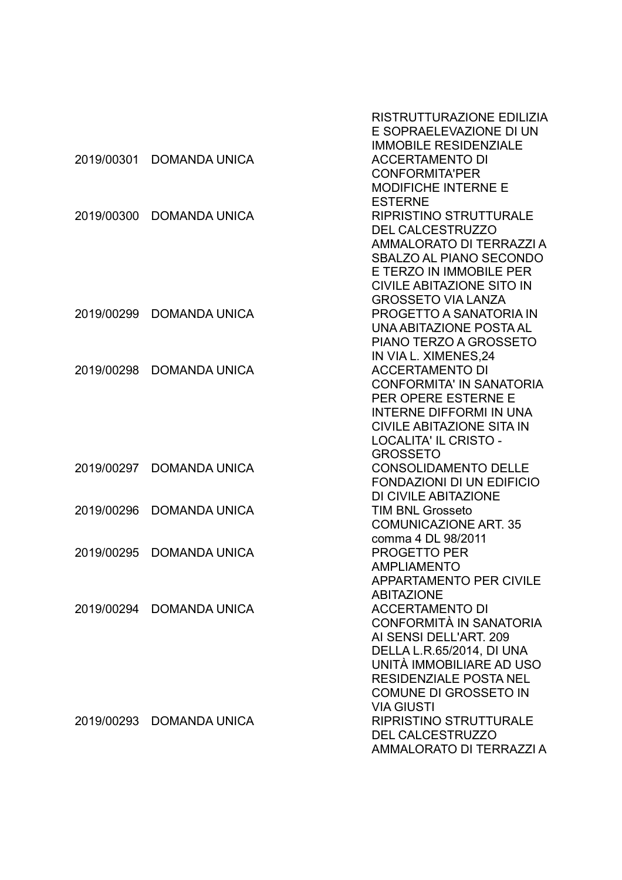|  |  | RISTRUTTURAZIONE EDILIZIA E SOPRAELEVAZIONE DI UN IMMOBILE RESIDENZIALE |
|---|---|---|
| 2019/00301 | DOMANDA UNICA | ACCERTAMENTO DI CONFORMITA'PER MODIFICHE INTERNE E ESTERNE |
| 2019/00300 | DOMANDA UNICA | RIPRISTINO STRUTTURALE DEL CALCESTRUZZO AMMALORATO DI TERRAZZI A SBALZO AL PIANO SECONDO E TERZO IN IMMOBILE PER CIVILE ABITAZIONE SITO IN GROSSETO VIA LANZA |
| 2019/00299 | DOMANDA UNICA | PROGETTO A SANATORIA IN UNA ABITAZIONE POSTA AL PIANO TERZO A GROSSETO IN VIA L. XIMENES,24 |
| 2019/00298 | DOMANDA UNICA | ACCERTAMENTO DI CONFORMITA' IN SANATORIA PER OPERE ESTERNE E INTERNE DIFFORMI IN UNA CIVILE ABITAZIONE SITA IN LOCALITA' IL CRISTO - GROSSETO |
| 2019/00297 | DOMANDA UNICA | CONSOLIDAMENTO DELLE FONDAZIONI DI UN EDIFICIO DI CIVILE ABITAZIONE |
| 2019/00296 | DOMANDA UNICA | TIM BNL Grosseto COMUNICAZIONE ART. 35 comma 4 DL 98/2011 |
| 2019/00295 | DOMANDA UNICA | PROGETTO PER AMPLIAMENTO APPARTAMENTO PER CIVILE ABITAZIONE |
| 2019/00294 | DOMANDA UNICA | ACCERTAMENTO DI CONFORMITÀ IN SANATORIA AI SENSI DELL'ART. 209 DELLA L.R.65/2014, DI UNA UNITÀ IMMOBILIARE AD USO RESIDENZIALE POSTA NEL COMUNE DI GROSSETO IN VIA GIUSTI |
| 2019/00293 | DOMANDA UNICA | RIPRISTINO STRUTTURALE DEL CALCESTRUZZO AMMALORATO DI TERRAZZI A |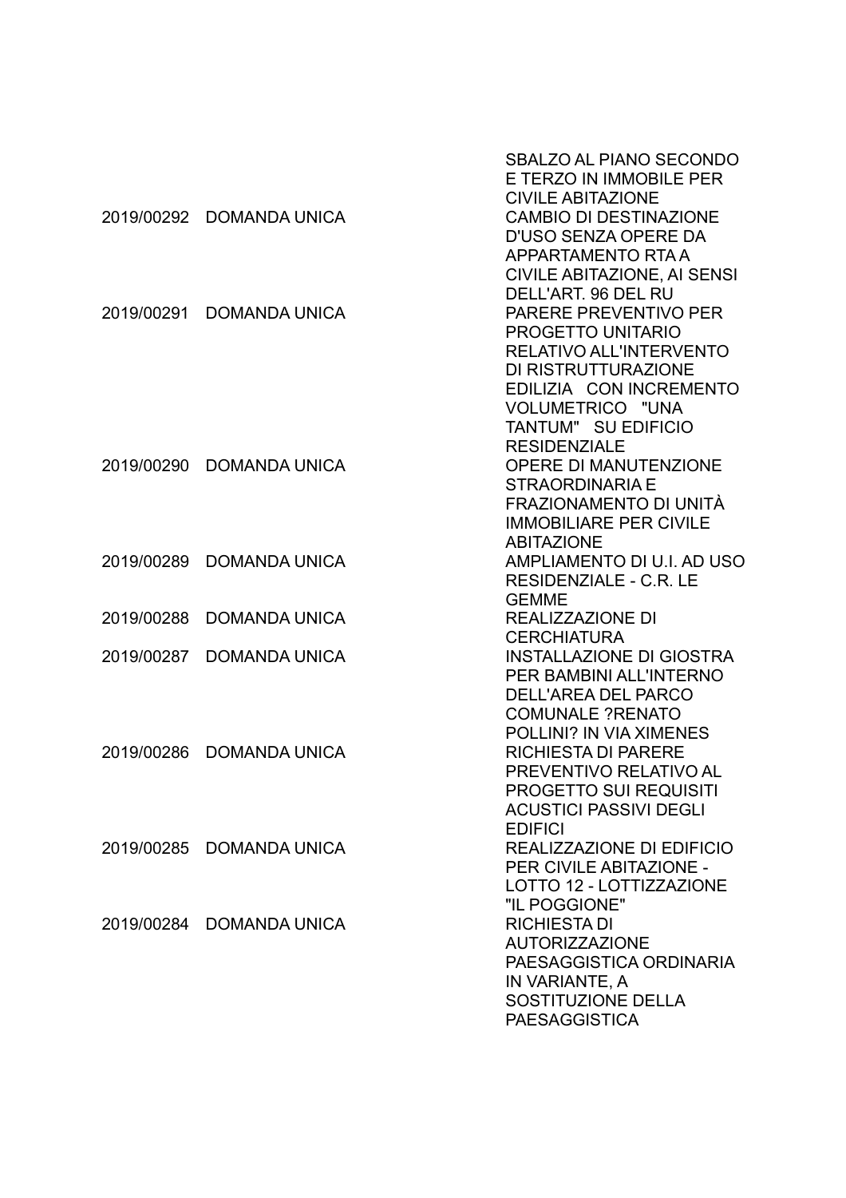| | | |
|---|---|---|
| | | SBALZO AL PIANO SECONDO E TERZO IN IMMOBILE PER CIVILE ABITAZIONE |
| 2019/00292 | DOMANDA UNICA | CAMBIO DI DESTINAZIONE D'USO SENZA OPERE DA APPARTAMENTO RTA A CIVILE ABITAZIONE, AI SENSI DELL'ART. 96 DEL RU |
| 2019/00291 | DOMANDA UNICA | PARERE PREVENTIVO PER PROGETTO UNITARIO RELATIVO ALL'INTERVENTO DI RISTRUTTURAZIONE EDILIZIA CON INCREMENTO VOLUMETRICO "UNA TANTUM" SU EDIFICIO RESIDENZIALE |
| 2019/00290 | DOMANDA UNICA | OPERE DI MANUTENZIONE STRAORDINARIA E FRAZIONAMENTO DI UNITÀ IMMOBILIARE PER CIVILE ABITAZIONE |
| 2019/00289 | DOMANDA UNICA | AMPLIAMENTO DI U.I. AD USO RESIDENZIALE - C.R. LE GEMME |
| 2019/00288 | DOMANDA UNICA | REALIZZAZIONE DI CERCHIATURA |
| 2019/00287 | DOMANDA UNICA | INSTALLAZIONE DI GIOSTRA PER BAMBINI ALL'INTERNO DELL'AREA DEL PARCO COMUNALE ?RENATO POLLINI? IN VIA XIMENES |
| 2019/00286 | DOMANDA UNICA | RICHIESTA DI PARERE PREVENTIVO RELATIVO AL PROGETTO SUI REQUISITI ACUSTICI PASSIVI DEGLI EDIFICI |
| 2019/00285 | DOMANDA UNICA | REALIZZAZIONE DI EDIFICIO PER CIVILE ABITAZIONE - LOTTO 12 - LOTTIZZAZIONE "IL POGGIONE" |
| 2019/00284 | DOMANDA UNICA | RICHIESTA DI AUTORIZZAZIONE PAESAGGISTICA ORDINARIA IN VARIANTE, A SOSTITUZIONE DELLA PAESAGGISTICA |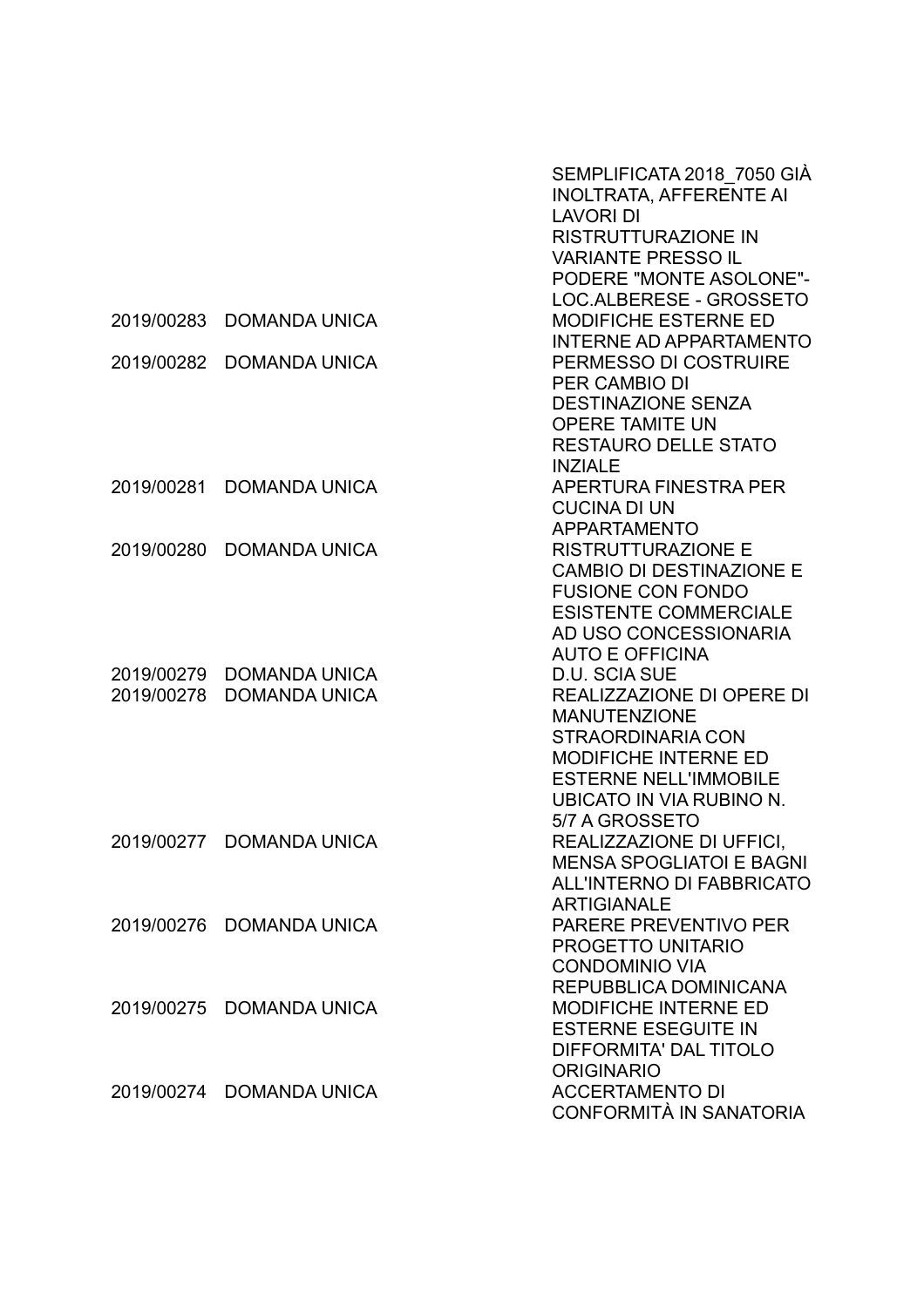|  |  |  |
| --- | --- | --- |
|  |  | SEMPLIFICATA 2018_7050 GIÀ INOLTRATA, AFFERENTE AI LAVORI DI RISTRUTTURAZIONE IN VARIANTE PRESSO IL PODERE "MONTE ASOLONE"- LOC.ALBERESE - GROSSETO |
| 2019/00283 | DOMANDA UNICA | MODIFICHE ESTERNE ED INTERNE AD APPARTAMENTO |
| 2019/00282 | DOMANDA UNICA | PERMESSO DI COSTRUIRE PER CAMBIO DI DESTINAZIONE SENZA OPERE TAMITE UN RESTAURO DELLE STATO INZIALE |
| 2019/00281 | DOMANDA UNICA | APERTURA FINESTRA PER CUCINA DI UN APPARTAMENTO |
| 2019/00280 | DOMANDA UNICA | RISTRUTTURAZIONE E CAMBIO DI DESTINAZIONE E FUSIONE CON FONDO ESISTENTE COMMERCIALE AD USO CONCESSIONARIA AUTO E OFFICINA |
| 2019/00279 | DOMANDA UNICA | D.U. SCIA SUE |
| 2019/00278 | DOMANDA UNICA | REALIZZAZIONE DI OPERE DI MANUTENZIONE STRAORDINARIA CON MODIFICHE INTERNE ED ESTERNE NELL'IMMOBILE UBICATO IN VIA RUBINO N. 5/7 A GROSSETO |
| 2019/00277 | DOMANDA UNICA | REALIZZAZIONE DI UFFICI, MENSA SPOGLIATOI E BAGNI ALL'INTERNO DI FABBRICATO ARTIGIANALE |
| 2019/00276 | DOMANDA UNICA | PARERE PREVENTIVO PER PROGETTO UNITARIO CONDOMINIO VIA REPUBBLICA DOMINICANA |
| 2019/00275 | DOMANDA UNICA | MODIFICHE INTERNE ED ESTERNE ESEGUITE IN DIFFORMITA' DAL TITOLO ORIGINARIO |
| 2019/00274 | DOMANDA UNICA | ACCERTAMENTO DI CONFORMITÀ IN SANATORIA |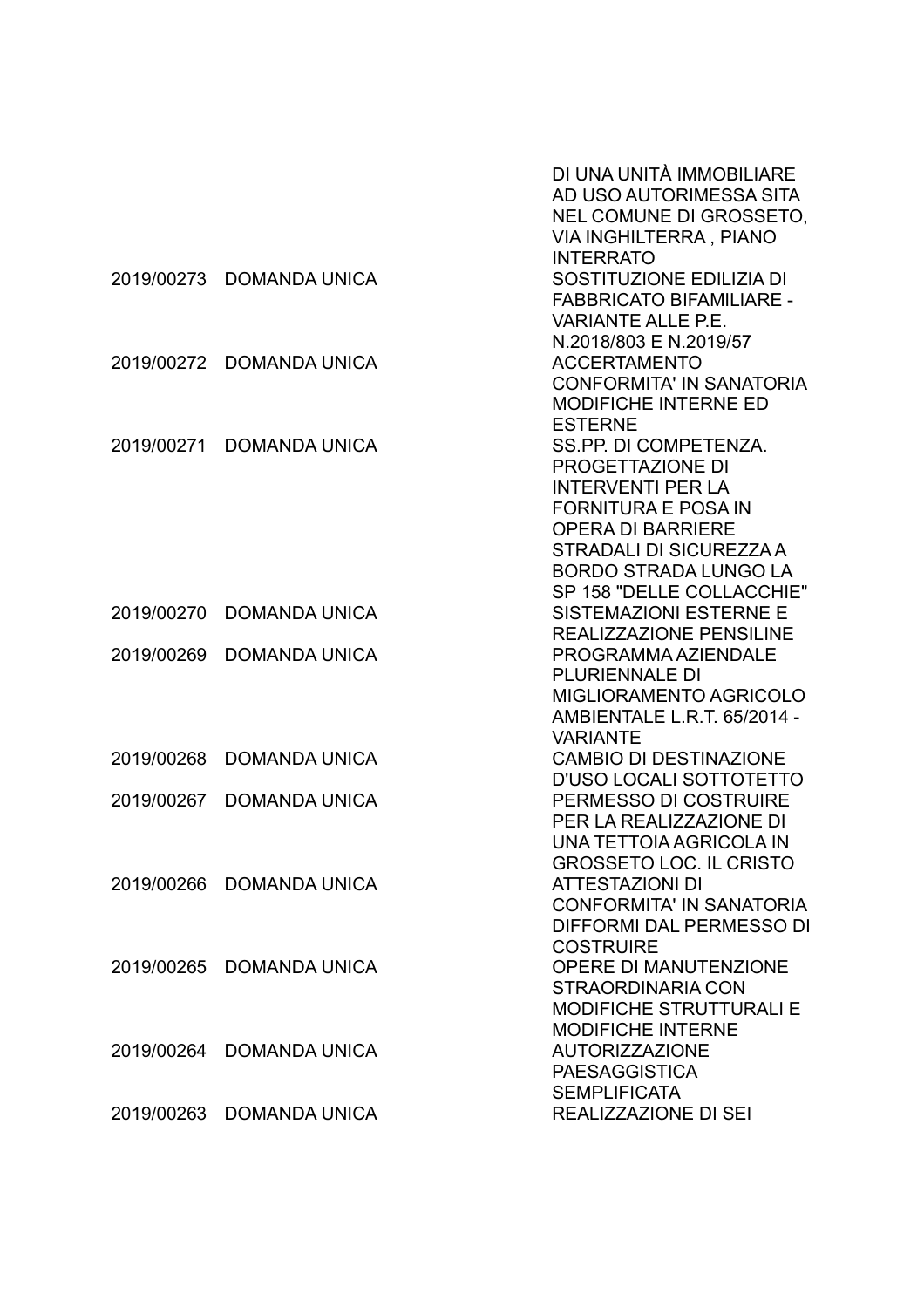| | | |
|---|---|---|
| | | DI UNA UNITÀ IMMOBILIARE AD USO AUTORIMESSA SITA NEL COMUNE DI GROSSETO, VIA INGHILTERRA , PIANO INTERRATO |
| 2019/00273 | DOMANDA UNICA | SOSTITUZIONE EDILIZIA DI FABBRICATO BIFAMILIARE - VARIANTE ALLE P.E. N.2018/803 E N.2019/57 |
| 2019/00272 | DOMANDA UNICA | ACCERTAMENTO CONFORMITA' IN SANATORIA MODIFICHE INTERNE ED ESTERNE |
| 2019/00271 | DOMANDA UNICA | SS.PP. DI COMPETENZA. PROGETTAZIONE DI INTERVENTI PER LA FORNITURA E POSA IN OPERA DI BARRIERE STRADALI DI SICUREZZA A BORDO STRADA LUNGO LA SP 158 "DELLE COLLACCHIE" |
| 2019/00270 | DOMANDA UNICA | SISTEMAZIONI ESTERNE E REALIZZAZIONE PENSILINE |
| 2019/00269 | DOMANDA UNICA | PROGRAMMA AZIENDALE PLURIENNALE DI MIGLIORAMENTO AGRICOLO AMBIENTALE L.R.T. 65/2014 - VARIANTE |
| 2019/00268 | DOMANDA UNICA | CAMBIO DI DESTINAZIONE D'USO LOCALI SOTTOTETTO |
| 2019/00267 | DOMANDA UNICA | PERMESSO DI COSTRUIRE PER LA REALIZZAZIONE DI UNA TETTOIA AGRICOLA IN GROSSETO LOC. IL CRISTO |
| 2019/00266 | DOMANDA UNICA | ATTESTAZIONI DI CONFORMITA' IN SANATORIA DIFFORMI DAL PERMESSO DI COSTRUIRE |
| 2019/00265 | DOMANDA UNICA | OPERE DI MANUTENZIONE STRAORDINARIA CON MODIFICHE STRUTTURALI E MODIFICHE INTERNE |
| 2019/00264 | DOMANDA UNICA | AUTORIZZAZIONE PAESAGGISTICA SEMPLIFICATA |
| 2019/00263 | DOMANDA UNICA | REALIZZAZIONE DI SEI |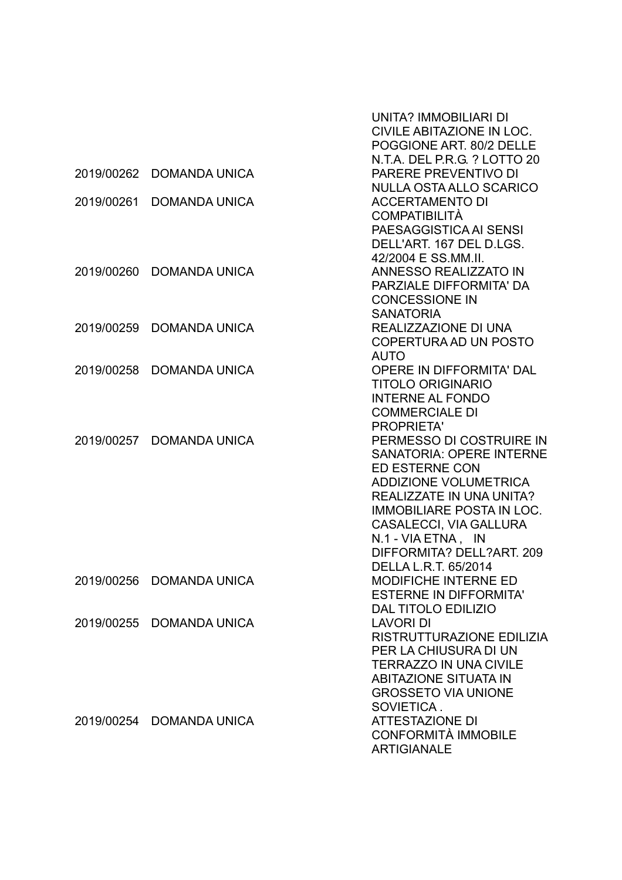| | | |
|---|---|---|
| | | UNITA? IMMOBILIARI DI CIVILE ABITAZIONE IN LOC. POGGIONE ART. 80/2 DELLE N.T.A. DEL P.R.G. ? LOTTO 20 |
| 2019/00262 | DOMANDA UNICA | PARERE PREVENTIVO DI NULLA OSTA ALLO SCARICO |
| 2019/00261 | DOMANDA UNICA | ACCERTAMENTO DI COMPATIBILITÀ PAESAGGISTICA AI SENSI DELL'ART. 167 DEL D.LGS. 42/2004 E SS.MM.II. |
| 2019/00260 | DOMANDA UNICA | ANNESSO REALIZZATO IN PARZIALE DIFFORMITA' DA CONCESSIONE IN SANATORIA |
| 2019/00259 | DOMANDA UNICA | REALIZZAZIONE DI UNA COPERTURA AD UN POSTO AUTO |
| 2019/00258 | DOMANDA UNICA | OPERE IN DIFFORMITA' DAL TITOLO ORIGINARIO INTERNE AL FONDO COMMERCIALE DI PROPRIETA' |
| 2019/00257 | DOMANDA UNICA | PERMESSO DI COSTRUIRE IN SANATORIA: OPERE INTERNE ED ESTERNE CON ADDIZIONE VOLUMETRICA REALIZZATE IN UNA UNITA? IMMOBILIARE POSTA IN LOC. CASALECCI, VIA GALLURA N.1 - VIA ETNA , IN DIFFORMITA? DELL?ART. 209 DELLA L.R.T. 65/2014 |
| 2019/00256 | DOMANDA UNICA | MODIFICHE INTERNE ED ESTERNE IN DIFFORMITA' DAL TITOLO EDILIZIO |
| 2019/00255 | DOMANDA UNICA | LAVORI DI RISTRUTTURAZIONE EDILIZIA PER LA CHIUSURA DI UN TERRAZZO IN UNA CIVILE ABITAZIONE SITUATA IN GROSSETO VIA UNIONE SOVIETICA . |
| 2019/00254 | DOMANDA UNICA | ATTESTAZIONE DI CONFORMITÀ IMMOBILE ARTIGIANALE |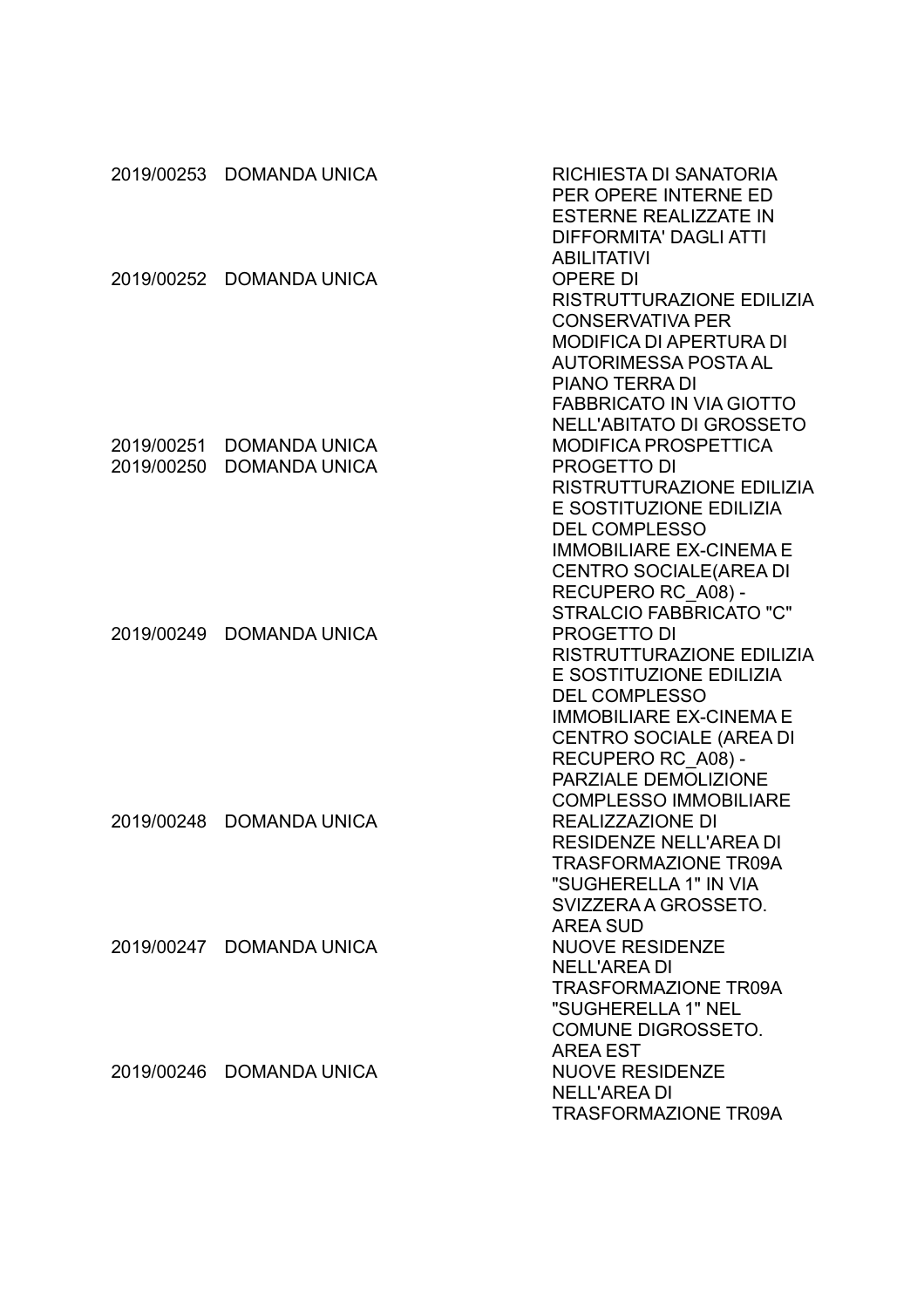| | | |
|---|---|---|
| 2019/00253 | DOMANDA UNICA | RICHIESTA DI SANATORIA PER OPERE INTERNE ED ESTERNE REALIZZATE IN DIFFORMITA' DAGLI ATTI ABILITATIVI |
| 2019/00252 | DOMANDA UNICA | OPERE DI RISTRUTTURAZIONE EDILIZIA CONSERVATIVA PER MODIFICA DI APERTURA DI AUTORIMESSA POSTA AL PIANO TERRA DI FABBRICATO IN VIA GIOTTO NELL'ABITATO DI GROSSETO |
| 2019/00251 | DOMANDA UNICA | MODIFICA PROSPETTICA |
| 2019/00250 | DOMANDA UNICA | PROGETTO DI RISTRUTTURAZIONE EDILIZIA E SOSTITUZIONE EDILIZIA DEL COMPLESSO IMMOBILIARE EX-CINEMA E CENTRO SOCIALE(AREA DI RECUPERO RC_A08) - STRALCIO FABBRICATO "C" |
| 2019/00249 | DOMANDA UNICA | PROGETTO DI RISTRUTTURAZIONE EDILIZIA E SOSTITUZIONE EDILIZIA DEL COMPLESSO IMMOBILIARE EX-CINEMA E CENTRO SOCIALE (AREA DI RECUPERO RC_A08) - PARZIALE DEMOLIZIONE COMPLESSO IMMOBILIARE |
| 2019/00248 | DOMANDA UNICA | REALIZZAZIONE DI RESIDENZE NELL'AREA DI TRASFORMAZIONE TR09A "SUGHERELLA 1" IN VIA SVIZZERA A GROSSETO. AREA SUD |
| 2019/00247 | DOMANDA UNICA | NUOVE RESIDENZE NELL'AREA DI TRASFORMAZIONE TR09A "SUGHERELLA 1" NEL COMUNE DIGROSSETO. AREA EST |
| 2019/00246 | DOMANDA UNICA | NUOVE RESIDENZE NELL'AREA DI TRASFORMAZIONE TR09A |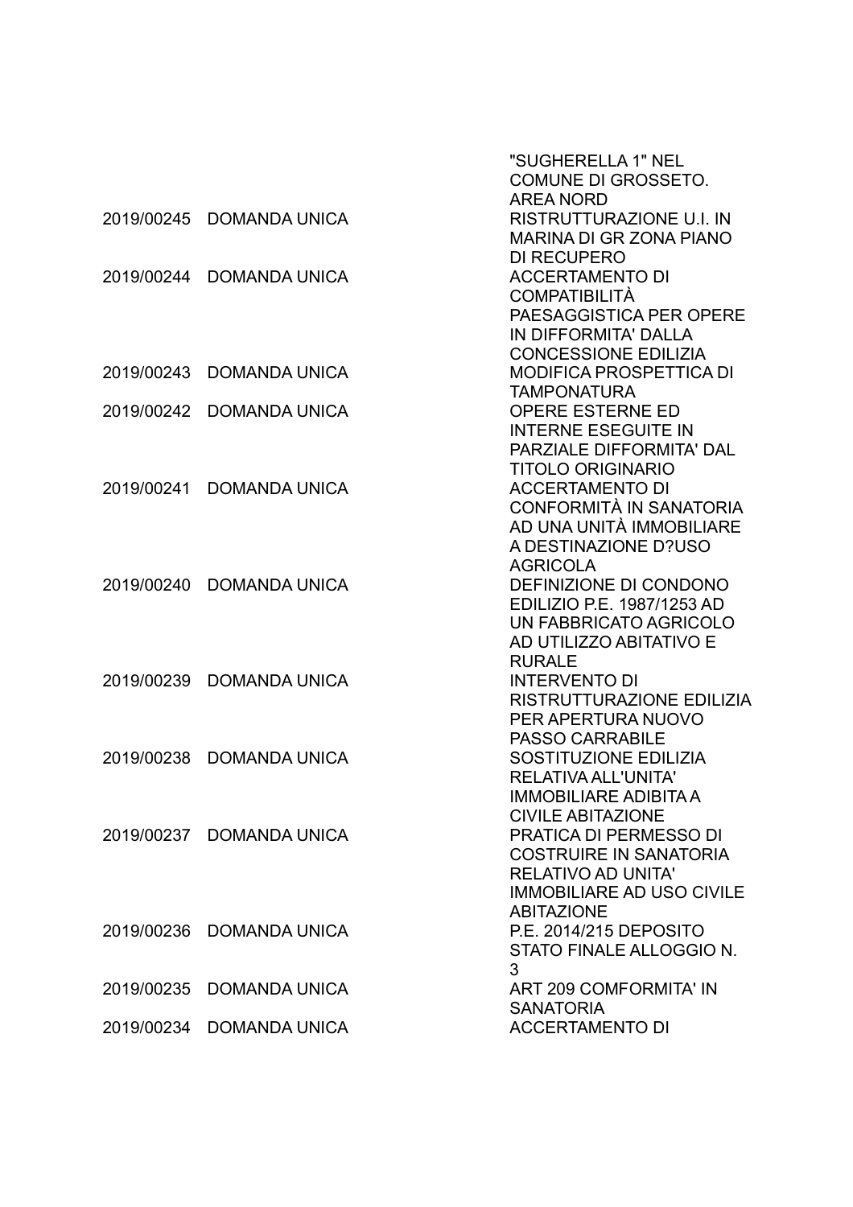| | | |
|---|---|---|
| | | "SUGHERELLA 1" NEL COMUNE DI GROSSETO. AREA NORD |
| 2019/00245 | DOMANDA UNICA | RISTRUTTURAZIONE U.I. IN MARINA DI GR ZONA PIANO DI RECUPERO |
| 2019/00244 | DOMANDA UNICA | ACCERTAMENTO DI COMPATIBILITÀ PAESAGGISTICA PER OPERE IN DIFFORMITA' DALLA CONCESSIONE EDILIZIA |
| 2019/00243 | DOMANDA UNICA | MODIFICA PROSPETTICA DI TAMPONATURA |
| 2019/00242 | DOMANDA UNICA | OPERE ESTERNE ED INTERNE ESEGUITE IN PARZIALE DIFFORMITA' DAL TITOLO ORIGINARIO |
| 2019/00241 | DOMANDA UNICA | ACCERTAMENTO DI CONFORMITÀ IN SANATORIA AD UNA UNITÀ IMMOBILIARE A DESTINAZIONE D?USO AGRICOLA |
| 2019/00240 | DOMANDA UNICA | DEFINIZIONE DI CONDONO EDILIZIO P.E. 1987/1253 AD UN FABBRICATO AGRICOLO AD UTILIZZO ABITATIVO E RURALE |
| 2019/00239 | DOMANDA UNICA | INTERVENTO DI RISTRUTTURAZIONE EDILIZIA PER APERTURA NUOVO PASSO CARRABILE |
| 2019/00238 | DOMANDA UNICA | SOSTITUZIONE EDILIZIA RELATIVA ALL'UNITA' IMMOBILIARE ADIBITA A CIVILE ABITAZIONE |
| 2019/00237 | DOMANDA UNICA | PRATICA DI PERMESSO DI COSTRUIRE IN SANATORIA RELATIVO AD UNITA' IMMOBILIARE AD USO CIVILE ABITAZIONE |
| 2019/00236 | DOMANDA UNICA | P.E. 2014/215 DEPOSITO STATO FINALE ALLOGGIO N. 3 |
| 2019/00235 | DOMANDA UNICA | ART 209 COMFORMITA' IN SANATORIA |
| 2019/00234 | DOMANDA UNICA | ACCERTAMENTO DI |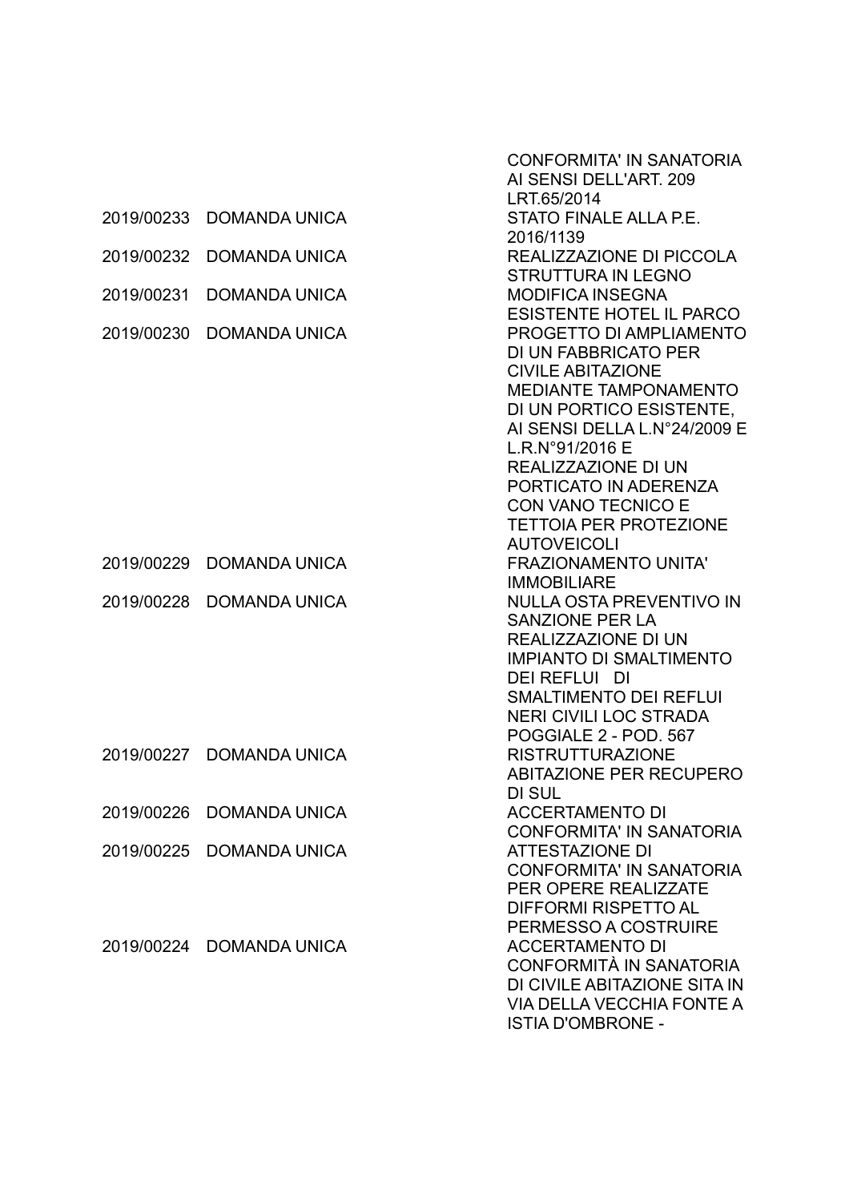| | | |
|---|---|---|
| | | CONFORMITA' IN SANATORIA AI SENSI DELL'ART. 209 LRT.65/2014 |
| 2019/00233 | DOMANDA UNICA | STATO FINALE ALLA P.E. 2016/1139 |
| 2019/00232 | DOMANDA UNICA | REALIZZAZIONE DI PICCOLA STRUTTURA IN LEGNO |
| 2019/00231 | DOMANDA UNICA | MODIFICA INSEGNA ESISTENTE HOTEL IL PARCO |
| 2019/00230 | DOMANDA UNICA | PROGETTO DI AMPLIAMENTO DI UN FABBRICATO PER CIVILE ABITAZIONE MEDIANTE TAMPONAMENTO DI UN PORTICO ESISTENTE, AI SENSI DELLA L.N°24/2009 E L.R.N°91/2016 E REALIZZAZIONE DI UN PORTICATO IN ADERENZA CON VANO TECNICO E TETTOIA PER PROTEZIONE AUTOVEICOLI |
| 2019/00229 | DOMANDA UNICA | FRAZIONAMENTO UNITA' IMMOBILIARE |
| 2019/00228 | DOMANDA UNICA | NULLA OSTA PREVENTIVO IN SANZIONE PER LA REALIZZAZIONE DI UN IMPIANTO DI SMALTIMENTO DEI REFLUI DI SMALTIMENTO DEI REFLUI NERI CIVILI LOC STRADA POGGIALE 2 - POD. 567 |
| 2019/00227 | DOMANDA UNICA | RISTRUTTURAZIONE ABITAZIONE PER RECUPERO DI SUL |
| 2019/00226 | DOMANDA UNICA | ACCERTAMENTO DI CONFORMITA' IN SANATORIA |
| 2019/00225 | DOMANDA UNICA | ATTESTAZIONE DI CONFORMITA' IN SANATORIA PER OPERE REALIZZATE DIFFORMI RISPETTO AL PERMESSO A COSTRUIRE |
| 2019/00224 | DOMANDA UNICA | ACCERTAMENTO DI CONFORMITÀ IN SANATORIA DI CIVILE ABITAZIONE SITA IN VIA DELLA VECCHIA FONTE A ISTIA D'OMBRONE - |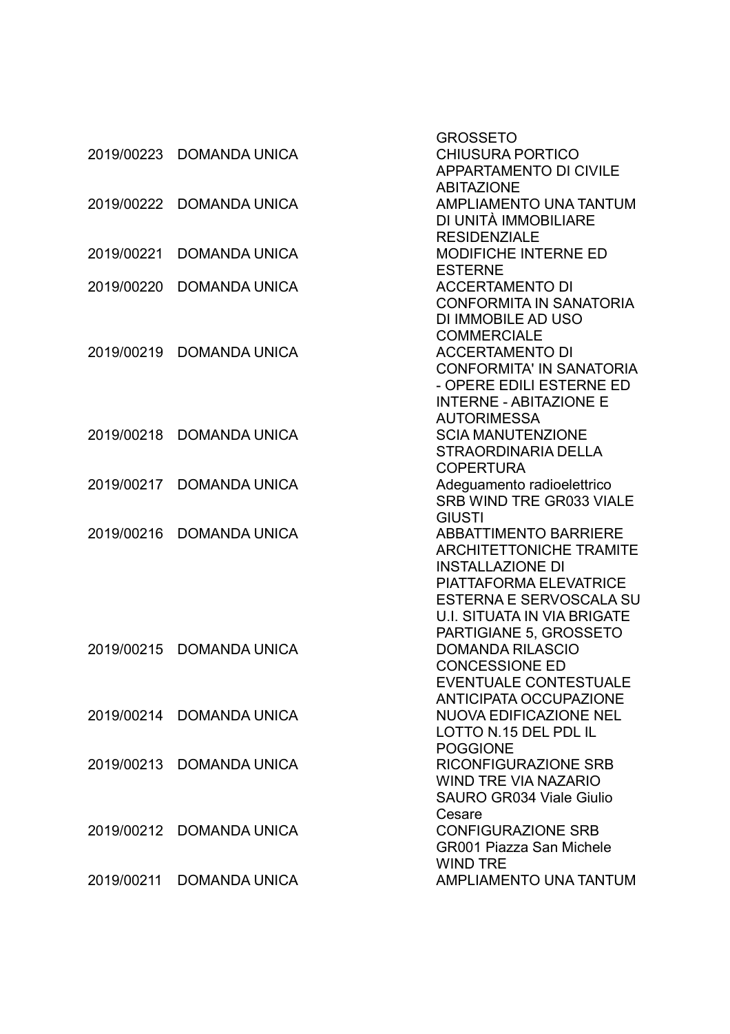| | | |
|---|---|---|
| | | GROSSETO |
| 2019/00223 | DOMANDA UNICA | CHIUSURA PORTICO APPARTAMENTO DI CIVILE ABITAZIONE |
| 2019/00222 | DOMANDA UNICA | AMPLIAMENTO UNA TANTUM DI UNITÀ IMMOBILIARE RESIDENZIALE |
| 2019/00221 | DOMANDA UNICA | MODIFICHE INTERNE ED ESTERNE |
| 2019/00220 | DOMANDA UNICA | ACCERTAMENTO DI CONFORMITA IN SANATORIA DI IMMOBILE AD USO COMMERCIALE |
| 2019/00219 | DOMANDA UNICA | ACCERTAMENTO DI CONFORMITA' IN SANATORIA - OPERE EDILI ESTERNE ED INTERNE - ABITAZIONE E AUTORIMESSA |
| 2019/00218 | DOMANDA UNICA | SCIA MANUTENZIONE STRAORDINARIA DELLA COPERTURA |
| 2019/00217 | DOMANDA UNICA | Adeguamento radioelettrico SRB WIND TRE GR033 VIALE GIUSTI |
| 2019/00216 | DOMANDA UNICA | ABBATTIMENTO BARRIERE ARCHITETTONICHE TRAMITE INSTALLAZIONE DI PIATTAFORMA ELEVATRICE ESTERNA E SERVOSCALA SU U.I. SITUATA IN VIA BRIGATE PARTIGIANE 5, GROSSETO |
| 2019/00215 | DOMANDA UNICA | DOMANDA RILASCIO CONCESSIONE ED EVENTUALE CONTESTUALE ANTICIPATA OCCUPAZIONE |
| 2019/00214 | DOMANDA UNICA | NUOVA EDIFICAZIONE NEL LOTTO N.15 DEL PDL IL POGGIONE |
| 2019/00213 | DOMANDA UNICA | RICONFIGURAZIONE SRB WIND TRE VIA NAZARIO SAURO GR034 Viale Giulio Cesare |
| 2019/00212 | DOMANDA UNICA | CONFIGURAZIONE SRB GR001 Piazza San Michele WIND TRE |
| 2019/00211 | DOMANDA UNICA | AMPLIAMENTO UNA TANTUM |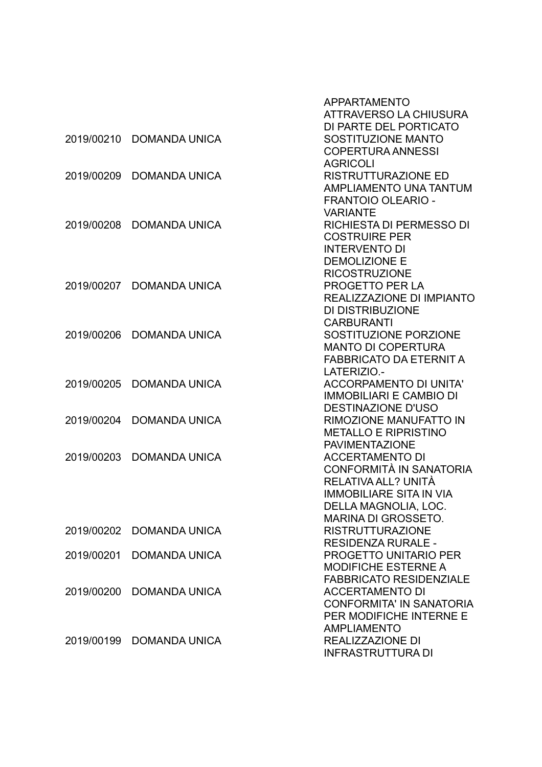| | | |
|---|---|---|
| | | APPARTAMENTO ATTRAVERSO LA CHIUSURA DI PARTE DEL PORTICATO |
| 2019/00210 | DOMANDA UNICA | SOSTITUZIONE MANTO COPERTURA ANNESSI AGRICOLI |
| 2019/00209 | DOMANDA UNICA | RISTRUTTURAZIONE ED AMPLIAMENTO UNA TANTUM FRANTOIO OLEARIO - VARIANTE |
| 2019/00208 | DOMANDA UNICA | RICHIESTA DI PERMESSO DI COSTRUIRE PER INTERVENTO DI DEMOLIZIONE E RICOSTRUZIONE |
| 2019/00207 | DOMANDA UNICA | PROGETTO PER LA REALIZZAZIONE DI IMPIANTO DI DISTRIBUZIONE CARBURANTI |
| 2019/00206 | DOMANDA UNICA | SOSTITUZIONE PORZIONE MANTO DI COPERTURA FABBRICATO DA ETERNIT A LATERIZIO.- |
| 2019/00205 | DOMANDA UNICA | ACCORPAMENTO DI UNITA' IMMOBILIARI E CAMBIO DI DESTINAZIONE D'USO |
| 2019/00204 | DOMANDA UNICA | RIMOZIONE MANUFATTO IN METALLO E RIPRISTINO PAVIMENTAZIONE |
| 2019/00203 | DOMANDA UNICA | ACCERTAMENTO DI CONFORMITÀ IN SANATORIA RELATIVA ALL? UNITÀ IMMOBILIARE SITA IN VIA DELLA MAGNOLIA, LOC. MARINA DI GROSSETO. |
| 2019/00202 | DOMANDA UNICA | RISTRUTTURAZIONE RESIDENZA RURALE - |
| 2019/00201 | DOMANDA UNICA | PROGETTO UNITARIO PER MODIFICHE ESTERNE A FABBRICATO RESIDENZIALE |
| 2019/00200 | DOMANDA UNICA | ACCERTAMENTO DI CONFORMITA' IN SANATORIA PER MODIFICHE INTERNE E AMPLIAMENTO |
| 2019/00199 | DOMANDA UNICA | REALIZZAZIONE DI INFRASTRUTTURA DI |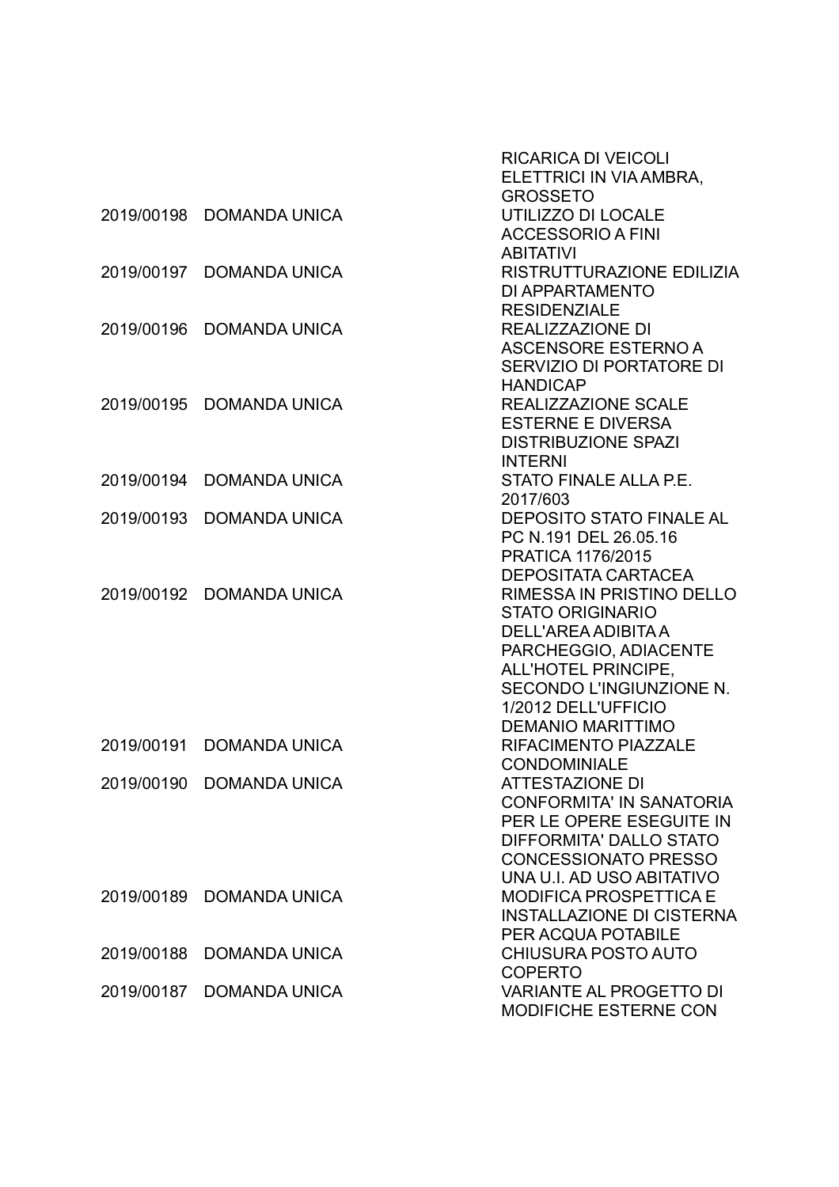| | | |
|---|---|---|
| | | RICARICA DI VEICOLI ELETTRICI IN VIA AMBRA, GROSSETO |
| 2019/00198 | DOMANDA UNICA | UTILIZZO DI LOCALE ACCESSORIO A FINI ABITATIVI |
| 2019/00197 | DOMANDA UNICA | RISTRUTTURAZIONE EDILIZIA DI APPARTAMENTO RESIDENZIALE |
| 2019/00196 | DOMANDA UNICA | REALIZZAZIONE DI ASCENSORE ESTERNO A SERVIZIO DI PORTATORE DI HANDICAP |
| 2019/00195 | DOMANDA UNICA | REALIZZAZIONE SCALE ESTERNE E DIVERSA DISTRIBUZIONE SPAZI INTERNI |
| 2019/00194 | DOMANDA UNICA | STATO FINALE ALLA P.E. 2017/603 |
| 2019/00193 | DOMANDA UNICA | DEPOSITO STATO FINALE AL PC N.191 DEL 26.05.16 PRATICA 1176/2015 DEPOSITATA CARTACEA |
| 2019/00192 | DOMANDA UNICA | RIMESSA IN PRISTINO DELLO STATO ORIGINARIO DELL'AREA ADIBITA A PARCHEGGIO, ADIACENTE ALL'HOTEL PRINCIPE, SECONDO L'INGIUNZIONE N. 1/2012 DELL'UFFICIO DEMANIO MARITTIMO |
| 2019/00191 | DOMANDA UNICA | RIFACIMENTO PIAZZALE CONDOMINIALE |
| 2019/00190 | DOMANDA UNICA | ATTESTAZIONE DI CONFORMITA' IN SANATORIA PER LE OPERE ESEGUITE IN DIFFORMITA' DALLO STATO CONCESSIONATO PRESSO UNA U.I. AD USO ABITATIVO |
| 2019/00189 | DOMANDA UNICA | MODIFICA PROSPETTICA E INSTALLAZIONE DI CISTERNA PER ACQUA POTABILE |
| 2019/00188 | DOMANDA UNICA | CHIUSURA POSTO AUTO COPERTO |
| 2019/00187 | DOMANDA UNICA | VARIANTE AL PROGETTO DI MODIFICHE ESTERNE CON |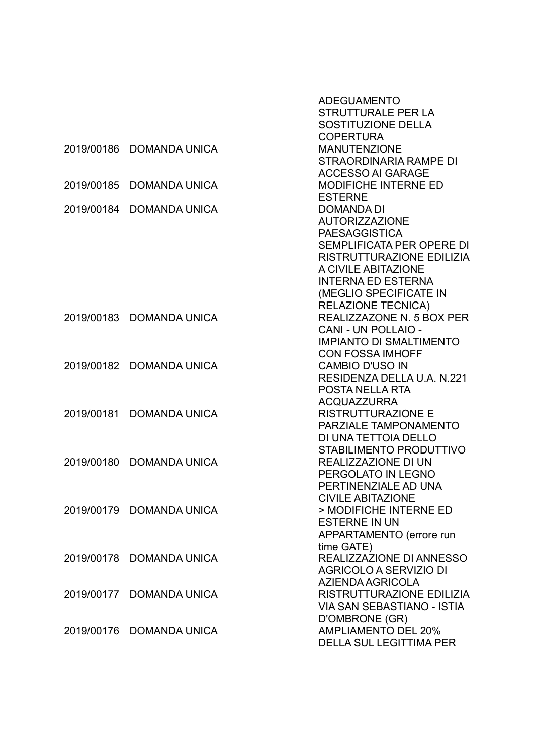| | | |
|---|---|---|
| | | ADEGUAMENTO STRUTTURALE PER LA SOSTITUZIONE DELLA COPERTURA |
| 2019/00186 | DOMANDA UNICA | MANUTENZIONE STRAORDINARIA RAMPE DI ACCESSO AI GARAGE |
| 2019/00185 | DOMANDA UNICA | MODIFICHE INTERNE ED ESTERNE |
| 2019/00184 | DOMANDA UNICA | DOMANDA DI AUTORIZZAZIONE PAESAGGISTICA SEMPLIFICATA PER OPERE DI RISTRUTTURAZIONE EDILIZIA A CIVILE ABITAZIONE INTERNA ED ESTERNA (MEGLIO SPECIFICATE IN RELAZIONE TECNICA) |
| 2019/00183 | DOMANDA UNICA | REALIZZAZONE N. 5 BOX PER CANI - UN POLLAIO - IMPIANTO DI SMALTIMENTO CON FOSSA IMHOFF |
| 2019/00182 | DOMANDA UNICA | CAMBIO D'USO IN RESIDENZA DELLA U.A. N.221 POSTA NELLA RTA ACQUAZZURRA |
| 2019/00181 | DOMANDA UNICA | RISTRUTTURAZIONE E PARZIALE TAMPONAMENTO DI UNA TETTOIA DELLO STABILIMENTO PRODUTTIVO |
| 2019/00180 | DOMANDA UNICA | REALIZZAZIONE DI UN PERGOLATO IN LEGNO PERTINENZIALE AD UNA CIVILE ABITAZIONE |
| 2019/00179 | DOMANDA UNICA | > MODIFICHE INTERNE ED ESTERNE IN UN APPARTAMENTO (errore run time GATE) |
| 2019/00178 | DOMANDA UNICA | REALIZZAZIONE DI ANNESSO AGRICOLO A SERVIZIO DI AZIENDA AGRICOLA |
| 2019/00177 | DOMANDA UNICA | RISTRUTTURAZIONE EDILIZIA VIA SAN SEBASTIANO - ISTIA D'OMBRONE (GR) |
| 2019/00176 | DOMANDA UNICA | AMPLIAMENTO DEL 20% DELLA SUL LEGITTIMA PER |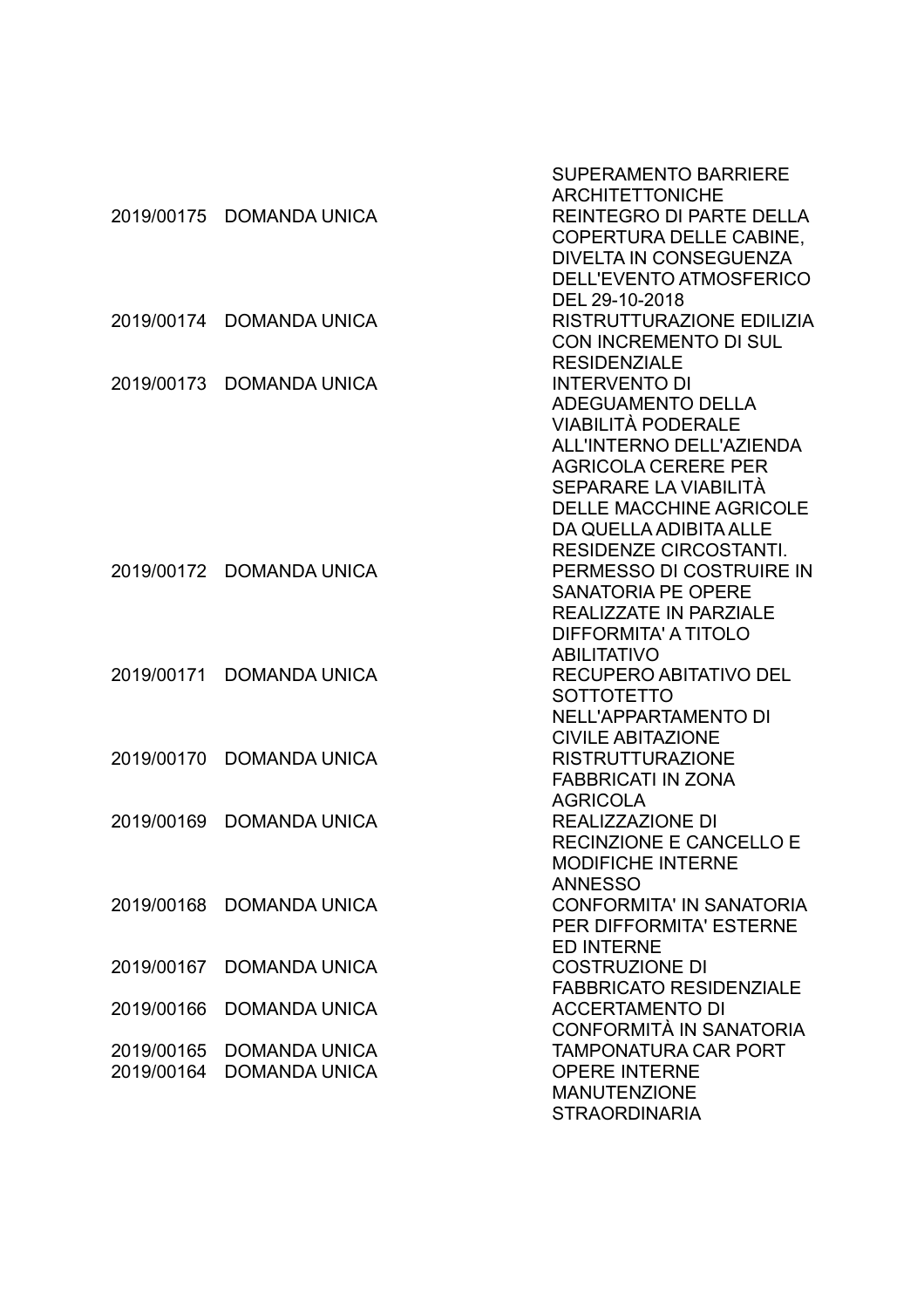|  |  | SUPERAMENTO BARRIERE ARCHITETTONICHE |
| --- | --- | --- |
| 2019/00175 | DOMANDA UNICA | REINTEGRO DI PARTE DELLA COPERTURA DELLE CABINE, DIVELTA IN CONSEGUENZA DELL'EVENTO ATMOSFERICO DEL 29-10-2018 |
| 2019/00174 | DOMANDA UNICA | RISTRUTTURAZIONE EDILIZIA CON INCREMENTO DI SUL RESIDENZIALE |
| 2019/00173 | DOMANDA UNICA | INTERVENTO DI ADEGUAMENTO DELLA VIABILITÀ PODERALE ALL'INTERNO DELL'AZIENDA AGRICOLA CERERE PER SEPARARE LA VIABILITÀ DELLE MACCHINE AGRICOLE DA QUELLA ADIBITA ALLE RESIDENZE CIRCOSTANTI. |
| 2019/00172 | DOMANDA UNICA | PERMESSO DI COSTRUIRE IN SANATORIA PE OPERE REALIZZATE IN PARZIALE DIFFORMITA' A TITOLO ABILITATIVO |
| 2019/00171 | DOMANDA UNICA | RECUPERO ABITATIVO DEL SOTTOTETTO NELL'APPARTAMENTO DI CIVILE ABITAZIONE |
| 2019/00170 | DOMANDA UNICA | RISTRUTTURAZIONE FABBRICATI IN ZONA AGRICOLA |
| 2019/00169 | DOMANDA UNICA | REALIZZAZIONE DI RECINZIONE E CANCELLO E MODIFICHE INTERNE ANNESSO |
| 2019/00168 | DOMANDA UNICA | CONFORMITA' IN SANATORIA PER DIFFORMITA' ESTERNE ED INTERNE |
| 2019/00167 | DOMANDA UNICA | COSTRUZIONE DI FABBRICATO RESIDENZIALE |
| 2019/00166 | DOMANDA UNICA | ACCERTAMENTO DI CONFORMITÀ IN SANATORIA |
| 2019/00165 | DOMANDA UNICA | TAMPONATURA CAR PORT |
| 2019/00164 | DOMANDA UNICA | OPERE INTERNE MANUTENZIONE STRAORDINARIA |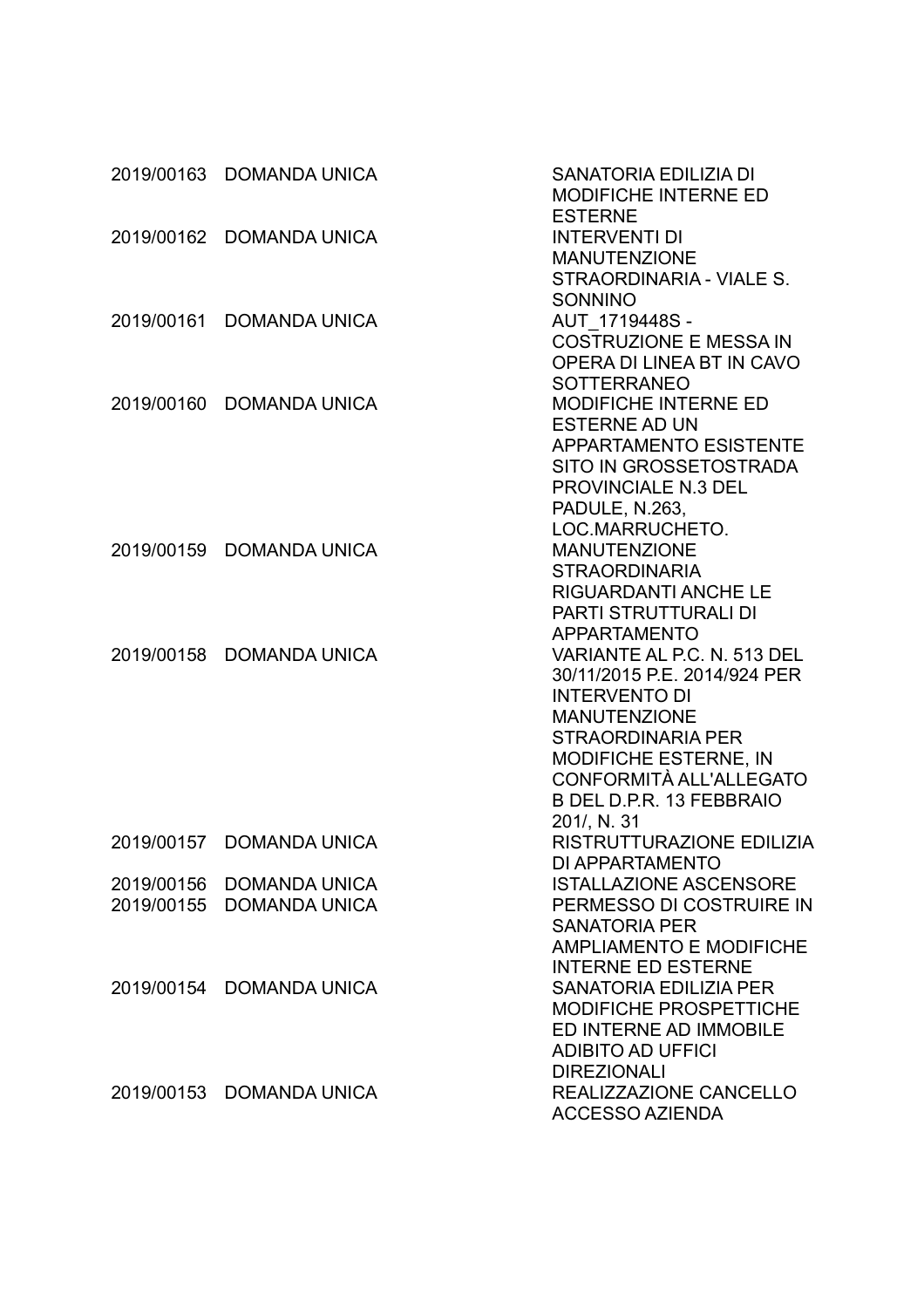| | | |
|---|---|---|
| 2019/00163 | DOMANDA UNICA | SANATORIA EDILIZIA DI MODIFICHE INTERNE ED ESTERNE |
| 2019/00162 | DOMANDA UNICA | INTERVENTI DI MANUTENZIONE STRAORDINARIA - VIALE S. SONNINO |
| 2019/00161 | DOMANDA UNICA | AUT_1719448S - COSTRUZIONE E MESSA IN OPERA DI LINEA BT IN CAVO SOTTERRANEO |
| 2019/00160 | DOMANDA UNICA | MODIFICHE INTERNE ED ESTERNE AD UN APPARTAMENTO ESISTENTE SITO IN GROSSETOSTRADA PROVINCIALE N.3 DEL PADULE, N.263, LOC.MARRUCHETO. |
| 2019/00159 | DOMANDA UNICA | MANUTENZIONE STRAORDINARIA RIGUARDANTI ANCHE LE PARTI STRUTTURALI DI APPARTAMENTO |
| 2019/00158 | DOMANDA UNICA | VARIANTE AL P.C. N. 513 DEL 30/11/2015 P.E. 2014/924 PER INTERVENTO DI MANUTENZIONE STRAORDINARIA PER MODIFICHE ESTERNE, IN CONFORMITÀ ALL'ALLEGATO B DEL D.P.R. 13 FEBBRAIO 201/, N. 31 |
| 2019/00157 | DOMANDA UNICA | RISTRUTTURAZIONE EDILIZIA DI APPARTAMENTO |
| 2019/00156 | DOMANDA UNICA | ISTALLAZIONE ASCENSORE |
| 2019/00155 | DOMANDA UNICA | PERMESSO DI COSTRUIRE IN SANATORIA PER AMPLIAMENTO E MODIFICHE INTERNE ED ESTERNE |
| 2019/00154 | DOMANDA UNICA | SANATORIA EDILIZIA PER MODIFICHE PROSPETTICHE ED INTERNE AD IMMOBILE ADIBITO AD UFFICI DIREZIONALI |
| 2019/00153 | DOMANDA UNICA | REALIZZAZIONE CANCELLO ACCESSO AZIENDA |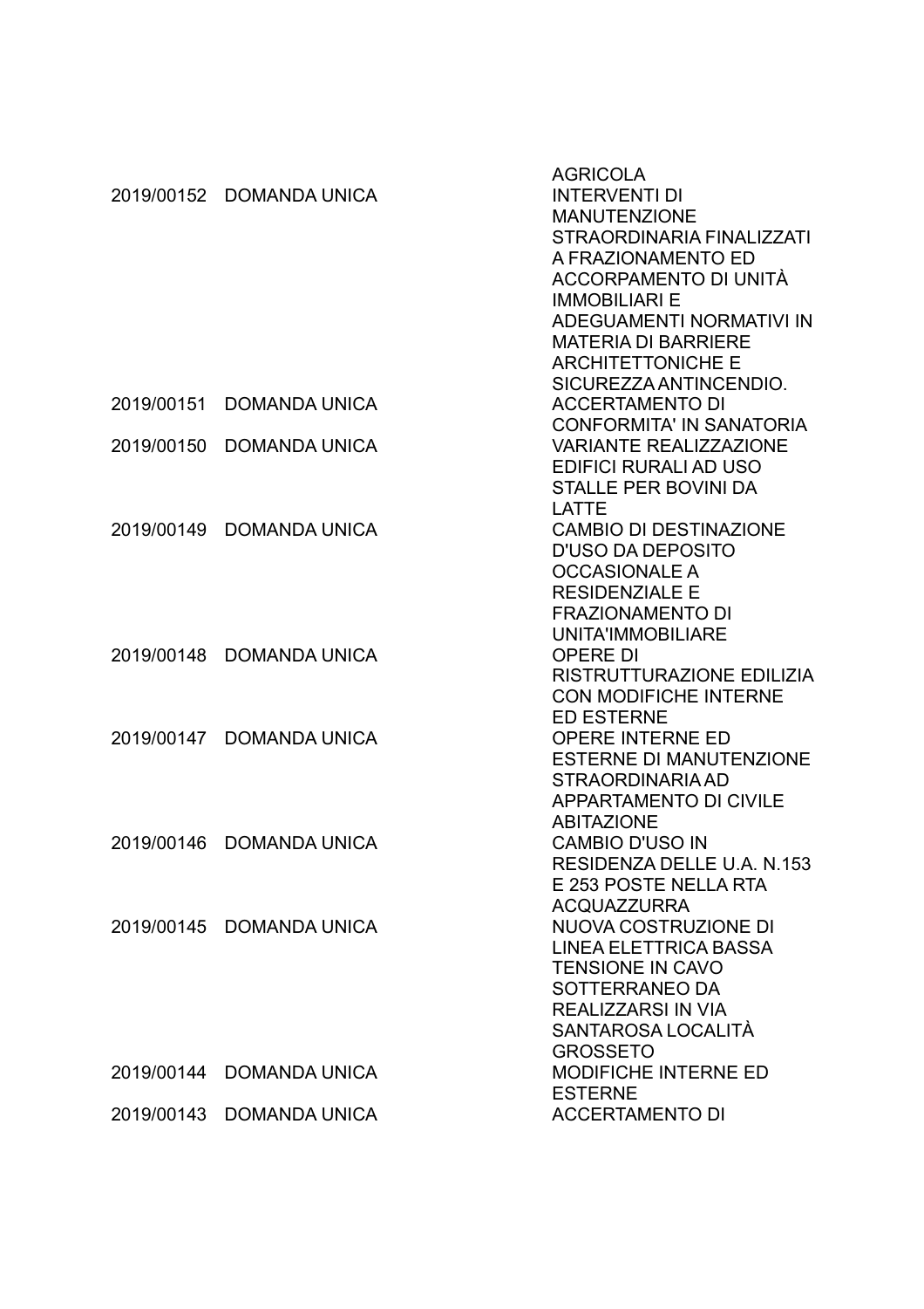| | | |
|---|---|---|
| | | AGRICOLA |
| 2019/00152 | DOMANDA UNICA | INTERVENTI DI MANUTENZIONE STRAORDINARIA FINALIZZATI A FRAZIONAMENTO ED ACCORPAMENTO DI UNITÀ IMMOBILIARI E ADEGUAMENTI NORMATIVI IN MATERIA DI BARRIERE ARCHITETTONICHE E SICUREZZA ANTINCENDIO. |
| 2019/00151 | DOMANDA UNICA | ACCERTAMENTO DI CONFORMITA' IN SANATORIA |
| 2019/00150 | DOMANDA UNICA | VARIANTE REALIZZAZIONE EDIFICI RURALI AD USO STALLE PER BOVINI DA LATTE |
| 2019/00149 | DOMANDA UNICA | CAMBIO DI DESTINAZIONE D'USO DA DEPOSITO OCCASIONALE A RESIDENZIALE E FRAZIONAMENTO DI UNITA'IMMOBILIARE |
| 2019/00148 | DOMANDA UNICA | OPERE DI RISTRUTTURAZIONE EDILIZIA CON MODIFICHE INTERNE ED ESTERNE |
| 2019/00147 | DOMANDA UNICA | OPERE INTERNE ED ESTERNE DI MANUTENZIONE STRAORDINARIA AD APPARTAMENTO DI CIVILE ABITAZIONE |
| 2019/00146 | DOMANDA UNICA | CAMBIO D'USO IN RESIDENZA DELLE U.A. N.153 E 253 POSTE NELLA RTA ACQUAZZURRA |
| 2019/00145 | DOMANDA UNICA | NUOVA COSTRUZIONE DI LINEA ELETTRICA BASSA TENSIONE IN CAVO SOTTERRANEO DA REALIZZARSI IN VIA SANTAROSA LOCALITÀ GROSSETO |
| 2019/00144 | DOMANDA UNICA | MODIFICHE INTERNE ED ESTERNE |
| 2019/00143 | DOMANDA UNICA | ACCERTAMENTO DI |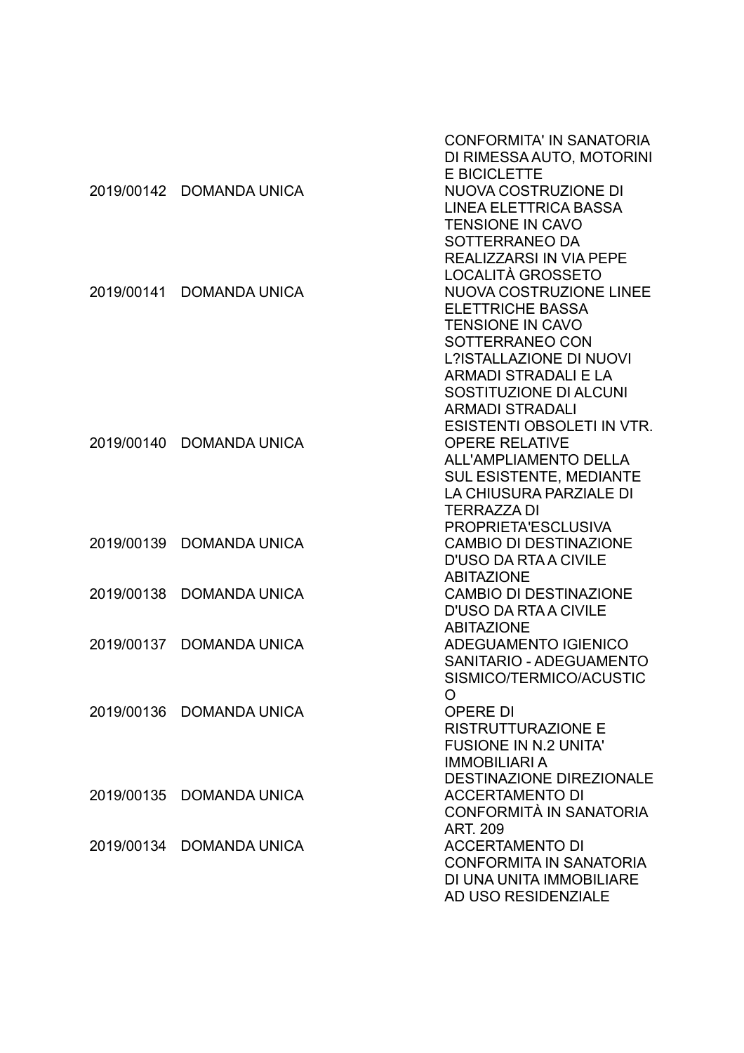| | | |
|---|---|---|
| | | CONFORMITA' IN SANATORIA DI RIMESSA AUTO, MOTORINI E BICICLETTE |
| 2019/00142 | DOMANDA UNICA | NUOVA COSTRUZIONE DI LINEA ELETTRICA BASSA TENSIONE IN CAVO SOTTERRANEO DA REALIZZARSI IN VIA PEPE LOCALITÀ GROSSETO |
| 2019/00141 | DOMANDA UNICA | NUOVA COSTRUZIONE LINEE ELETTRICHE BASSA TENSIONE IN CAVO SOTTERRANEO CON L?ISTALLAZIONE DI NUOVI ARMADI STRADALI E LA SOSTITUZIONE DI ALCUNI ARMADI STRADALI ESISTENTI OBSOLETI IN VTR. |
| 2019/00140 | DOMANDA UNICA | OPERE RELATIVE ALL'AMPLIAMENTO DELLA SUL ESISTENTE, MEDIANTE LA CHIUSURA PARZIALE DI TERRAZZA DI PROPRIETA'ESCLUSIVA |
| 2019/00139 | DOMANDA UNICA | CAMBIO DI DESTINAZIONE D'USO DA RTA A CIVILE ABITAZIONE |
| 2019/00138 | DOMANDA UNICA | CAMBIO DI DESTINAZIONE D'USO DA RTA A CIVILE ABITAZIONE |
| 2019/00137 | DOMANDA UNICA | ADEGUAMENTO IGIENICO SANITARIO - ADEGUAMENTO SISMICO/TERMICO/ACUSTICO |
| 2019/00136 | DOMANDA UNICA | OPERE DI RISTRUTTURAZIONE E FUSIONE IN N.2 UNITA' IMMOBILIARI A DESTINAZIONE DIREZIONALE |
| 2019/00135 | DOMANDA UNICA | ACCERTAMENTO DI CONFORMITÀ IN SANATORIA ART. 209 |
| 2019/00134 | DOMANDA UNICA | ACCERTAMENTO DI CONFORMITA IN SANATORIA DI UNA UNITA IMMOBILIARE AD USO RESIDENZIALE |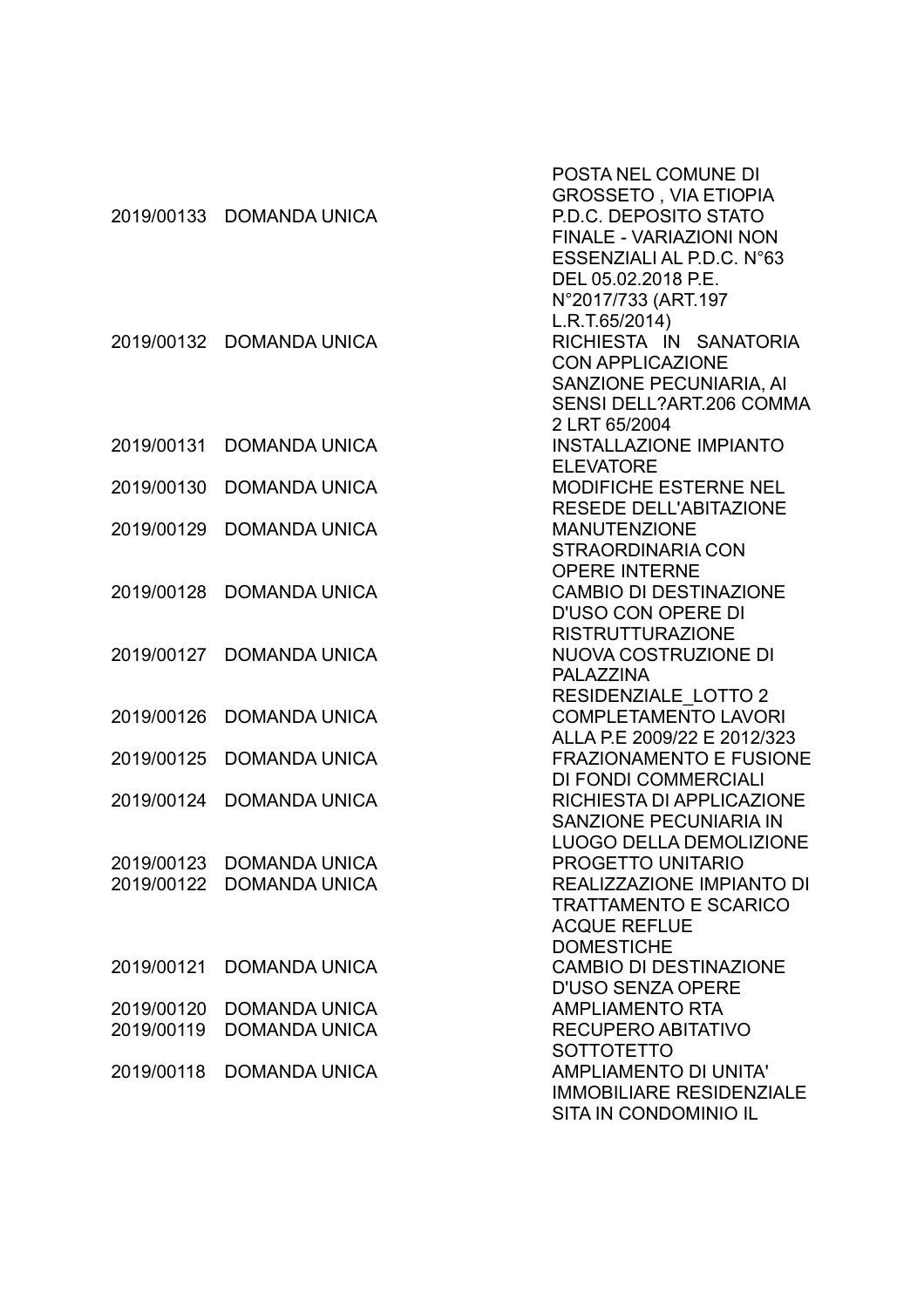| | | |
|---|---|---|
| | | POSTA NEL COMUNE DI GROSSETO , VIA ETIOPIA |
| 2019/00133 | DOMANDA UNICA | P.D.C. DEPOSITO STATO FINALE - VARIAZIONI NON ESSENZIALI AL P.D.C. N°63 DEL 05.02.2018 P.E. N°2017/733 (ART.197 L.R.T.65/2014) |
| 2019/00132 | DOMANDA UNICA | RICHIESTA IN SANATORIA CON APPLICAZIONE SANZIONE PECUNIARIA, AI SENSI DELL?ART.206 COMMA 2 LRT 65/2004 |
| 2019/00131 | DOMANDA UNICA | INSTALLAZIONE IMPIANTO ELEVATORE |
| 2019/00130 | DOMANDA UNICA | MODIFICHE ESTERNE NEL RESEDE DELL'ABITAZIONE |
| 2019/00129 | DOMANDA UNICA | MANUTENZIONE STRAORDINARIA CON OPERE INTERNE |
| 2019/00128 | DOMANDA UNICA | CAMBIO DI DESTINAZIONE D'USO CON OPERE DI RISTRUTTURAZIONE |
| 2019/00127 | DOMANDA UNICA | NUOVA COSTRUZIONE DI PALAZZINA RESIDENZIALE_LOTTO 2 |
| 2019/00126 | DOMANDA UNICA | COMPLETAMENTO LAVORI ALLA P.E 2009/22 E 2012/323 |
| 2019/00125 | DOMANDA UNICA | FRAZIONAMENTO E FUSIONE DI FONDI COMMERCIALI |
| 2019/00124 | DOMANDA UNICA | RICHIESTA DI APPLICAZIONE SANZIONE PECUNIARIA IN LUOGO DELLA DEMOLIZIONE |
| 2019/00123 | DOMANDA UNICA | PROGETTO UNITARIO |
| 2019/00122 | DOMANDA UNICA | REALIZZAZIONE IMPIANTO DI TRATTAMENTO E SCARICO ACQUE REFLUE DOMESTICHE |
| 2019/00121 | DOMANDA UNICA | CAMBIO DI DESTINAZIONE D'USO SENZA OPERE |
| 2019/00120 | DOMANDA UNICA | AMPLIAMENTO RTA |
| 2019/00119 | DOMANDA UNICA | RECUPERO ABITATIVO SOTTOTETTO |
| 2019/00118 | DOMANDA UNICA | AMPLIAMENTO DI UNITA' IMMOBILIARE RESIDENZIALE SITA IN CONDOMINIO IL |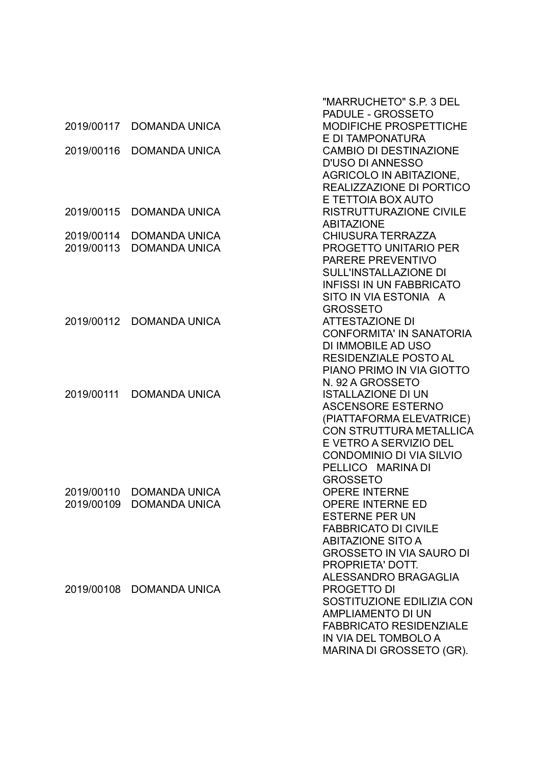|  |  | "MARRUCHETO" S.P. 3 DEL PADULE - GROSSETO |
|---|---|---|
| 2019/00117 | DOMANDA UNICA | MODIFICHE PROSPETTICHE E DI TAMPONATURA |
| 2019/00116 | DOMANDA UNICA | CAMBIO DI DESTINAZIONE D'USO DI ANNESSO AGRICOLO IN ABITAZIONE, REALIZZAZIONE DI PORTICO E TETTOIA BOX AUTO |
| 2019/00115 | DOMANDA UNICA | RISTRUTTURAZIONE CIVILE ABITAZIONE |
| 2019/00114 | DOMANDA UNICA | CHIUSURA TERRAZZA |
| 2019/00113 | DOMANDA UNICA | PROGETTO UNITARIO PER PARERE PREVENTIVO SULL'INSTALLAZIONE DI INFISSI IN UN FABBRICATO SITO IN VIA ESTONIA A GROSSETO |
| 2019/00112 | DOMANDA UNICA | ATTESTAZIONE DI CONFORMITA' IN SANATORIA DI IMMOBILE AD USO RESIDENZIALE POSTO AL PIANO PRIMO IN VIA GIOTTO N. 92 A GROSSETO |
| 2019/00111 | DOMANDA UNICA | ISTALLAZIONE DI UN ASCENSORE ESTERNO (PIATTAFORMA ELEVATRICE) CON STRUTTURA METALLICA E VETRO A SERVIZIO DEL CONDOMINIO DI VIA SILVIO PELLICO MARINA DI GROSSETO |
| 2019/00110 | DOMANDA UNICA | OPERE INTERNE |
| 2019/00109 | DOMANDA UNICA | OPERE INTERNE ED ESTERNE PER UN FABBRICATO DI CIVILE ABITAZIONE SITO A GROSSETO IN VIA SAURO DI PROPRIETA' DOTT. ALESSANDRO BRAGAGLIA |
| 2019/00108 | DOMANDA UNICA | PROGETTO DI SOSTITUZIONE EDILIZIA CON AMPLIAMENTO DI UN FABBRICATO RESIDENZIALE IN VIA DEL TOMBOLO A MARINA DI GROSSETO (GR). |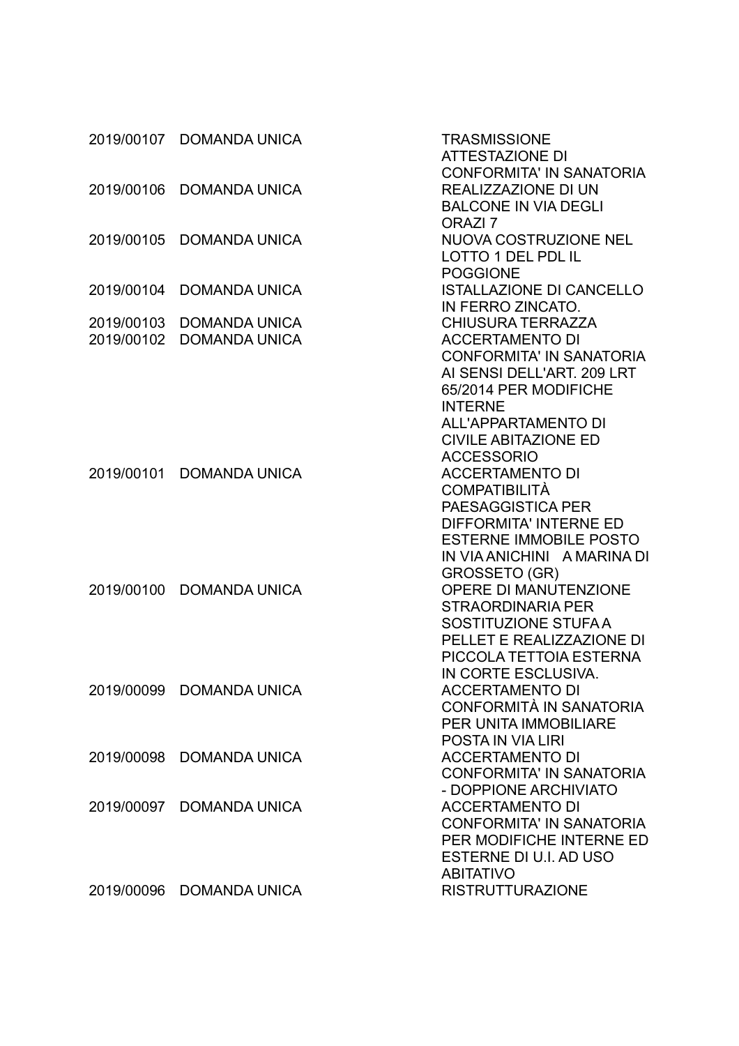| | | |
|---|---|---|
| 2019/00107 | DOMANDA UNICA | TRASMISSIONE ATTESTAZIONE DI CONFORMITA' IN SANATORIA |
| 2019/00106 | DOMANDA UNICA | REALIZZAZIONE DI UN BALCONE IN VIA DEGLI ORAZI 7 |
| 2019/00105 | DOMANDA UNICA | NUOVA COSTRUZIONE NEL LOTTO 1 DEL PDL IL POGGIONE |
| 2019/00104 | DOMANDA UNICA | ISTALLAZIONE DI CANCELLO IN FERRO ZINCATO. |
| 2019/00103 | DOMANDA UNICA | CHIUSURA TERRAZZA |
| 2019/00102 | DOMANDA UNICA | ACCERTAMENTO DI CONFORMITA' IN SANATORIA AI SENSI DELL'ART. 209 LRT 65/2014 PER MODIFICHE INTERNE ALL'APPARTAMENTO DI CIVILE ABITAZIONE ED ACCESSORIO |
| 2019/00101 | DOMANDA UNICA | ACCERTAMENTO DI COMPATIBILITÀ PAESAGGISTICA PER DIFFORMITA' INTERNE ED ESTERNE IMMOBILE POSTO IN VIA ANICHINI A MARINA DI GROSSETO (GR) |
| 2019/00100 | DOMANDA UNICA | OPERE DI MANUTENZIONE STRAORDINARIA PER SOSTITUZIONE STUFA A PELLET E REALIZZAZIONE DI PICCOLA TETTOIA ESTERNA IN CORTE ESCLUSIVA. |
| 2019/00099 | DOMANDA UNICA | ACCERTAMENTO DI CONFORMITÀ IN SANATORIA PER UNITA IMMOBILIARE POSTA IN VIA LIRI |
| 2019/00098 | DOMANDA UNICA | ACCERTAMENTO DI CONFORMITA' IN SANATORIA - DOPPIONE ARCHIVIATO |
| 2019/00097 | DOMANDA UNICA | ACCERTAMENTO DI CONFORMITA' IN SANATORIA PER MODIFICHE INTERNE ED ESTERNE DI U.I. AD USO ABITATIVO |
| 2019/00096 | DOMANDA UNICA | RISTRUTTURAZIONE |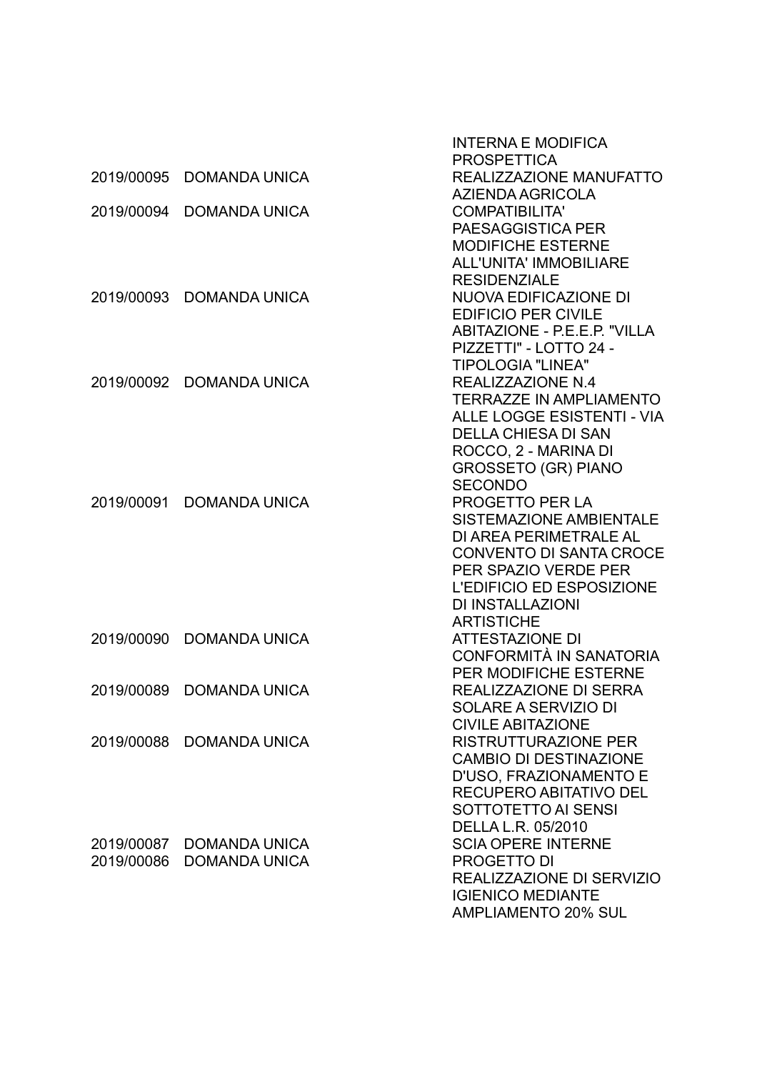| | | |
|---|---|---|
| | | INTERNA E MODIFICA PROSPETTICA |
| 2019/00095 | DOMANDA UNICA | REALIZZAZIONE MANUFATTO AZIENDA AGRICOLA |
| 2019/00094 | DOMANDA UNICA | COMPATIBILITA' PAESAGGISTICA PER MODIFICHE ESTERNE ALL'UNITA' IMMOBILIARE RESIDENZIALE |
| 2019/00093 | DOMANDA UNICA | NUOVA EDIFICAZIONE DI EDIFICIO PER CIVILE ABITAZIONE - P.E.E.P. "VILLA PIZZETTI" - LOTTO 24 - TIPOLOGIA "LINEA" |
| 2019/00092 | DOMANDA UNICA | REALIZZAZIONE N.4 TERRAZZE IN AMPLIAMENTO ALLE LOGGE ESISTENTI - VIA DELLA CHIESA DI SAN ROCCO, 2 - MARINA DI GROSSETO (GR) PIANO SECONDO |
| 2019/00091 | DOMANDA UNICA | PROGETTO PER LA SISTEMAZIONE AMBIENTALE DI AREA PERIMETRALE AL CONVENTO DI SANTA CROCE PER SPAZIO VERDE PER L'EDIFICIO ED ESPOSIZIONE DI INSTALLAZIONI ARTISTICHE |
| 2019/00090 | DOMANDA UNICA | ATTESTAZIONE DI CONFORMITÀ IN SANATORIA PER MODIFICHE ESTERNE |
| 2019/00089 | DOMANDA UNICA | REALIZZAZIONE DI SERRA SOLARE A SERVIZIO DI CIVILE ABITAZIONE |
| 2019/00088 | DOMANDA UNICA | RISTRUTTURAZIONE PER CAMBIO DI DESTINAZIONE D'USO, FRAZIONAMENTO E RECUPERO ABITATIVO DEL SOTTOTETTO AI SENSI DELLA L.R. 05/2010 |
| 2019/00087 | DOMANDA UNICA | SCIA OPERE INTERNE |
| 2019/00086 | DOMANDA UNICA | PROGETTO DI REALIZZAZIONE DI SERVIZIO IGIENICO MEDIANTE AMPLIAMENTO 20% SUL |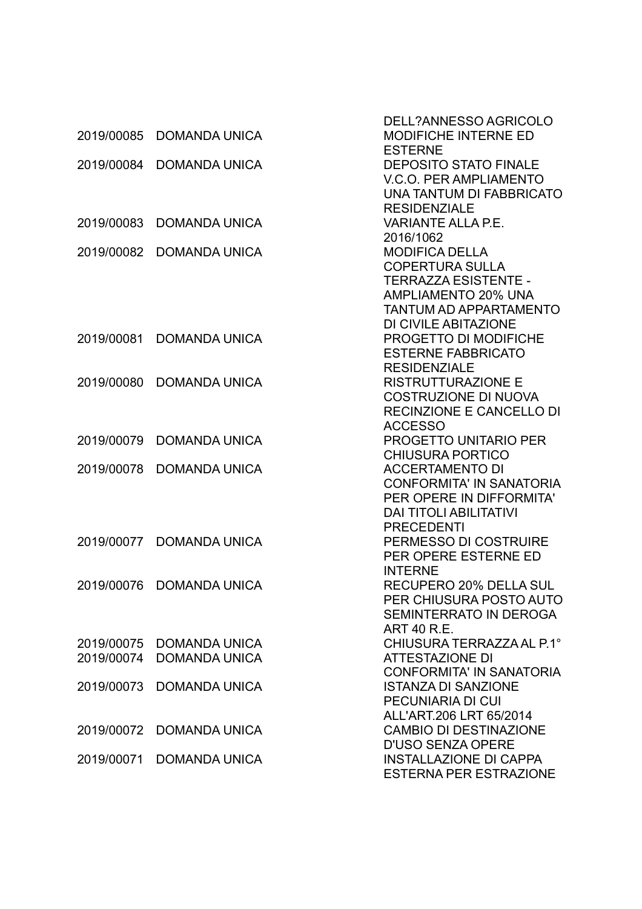| | | |
|---|---|---|
| | | DELL?ANNESSO AGRICOLO |
| 2019/00085 | DOMANDA UNICA | MODIFICHE INTERNE ED ESTERNE |
| 2019/00084 | DOMANDA UNICA | DEPOSITO STATO FINALE V.C.O. PER AMPLIAMENTO UNA TANTUM DI FABBRICATO RESIDENZIALE |
| 2019/00083 | DOMANDA UNICA | VARIANTE ALLA P.E. 2016/1062 |
| 2019/00082 | DOMANDA UNICA | MODIFICA DELLA COPERTURA SULLA TERRAZZA ESISTENTE - AMPLIAMENTO 20% UNA TANTUM AD APPARTAMENTO DI CIVILE ABITAZIONE |
| 2019/00081 | DOMANDA UNICA | PROGETTO DI MODIFICHE ESTERNE FABBRICATO RESIDENZIALE |
| 2019/00080 | DOMANDA UNICA | RISTRUTTURAZIONE E COSTRUZIONE DI NUOVA RECINZIONE E CANCELLO DI ACCESSO |
| 2019/00079 | DOMANDA UNICA | PROGETTO UNITARIO PER CHIUSURA PORTICO |
| 2019/00078 | DOMANDA UNICA | ACCERTAMENTO DI CONFORMITA' IN SANATORIA PER OPERE IN DIFFORMITA' DAI TITOLI ABILITATIVI PRECEDENTI |
| 2019/00077 | DOMANDA UNICA | PERMESSO DI COSTRUIRE PER OPERE ESTERNE ED INTERNE |
| 2019/00076 | DOMANDA UNICA | RECUPERO 20% DELLA SUL PER CHIUSURA POSTO AUTO SEMINTERRATO IN DEROGA ART 40 R.E. |
| 2019/00075 | DOMANDA UNICA | CHIUSURA TERRAZZA AL P.1° |
| 2019/00074 | DOMANDA UNICA | ATTESTAZIONE DI CONFORMITA' IN SANATORIA |
| 2019/00073 | DOMANDA UNICA | ISTANZA DI SANZIONE PECUNIARIA DI CUI ALL'ART.206 LRT 65/2014 |
| 2019/00072 | DOMANDA UNICA | CAMBIO DI DESTINAZIONE D'USO SENZA OPERE |
| 2019/00071 | DOMANDA UNICA | INSTALLAZIONE DI CAPPA ESTERNA PER ESTRAZIONE |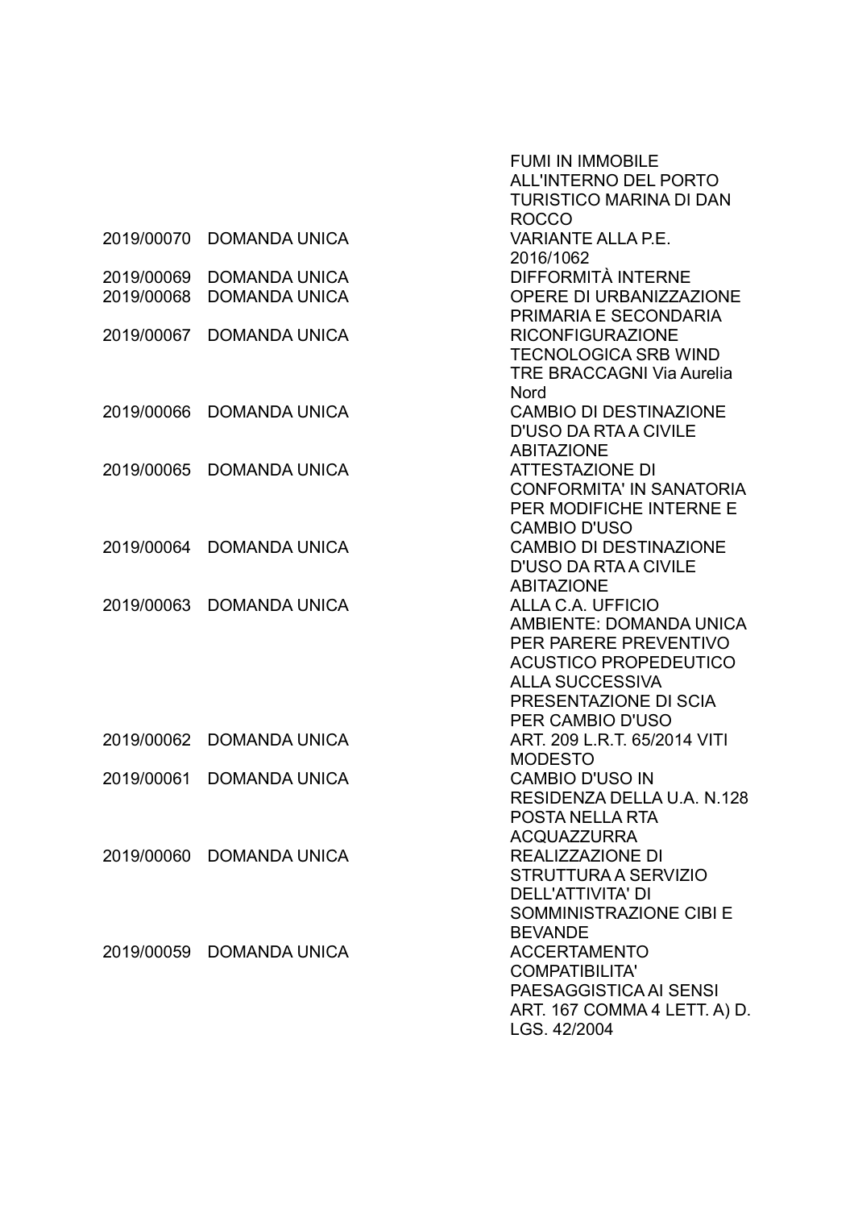| | | |
|---|---|---|
| | | FUMI IN IMMOBILE ALL'INTERNO DEL PORTO TURISTICO MARINA DI DAN ROCCO |
| 2019/00070 | DOMANDA UNICA | VARIANTE ALLA P.E. 2016/1062 |
| 2019/00069 | DOMANDA UNICA | DIFFORMITÀ INTERNE |
| 2019/00068 | DOMANDA UNICA | OPERE DI URBANIZZAZIONE PRIMARIA E SECONDARIA |
| 2019/00067 | DOMANDA UNICA | RICONFIGURAZIONE TECNOLOGICA SRB WIND TRE BRACCAGNI Via Aurelia Nord |
| 2019/00066 | DOMANDA UNICA | CAMBIO DI DESTINAZIONE D'USO DA RTA A CIVILE ABITAZIONE |
| 2019/00065 | DOMANDA UNICA | ATTESTAZIONE DI CONFORMITA' IN SANATORIA PER MODIFICHE INTERNE E CAMBIO D'USO |
| 2019/00064 | DOMANDA UNICA | CAMBIO DI DESTINAZIONE D'USO DA RTA A CIVILE ABITAZIONE |
| 2019/00063 | DOMANDA UNICA | ALLA C.A. UFFICIO AMBIENTE: DOMANDA UNICA PER PARERE PREVENTIVO ACUSTICO PROPEDEUTICO ALLA SUCCESSIVA PRESENTAZIONE DI SCIA PER CAMBIO D'USO |
| 2019/00062 | DOMANDA UNICA | ART. 209 L.R.T. 65/2014 VITI MODESTO |
| 2019/00061 | DOMANDA UNICA | CAMBIO D'USO IN RESIDENZA DELLA U.A. N.128 POSTA NELLA RTA ACQUAZZURRA |
| 2019/00060 | DOMANDA UNICA | REALIZZAZIONE DI STRUTTURA A SERVIZIO DELL'ATTIVITA' DI SOMMINISTRAZIONE CIBI E BEVANDE |
| 2019/00059 | DOMANDA UNICA | ACCERTAMENTO COMPATIBILITA' PAESAGGISTICA AI SENSI ART. 167 COMMA 4 LETT. A) D. LGS. 42/2004 |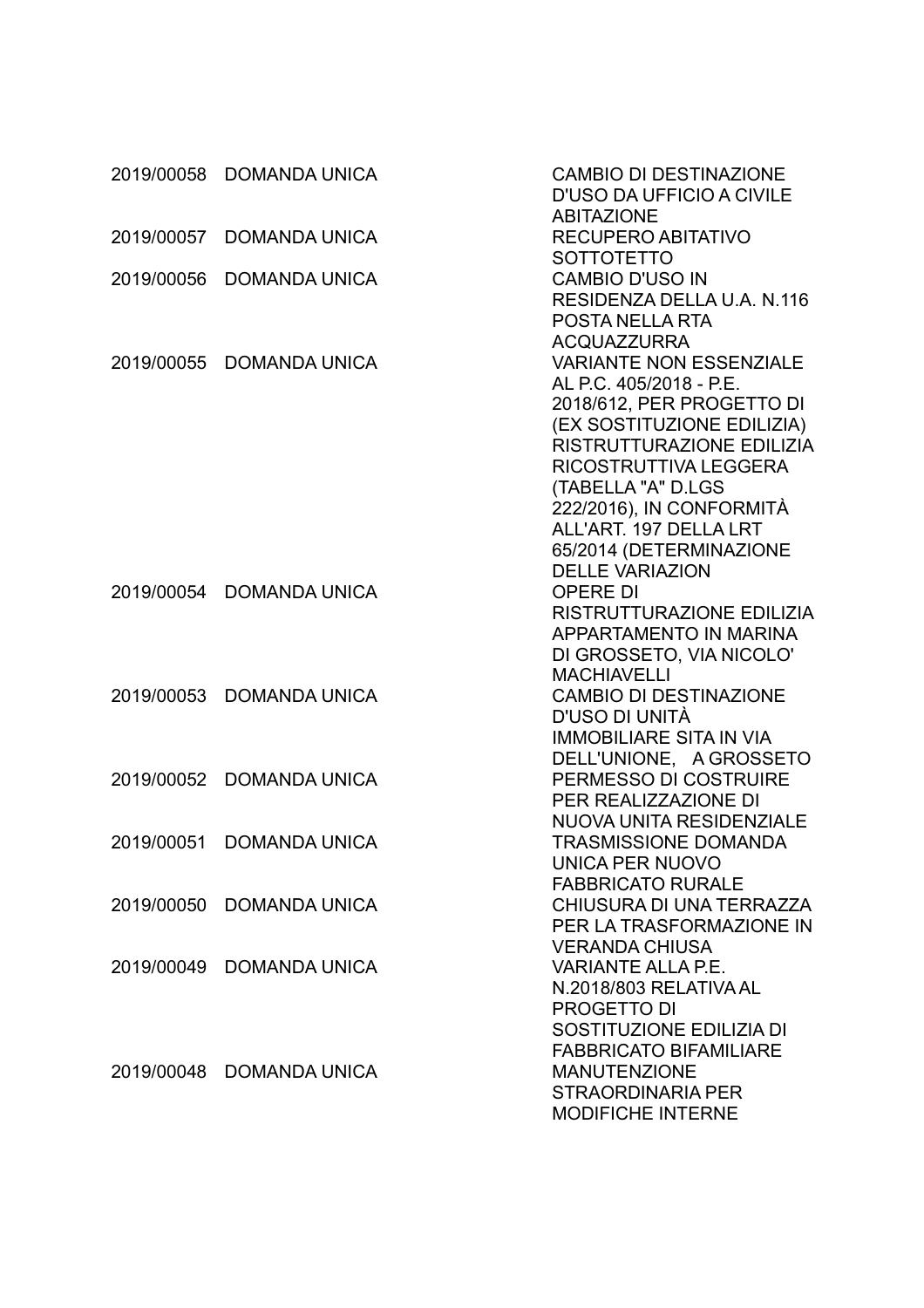| | | |
|---|---|---|
| 2019/00058 | DOMANDA UNICA | CAMBIO DI DESTINAZIONE D'USO DA UFFICIO A CIVILE ABITAZIONE |
| 2019/00057 | DOMANDA UNICA | RECUPERO ABITATIVO SOTTOTETTO |
| 2019/00056 | DOMANDA UNICA | CAMBIO D'USO IN RESIDENZA DELLA U.A. N.116 POSTA NELLA RTA ACQUAZZURRA |
| 2019/00055 | DOMANDA UNICA | VARIANTE NON ESSENZIALE AL P.C. 405/2018 - P.E. 2018/612, PER PROGETTO DI (EX SOSTITUZIONE EDILIZIA) RISTRUTTURAZIONE EDILIZIA RICOSTRUTTIVA LEGGERA (TABELLA "A" D.LGS 222/2016), IN CONFORMITÀ ALL'ART. 197 DELLA LRT 65/2014 (DETERMINAZIONE DELLE VARIAZION |
| 2019/00054 | DOMANDA UNICA | OPERE DI RISTRUTTURAZIONE EDILIZIA APPARTAMENTO IN MARINA DI GROSSETO, VIA NICOLO' MACHIAVELLI |
| 2019/00053 | DOMANDA UNICA | CAMBIO DI DESTINAZIONE D'USO DI UNITÀ IMMOBILIARE SITA IN VIA DELL'UNIONE, A GROSSETO |
| 2019/00052 | DOMANDA UNICA | PERMESSO DI COSTRUIRE PER REALIZZAZIONE DI NUOVA UNITA RESIDENZIALE |
| 2019/00051 | DOMANDA UNICA | TRASMISSIONE DOMANDA UNICA PER NUOVO FABBRICATO RURALE |
| 2019/00050 | DOMANDA UNICA | CHIUSURA DI UNA TERRAZZA PER LA TRASFORMAZIONE IN VERANDA CHIUSA |
| 2019/00049 | DOMANDA UNICA | VARIANTE ALLA P.E. N.2018/803 RELATIVA AL PROGETTO DI SOSTITUZIONE EDILIZIA DI FABBRICATO BIFAMILIARE |
| 2019/00048 | DOMANDA UNICA | MANUTENZIONE STRAORDINARIA PER MODIFICHE INTERNE |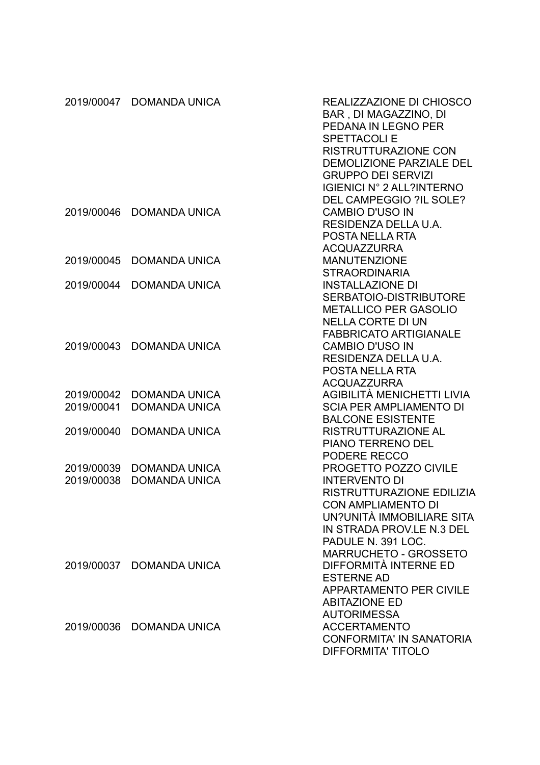| | | |
|---|---|---|
| 2019/00047 | DOMANDA UNICA | REALIZZAZIONE DI CHIOSCO BAR , DI MAGAZZINO, DI PEDANA IN LEGNO PER SPETTACOLI E RISTRUTTURAZIONE CON DEMOLIZIONE PARZIALE DEL GRUPPO DEI SERVIZI IGIENICI N° 2 ALL?INTERNO DEL CAMPEGGIO ?IL SOLE? |
| 2019/00046 | DOMANDA UNICA | CAMBIO D'USO IN RESIDENZA DELLA U.A. POSTA NELLA RTA ACQUAZZURRA |
| 2019/00045 | DOMANDA UNICA | MANUTENZIONE STRAORDINARIA |
| 2019/00044 | DOMANDA UNICA | INSTALLAZIONE DI SERBATOIO-DISTRIBUTORE METALLICO PER GASOLIO NELLA CORTE DI UN FABBRICATO ARTIGIANALE |
| 2019/00043 | DOMANDA UNICA | CAMBIO D'USO IN RESIDENZA DELLA U.A. POSTA NELLA RTA ACQUAZZURRA |
| 2019/00042 | DOMANDA UNICA | AGIBILITÀ MENICHETTI LIVIA |
| 2019/00041 | DOMANDA UNICA | SCIA PER AMPLIAMENTO DI BALCONE ESISTENTE |
| 2019/00040 | DOMANDA UNICA | RISTRUTTURAZIONE AL PIANO TERRENO DEL PODERE RECCO |
| 2019/00039 | DOMANDA UNICA | PROGETTO POZZO CIVILE |
| 2019/00038 | DOMANDA UNICA | INTERVENTO DI RISTRUTTURAZIONE EDILIZIA CON AMPLIAMENTO DI UN?UNITÀ IMMOBILIARE SITA IN STRADA PROV.LE N.3 DEL PADULE N. 391 LOC. MARRUCHETO - GROSSETO |
| 2019/00037 | DOMANDA UNICA | DIFFORMITÀ INTERNE ED ESTERNE AD APPARTAMENTO PER CIVILE ABITAZIONE ED AUTORIMESSA |
| 2019/00036 | DOMANDA UNICA | ACCERTAMENTO CONFORMITA' IN SANATORIA DIFFORMITA' TITOLO |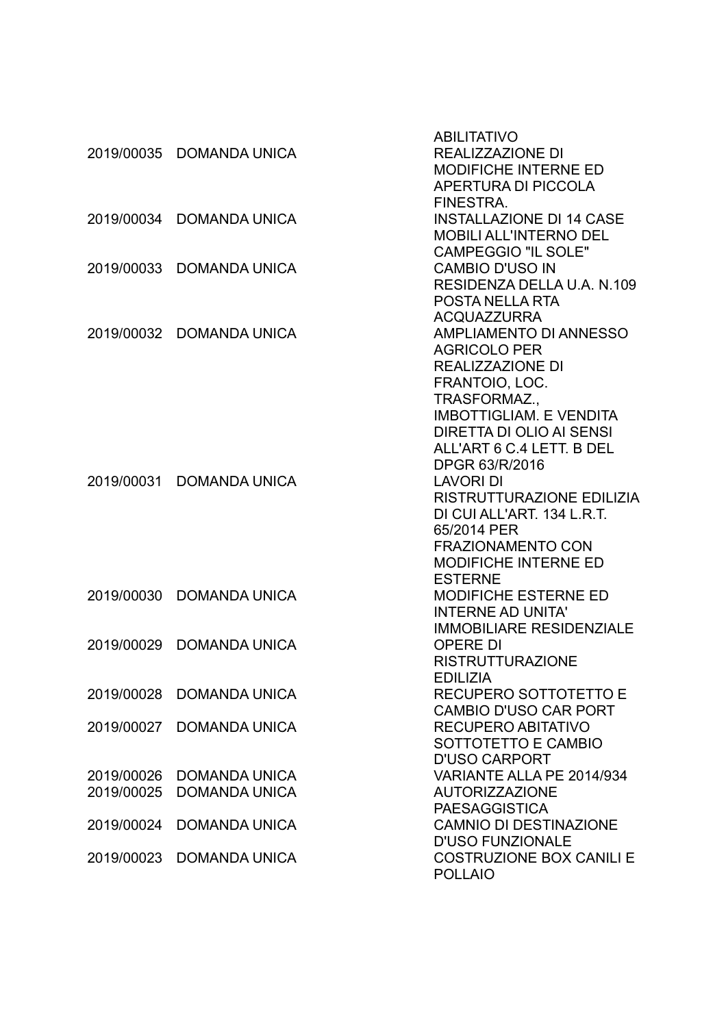| | | |
|---|---|---|
| | | ABILITATIVO |
| 2019/00035 | DOMANDA UNICA | REALIZZAZIONE DI MODIFICHE INTERNE ED APERTURA DI PICCOLA FINESTRA. |
| 2019/00034 | DOMANDA UNICA | INSTALLAZIONE DI 14 CASE MOBILI ALL'INTERNO DEL CAMPEGGIO "IL SOLE" |
| 2019/00033 | DOMANDA UNICA | CAMBIO D'USO IN RESIDENZA DELLA U.A. N.109 POSTA NELLA RTA ACQUAZZURRA |
| 2019/00032 | DOMANDA UNICA | AMPLIAMENTO DI ANNESSO AGRICOLO PER REALIZZAZIONE DI FRANTOIO, LOC. TRASFORMAZ., IMBOTTIGLIAM. E VENDITA DIRETTA DI OLIO AI SENSI ALL'ART 6 C.4 LETT. B DEL DPGR 63/R/2016 |
| 2019/00031 | DOMANDA UNICA | LAVORI DI RISTRUTTURAZIONE EDILIZIA DI CUI ALL'ART. 134 L.R.T. 65/2014 PER FRAZIONAMENTO CON MODIFICHE INTERNE ED ESTERNE |
| 2019/00030 | DOMANDA UNICA | MODIFICHE ESTERNE ED INTERNE AD UNITA' IMMOBILIARE RESIDENZIALE |
| 2019/00029 | DOMANDA UNICA | OPERE DI RISTRUTTURAZIONE EDILIZIA |
| 2019/00028 | DOMANDA UNICA | RECUPERO SOTTOTETTO E CAMBIO D'USO CAR PORT |
| 2019/00027 | DOMANDA UNICA | RECUPERO ABITATIVO SOTTOTETTO E CAMBIO D'USO CARPORT |
| 2019/00026 | DOMANDA UNICA | VARIANTE ALLA PE 2014/934 |
| 2019/00025 | DOMANDA UNICA | AUTORIZZAZIONE PAESAGGISTICA |
| 2019/00024 | DOMANDA UNICA | CAMNIO DI DESTINAZIONE D'USO FUNZIONALE |
| 2019/00023 | DOMANDA UNICA | COSTRUZIONE BOX CANILI E POLLAIO |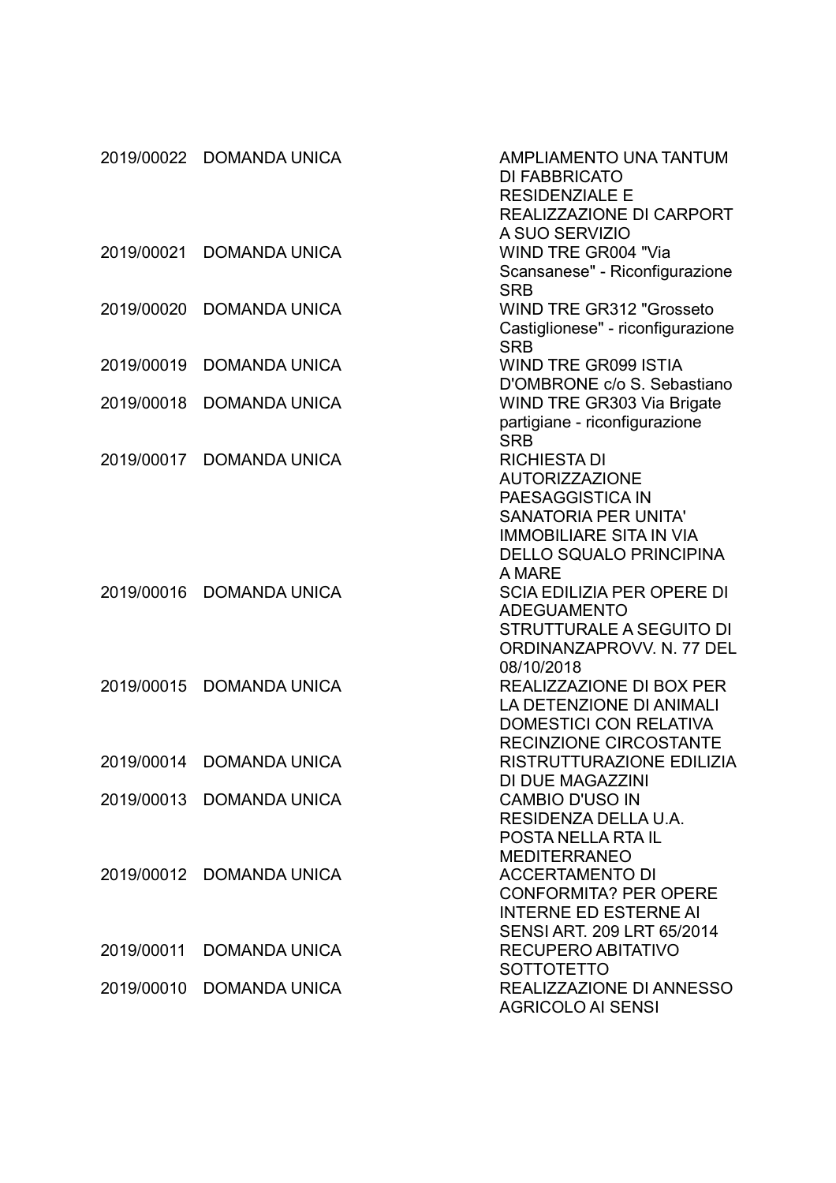| | | |
|---|---|---|
| 2019/00022 | DOMANDA UNICA | AMPLIAMENTO UNA TANTUM DI FABBRICATO RESIDENZIALE E REALIZZAZIONE DI CARPORT A SUO SERVIZIO |
| 2019/00021 | DOMANDA UNICA | WIND TRE GR004 "Via Scansanese" - Riconfigurazione SRB |
| 2019/00020 | DOMANDA UNICA | WIND TRE GR312 "Grosseto Castiglionese" - riconfigurazione SRB |
| 2019/00019 | DOMANDA UNICA | WIND TRE GR099 ISTIA D'OMBRONE c/o S. Sebastiano |
| 2019/00018 | DOMANDA UNICA | WIND TRE GR303 Via Brigate partigiane - riconfigurazione SRB |
| 2019/00017 | DOMANDA UNICA | RICHIESTA DI AUTORIZZAZIONE PAESAGGISTICA IN SANATORIA PER UNITA' IMMOBILIARE SITA IN VIA DELLO SQUALO PRINCIPINA A MARE |
| 2019/00016 | DOMANDA UNICA | SCIA EDILIZIA PER OPERE DI ADEGUAMENTO STRUTTURALE A SEGUITO DI ORDINANZAPROVV. N. 77 DEL 08/10/2018 |
| 2019/00015 | DOMANDA UNICA | REALIZZAZIONE DI BOX PER LA DETENZIONE DI ANIMALI DOMESTICI CON RELATIVA RECINZIONE CIRCOSTANTE |
| 2019/00014 | DOMANDA UNICA | RISTRUTTURAZIONE EDILIZIA DI DUE MAGAZZINI |
| 2019/00013 | DOMANDA UNICA | CAMBIO D'USO IN RESIDENZA DELLA U.A. POSTA NELLA RTA IL MEDITERRANEO |
| 2019/00012 | DOMANDA UNICA | ACCERTAMENTO DI CONFORMITA? PER OPERE INTERNE ED ESTERNE AI SENSI ART. 209 LRT 65/2014 |
| 2019/00011 | DOMANDA UNICA | RECUPERO ABITATIVO SOTTOTETTO |
| 2019/00010 | DOMANDA UNICA | REALIZZAZIONE DI ANNESSO AGRICOLO AI SENSI |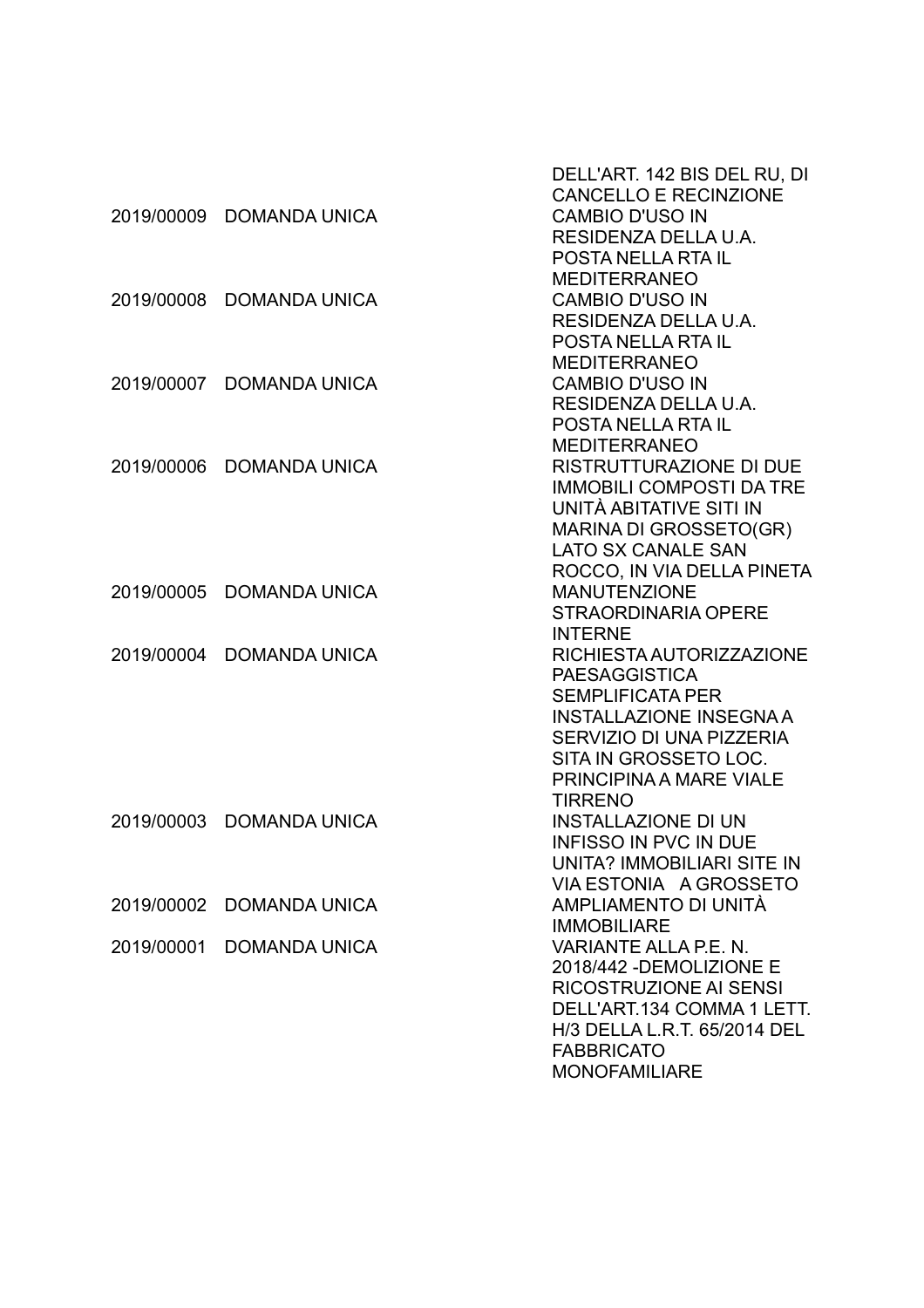| | | |
|---|---|---|
| | | DELL'ART. 142 BIS DEL RU, DI CANCELLO E RECINZIONE |
| 2019/00009 | DOMANDA UNICA | CAMBIO D'USO IN RESIDENZA DELLA U.A. POSTA NELLA RTA IL MEDITERRANEO |
| 2019/00008 | DOMANDA UNICA | CAMBIO D'USO IN RESIDENZA DELLA U.A. POSTA NELLA RTA IL MEDITERRANEO |
| 2019/00007 | DOMANDA UNICA | CAMBIO D'USO IN RESIDENZA DELLA U.A. POSTA NELLA RTA IL MEDITERRANEO |
| 2019/00006 | DOMANDA UNICA | RISTRUTTURAZIONE DI DUE IMMOBILI COMPOSTI DA TRE UNITÀ ABITATIVE SITI IN MARINA DI GROSSETO(GR) LATO SX CANALE SAN ROCCO, IN VIA DELLA PINETA |
| 2019/00005 | DOMANDA UNICA | MANUTENZIONE STRAORDINARIA OPERE INTERNE |
| 2019/00004 | DOMANDA UNICA | RICHIESTA AUTORIZZAZIONE PAESAGGISTICA SEMPLIFICATA PER INSTALLAZIONE INSEGNA A SERVIZIO DI UNA PIZZERIA SITA IN GROSSETO LOC. PRINCIPINA A MARE VIALE TIRRENO |
| 2019/00003 | DOMANDA UNICA | INSTALLAZIONE DI UN INFISSO IN PVC IN DUE UNITA? IMMOBILIARI SITE IN VIA ESTONIA A GROSSETO |
| 2019/00002 | DOMANDA UNICA | AMPLIAMENTO DI UNITÀ IMMOBILIARE |
| 2019/00001 | DOMANDA UNICA | VARIANTE ALLA P.E. N. 2018/442 -DEMOLIZIONE E RICOSTRUZIONE AI SENSI DELL'ART.134 COMMA 1 LETT. H/3 DELLA L.R.T. 65/2014 DEL FABBRICATO MONOFAMILIARE |